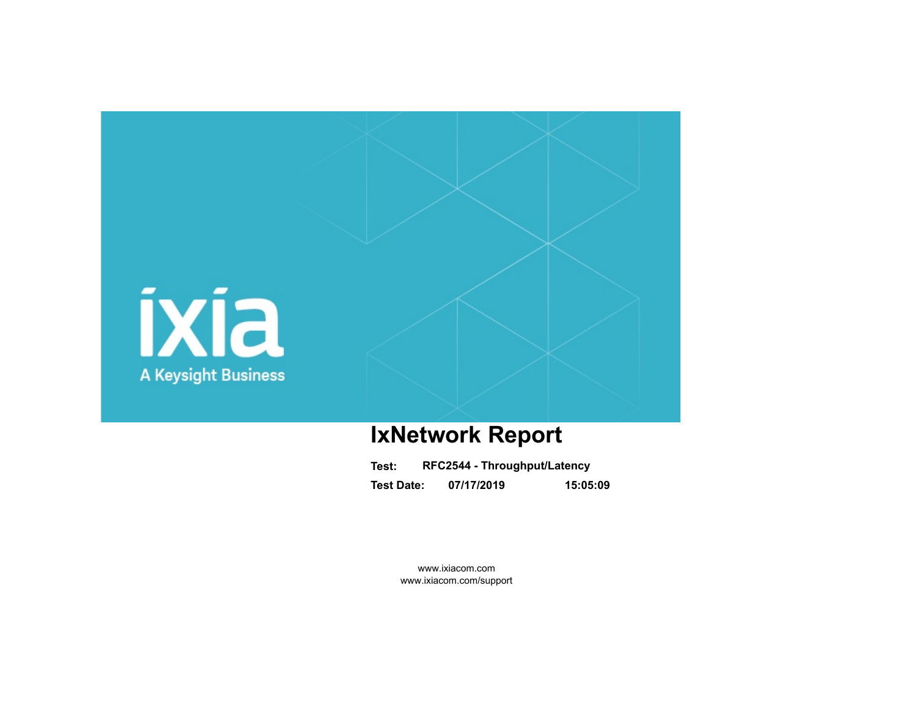ixia

A Keysight Business

# IxNetwork Report

**Test:** RFC2544 - Throughput/Latency

**Test Date:** 07/17/2019 15:05:09

www.ixiacom.com
www.ixiacom.com/support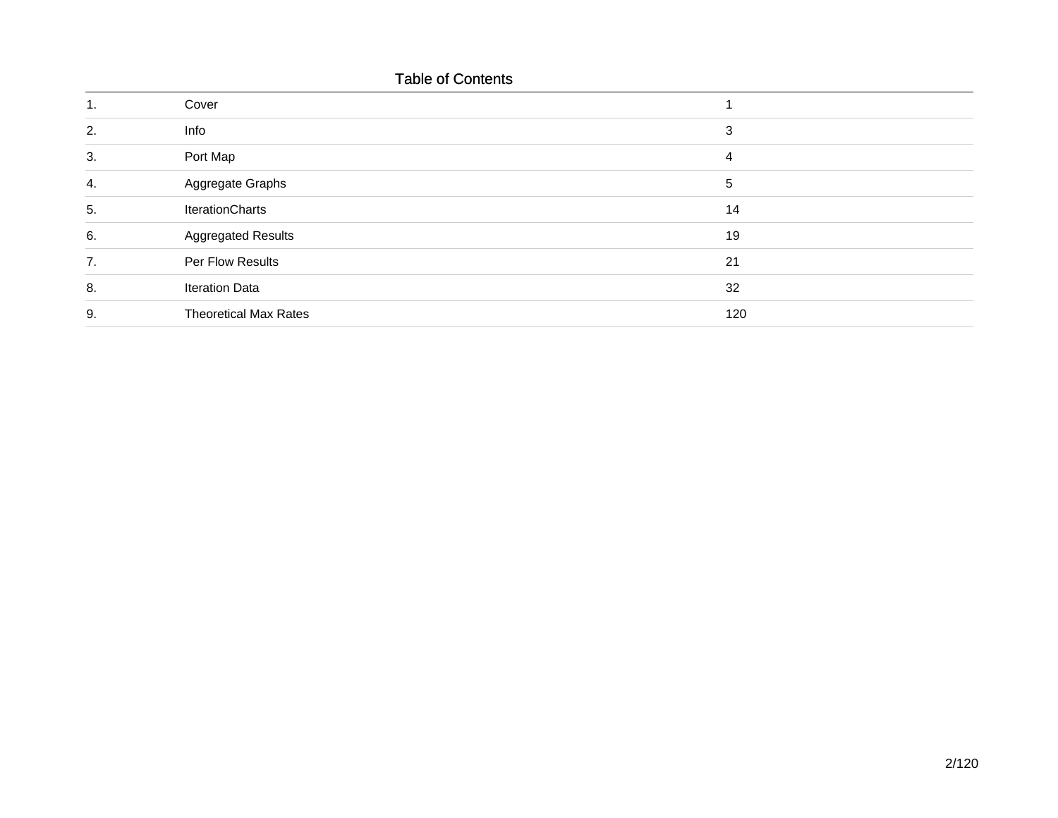## Table of Contents

| | | |
|---|---|---|
| 1. | Cover | 1 |
| 2. | Info | 3 |
| 3. | Port Map | 4 |
| 4. | Aggregate Graphs | 5 |
| 5. | IterationCharts | 14 |
| 6. | Aggregated Results | 19 |
| 7. | Per Flow Results | 21 |
| 8. | Iteration Data | 32 |
| 9. | Theoretical Max Rates | 120 |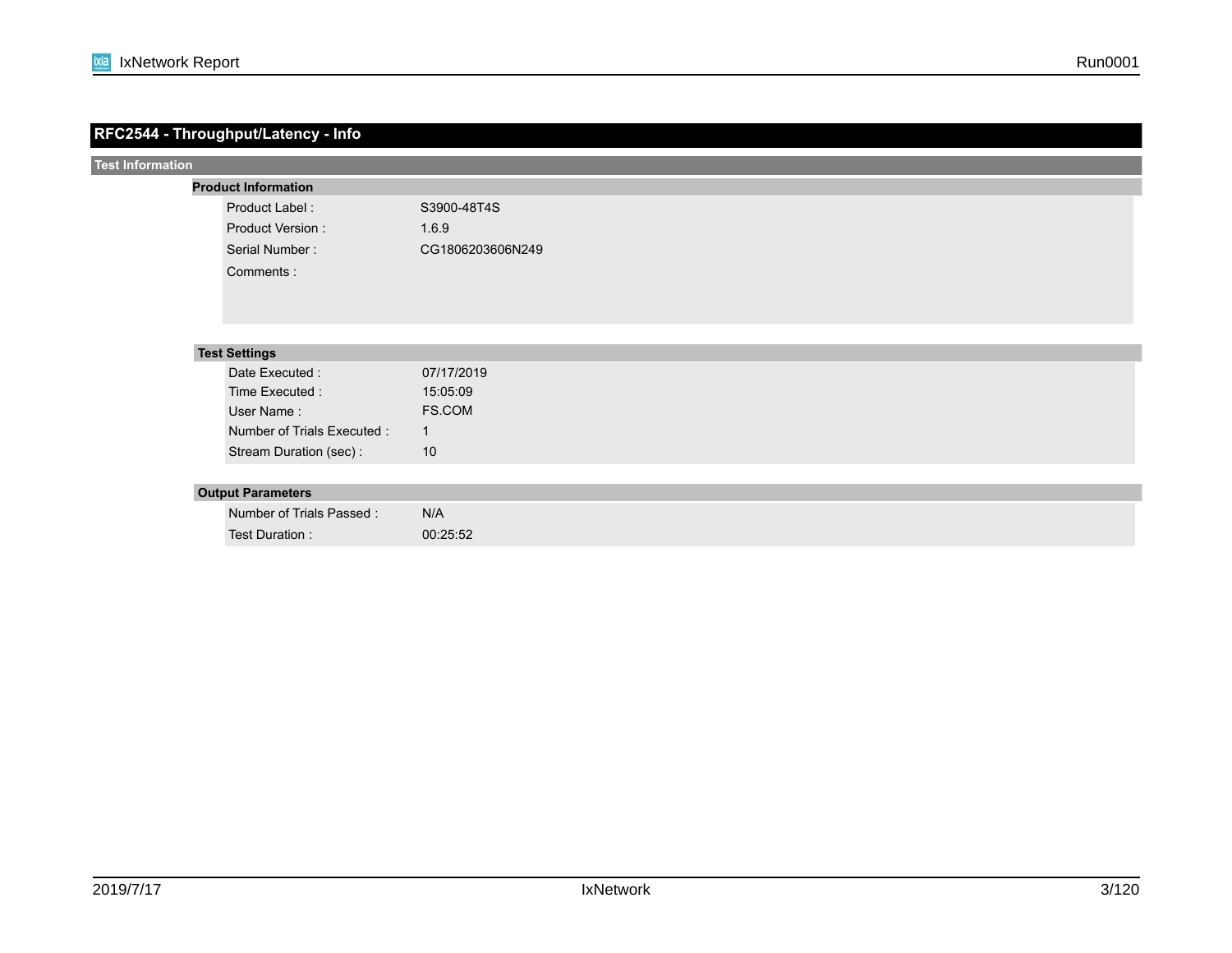# RFC2544 - Throughput/Latency - Info

## Test Information

### Product Information

| | |
|---|---|
| Product Label : | S3900-48T4S |
| Product Version : | 1.6.9 |
| Serial Number : | CG1806203606N249 |
| Comments : | |

### Test Settings

| | |
|---|---|
| Date Executed : | 07/17/2019 |
| Time Executed : | 15:05:09 |
| User Name : | FS.COM |
| Number of Trials Executed : | 1 |
| Stream Duration (sec) : | 10 |

### Output Parameters

| | |
|---|---|
| Number of Trials Passed : | N/A |
| Test Duration : | 00:25:52 |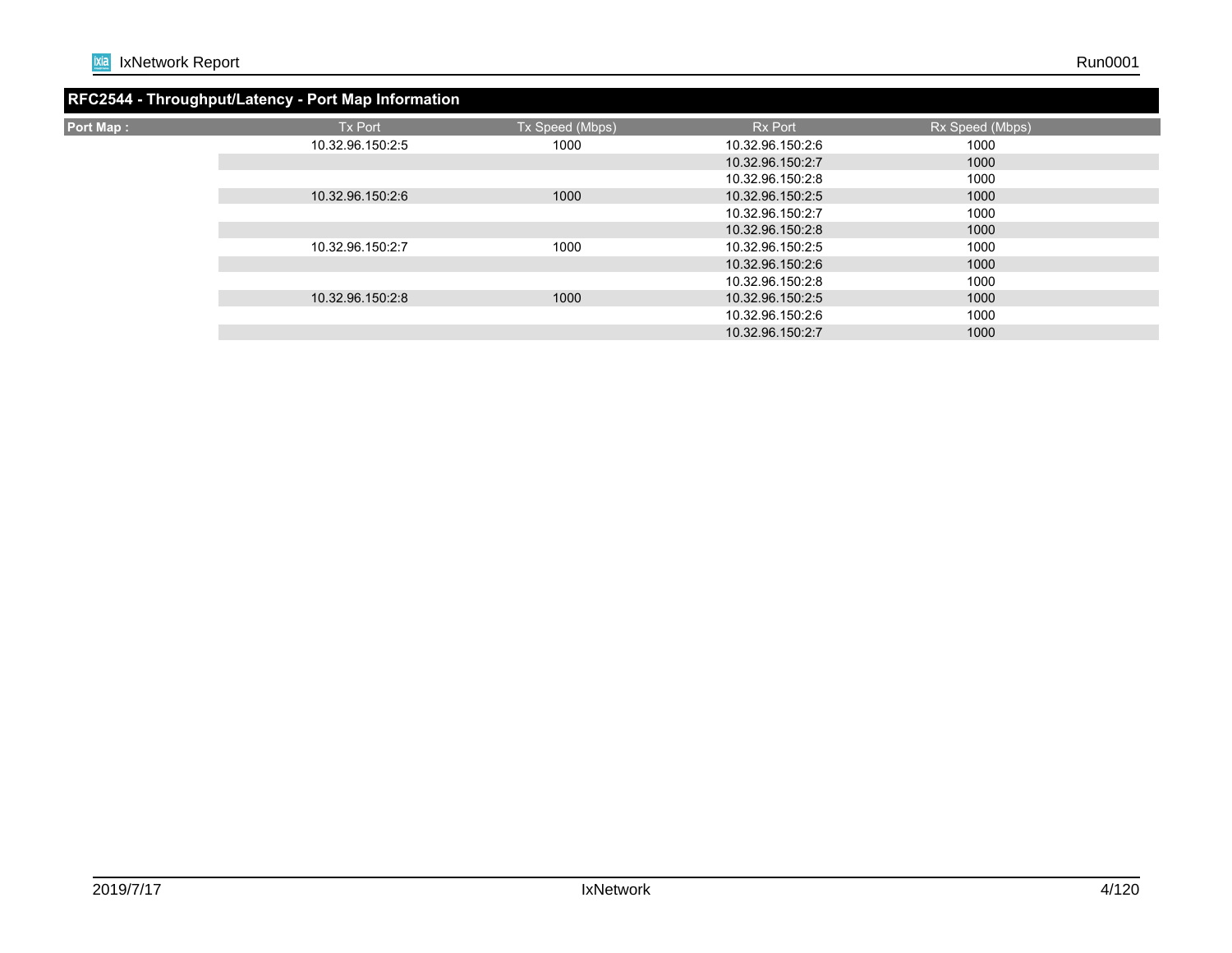## RFC2544 - Throughput/Latency - Port Map Information

| Port Map : | Tx Port | Tx Speed (Mbps) | Rx Port | Rx Speed (Mbps) |
|---|---|---|---|---|
| | 10.32.96.150:2:5 | 1000 | 10.32.96.150:2:6 | 1000 |
| | | | 10.32.96.150:2:7 | 1000 |
| | | | 10.32.96.150:2:8 | 1000 |
| | 10.32.96.150:2:6 | 1000 | 10.32.96.150:2:5 | 1000 |
| | | | 10.32.96.150:2:7 | 1000 |
| | | | 10.32.96.150:2:8 | 1000 |
| | 10.32.96.150:2:7 | 1000 | 10.32.96.150:2:5 | 1000 |
| | | | 10.32.96.150:2:6 | 1000 |
| | | | 10.32.96.150:2:8 | 1000 |
| | 10.32.96.150:2:8 | 1000 | 10.32.96.150:2:5 | 1000 |
| | | | 10.32.96.150:2:6 | 1000 |
| | | | 10.32.96.150:2:7 | 1000 |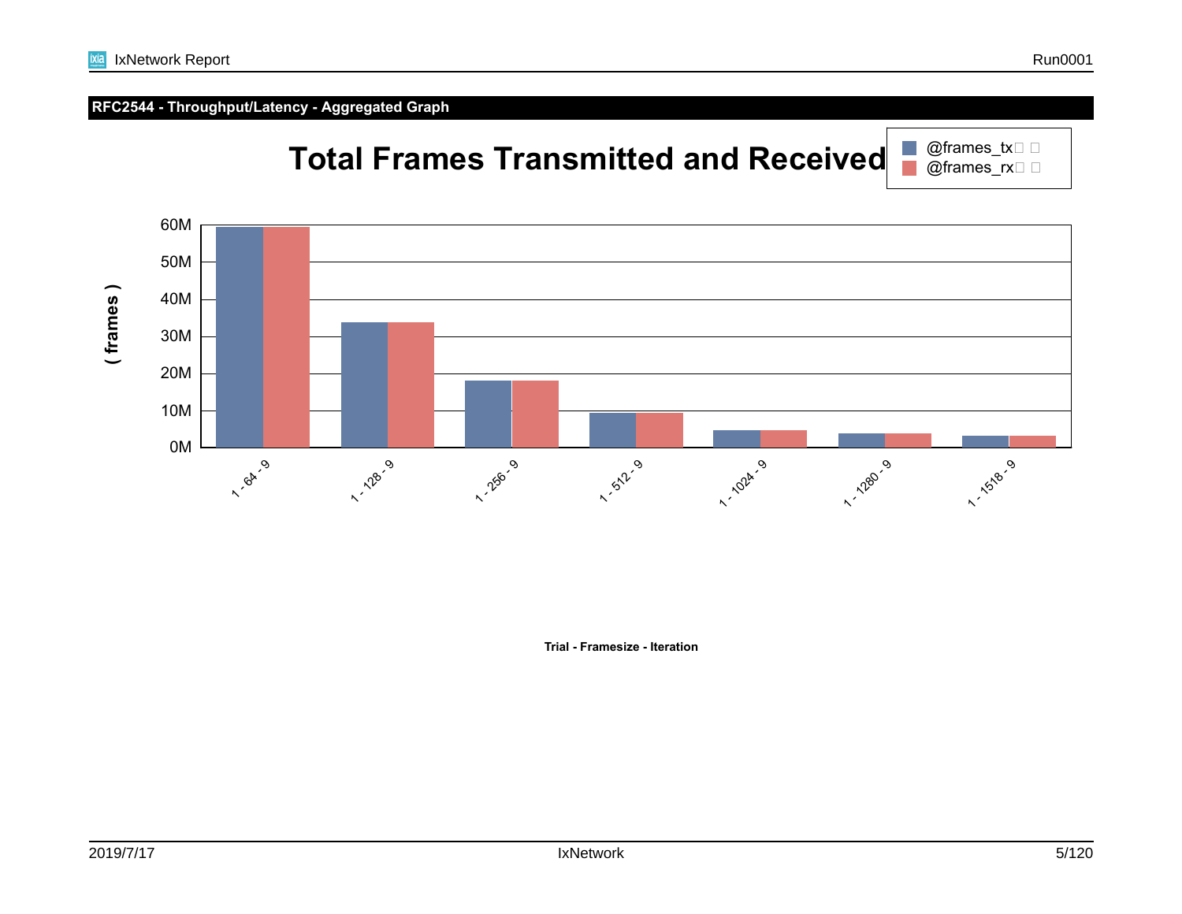## RFC2544 - Throughput/Latency - Aggregated Graph

# Total Frames Transmitted and Received

@frames_tx
@frames_rx

( frames )

60M
50M
40M
30M
20M
10M
0M

1 - 64 - 9
1 - 128 - 9
1 - 256 - 9
1 - 512 - 9
1 - 1024 - 9
1 - 1280 - 9
1 - 1518 - 9

**Trial - Framesize - Iteration**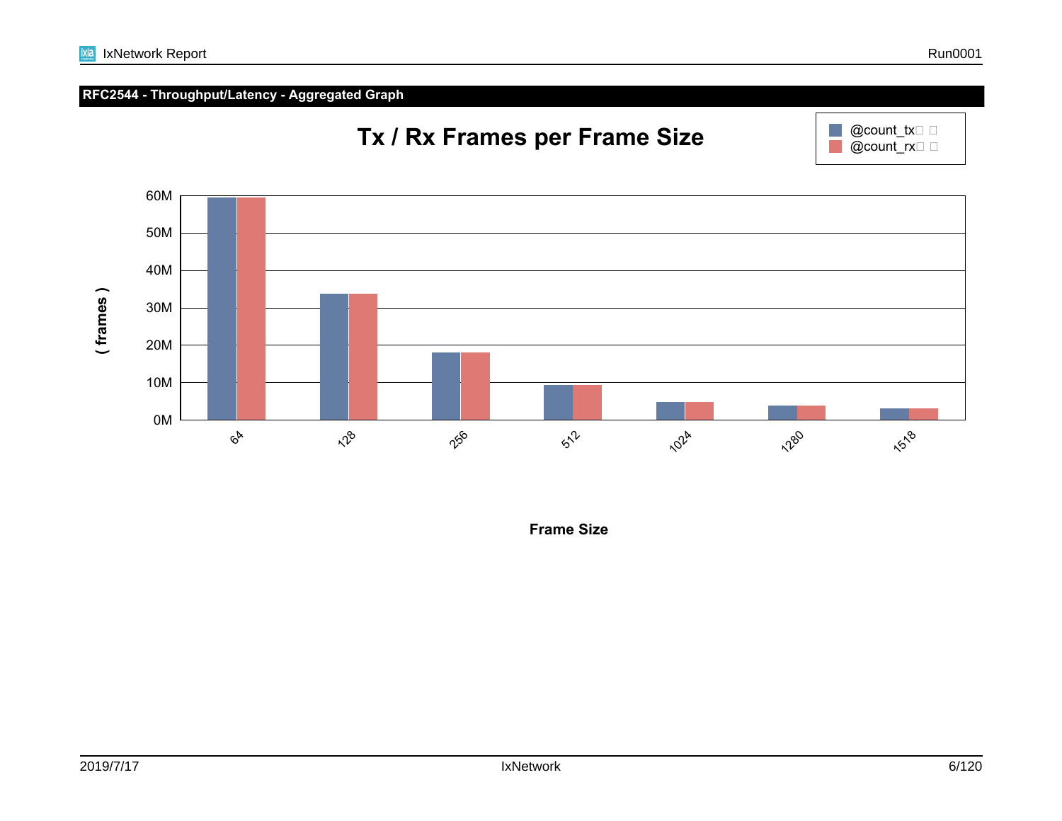## RFC2544 - Throughput/Latency - Aggregated Graph

**Tx / Rx Frames per Frame Size**

Legend: @count_tx, @count_rx

Y-axis: ( frames ) — 0M, 10M, 20M, 30M, 40M, 50M, 60M

X-axis: Frame Size — 64, 128, 256, 512, 1024, 1280, 1518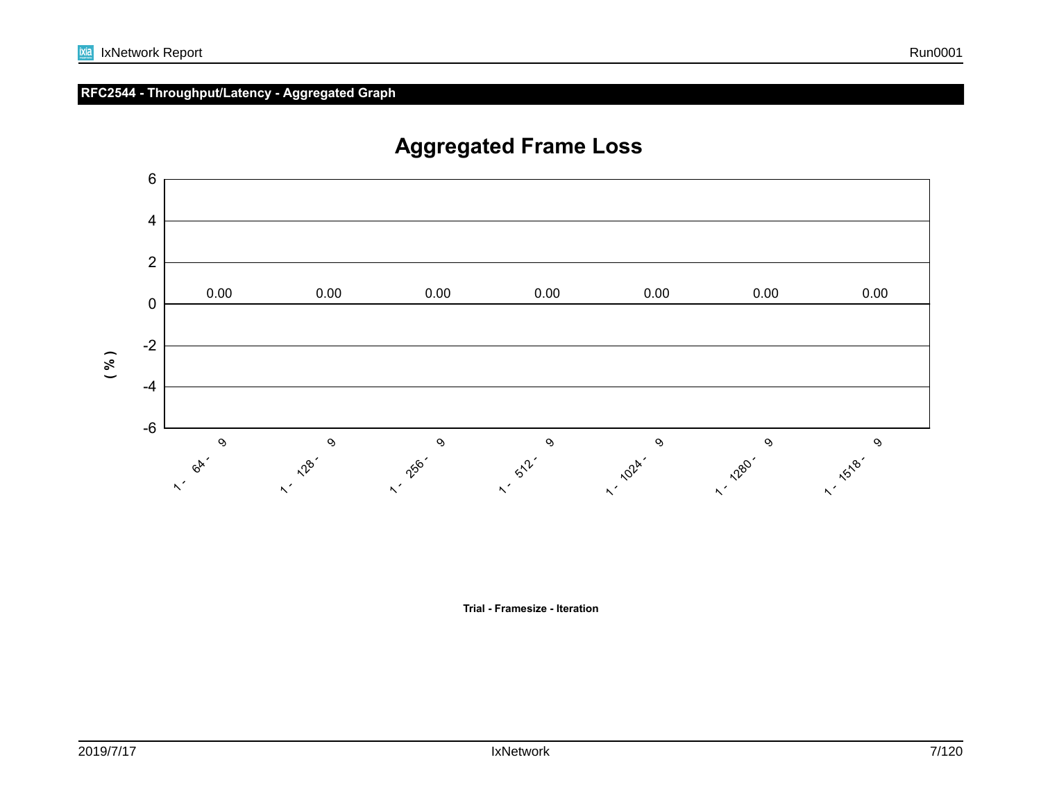## RFC2544 - Throughput/Latency - Aggregated Graph

### Aggregated Frame Loss

| Trial - Framesize - Iteration | ( % ) |
|---|---|
| 1 - 64 - 9 | 0.00 |
| 1 - 128 - 9 | 0.00 |
| 1 - 256 - 9 | 0.00 |
| 1 - 512 - 9 | 0.00 |
| 1 - 1024 - 9 | 0.00 |
| 1 - 1280 - 9 | 0.00 |
| 1 - 1518 - 9 | 0.00 |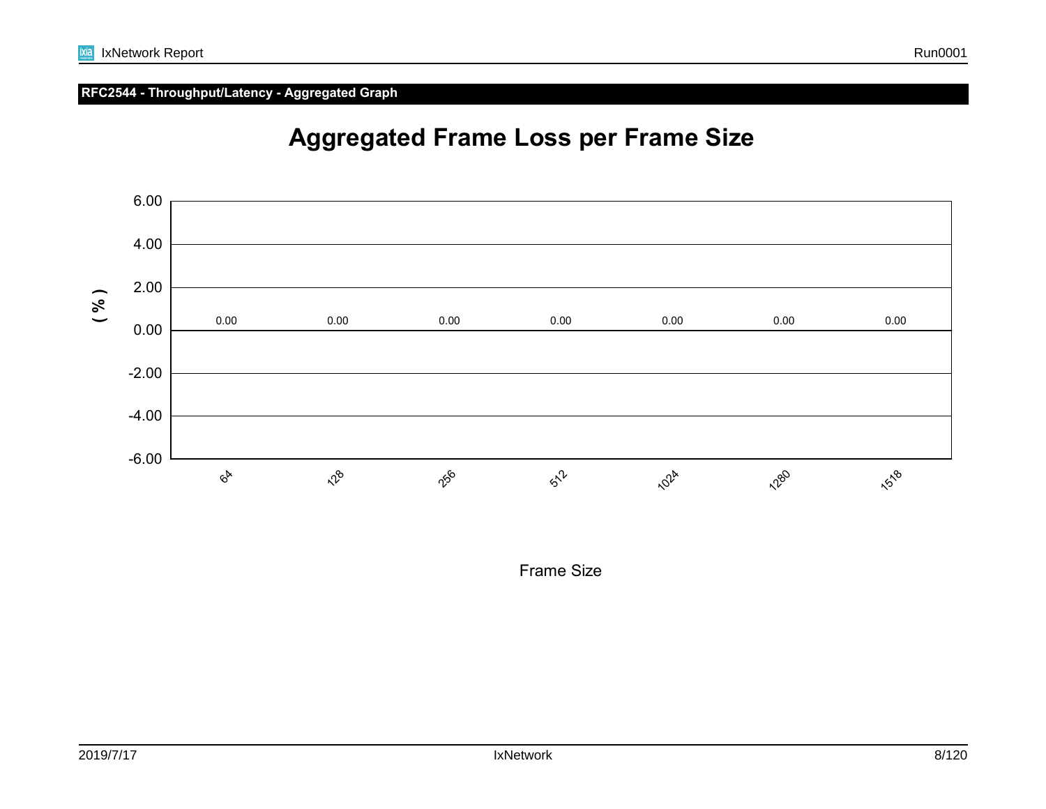## RFC2544 - Throughput/Latency - Aggregated Graph

# Aggregated Frame Loss per Frame Size

| Frame Size | ( % ) |
|---|---|
| 64 | 0.00 |
| 128 | 0.00 |
| 256 | 0.00 |
| 512 | 0.00 |
| 1024 | 0.00 |
| 1280 | 0.00 |
| 1518 | 0.00 |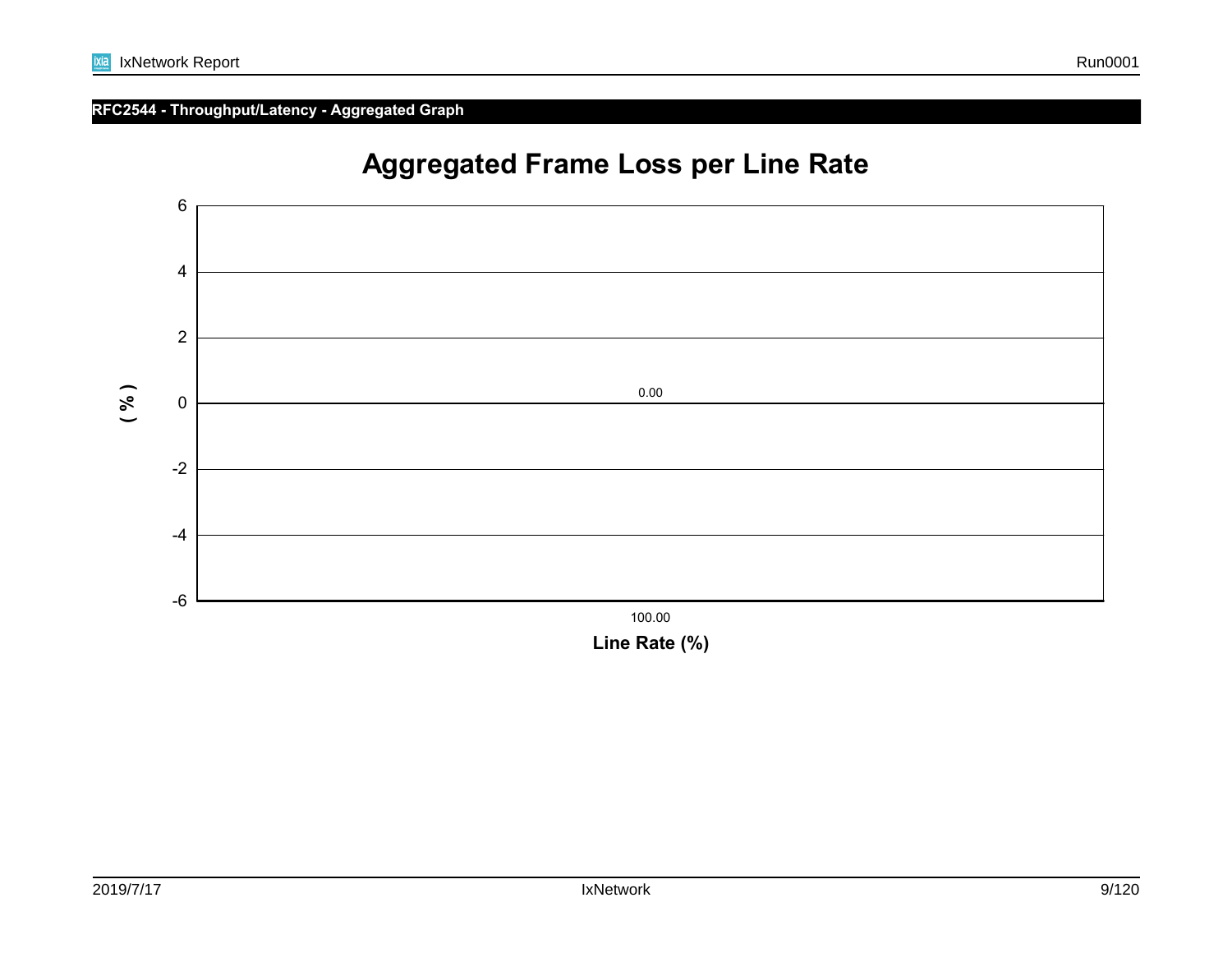## RFC2544 - Throughput/Latency - Aggregated Graph

### Aggregated Frame Loss per Line Rate

| Line Rate (%) | ( % ) |
|---|---|
| 100.00 | 0.00 |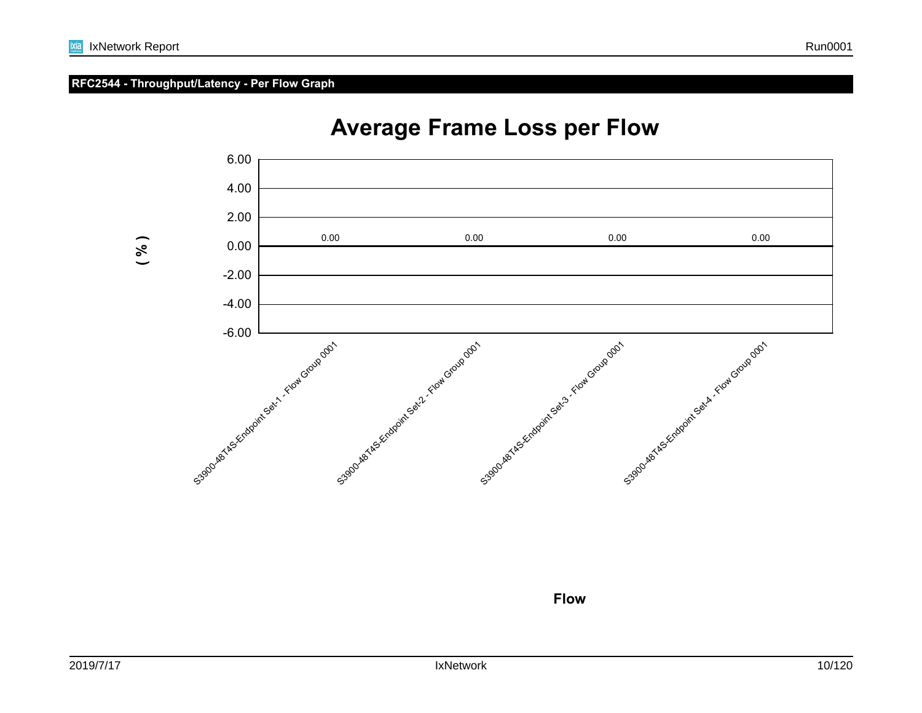## RFC2544 - Throughput/Latency - Per Flow Graph

### Average Frame Loss per Flow

| Flow | ( % ) |
|---|---|
| S3900-48T4S-Endpoint Set-1 - Flow Group 0001 | 0.00 |
| S3900-48T4S-Endpoint Set-2 - Flow Group 0001 | 0.00 |
| S3900-48T4S-Endpoint Set-3 - Flow Group 0001 | 0.00 |
| S3900-48T4S-Endpoint Set-4 - Flow Group 0001 | 0.00 |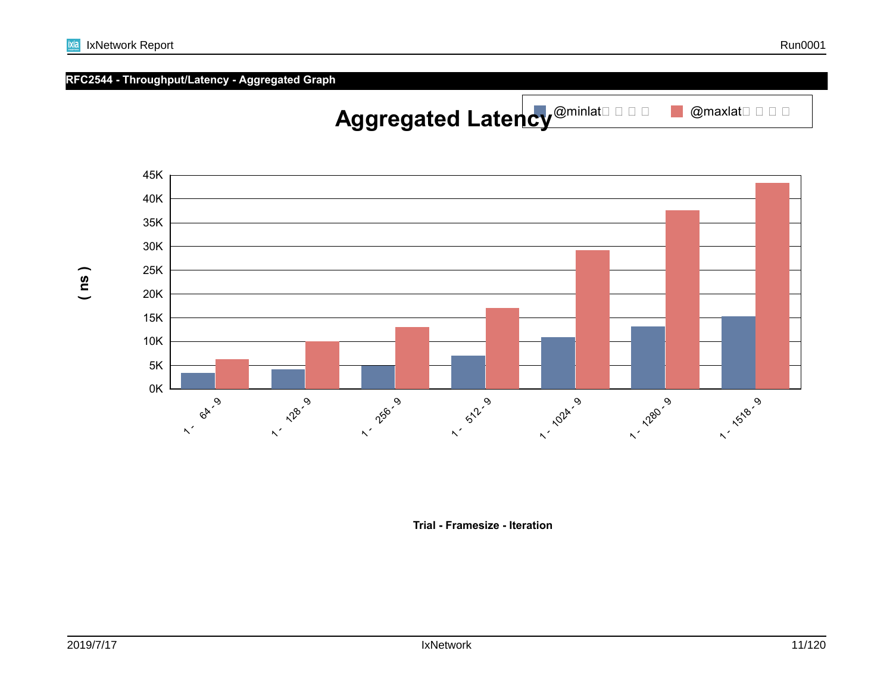## RFC2544 - Throughput/Latency - Aggregated Graph

**Aggregated Latency**

@minlat □ □ □ □   @maxlat □ □ □ □

( ns )

45K
40K
35K
30K
25K
20K
15K
10K
5K
0K

1 - 64 - 9
1 - 128 - 9
1 - 256 - 9
1 - 512 - 9
1 - 1024 - 9
1 - 1280 - 9
1 - 1518 - 9

**Trial - Framesize - Iteration**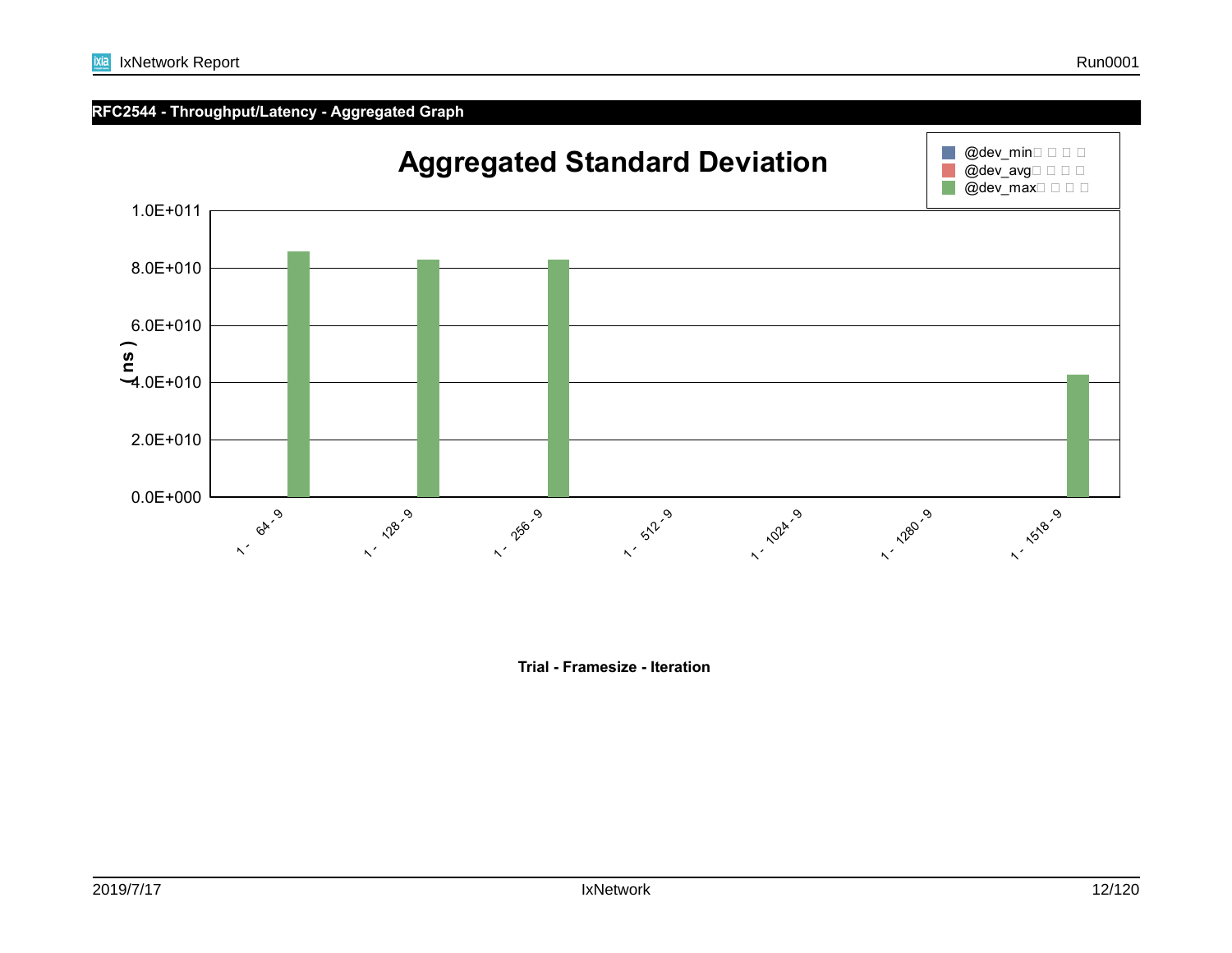## RFC2544 - Throughput/Latency - Aggregated Graph

**Aggregated Standard Deviation**

Legend: @dev_min, @dev_avg, @dev_max

Y-axis: ( ns ) — 0.0E+000, 2.0E+010, 4.0E+010, 6.0E+010, 8.0E+010, 1.0E+011

X-axis categories: 1 - 64 - 9, 1 - 128 - 9, 1 - 256 - 9, 1 - 512 - 9, 1 - 1024 - 9, 1 - 1280 - 9, 1 - 1518 - 9

**Trial - Framesize - Iteration**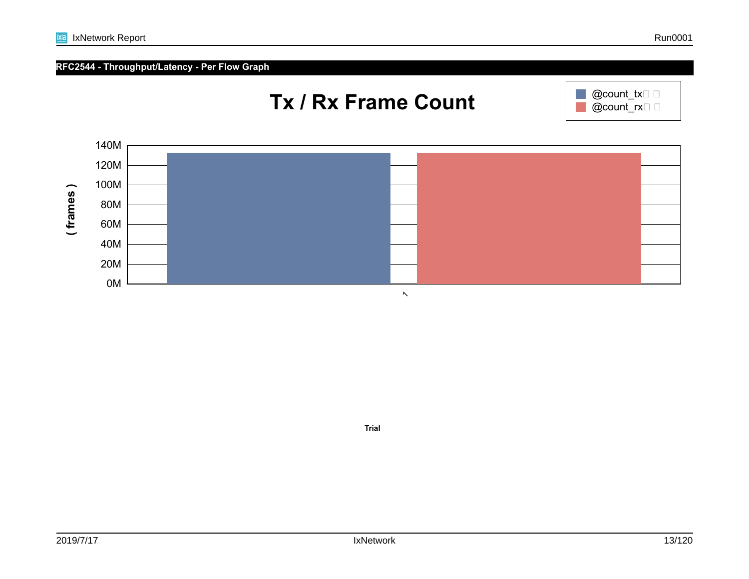## RFC2544 - Throughput/Latency - Per Flow Graph

**Tx / Rx Frame Count**

@count_tx
@count_rx

( frames )

140M
120M
100M
80M
60M
40M
20M
0M

1

**Trial**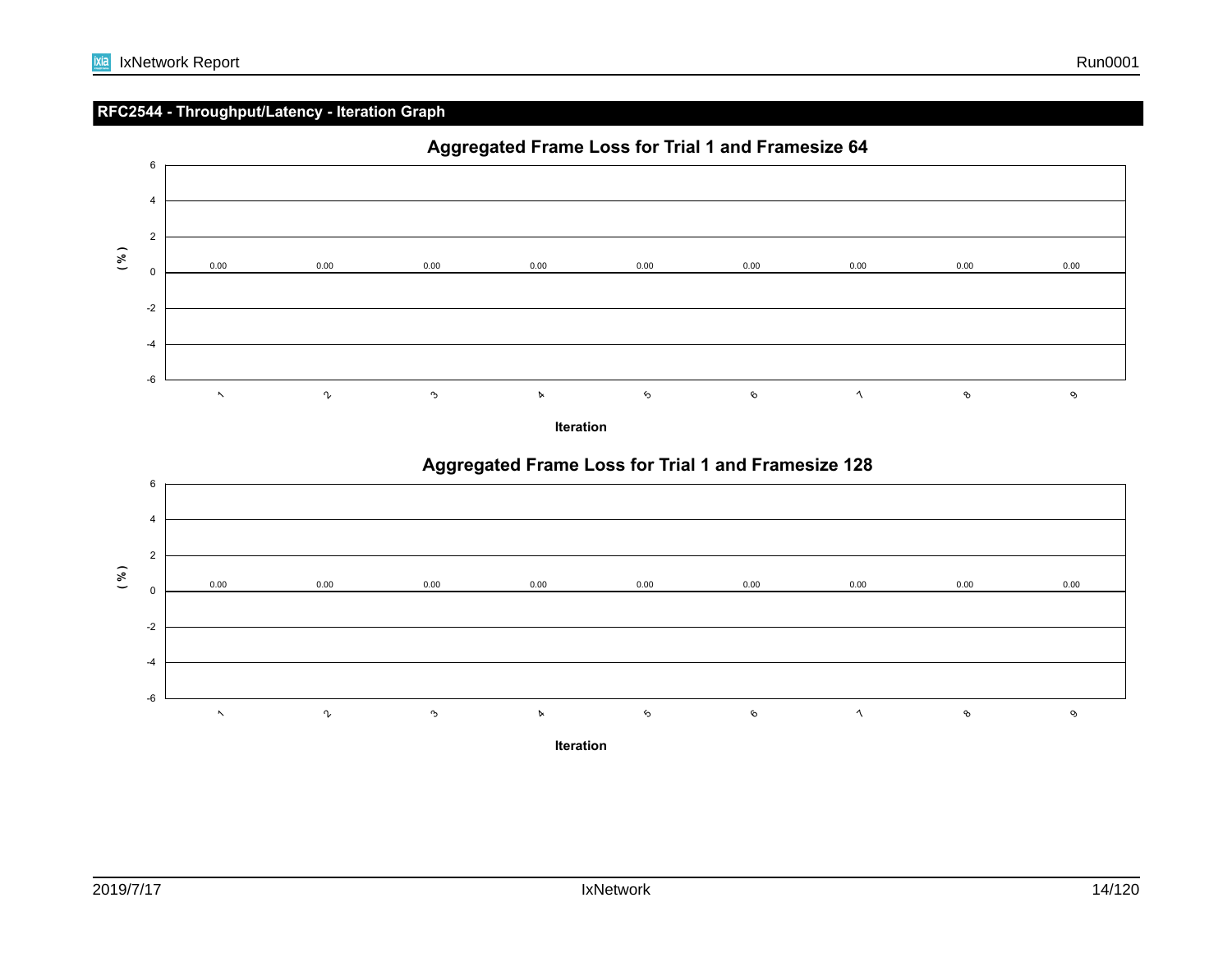## RFC2544 - Throughput/Latency - Iteration Graph

### Aggregated Frame Loss for Trial 1 and Framesize 64

| Iteration | 1 | 2 | 3 | 4 | 5 | 6 | 7 | 8 | 9 |
|---|---|---|---|---|---|---|---|---|---|
| ( % ) | 0.00 | 0.00 | 0.00 | 0.00 | 0.00 | 0.00 | 0.00 | 0.00 | 0.00 |

### Aggregated Frame Loss for Trial 1 and Framesize 128

| Iteration | 1 | 2 | 3 | 4 | 5 | 6 | 7 | 8 | 9 |
|---|---|---|---|---|---|---|---|---|---|
| ( % ) | 0.00 | 0.00 | 0.00 | 0.00 | 0.00 | 0.00 | 0.00 | 0.00 | 0.00 |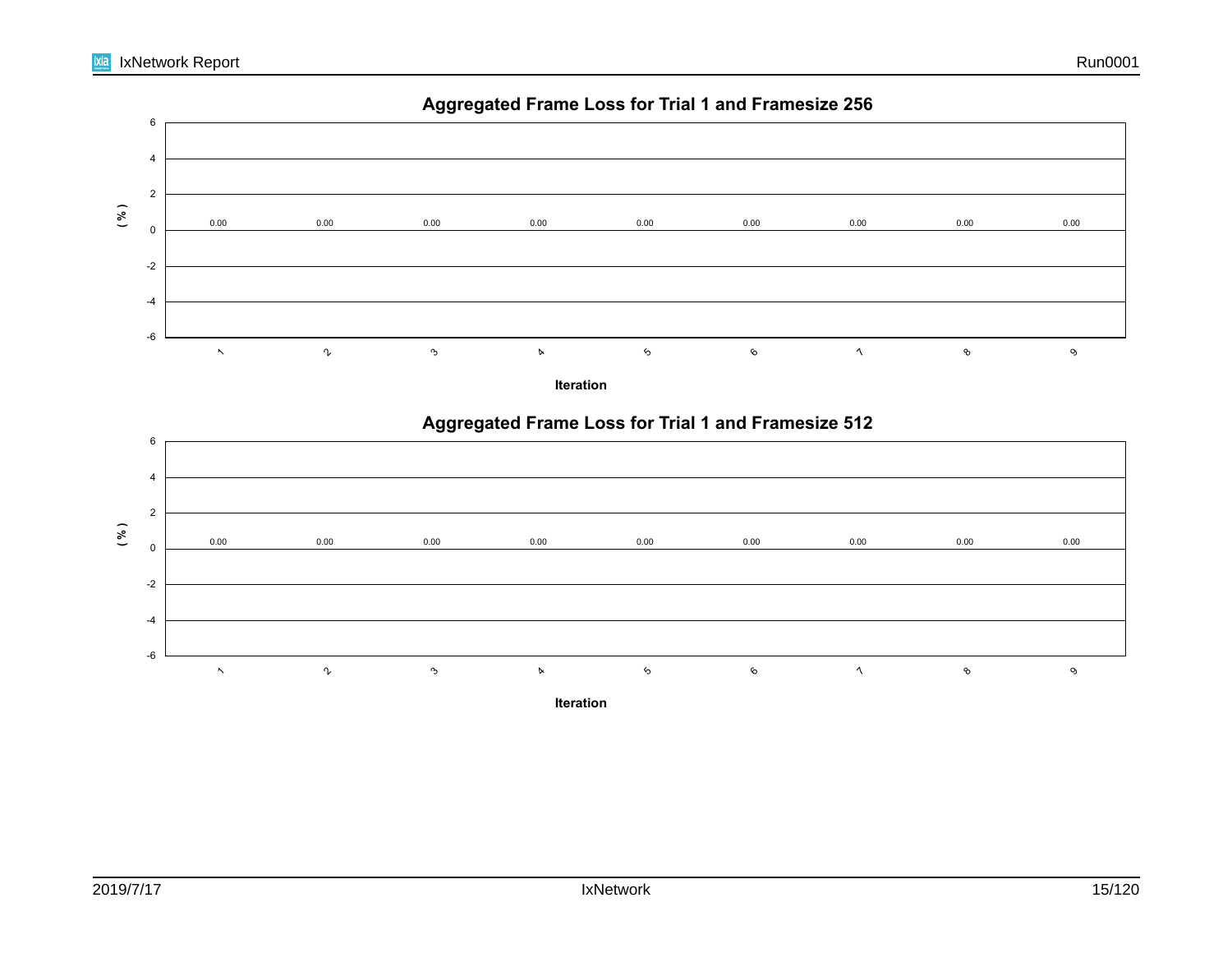## Aggregated Frame Loss for Trial 1 and Framesize 256

| Iteration | 1 | 2 | 3 | 4 | 5 | 6 | 7 | 8 | 9 |
|---|---|---|---|---|---|---|---|---|---|
| ( % ) | 0.00 | 0.00 | 0.00 | 0.00 | 0.00 | 0.00 | 0.00 | 0.00 | 0.00 |

## Aggregated Frame Loss for Trial 1 and Framesize 512

| Iteration | 1 | 2 | 3 | 4 | 5 | 6 | 7 | 8 | 9 |
|---|---|---|---|---|---|---|---|---|---|
| ( % ) | 0.00 | 0.00 | 0.00 | 0.00 | 0.00 | 0.00 | 0.00 | 0.00 | 0.00 |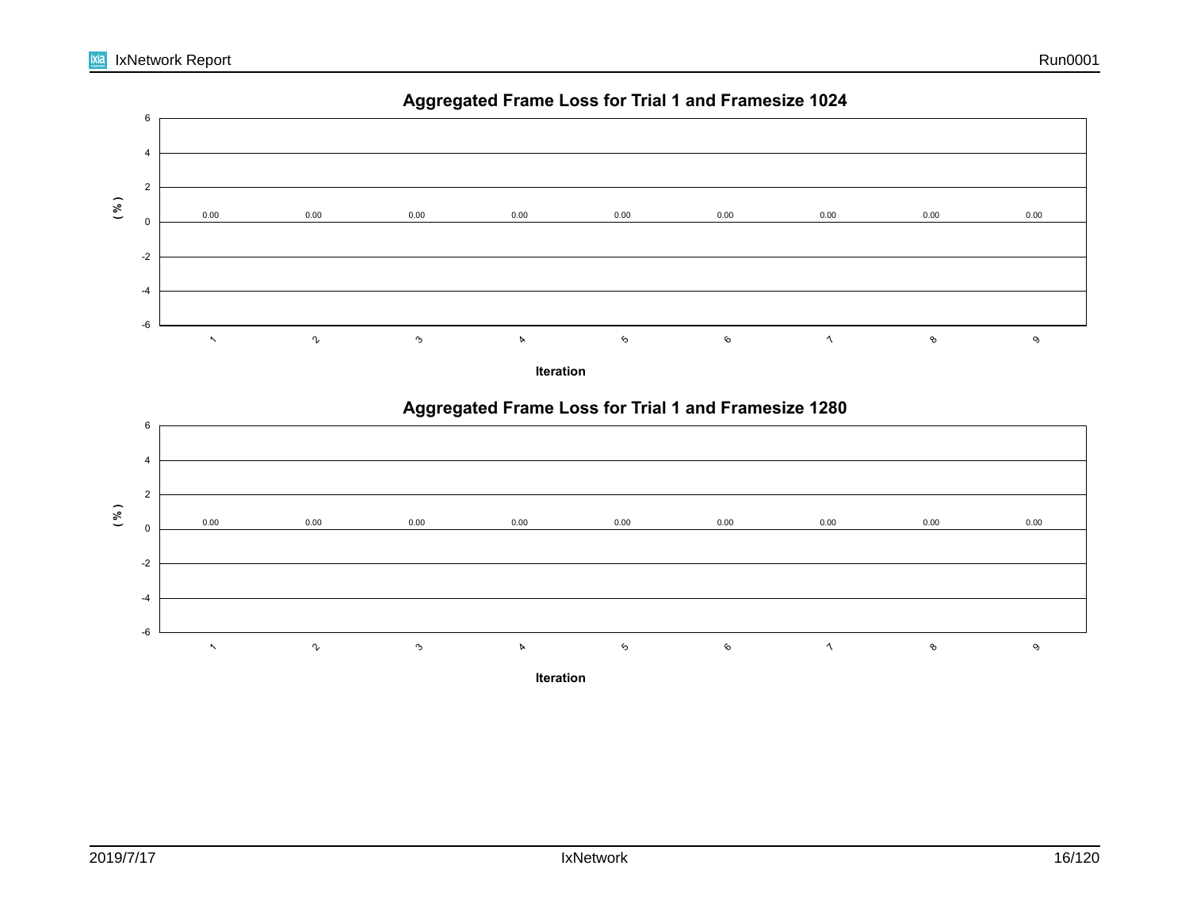## Aggregated Frame Loss for Trial 1 and Framesize 1024

| Iteration | 1 | 2 | 3 | 4 | 5 | 6 | 7 | 8 | 9 |
|---|---|---|---|---|---|---|---|---|---|
| ( % ) | 0.00 | 0.00 | 0.00 | 0.00 | 0.00 | 0.00 | 0.00 | 0.00 | 0.00 |

## Aggregated Frame Loss for Trial 1 and Framesize 1280

| Iteration | 1 | 2 | 3 | 4 | 5 | 6 | 7 | 8 | 9 |
|---|---|---|---|---|---|---|---|---|---|
| ( % ) | 0.00 | 0.00 | 0.00 | 0.00 | 0.00 | 0.00 | 0.00 | 0.00 | 0.00 |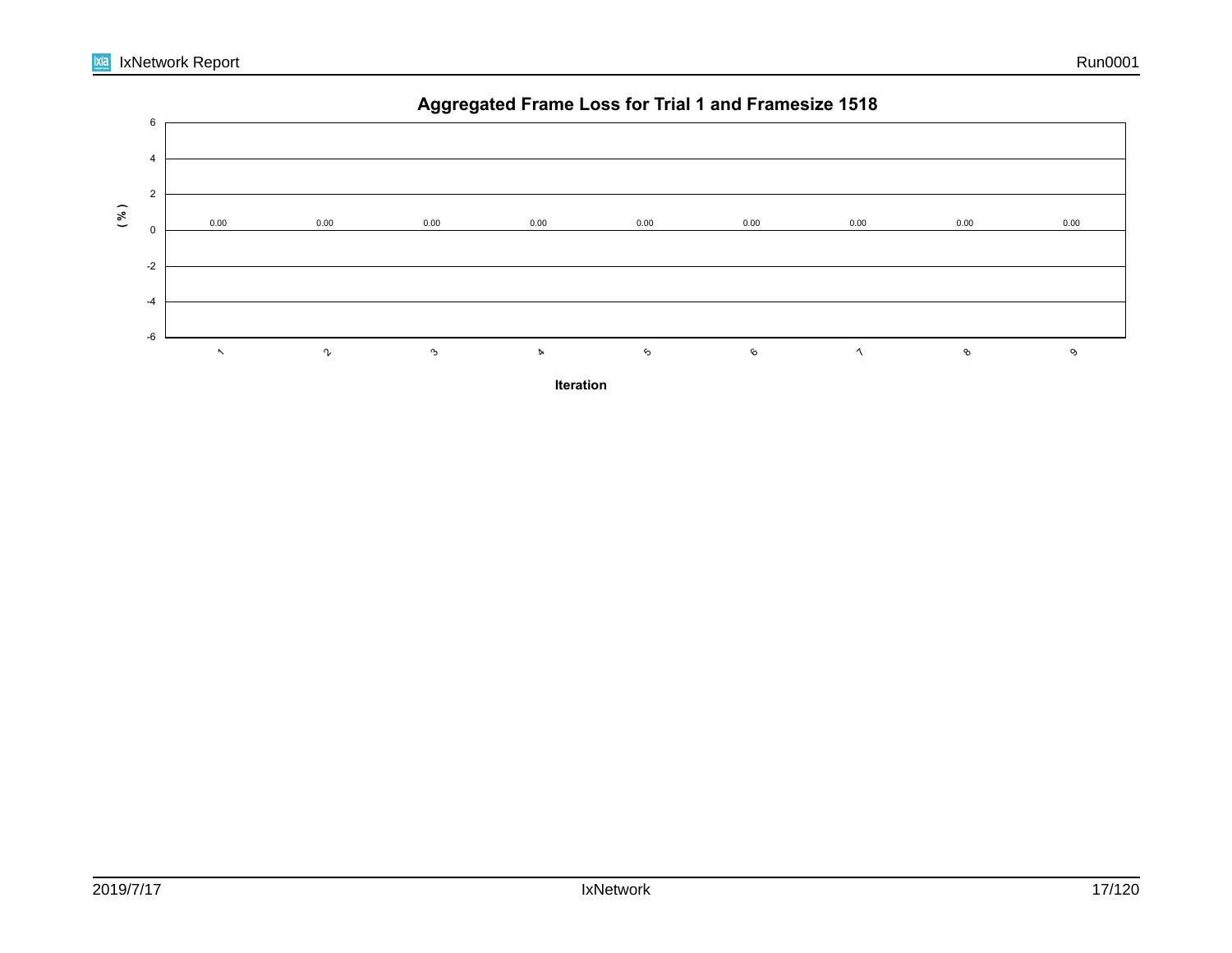## Aggregated Frame Loss for Trial 1 and Framesize 1518

| Iteration | 1 | 2 | 3 | 4 | 5 | 6 | 7 | 8 | 9 |
|---|---|---|---|---|---|---|---|---|---|
| ( % ) | 0.00 | 0.00 | 0.00 | 0.00 | 0.00 | 0.00 | 0.00 | 0.00 | 0.00 |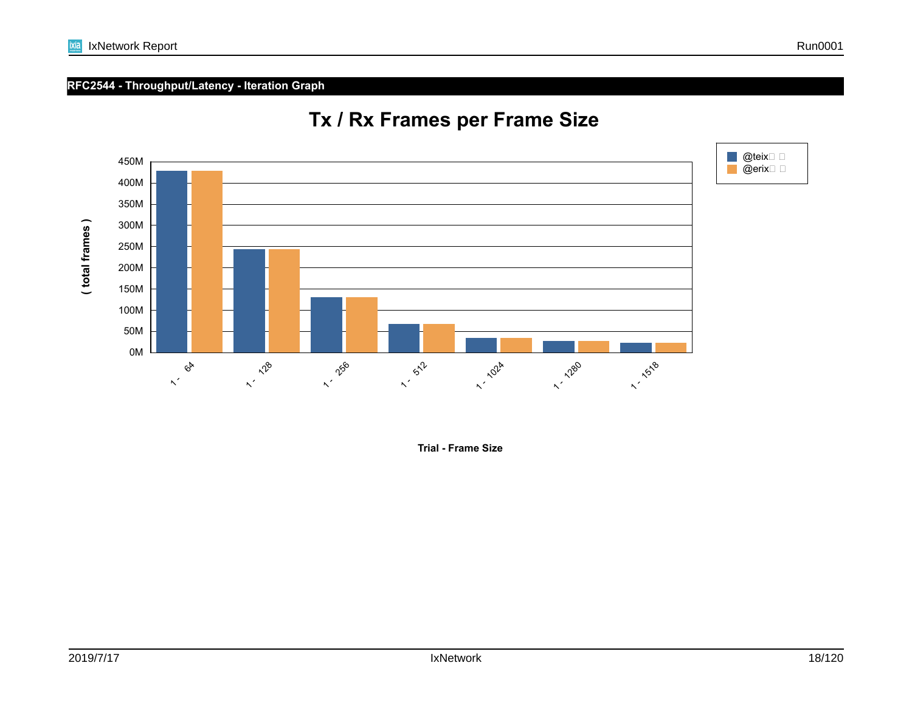## RFC2544 - Throughput/Latency - Iteration Graph

### Tx / Rx Frames per Frame Size

Legend: @teix, @erix

( total frames )

450M
400M
350M
300M
250M
200M
150M
100M
50M
0M

1 - 64 | 1 - 128 | 1 - 256 | 1 - 512 | 1 - 1024 | 1 - 1280 | 1 - 1518

Trial - Frame Size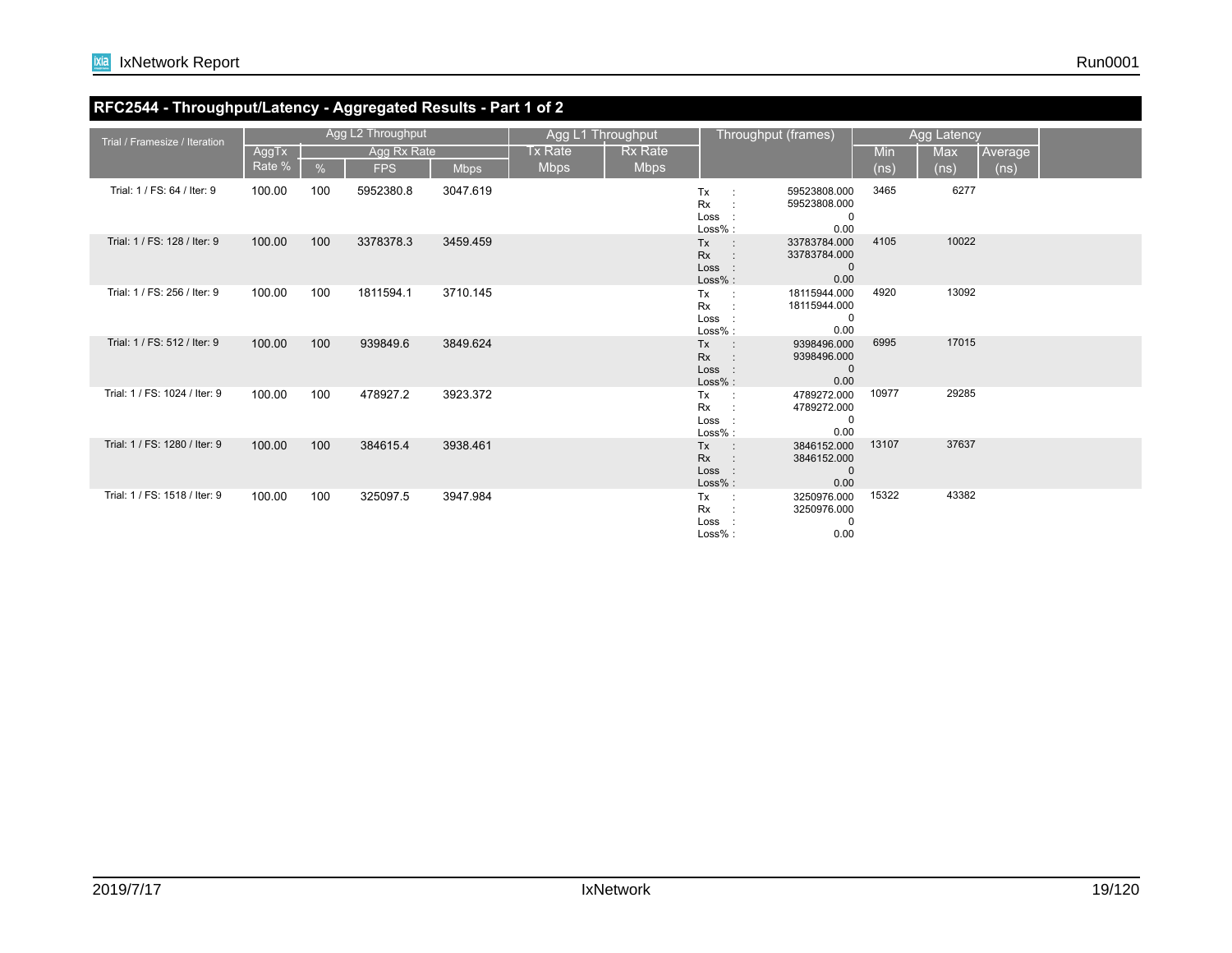## RFC2544 - Throughput/Latency - Aggregated Results - Part 1 of 2

| Trial / Framesize / Iteration | Agg L2 Throughput | | | | Agg L1 Throughput | | Throughput (frames) | Agg Latency | | | |
|---|---|---|---|---|---|---|---|---|---|---|---|
| | AggTx Rate % | Agg Rx Rate | | | Tx Rate Mbps | Rx Rate Mbps | | Min (ns) | Max (ns) | Average (ns) | |
| | | % | FPS | Mbps | | | | | | | |
| Trial: 1 / FS: 64 / Iter: 9 | 100.00 | 100 | 5952380.8 | 3047.619 | | | Tx : 59523808.000<br>Rx : 59523808.000<br>Loss : 0<br>Loss% : 0.00 | 3465 | 6277 | | |
| Trial: 1 / FS: 128 / Iter: 9 | 100.00 | 100 | 3378378.3 | 3459.459 | | | Tx : 33783784.000<br>Rx : 33783784.000<br>Loss : 0<br>Loss% : 0.00 | 4105 | 10022 | | |
| Trial: 1 / FS: 256 / Iter: 9 | 100.00 | 100 | 1811594.1 | 3710.145 | | | Tx : 18115944.000<br>Rx : 18115944.000<br>Loss : 0<br>Loss% : 0.00 | 4920 | 13092 | | |
| Trial: 1 / FS: 512 / Iter: 9 | 100.00 | 100 | 939849.6 | 3849.624 | | | Tx : 9398496.000<br>Rx : 9398496.000<br>Loss : 0<br>Loss% : 0.00 | 6995 | 17015 | | |
| Trial: 1 / FS: 1024 / Iter: 9 | 100.00 | 100 | 478927.2 | 3923.372 | | | Tx : 4789272.000<br>Rx : 4789272.000<br>Loss : 0<br>Loss% : 0.00 | 10977 | 29285 | | |
| Trial: 1 / FS: 1280 / Iter: 9 | 100.00 | 100 | 384615.4 | 3938.461 | | | Tx : 3846152.000<br>Rx : 3846152.000<br>Loss : 0<br>Loss% : 0.00 | 13107 | 37637 | | |
| Trial: 1 / FS: 1518 / Iter: 9 | 100.00 | 100 | 325097.5 | 3947.984 | | | Tx : 3250976.000<br>Rx : 3250976.000<br>Loss : 0<br>Loss% : 0.00 | 15322 | 43382 | | |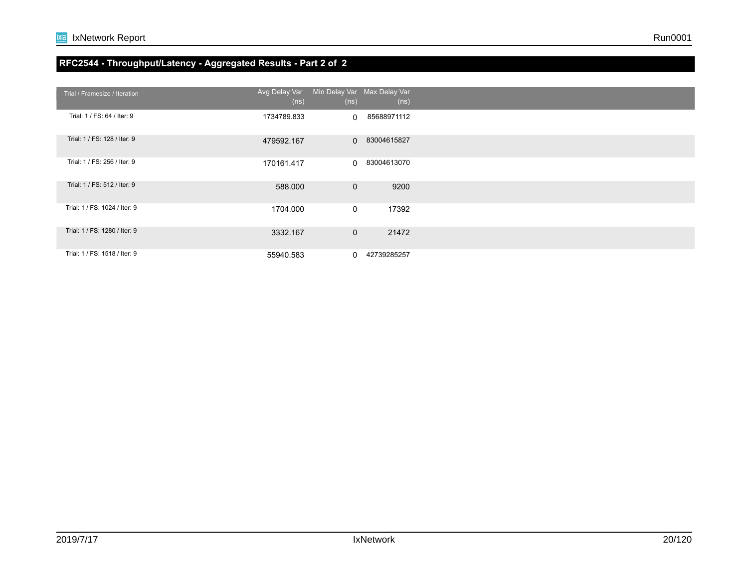## RFC2544 - Throughput/Latency - Aggregated Results - Part 2 of 2

| Trial / Framesize / Iteration | Avg Delay Var (ns) | Min Delay Var (ns) | Max Delay Var (ns) |
|---|---|---|---|
| Trial: 1 / FS: 64 / Iter: 9 | 1734789.833 | 0 | 85688971112 |
| Trial: 1 / FS: 128 / Iter: 9 | 479592.167 | 0 | 83004615827 |
| Trial: 1 / FS: 256 / Iter: 9 | 170161.417 | 0 | 83004613070 |
| Trial: 1 / FS: 512 / Iter: 9 | 588.000 | 0 | 9200 |
| Trial: 1 / FS: 1024 / Iter: 9 | 1704.000 | 0 | 17392 |
| Trial: 1 / FS: 1280 / Iter: 9 | 3332.167 | 0 | 21472 |
| Trial: 1 / FS: 1518 / Iter: 9 | 55940.583 | 0 | 42739285257 |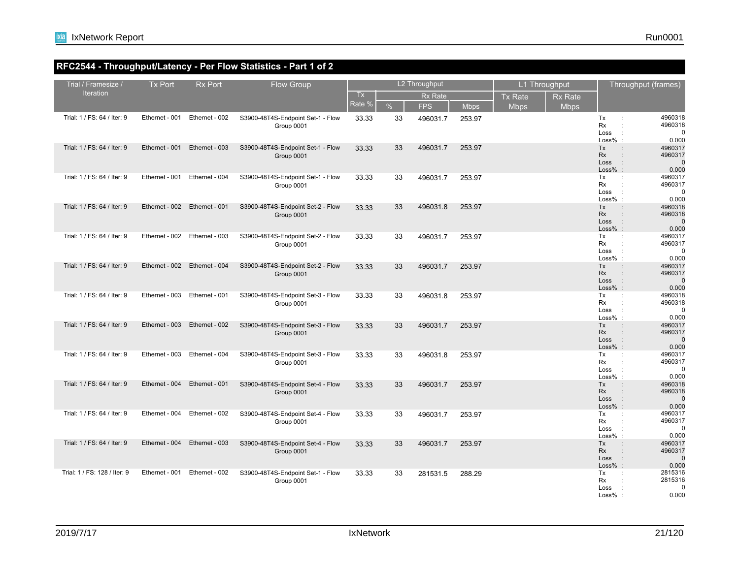## RFC2544 - Throughput/Latency - Per Flow Statistics - Part 1 of 2

| Trial / Framesize / Iteration | Tx Port | Rx Port | Flow Group | L2 Throughput | | | | L1 Throughput | | Throughput (frames) |
|---|---|---|---|---|---|---|---|---|---|---|
| | | | | Tx Rate % | Rx Rate | | | Tx Rate Mbps | Rx Rate Mbps | |
| | | | | | % | FPS | Mbps | | | |
| Trial: 1 / FS: 64 / Iter: 9 | Ethernet - 001 | Ethernet - 002 | S3900-48T4S-Endpoint Set-1 - Flow Group 0001 | 33.33 | 33 | 496031.7 | 253.97 | | | Tx : 4960318<br>Rx : 4960318<br>Loss : 0<br>Loss% : 0.000 |
| Trial: 1 / FS: 64 / Iter: 9 | Ethernet - 001 | Ethernet - 003 | S3900-48T4S-Endpoint Set-1 - Flow Group 0001 | 33.33 | 33 | 496031.7 | 253.97 | | | Tx : 4960317<br>Rx : 4960317<br>Loss : 0<br>Loss% : 0.000 |
| Trial: 1 / FS: 64 / Iter: 9 | Ethernet - 001 | Ethernet - 004 | S3900-48T4S-Endpoint Set-1 - Flow Group 0001 | 33.33 | 33 | 496031.7 | 253.97 | | | Tx : 4960317<br>Rx : 4960317<br>Loss : 0<br>Loss% : 0.000 |
| Trial: 1 / FS: 64 / Iter: 9 | Ethernet - 002 | Ethernet - 001 | S3900-48T4S-Endpoint Set-2 - Flow Group 0001 | 33.33 | 33 | 496031.8 | 253.97 | | | Tx : 4960318<br>Rx : 4960318<br>Loss : 0<br>Loss% : 0.000 |
| Trial: 1 / FS: 64 / Iter: 9 | Ethernet - 002 | Ethernet - 003 | S3900-48T4S-Endpoint Set-2 - Flow Group 0001 | 33.33 | 33 | 496031.7 | 253.97 | | | Tx : 4960317<br>Rx : 4960317<br>Loss : 0<br>Loss% : 0.000 |
| Trial: 1 / FS: 64 / Iter: 9 | Ethernet - 002 | Ethernet - 004 | S3900-48T4S-Endpoint Set-2 - Flow Group 0001 | 33.33 | 33 | 496031.7 | 253.97 | | | Tx : 4960317<br>Rx : 4960317<br>Loss : 0<br>Loss% : 0.000 |
| Trial: 1 / FS: 64 / Iter: 9 | Ethernet - 003 | Ethernet - 001 | S3900-48T4S-Endpoint Set-3 - Flow Group 0001 | 33.33 | 33 | 496031.8 | 253.97 | | | Tx : 4960318<br>Rx : 4960318<br>Loss : 0<br>Loss% : 0.000 |
| Trial: 1 / FS: 64 / Iter: 9 | Ethernet - 003 | Ethernet - 002 | S3900-48T4S-Endpoint Set-3 - Flow Group 0001 | 33.33 | 33 | 496031.7 | 253.97 | | | Tx : 4960317<br>Rx : 4960317<br>Loss : 0<br>Loss% : 0.000 |
| Trial: 1 / FS: 64 / Iter: 9 | Ethernet - 003 | Ethernet - 004 | S3900-48T4S-Endpoint Set-3 - Flow Group 0001 | 33.33 | 33 | 496031.8 | 253.97 | | | Tx : 4960317<br>Rx : 4960317<br>Loss : 0<br>Loss% : 0.000 |
| Trial: 1 / FS: 64 / Iter: 9 | Ethernet - 004 | Ethernet - 001 | S3900-48T4S-Endpoint Set-4 - Flow Group 0001 | 33.33 | 33 | 496031.7 | 253.97 | | | Tx : 4960318<br>Rx : 4960318<br>Loss : 0<br>Loss% : 0.000 |
| Trial: 1 / FS: 64 / Iter: 9 | Ethernet - 004 | Ethernet - 002 | S3900-48T4S-Endpoint Set-4 - Flow Group 0001 | 33.33 | 33 | 496031.7 | 253.97 | | | Tx : 4960317<br>Rx : 4960317<br>Loss : 0<br>Loss% : 0.000 |
| Trial: 1 / FS: 64 / Iter: 9 | Ethernet - 004 | Ethernet - 003 | S3900-48T4S-Endpoint Set-4 - Flow Group 0001 | 33.33 | 33 | 496031.7 | 253.97 | | | Tx : 4960317<br>Rx : 4960317<br>Loss : 0<br>Loss% : 0.000 |
| Trial: 1 / FS: 128 / Iter: 9 | Ethernet - 001 | Ethernet - 002 | S3900-48T4S-Endpoint Set-1 - Flow Group 0001 | 33.33 | 33 | 281531.5 | 288.29 | | | Tx : 2815316<br>Rx : 2815316<br>Loss : 0<br>Loss% : 0.000 |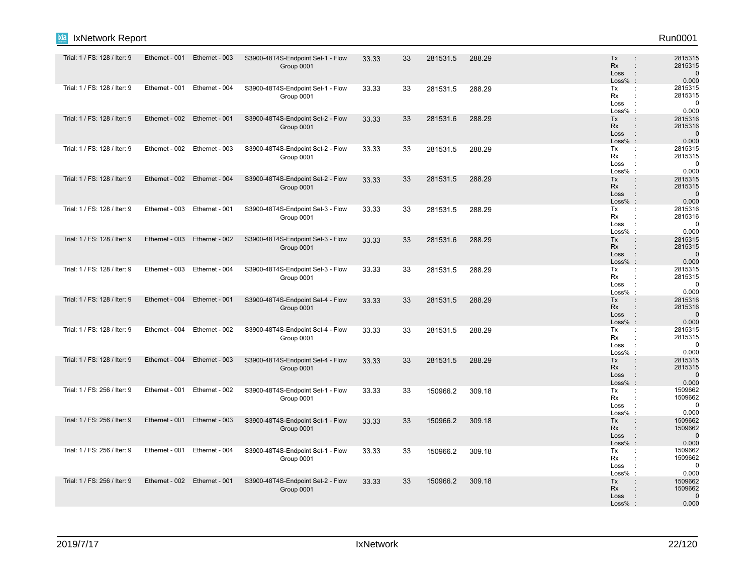| | | | | | | | | | |
|---|---|---|---|---|---|---|---|---|---|
| Trial: 1 / FS: 128 / Iter: 9 | Ethernet - 001 | Ethernet - 003 | S3900-48T4S-Endpoint Set-1 - Flow Group 0001 | 33.33 | 33 | 281531.5 | 288.29 | | Tx : 2815315<br>Rx : 2815315<br>Loss : 0<br>Loss% : 0.000 |
| Trial: 1 / FS: 128 / Iter: 9 | Ethernet - 001 | Ethernet - 004 | S3900-48T4S-Endpoint Set-1 - Flow Group 0001 | 33.33 | 33 | 281531.5 | 288.29 | | Tx : 2815315<br>Rx : 2815315<br>Loss : 0<br>Loss% : 0.000 |
| Trial: 1 / FS: 128 / Iter: 9 | Ethernet - 002 | Ethernet - 001 | S3900-48T4S-Endpoint Set-2 - Flow Group 0001 | 33.33 | 33 | 281531.6 | 288.29 | | Tx : 2815316<br>Rx : 2815316<br>Loss : 0<br>Loss% : 0.000 |
| Trial: 1 / FS: 128 / Iter: 9 | Ethernet - 002 | Ethernet - 003 | S3900-48T4S-Endpoint Set-2 - Flow Group 0001 | 33.33 | 33 | 281531.5 | 288.29 | | Tx : 2815315<br>Rx : 2815315<br>Loss : 0<br>Loss% : 0.000 |
| Trial: 1 / FS: 128 / Iter: 9 | Ethernet - 002 | Ethernet - 004 | S3900-48T4S-Endpoint Set-2 - Flow Group 0001 | 33.33 | 33 | 281531.5 | 288.29 | | Tx : 2815315<br>Rx : 2815315<br>Loss : 0<br>Loss% : 0.000 |
| Trial: 1 / FS: 128 / Iter: 9 | Ethernet - 003 | Ethernet - 001 | S3900-48T4S-Endpoint Set-3 - Flow Group 0001 | 33.33 | 33 | 281531.5 | 288.29 | | Tx : 2815316<br>Rx : 2815316<br>Loss : 0<br>Loss% : 0.000 |
| Trial: 1 / FS: 128 / Iter: 9 | Ethernet - 003 | Ethernet - 002 | S3900-48T4S-Endpoint Set-3 - Flow Group 0001 | 33.33 | 33 | 281531.6 | 288.29 | | Tx : 2815315<br>Rx : 2815315<br>Loss : 0<br>Loss% : 0.000 |
| Trial: 1 / FS: 128 / Iter: 9 | Ethernet - 003 | Ethernet - 004 | S3900-48T4S-Endpoint Set-3 - Flow Group 0001 | 33.33 | 33 | 281531.5 | 288.29 | | Tx : 2815315<br>Rx : 2815315<br>Loss : 0<br>Loss% : 0.000 |
| Trial: 1 / FS: 128 / Iter: 9 | Ethernet - 004 | Ethernet - 001 | S3900-48T4S-Endpoint Set-4 - Flow Group 0001 | 33.33 | 33 | 281531.5 | 288.29 | | Tx : 2815316<br>Rx : 2815316<br>Loss : 0<br>Loss% : 0.000 |
| Trial: 1 / FS: 128 / Iter: 9 | Ethernet - 004 | Ethernet - 002 | S3900-48T4S-Endpoint Set-4 - Flow Group 0001 | 33.33 | 33 | 281531.5 | 288.29 | | Tx : 2815315<br>Rx : 2815315<br>Loss : 0<br>Loss% : 0.000 |
| Trial: 1 / FS: 128 / Iter: 9 | Ethernet - 004 | Ethernet - 003 | S3900-48T4S-Endpoint Set-4 - Flow Group 0001 | 33.33 | 33 | 281531.5 | 288.29 | | Tx : 2815315<br>Rx : 2815315<br>Loss : 0<br>Loss% : 0.000 |
| Trial: 1 / FS: 256 / Iter: 9 | Ethernet - 001 | Ethernet - 002 | S3900-48T4S-Endpoint Set-1 - Flow Group 0001 | 33.33 | 33 | 150966.2 | 309.18 | | Tx : 1509662<br>Rx : 1509662<br>Loss : 0<br>Loss% : 0.000 |
| Trial: 1 / FS: 256 / Iter: 9 | Ethernet - 001 | Ethernet - 003 | S3900-48T4S-Endpoint Set-1 - Flow Group 0001 | 33.33 | 33 | 150966.2 | 309.18 | | Tx : 1509662<br>Rx : 1509662<br>Loss : 0<br>Loss% : 0.000 |
| Trial: 1 / FS: 256 / Iter: 9 | Ethernet - 001 | Ethernet - 004 | S3900-48T4S-Endpoint Set-1 - Flow Group 0001 | 33.33 | 33 | 150966.2 | 309.18 | | Tx : 1509662<br>Rx : 1509662<br>Loss : 0<br>Loss% : 0.000 |
| Trial: 1 / FS: 256 / Iter: 9 | Ethernet - 002 | Ethernet - 001 | S3900-48T4S-Endpoint Set-2 - Flow Group 0001 | 33.33 | 33 | 150966.2 | 309.18 | | Tx : 1509662<br>Rx : 1509662<br>Loss : 0<br>Loss% : 0.000 |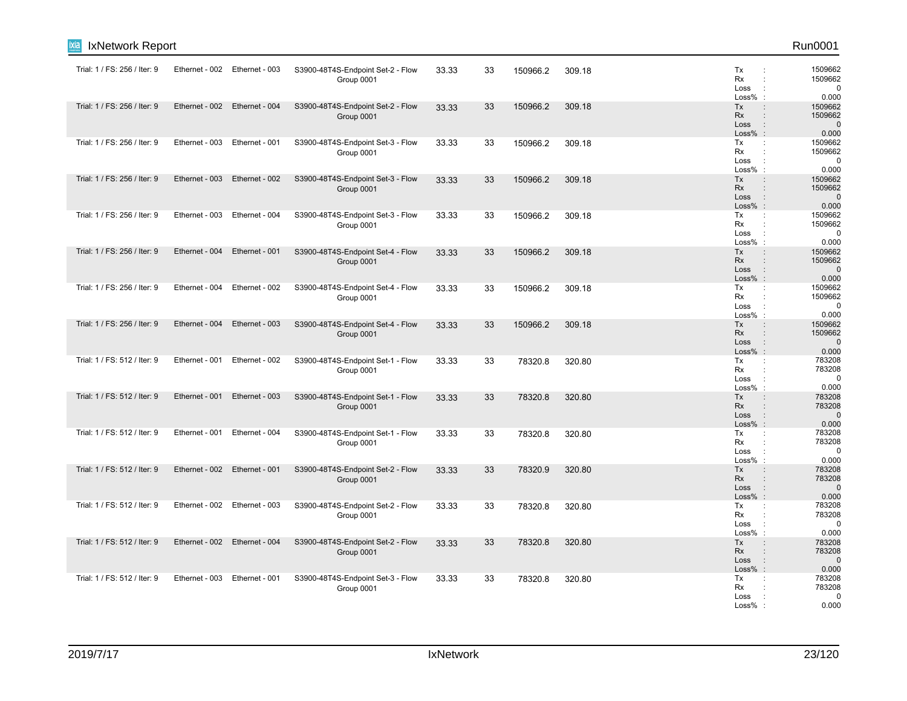| | | | | | | | | |
|---|---|---|---|---|---|---|---|---|
| Trial: 1 / FS: 256 / Iter: 9 | Ethernet - 002 | Ethernet - 003 | S3900-48T4S-Endpoint Set-2 - Flow Group 0001 | 33.33 | 33 | 150966.2 | 309.18 | Tx : 1509662<br>Rx : 1509662<br>Loss : 0<br>Loss% : 0.000 |
| Trial: 1 / FS: 256 / Iter: 9 | Ethernet - 002 | Ethernet - 004 | S3900-48T4S-Endpoint Set-2 - Flow Group 0001 | 33.33 | 33 | 150966.2 | 309.18 | Tx : 1509662<br>Rx : 1509662<br>Loss : 0<br>Loss% : 0.000 |
| Trial: 1 / FS: 256 / Iter: 9 | Ethernet - 003 | Ethernet - 001 | S3900-48T4S-Endpoint Set-3 - Flow Group 0001 | 33.33 | 33 | 150966.2 | 309.18 | Tx : 1509662<br>Rx : 1509662<br>Loss : 0<br>Loss% : 0.000 |
| Trial: 1 / FS: 256 / Iter: 9 | Ethernet - 003 | Ethernet - 002 | S3900-48T4S-Endpoint Set-3 - Flow Group 0001 | 33.33 | 33 | 150966.2 | 309.18 | Tx : 1509662<br>Rx : 1509662<br>Loss : 0<br>Loss% : 0.000 |
| Trial: 1 / FS: 256 / Iter: 9 | Ethernet - 003 | Ethernet - 004 | S3900-48T4S-Endpoint Set-3 - Flow Group 0001 | 33.33 | 33 | 150966.2 | 309.18 | Tx : 1509662<br>Rx : 1509662<br>Loss : 0<br>Loss% : 0.000 |
| Trial: 1 / FS: 256 / Iter: 9 | Ethernet - 004 | Ethernet - 001 | S3900-48T4S-Endpoint Set-4 - Flow Group 0001 | 33.33 | 33 | 150966.2 | 309.18 | Tx : 1509662<br>Rx : 1509662<br>Loss : 0<br>Loss% : 0.000 |
| Trial: 1 / FS: 256 / Iter: 9 | Ethernet - 004 | Ethernet - 002 | S3900-48T4S-Endpoint Set-4 - Flow Group 0001 | 33.33 | 33 | 150966.2 | 309.18 | Tx : 1509662<br>Rx : 1509662<br>Loss : 0<br>Loss% : 0.000 |
| Trial: 1 / FS: 256 / Iter: 9 | Ethernet - 004 | Ethernet - 003 | S3900-48T4S-Endpoint Set-4 - Flow Group 0001 | 33.33 | 33 | 150966.2 | 309.18 | Tx : 1509662<br>Rx : 1509662<br>Loss : 0<br>Loss% : 0.000 |
| Trial: 1 / FS: 512 / Iter: 9 | Ethernet - 001 | Ethernet - 002 | S3900-48T4S-Endpoint Set-1 - Flow Group 0001 | 33.33 | 33 | 78320.8 | 320.80 | Tx : 783208<br>Rx : 783208<br>Loss : 0<br>Loss% : 0.000 |
| Trial: 1 / FS: 512 / Iter: 9 | Ethernet - 001 | Ethernet - 003 | S3900-48T4S-Endpoint Set-1 - Flow Group 0001 | 33.33 | 33 | 78320.8 | 320.80 | Tx : 783208<br>Rx : 783208<br>Loss : 0<br>Loss% : 0.000 |
| Trial: 1 / FS: 512 / Iter: 9 | Ethernet - 001 | Ethernet - 004 | S3900-48T4S-Endpoint Set-1 - Flow Group 0001 | 33.33 | 33 | 78320.8 | 320.80 | Tx : 783208<br>Rx : 783208<br>Loss : 0<br>Loss% : 0.000 |
| Trial: 1 / FS: 512 / Iter: 9 | Ethernet - 002 | Ethernet - 001 | S3900-48T4S-Endpoint Set-2 - Flow Group 0001 | 33.33 | 33 | 78320.9 | 320.80 | Tx : 783208<br>Rx : 783208<br>Loss : 0<br>Loss% : 0.000 |
| Trial: 1 / FS: 512 / Iter: 9 | Ethernet - 002 | Ethernet - 003 | S3900-48T4S-Endpoint Set-2 - Flow Group 0001 | 33.33 | 33 | 78320.8 | 320.80 | Tx : 783208<br>Rx : 783208<br>Loss : 0<br>Loss% : 0.000 |
| Trial: 1 / FS: 512 / Iter: 9 | Ethernet - 002 | Ethernet - 004 | S3900-48T4S-Endpoint Set-2 - Flow Group 0001 | 33.33 | 33 | 78320.8 | 320.80 | Tx : 783208<br>Rx : 783208<br>Loss : 0<br>Loss% : 0.000 |
| Trial: 1 / FS: 512 / Iter: 9 | Ethernet - 003 | Ethernet - 001 | S3900-48T4S-Endpoint Set-3 - Flow Group 0001 | 33.33 | 33 | 78320.8 | 320.80 | Tx : 783208<br>Rx : 783208<br>Loss : 0<br>Loss% : 0.000 |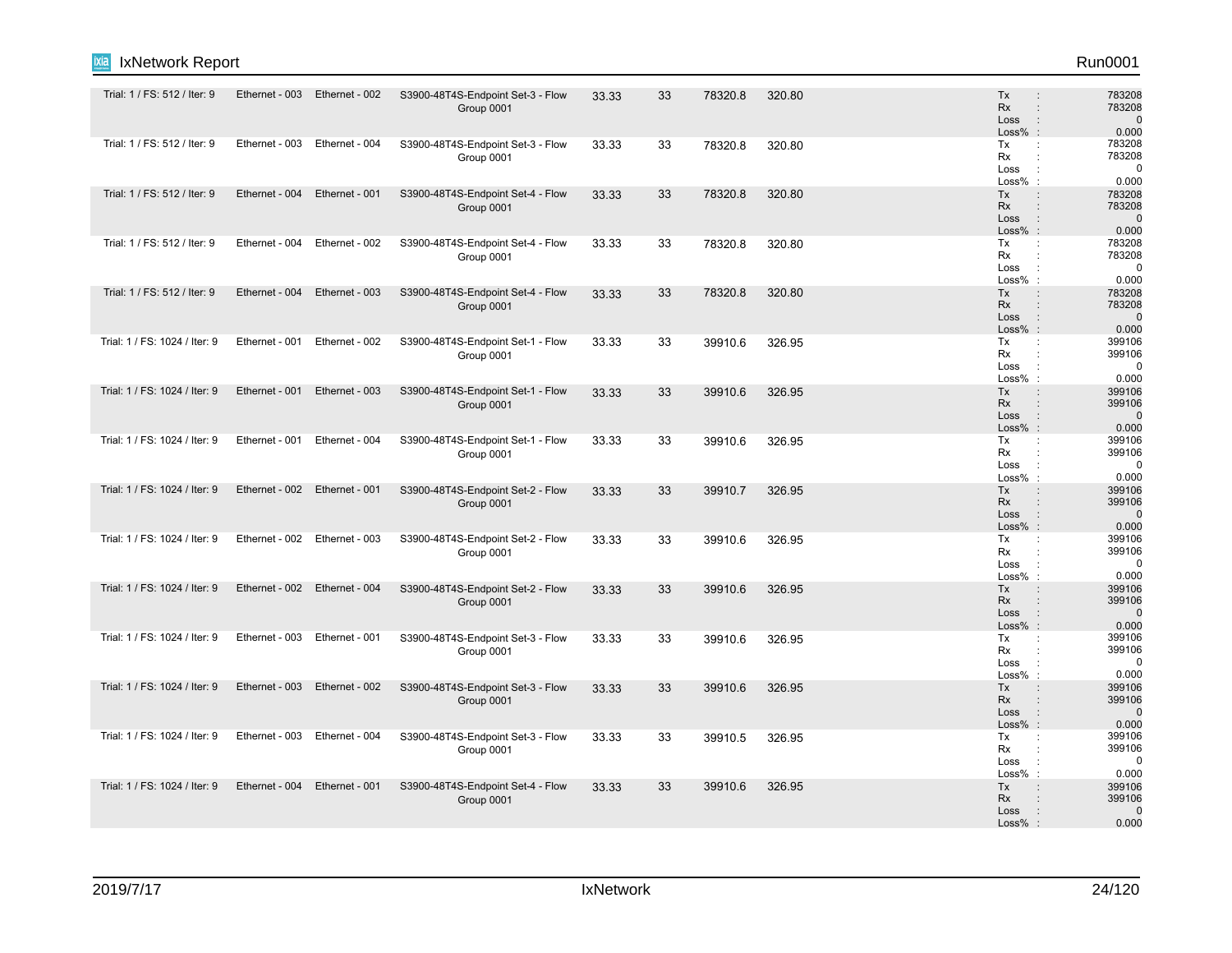| Trial: 1 / FS: 512 / Iter: 9 | Ethernet - 003 | Ethernet - 002 | S3900-48T4S-Endpoint Set-3 - Flow Group 0001 | 33.33 | 33 | 78320.8 | 320.80 | | Tx : 783208<br>Rx : 783208<br>Loss : 0<br>Loss% : 0.000 |
|---|---|---|---|---|---|---|---|---|---|
| Trial: 1 / FS: 512 / Iter: 9 | Ethernet - 003 | Ethernet - 004 | S3900-48T4S-Endpoint Set-3 - Flow Group 0001 | 33.33 | 33 | 78320.8 | 320.80 | | Tx : 783208<br>Rx : 783208<br>Loss : 0<br>Loss% : 0.000 |
| Trial: 1 / FS: 512 / Iter: 9 | Ethernet - 004 | Ethernet - 001 | S3900-48T4S-Endpoint Set-4 - Flow Group 0001 | 33.33 | 33 | 78320.8 | 320.80 | | Tx : 783208<br>Rx : 783208<br>Loss : 0<br>Loss% : 0.000 |
| Trial: 1 / FS: 512 / Iter: 9 | Ethernet - 004 | Ethernet - 002 | S3900-48T4S-Endpoint Set-4 - Flow Group 0001 | 33.33 | 33 | 78320.8 | 320.80 | | Tx : 783208<br>Rx : 783208<br>Loss : 0<br>Loss% : 0.000 |
| Trial: 1 / FS: 512 / Iter: 9 | Ethernet - 004 | Ethernet - 003 | S3900-48T4S-Endpoint Set-4 - Flow Group 0001 | 33.33 | 33 | 78320.8 | 320.80 | | Tx : 783208<br>Rx : 783208<br>Loss : 0<br>Loss% : 0.000 |
| Trial: 1 / FS: 1024 / Iter: 9 | Ethernet - 001 | Ethernet - 002 | S3900-48T4S-Endpoint Set-1 - Flow Group 0001 | 33.33 | 33 | 39910.6 | 326.95 | | Tx : 399106<br>Rx : 399106<br>Loss : 0<br>Loss% : 0.000 |
| Trial: 1 / FS: 1024 / Iter: 9 | Ethernet - 001 | Ethernet - 003 | S3900-48T4S-Endpoint Set-1 - Flow Group 0001 | 33.33 | 33 | 39910.6 | 326.95 | | Tx : 399106<br>Rx : 399106<br>Loss : 0<br>Loss% : 0.000 |
| Trial: 1 / FS: 1024 / Iter: 9 | Ethernet - 001 | Ethernet - 004 | S3900-48T4S-Endpoint Set-1 - Flow Group 0001 | 33.33 | 33 | 39910.6 | 326.95 | | Tx : 399106<br>Rx : 399106<br>Loss : 0<br>Loss% : 0.000 |
| Trial: 1 / FS: 1024 / Iter: 9 | Ethernet - 002 | Ethernet - 001 | S3900-48T4S-Endpoint Set-2 - Flow Group 0001 | 33.33 | 33 | 39910.7 | 326.95 | | Tx : 399106<br>Rx : 399106<br>Loss : 0<br>Loss% : 0.000 |
| Trial: 1 / FS: 1024 / Iter: 9 | Ethernet - 002 | Ethernet - 003 | S3900-48T4S-Endpoint Set-2 - Flow Group 0001 | 33.33 | 33 | 39910.6 | 326.95 | | Tx : 399106<br>Rx : 399106<br>Loss : 0<br>Loss% : 0.000 |
| Trial: 1 / FS: 1024 / Iter: 9 | Ethernet - 002 | Ethernet - 004 | S3900-48T4S-Endpoint Set-2 - Flow Group 0001 | 33.33 | 33 | 39910.6 | 326.95 | | Tx : 399106<br>Rx : 399106<br>Loss : 0<br>Loss% : 0.000 |
| Trial: 1 / FS: 1024 / Iter: 9 | Ethernet - 003 | Ethernet - 001 | S3900-48T4S-Endpoint Set-3 - Flow Group 0001 | 33.33 | 33 | 39910.6 | 326.95 | | Tx : 399106<br>Rx : 399106<br>Loss : 0<br>Loss% : 0.000 |
| Trial: 1 / FS: 1024 / Iter: 9 | Ethernet - 003 | Ethernet - 002 | S3900-48T4S-Endpoint Set-3 - Flow Group 0001 | 33.33 | 33 | 39910.6 | 326.95 | | Tx : 399106<br>Rx : 399106<br>Loss : 0<br>Loss% : 0.000 |
| Trial: 1 / FS: 1024 / Iter: 9 | Ethernet - 003 | Ethernet - 004 | S3900-48T4S-Endpoint Set-3 - Flow Group 0001 | 33.33 | 33 | 39910.5 | 326.95 | | Tx : 399106<br>Rx : 399106<br>Loss : 0<br>Loss% : 0.000 |
| Trial: 1 / FS: 1024 / Iter: 9 | Ethernet - 004 | Ethernet - 001 | S3900-48T4S-Endpoint Set-4 - Flow Group 0001 | 33.33 | 33 | 39910.6 | 326.95 | | Tx : 399106<br>Rx : 399106<br>Loss : 0<br>Loss% : 0.000 |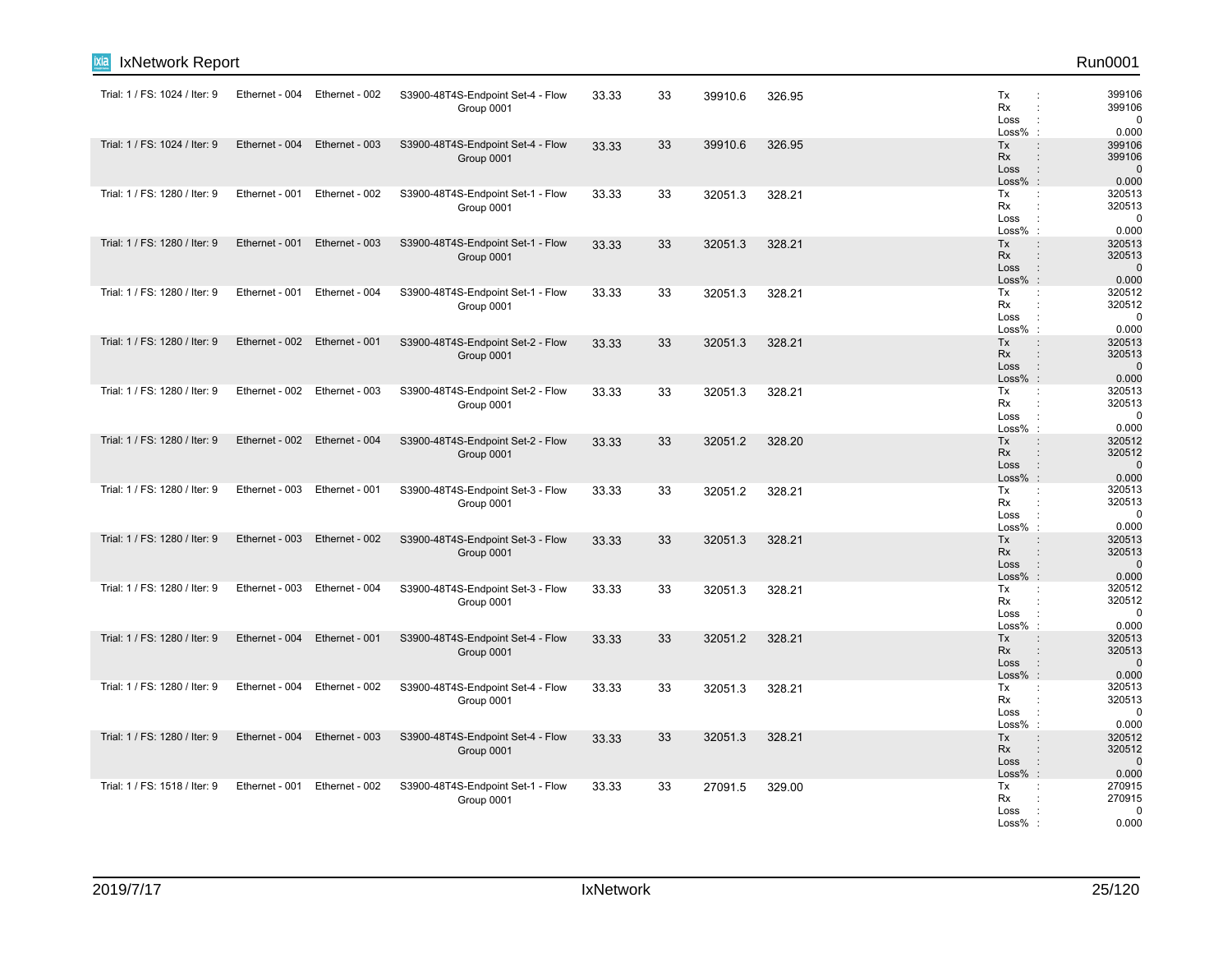| | | | | | | | | | |
|---|---|---|---|---|---|---|---|---|---|
| Trial: 1 / FS: 1024 / Iter: 9 | Ethernet - 004 | Ethernet - 002 | S3900-48T4S-Endpoint Set-4 - Flow Group 0001 | 33.33 | 33 | 39910.6 | 326.95 | Tx : <br> Rx : <br> Loss : <br> Loss% : | 399106 <br> 399106 <br> 0 <br> 0.000 |
| Trial: 1 / FS: 1024 / Iter: 9 | Ethernet - 004 | Ethernet - 003 | S3900-48T4S-Endpoint Set-4 - Flow Group 0001 | 33.33 | 33 | 39910.6 | 326.95 | Tx : <br> Rx : <br> Loss : <br> Loss% : | 399106 <br> 399106 <br> 0 <br> 0.000 |
| Trial: 1 / FS: 1280 / Iter: 9 | Ethernet - 001 | Ethernet - 002 | S3900-48T4S-Endpoint Set-1 - Flow Group 0001 | 33.33 | 33 | 32051.3 | 328.21 | Tx : <br> Rx : <br> Loss : <br> Loss% : | 320513 <br> 320513 <br> 0 <br> 0.000 |
| Trial: 1 / FS: 1280 / Iter: 9 | Ethernet - 001 | Ethernet - 003 | S3900-48T4S-Endpoint Set-1 - Flow Group 0001 | 33.33 | 33 | 32051.3 | 328.21 | Tx : <br> Rx : <br> Loss : <br> Loss% : | 320513 <br> 320513 <br> 0 <br> 0.000 |
| Trial: 1 / FS: 1280 / Iter: 9 | Ethernet - 001 | Ethernet - 004 | S3900-48T4S-Endpoint Set-1 - Flow Group 0001 | 33.33 | 33 | 32051.3 | 328.21 | Tx : <br> Rx : <br> Loss : <br> Loss% : | 320512 <br> 320512 <br> 0 <br> 0.000 |
| Trial: 1 / FS: 1280 / Iter: 9 | Ethernet - 002 | Ethernet - 001 | S3900-48T4S-Endpoint Set-2 - Flow Group 0001 | 33.33 | 33 | 32051.3 | 328.21 | Tx : <br> Rx : <br> Loss : <br> Loss% : | 320513 <br> 320513 <br> 0 <br> 0.000 |
| Trial: 1 / FS: 1280 / Iter: 9 | Ethernet - 002 | Ethernet - 003 | S3900-48T4S-Endpoint Set-2 - Flow Group 0001 | 33.33 | 33 | 32051.3 | 328.21 | Tx : <br> Rx : <br> Loss : <br> Loss% : | 320513 <br> 320513 <br> 0 <br> 0.000 |
| Trial: 1 / FS: 1280 / Iter: 9 | Ethernet - 002 | Ethernet - 004 | S3900-48T4S-Endpoint Set-2 - Flow Group 0001 | 33.33 | 33 | 32051.2 | 328.20 | Tx : <br> Rx : <br> Loss : <br> Loss% : | 320512 <br> 320512 <br> 0 <br> 0.000 |
| Trial: 1 / FS: 1280 / Iter: 9 | Ethernet - 003 | Ethernet - 001 | S3900-48T4S-Endpoint Set-3 - Flow Group 0001 | 33.33 | 33 | 32051.2 | 328.21 | Tx : <br> Rx : <br> Loss : <br> Loss% : | 320513 <br> 320513 <br> 0 <br> 0.000 |
| Trial: 1 / FS: 1280 / Iter: 9 | Ethernet - 003 | Ethernet - 002 | S3900-48T4S-Endpoint Set-3 - Flow Group 0001 | 33.33 | 33 | 32051.3 | 328.21 | Tx : <br> Rx : <br> Loss : <br> Loss% : | 320513 <br> 320513 <br> 0 <br> 0.000 |
| Trial: 1 / FS: 1280 / Iter: 9 | Ethernet - 003 | Ethernet - 004 | S3900-48T4S-Endpoint Set-3 - Flow Group 0001 | 33.33 | 33 | 32051.3 | 328.21 | Tx : <br> Rx : <br> Loss : <br> Loss% : | 320512 <br> 320512 <br> 0 <br> 0.000 |
| Trial: 1 / FS: 1280 / Iter: 9 | Ethernet - 004 | Ethernet - 001 | S3900-48T4S-Endpoint Set-4 - Flow Group 0001 | 33.33 | 33 | 32051.2 | 328.21 | Tx : <br> Rx : <br> Loss : <br> Loss% : | 320513 <br> 320513 <br> 0 <br> 0.000 |
| Trial: 1 / FS: 1280 / Iter: 9 | Ethernet - 004 | Ethernet - 002 | S3900-48T4S-Endpoint Set-4 - Flow Group 0001 | 33.33 | 33 | 32051.3 | 328.21 | Tx : <br> Rx : <br> Loss : <br> Loss% : | 320513 <br> 320513 <br> 0 <br> 0.000 |
| Trial: 1 / FS: 1280 / Iter: 9 | Ethernet - 004 | Ethernet - 003 | S3900-48T4S-Endpoint Set-4 - Flow Group 0001 | 33.33 | 33 | 32051.3 | 328.21 | Tx : <br> Rx : <br> Loss : <br> Loss% : | 320512 <br> 320512 <br> 0 <br> 0.000 |
| Trial: 1 / FS: 1518 / Iter: 9 | Ethernet - 001 | Ethernet - 002 | S3900-48T4S-Endpoint Set-1 - Flow Group 0001 | 33.33 | 33 | 27091.5 | 329.00 | Tx : <br> Rx : <br> Loss : <br> Loss% : | 270915 <br> 270915 <br> 0 <br> 0.000 |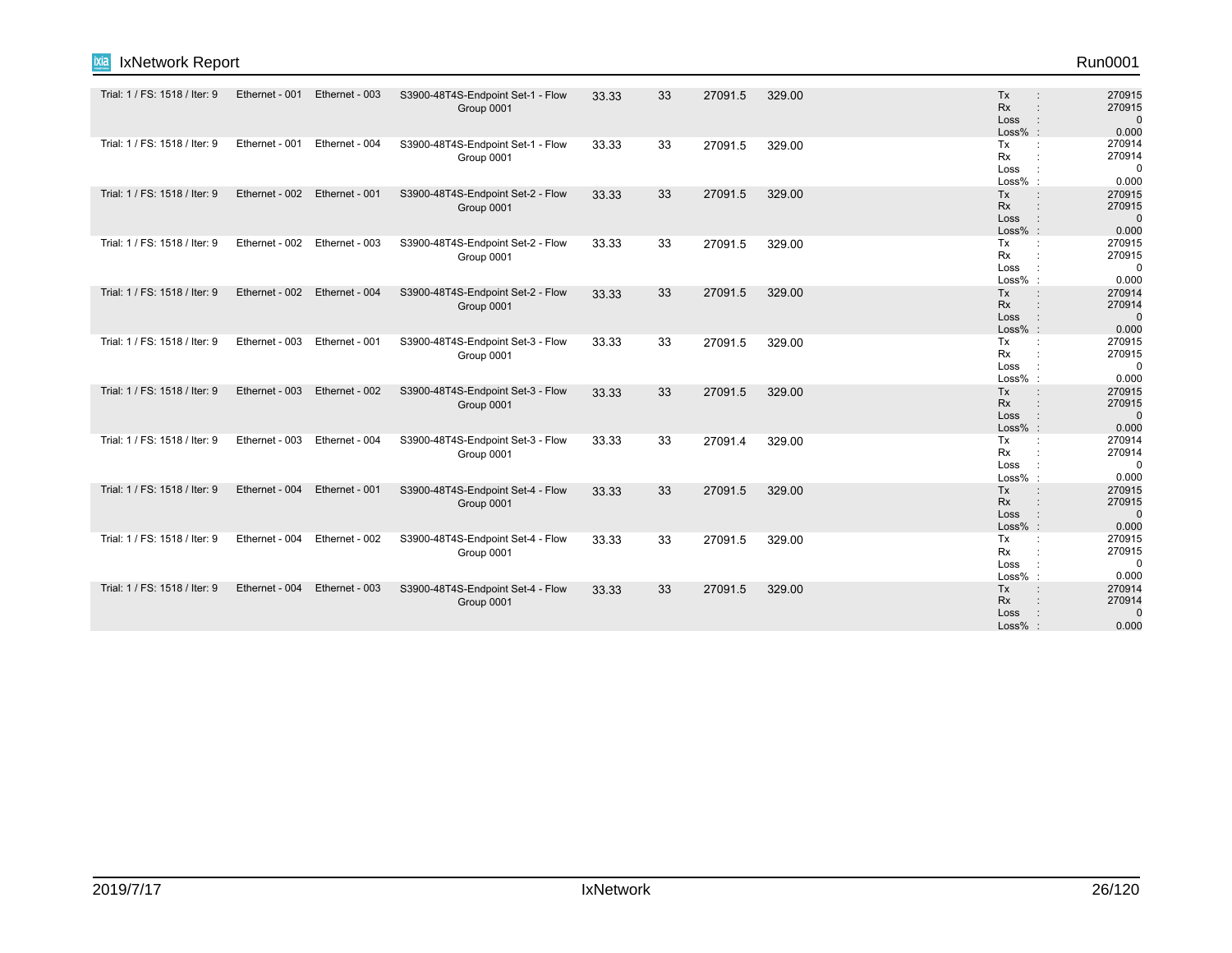| | | | | | | | | |
|---|---|---|---|---|---|---|---|---|
| Trial: 1 / FS: 1518 / Iter: 9 | Ethernet - 001 | Ethernet - 003 | S3900-48T4S-Endpoint Set-1 - Flow Group 0001 | 33.33 | 33 | 27091.5 | 329.00 | Tx : 270915<br>Rx : 270915<br>Loss : 0<br>Loss% : 0.000 |
| Trial: 1 / FS: 1518 / Iter: 9 | Ethernet - 001 | Ethernet - 004 | S3900-48T4S-Endpoint Set-1 - Flow Group 0001 | 33.33 | 33 | 27091.5 | 329.00 | Tx : 270914<br>Rx : 270914<br>Loss : 0<br>Loss% : 0.000 |
| Trial: 1 / FS: 1518 / Iter: 9 | Ethernet - 002 | Ethernet - 001 | S3900-48T4S-Endpoint Set-2 - Flow Group 0001 | 33.33 | 33 | 27091.5 | 329.00 | Tx : 270915<br>Rx : 270915<br>Loss : 0<br>Loss% : 0.000 |
| Trial: 1 / FS: 1518 / Iter: 9 | Ethernet - 002 | Ethernet - 003 | S3900-48T4S-Endpoint Set-2 - Flow Group 0001 | 33.33 | 33 | 27091.5 | 329.00 | Tx : 270915<br>Rx : 270915<br>Loss : 0<br>Loss% : 0.000 |
| Trial: 1 / FS: 1518 / Iter: 9 | Ethernet - 002 | Ethernet - 004 | S3900-48T4S-Endpoint Set-2 - Flow Group 0001 | 33.33 | 33 | 27091.5 | 329.00 | Tx : 270914<br>Rx : 270914<br>Loss : 0<br>Loss% : 0.000 |
| Trial: 1 / FS: 1518 / Iter: 9 | Ethernet - 003 | Ethernet - 001 | S3900-48T4S-Endpoint Set-3 - Flow Group 0001 | 33.33 | 33 | 27091.5 | 329.00 | Tx : 270915<br>Rx : 270915<br>Loss : 0<br>Loss% : 0.000 |
| Trial: 1 / FS: 1518 / Iter: 9 | Ethernet - 003 | Ethernet - 002 | S3900-48T4S-Endpoint Set-3 - Flow Group 0001 | 33.33 | 33 | 27091.5 | 329.00 | Tx : 270915<br>Rx : 270915<br>Loss : 0<br>Loss% : 0.000 |
| Trial: 1 / FS: 1518 / Iter: 9 | Ethernet - 003 | Ethernet - 004 | S3900-48T4S-Endpoint Set-3 - Flow Group 0001 | 33.33 | 33 | 27091.4 | 329.00 | Tx : 270914<br>Rx : 270914<br>Loss : 0<br>Loss% : 0.000 |
| Trial: 1 / FS: 1518 / Iter: 9 | Ethernet - 004 | Ethernet - 001 | S3900-48T4S-Endpoint Set-4 - Flow Group 0001 | 33.33 | 33 | 27091.5 | 329.00 | Tx : 270915<br>Rx : 270915<br>Loss : 0<br>Loss% : 0.000 |
| Trial: 1 / FS: 1518 / Iter: 9 | Ethernet - 004 | Ethernet - 002 | S3900-48T4S-Endpoint Set-4 - Flow Group 0001 | 33.33 | 33 | 27091.5 | 329.00 | Tx : 270915<br>Rx : 270915<br>Loss : 0<br>Loss% : 0.000 |
| Trial: 1 / FS: 1518 / Iter: 9 | Ethernet - 004 | Ethernet - 003 | S3900-48T4S-Endpoint Set-4 - Flow Group 0001 | 33.33 | 33 | 27091.5 | 329.00 | Tx : 270914<br>Rx : 270914<br>Loss : 0<br>Loss% : 0.000 |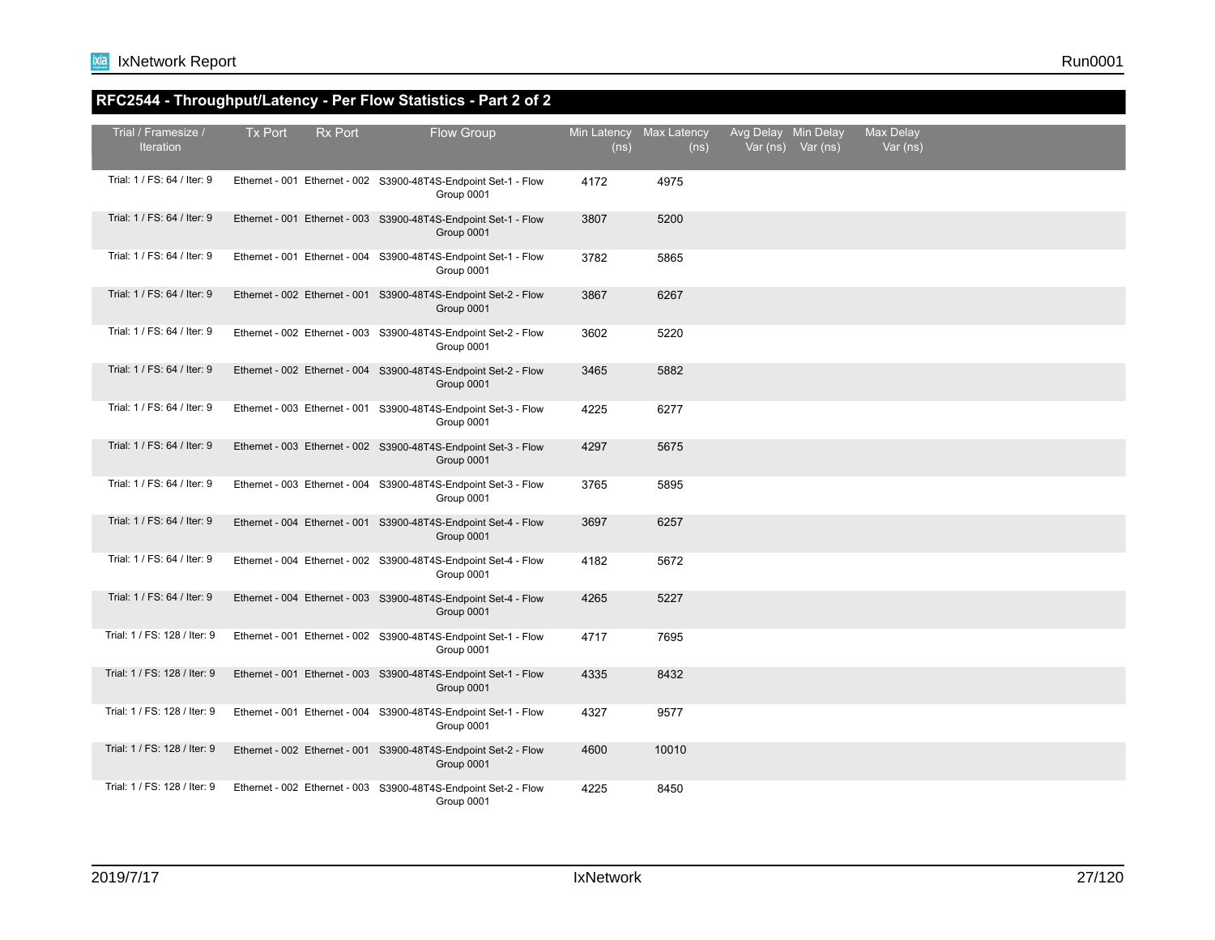## RFC2544 - Throughput/Latency - Per Flow Statistics - Part 2 of 2

| Trial / Framesize / Iteration | Tx Port | Rx Port | Flow Group | Min Latency (ns) | Max Latency (ns) | Avg Delay Var (ns) | Min Delay Var (ns) | Max Delay Var (ns) |
|---|---|---|---|---|---|---|---|---|
| Trial: 1 / FS: 64 / Iter: 9 | Ethernet - 001 | Ethernet - 002 | S3900-48T4S-Endpoint Set-1 - Flow Group 0001 | 4172 | 4975 | | | |
| Trial: 1 / FS: 64 / Iter: 9 | Ethernet - 001 | Ethernet - 003 | S3900-48T4S-Endpoint Set-1 - Flow Group 0001 | 3807 | 5200 | | | |
| Trial: 1 / FS: 64 / Iter: 9 | Ethernet - 001 | Ethernet - 004 | S3900-48T4S-Endpoint Set-1 - Flow Group 0001 | 3782 | 5865 | | | |
| Trial: 1 / FS: 64 / Iter: 9 | Ethernet - 002 | Ethernet - 001 | S3900-48T4S-Endpoint Set-2 - Flow Group 0001 | 3867 | 6267 | | | |
| Trial: 1 / FS: 64 / Iter: 9 | Ethernet - 002 | Ethernet - 003 | S3900-48T4S-Endpoint Set-2 - Flow Group 0001 | 3602 | 5220 | | | |
| Trial: 1 / FS: 64 / Iter: 9 | Ethernet - 002 | Ethernet - 004 | S3900-48T4S-Endpoint Set-2 - Flow Group 0001 | 3465 | 5882 | | | |
| Trial: 1 / FS: 64 / Iter: 9 | Ethernet - 003 | Ethernet - 001 | S3900-48T4S-Endpoint Set-3 - Flow Group 0001 | 4225 | 6277 | | | |
| Trial: 1 / FS: 64 / Iter: 9 | Ethernet - 003 | Ethernet - 002 | S3900-48T4S-Endpoint Set-3 - Flow Group 0001 | 4297 | 5675 | | | |
| Trial: 1 / FS: 64 / Iter: 9 | Ethernet - 003 | Ethernet - 004 | S3900-48T4S-Endpoint Set-3 - Flow Group 0001 | 3765 | 5895 | | | |
| Trial: 1 / FS: 64 / Iter: 9 | Ethernet - 004 | Ethernet - 001 | S3900-48T4S-Endpoint Set-4 - Flow Group 0001 | 3697 | 6257 | | | |
| Trial: 1 / FS: 64 / Iter: 9 | Ethernet - 004 | Ethernet - 002 | S3900-48T4S-Endpoint Set-4 - Flow Group 0001 | 4182 | 5672 | | | |
| Trial: 1 / FS: 64 / Iter: 9 | Ethernet - 004 | Ethernet - 003 | S3900-48T4S-Endpoint Set-4 - Flow Group 0001 | 4265 | 5227 | | | |
| Trial: 1 / FS: 128 / Iter: 9 | Ethernet - 001 | Ethernet - 002 | S3900-48T4S-Endpoint Set-1 - Flow Group 0001 | 4717 | 7695 | | | |
| Trial: 1 / FS: 128 / Iter: 9 | Ethernet - 001 | Ethernet - 003 | S3900-48T4S-Endpoint Set-1 - Flow Group 0001 | 4335 | 8432 | | | |
| Trial: 1 / FS: 128 / Iter: 9 | Ethernet - 001 | Ethernet - 004 | S3900-48T4S-Endpoint Set-1 - Flow Group 0001 | 4327 | 9577 | | | |
| Trial: 1 / FS: 128 / Iter: 9 | Ethernet - 002 | Ethernet - 001 | S3900-48T4S-Endpoint Set-2 - Flow Group 0001 | 4600 | 10010 | | | |
| Trial: 1 / FS: 128 / Iter: 9 | Ethernet - 002 | Ethernet - 003 | S3900-48T4S-Endpoint Set-2 - Flow Group 0001 | 4225 | 8450 | | | |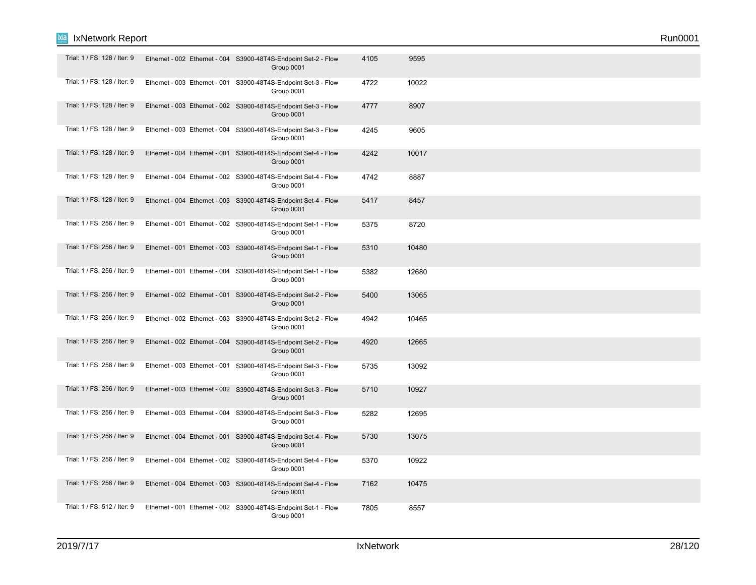| | | | | | |
|---|---|---|---|---|---|
| Trial: 1 / FS: 128 / Iter: 9 | Ethernet - 002 | Ethernet - 004 | S3900-48T4S-Endpoint Set-2 - Flow Group 0001 | 4105 | 9595 |
| Trial: 1 / FS: 128 / Iter: 9 | Ethernet - 003 | Ethernet - 001 | S3900-48T4S-Endpoint Set-3 - Flow Group 0001 | 4722 | 10022 |
| Trial: 1 / FS: 128 / Iter: 9 | Ethernet - 003 | Ethernet - 002 | S3900-48T4S-Endpoint Set-3 - Flow Group 0001 | 4777 | 8907 |
| Trial: 1 / FS: 128 / Iter: 9 | Ethernet - 003 | Ethernet - 004 | S3900-48T4S-Endpoint Set-3 - Flow Group 0001 | 4245 | 9605 |
| Trial: 1 / FS: 128 / Iter: 9 | Ethernet - 004 | Ethernet - 001 | S3900-48T4S-Endpoint Set-4 - Flow Group 0001 | 4242 | 10017 |
| Trial: 1 / FS: 128 / Iter: 9 | Ethernet - 004 | Ethernet - 002 | S3900-48T4S-Endpoint Set-4 - Flow Group 0001 | 4742 | 8887 |
| Trial: 1 / FS: 128 / Iter: 9 | Ethernet - 004 | Ethernet - 003 | S3900-48T4S-Endpoint Set-4 - Flow Group 0001 | 5417 | 8457 |
| Trial: 1 / FS: 256 / Iter: 9 | Ethernet - 001 | Ethernet - 002 | S3900-48T4S-Endpoint Set-1 - Flow Group 0001 | 5375 | 8720 |
| Trial: 1 / FS: 256 / Iter: 9 | Ethernet - 001 | Ethernet - 003 | S3900-48T4S-Endpoint Set-1 - Flow Group 0001 | 5310 | 10480 |
| Trial: 1 / FS: 256 / Iter: 9 | Ethernet - 001 | Ethernet - 004 | S3900-48T4S-Endpoint Set-1 - Flow Group 0001 | 5382 | 12680 |
| Trial: 1 / FS: 256 / Iter: 9 | Ethernet - 002 | Ethernet - 001 | S3900-48T4S-Endpoint Set-2 - Flow Group 0001 | 5400 | 13065 |
| Trial: 1 / FS: 256 / Iter: 9 | Ethernet - 002 | Ethernet - 003 | S3900-48T4S-Endpoint Set-2 - Flow Group 0001 | 4942 | 10465 |
| Trial: 1 / FS: 256 / Iter: 9 | Ethernet - 002 | Ethernet - 004 | S3900-48T4S-Endpoint Set-2 - Flow Group 0001 | 4920 | 12665 |
| Trial: 1 / FS: 256 / Iter: 9 | Ethernet - 003 | Ethernet - 001 | S3900-48T4S-Endpoint Set-3 - Flow Group 0001 | 5735 | 13092 |
| Trial: 1 / FS: 256 / Iter: 9 | Ethernet - 003 | Ethernet - 002 | S3900-48T4S-Endpoint Set-3 - Flow Group 0001 | 5710 | 10927 |
| Trial: 1 / FS: 256 / Iter: 9 | Ethernet - 003 | Ethernet - 004 | S3900-48T4S-Endpoint Set-3 - Flow Group 0001 | 5282 | 12695 |
| Trial: 1 / FS: 256 / Iter: 9 | Ethernet - 004 | Ethernet - 001 | S3900-48T4S-Endpoint Set-4 - Flow Group 0001 | 5730 | 13075 |
| Trial: 1 / FS: 256 / Iter: 9 | Ethernet - 004 | Ethernet - 002 | S3900-48T4S-Endpoint Set-4 - Flow Group 0001 | 5370 | 10922 |
| Trial: 1 / FS: 256 / Iter: 9 | Ethernet - 004 | Ethernet - 003 | S3900-48T4S-Endpoint Set-4 - Flow Group 0001 | 7162 | 10475 |
| Trial: 1 / FS: 512 / Iter: 9 | Ethernet - 001 | Ethernet - 002 | S3900-48T4S-Endpoint Set-1 - Flow Group 0001 | 7805 | 8557 |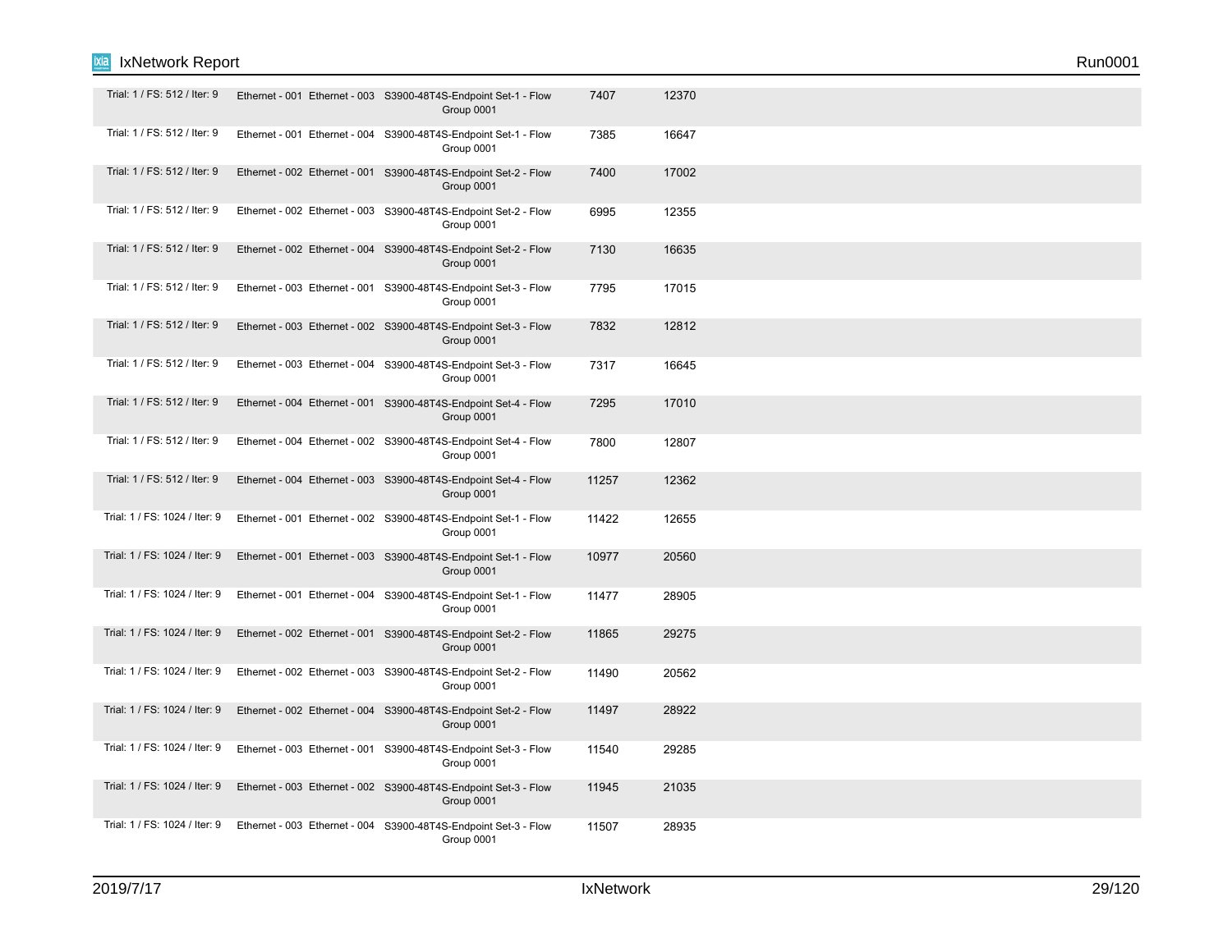| | | | | | |
|---|---|---|---|---|---|
| Trial: 1 / FS: 512 / Iter: 9 | Ethernet - 001 | Ethernet - 003 | S3900-48T4S-Endpoint Set-1 - Flow Group 0001 | 7407 | 12370 |
| Trial: 1 / FS: 512 / Iter: 9 | Ethernet - 001 | Ethernet - 004 | S3900-48T4S-Endpoint Set-1 - Flow Group 0001 | 7385 | 16647 |
| Trial: 1 / FS: 512 / Iter: 9 | Ethernet - 002 | Ethernet - 001 | S3900-48T4S-Endpoint Set-2 - Flow Group 0001 | 7400 | 17002 |
| Trial: 1 / FS: 512 / Iter: 9 | Ethernet - 002 | Ethernet - 003 | S3900-48T4S-Endpoint Set-2 - Flow Group 0001 | 6995 | 12355 |
| Trial: 1 / FS: 512 / Iter: 9 | Ethernet - 002 | Ethernet - 004 | S3900-48T4S-Endpoint Set-2 - Flow Group 0001 | 7130 | 16635 |
| Trial: 1 / FS: 512 / Iter: 9 | Ethernet - 003 | Ethernet - 001 | S3900-48T4S-Endpoint Set-3 - Flow Group 0001 | 7795 | 17015 |
| Trial: 1 / FS: 512 / Iter: 9 | Ethernet - 003 | Ethernet - 002 | S3900-48T4S-Endpoint Set-3 - Flow Group 0001 | 7832 | 12812 |
| Trial: 1 / FS: 512 / Iter: 9 | Ethernet - 003 | Ethernet - 004 | S3900-48T4S-Endpoint Set-3 - Flow Group 0001 | 7317 | 16645 |
| Trial: 1 / FS: 512 / Iter: 9 | Ethernet - 004 | Ethernet - 001 | S3900-48T4S-Endpoint Set-4 - Flow Group 0001 | 7295 | 17010 |
| Trial: 1 / FS: 512 / Iter: 9 | Ethernet - 004 | Ethernet - 002 | S3900-48T4S-Endpoint Set-4 - Flow Group 0001 | 7800 | 12807 |
| Trial: 1 / FS: 512 / Iter: 9 | Ethernet - 004 | Ethernet - 003 | S3900-48T4S-Endpoint Set-4 - Flow Group 0001 | 11257 | 12362 |
| Trial: 1 / FS: 1024 / Iter: 9 | Ethernet - 001 | Ethernet - 002 | S3900-48T4S-Endpoint Set-1 - Flow Group 0001 | 11422 | 12655 |
| Trial: 1 / FS: 1024 / Iter: 9 | Ethernet - 001 | Ethernet - 003 | S3900-48T4S-Endpoint Set-1 - Flow Group 0001 | 10977 | 20560 |
| Trial: 1 / FS: 1024 / Iter: 9 | Ethernet - 001 | Ethernet - 004 | S3900-48T4S-Endpoint Set-1 - Flow Group 0001 | 11477 | 28905 |
| Trial: 1 / FS: 1024 / Iter: 9 | Ethernet - 002 | Ethernet - 001 | S3900-48T4S-Endpoint Set-2 - Flow Group 0001 | 11865 | 29275 |
| Trial: 1 / FS: 1024 / Iter: 9 | Ethernet - 002 | Ethernet - 003 | S3900-48T4S-Endpoint Set-2 - Flow Group 0001 | 11490 | 20562 |
| Trial: 1 / FS: 1024 / Iter: 9 | Ethernet - 002 | Ethernet - 004 | S3900-48T4S-Endpoint Set-2 - Flow Group 0001 | 11497 | 28922 |
| Trial: 1 / FS: 1024 / Iter: 9 | Ethernet - 003 | Ethernet - 001 | S3900-48T4S-Endpoint Set-3 - Flow Group 0001 | 11540 | 29285 |
| Trial: 1 / FS: 1024 / Iter: 9 | Ethernet - 003 | Ethernet - 002 | S3900-48T4S-Endpoint Set-3 - Flow Group 0001 | 11945 | 21035 |
| Trial: 1 / FS: 1024 / Iter: 9 | Ethernet - 003 | Ethernet - 004 | S3900-48T4S-Endpoint Set-3 - Flow Group 0001 | 11507 | 28935 |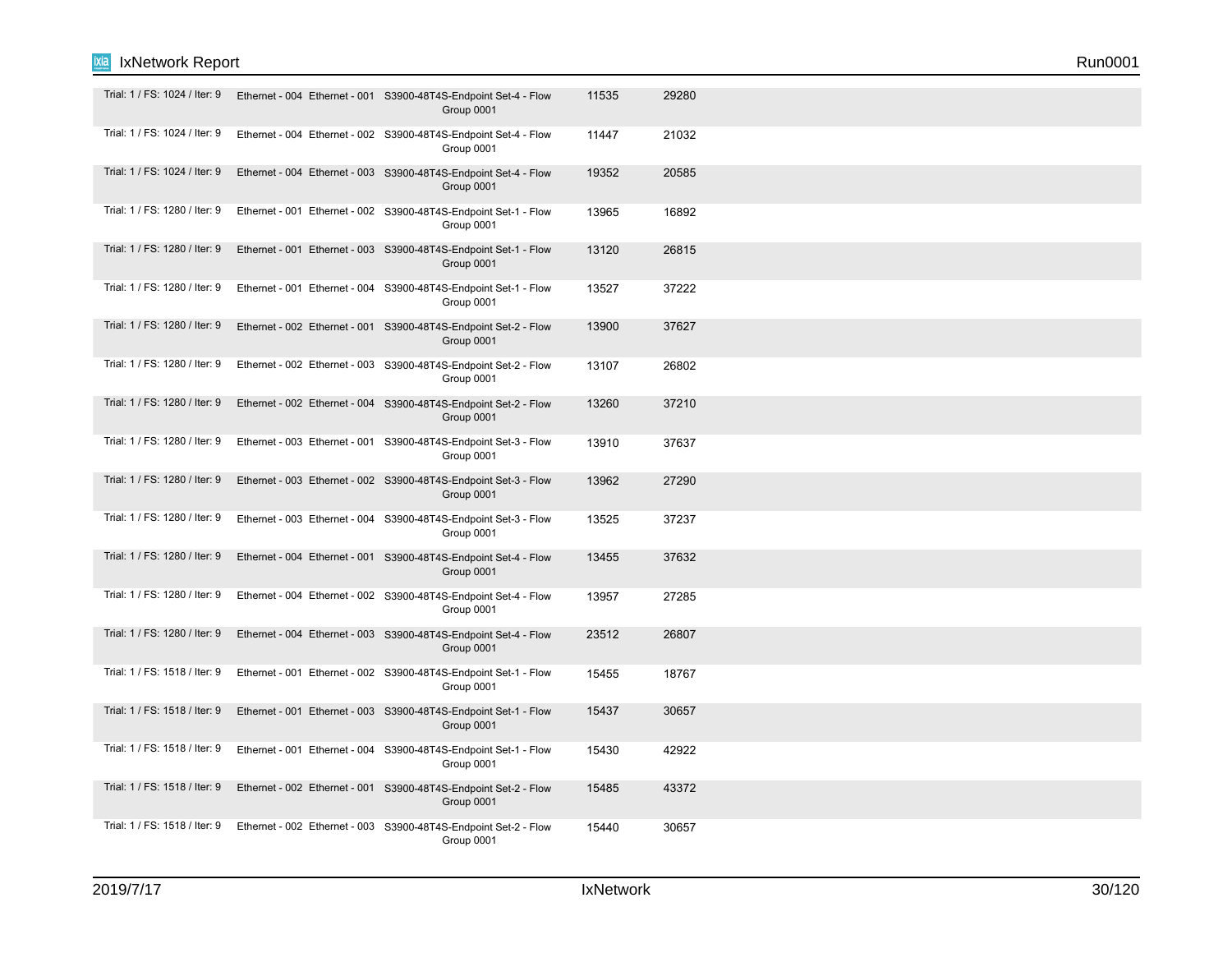| | | | | | |
|---|---|---|---|---|---|
| Trial: 1 / FS: 1024 / Iter: 9 | Ethernet - 004 | Ethernet - 001 | S3900-48T4S-Endpoint Set-4 - Flow Group 0001 | 11535 | 29280 |
| Trial: 1 / FS: 1024 / Iter: 9 | Ethernet - 004 | Ethernet - 002 | S3900-48T4S-Endpoint Set-4 - Flow Group 0001 | 11447 | 21032 |
| Trial: 1 / FS: 1024 / Iter: 9 | Ethernet - 004 | Ethernet - 003 | S3900-48T4S-Endpoint Set-4 - Flow Group 0001 | 19352 | 20585 |
| Trial: 1 / FS: 1280 / Iter: 9 | Ethernet - 001 | Ethernet - 002 | S3900-48T4S-Endpoint Set-1 - Flow Group 0001 | 13965 | 16892 |
| Trial: 1 / FS: 1280 / Iter: 9 | Ethernet - 001 | Ethernet - 003 | S3900-48T4S-Endpoint Set-1 - Flow Group 0001 | 13120 | 26815 |
| Trial: 1 / FS: 1280 / Iter: 9 | Ethernet - 001 | Ethernet - 004 | S3900-48T4S-Endpoint Set-1 - Flow Group 0001 | 13527 | 37222 |
| Trial: 1 / FS: 1280 / Iter: 9 | Ethernet - 002 | Ethernet - 001 | S3900-48T4S-Endpoint Set-2 - Flow Group 0001 | 13900 | 37627 |
| Trial: 1 / FS: 1280 / Iter: 9 | Ethernet - 002 | Ethernet - 003 | S3900-48T4S-Endpoint Set-2 - Flow Group 0001 | 13107 | 26802 |
| Trial: 1 / FS: 1280 / Iter: 9 | Ethernet - 002 | Ethernet - 004 | S3900-48T4S-Endpoint Set-2 - Flow Group 0001 | 13260 | 37210 |
| Trial: 1 / FS: 1280 / Iter: 9 | Ethernet - 003 | Ethernet - 001 | S3900-48T4S-Endpoint Set-3 - Flow Group 0001 | 13910 | 37637 |
| Trial: 1 / FS: 1280 / Iter: 9 | Ethernet - 003 | Ethernet - 002 | S3900-48T4S-Endpoint Set-3 - Flow Group 0001 | 13962 | 27290 |
| Trial: 1 / FS: 1280 / Iter: 9 | Ethernet - 003 | Ethernet - 004 | S3900-48T4S-Endpoint Set-3 - Flow Group 0001 | 13525 | 37237 |
| Trial: 1 / FS: 1280 / Iter: 9 | Ethernet - 004 | Ethernet - 001 | S3900-48T4S-Endpoint Set-4 - Flow Group 0001 | 13455 | 37632 |
| Trial: 1 / FS: 1280 / Iter: 9 | Ethernet - 004 | Ethernet - 002 | S3900-48T4S-Endpoint Set-4 - Flow Group 0001 | 13957 | 27285 |
| Trial: 1 / FS: 1280 / Iter: 9 | Ethernet - 004 | Ethernet - 003 | S3900-48T4S-Endpoint Set-4 - Flow Group 0001 | 23512 | 26807 |
| Trial: 1 / FS: 1518 / Iter: 9 | Ethernet - 001 | Ethernet - 002 | S3900-48T4S-Endpoint Set-1 - Flow Group 0001 | 15455 | 18767 |
| Trial: 1 / FS: 1518 / Iter: 9 | Ethernet - 001 | Ethernet - 003 | S3900-48T4S-Endpoint Set-1 - Flow Group 0001 | 15437 | 30657 |
| Trial: 1 / FS: 1518 / Iter: 9 | Ethernet - 001 | Ethernet - 004 | S3900-48T4S-Endpoint Set-1 - Flow Group 0001 | 15430 | 42922 |
| Trial: 1 / FS: 1518 / Iter: 9 | Ethernet - 002 | Ethernet - 001 | S3900-48T4S-Endpoint Set-2 - Flow Group 0001 | 15485 | 43372 |
| Trial: 1 / FS: 1518 / Iter: 9 | Ethernet - 002 | Ethernet - 003 | S3900-48T4S-Endpoint Set-2 - Flow Group 0001 | 15440 | 30657 |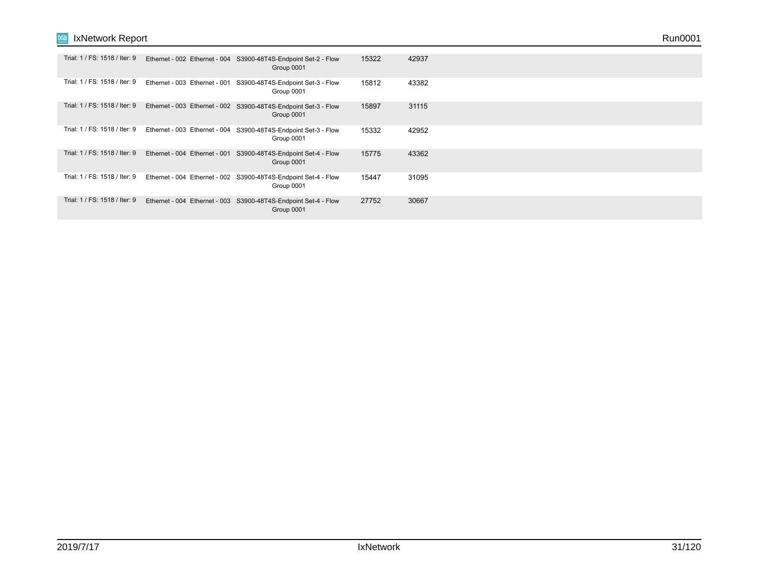| | | | | | |
|---|---|---|---|---|---|
| Trial: 1 / FS: 1518 / Iter: 9 | Ethernet - 002 | Ethernet - 004 | S3900-48T4S-Endpoint Set-2 - Flow Group 0001 | 15322 | 42937 |
| Trial: 1 / FS: 1518 / Iter: 9 | Ethernet - 003 | Ethernet - 001 | S3900-48T4S-Endpoint Set-3 - Flow Group 0001 | 15812 | 43382 |
| Trial: 1 / FS: 1518 / Iter: 9 | Ethernet - 003 | Ethernet - 002 | S3900-48T4S-Endpoint Set-3 - Flow Group 0001 | 15897 | 31115 |
| Trial: 1 / FS: 1518 / Iter: 9 | Ethernet - 003 | Ethernet - 004 | S3900-48T4S-Endpoint Set-3 - Flow Group 0001 | 15332 | 42952 |
| Trial: 1 / FS: 1518 / Iter: 9 | Ethernet - 004 | Ethernet - 001 | S3900-48T4S-Endpoint Set-4 - Flow Group 0001 | 15775 | 43362 |
| Trial: 1 / FS: 1518 / Iter: 9 | Ethernet - 004 | Ethernet - 002 | S3900-48T4S-Endpoint Set-4 - Flow Group 0001 | 15447 | 31095 |
| Trial: 1 / FS: 1518 / Iter: 9 | Ethernet - 004 | Ethernet - 003 | S3900-48T4S-Endpoint Set-4 - Flow Group 0001 | 27752 | 30667 |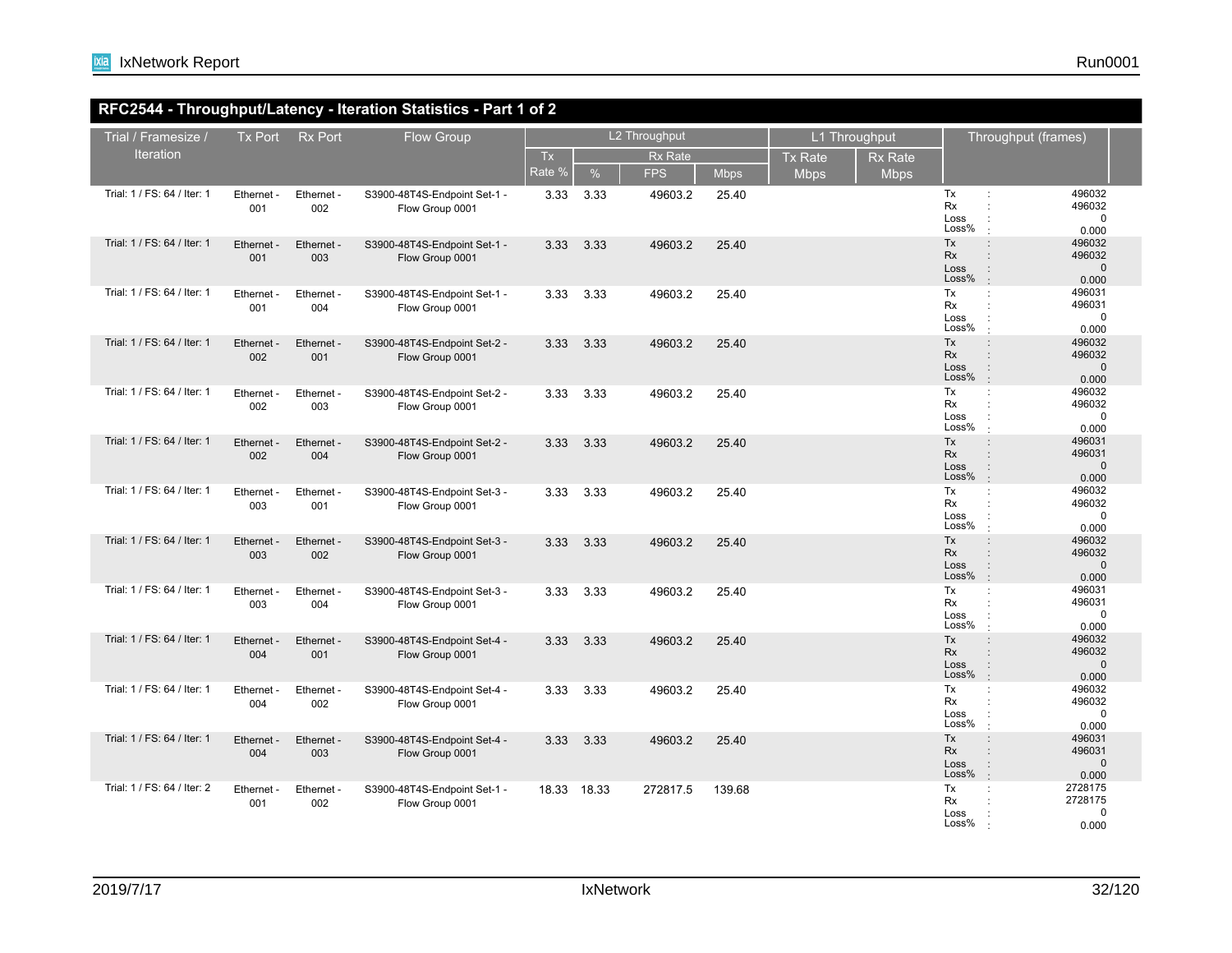## RFC2544 - Throughput/Latency - Iteration Statistics - Part 1 of 2

| Trial / Framesize / Iteration | Tx Port | Rx Port | Flow Group | L2 Throughput | | | | L1 Throughput | | Throughput (frames) |
|---|---|---|---|---|---|---|---|---|---|---|
| | | | | Tx Rate % | Rx Rate % | Rx Rate FPS | Rx Rate Mbps | Tx Rate Mbps | Rx Rate Mbps | |
| Trial: 1 / FS: 64 / Iter: 1 | Ethernet - 001 | Ethernet - 002 | S3900-48T4S-Endpoint Set-1 - Flow Group 0001 | 3.33 | 3.33 | 49603.2 | 25.40 | | | Tx : 496032<br>Rx : 496032<br>Loss : 0<br>Loss% : 0.000 |
| Trial: 1 / FS: 64 / Iter: 1 | Ethernet - 001 | Ethernet - 003 | S3900-48T4S-Endpoint Set-1 - Flow Group 0001 | 3.33 | 3.33 | 49603.2 | 25.40 | | | Tx : 496032<br>Rx : 496032<br>Loss : 0<br>Loss% : 0.000 |
| Trial: 1 / FS: 64 / Iter: 1 | Ethernet - 001 | Ethernet - 004 | S3900-48T4S-Endpoint Set-1 - Flow Group 0001 | 3.33 | 3.33 | 49603.2 | 25.40 | | | Tx : 496031<br>Rx : 496031<br>Loss : 0<br>Loss% : 0.000 |
| Trial: 1 / FS: 64 / Iter: 1 | Ethernet - 002 | Ethernet - 001 | S3900-48T4S-Endpoint Set-2 - Flow Group 0001 | 3.33 | 3.33 | 49603.2 | 25.40 | | | Tx : 496032<br>Rx : 496032<br>Loss : 0<br>Loss% : 0.000 |
| Trial: 1 / FS: 64 / Iter: 1 | Ethernet - 002 | Ethernet - 003 | S3900-48T4S-Endpoint Set-2 - Flow Group 0001 | 3.33 | 3.33 | 49603.2 | 25.40 | | | Tx : 496032<br>Rx : 496032<br>Loss : 0<br>Loss% : 0.000 |
| Trial: 1 / FS: 64 / Iter: 1 | Ethernet - 002 | Ethernet - 004 | S3900-48T4S-Endpoint Set-2 - Flow Group 0001 | 3.33 | 3.33 | 49603.2 | 25.40 | | | Tx : 496031<br>Rx : 496031<br>Loss : 0<br>Loss% : 0.000 |
| Trial: 1 / FS: 64 / Iter: 1 | Ethernet - 003 | Ethernet - 001 | S3900-48T4S-Endpoint Set-3 - Flow Group 0001 | 3.33 | 3.33 | 49603.2 | 25.40 | | | Tx : 496032<br>Rx : 496032<br>Loss : 0<br>Loss% : 0.000 |
| Trial: 1 / FS: 64 / Iter: 1 | Ethernet - 003 | Ethernet - 002 | S3900-48T4S-Endpoint Set-3 - Flow Group 0001 | 3.33 | 3.33 | 49603.2 | 25.40 | | | Tx : 496032<br>Rx : 496032<br>Loss : 0<br>Loss% : 0.000 |
| Trial: 1 / FS: 64 / Iter: 1 | Ethernet - 003 | Ethernet - 004 | S3900-48T4S-Endpoint Set-3 - Flow Group 0001 | 3.33 | 3.33 | 49603.2 | 25.40 | | | Tx : 496031<br>Rx : 496031<br>Loss : 0<br>Loss% : 0.000 |
| Trial: 1 / FS: 64 / Iter: 1 | Ethernet - 004 | Ethernet - 001 | S3900-48T4S-Endpoint Set-4 - Flow Group 0001 | 3.33 | 3.33 | 49603.2 | 25.40 | | | Tx : 496032<br>Rx : 496032<br>Loss : 0<br>Loss% : 0.000 |
| Trial: 1 / FS: 64 / Iter: 1 | Ethernet - 004 | Ethernet - 002 | S3900-48T4S-Endpoint Set-4 - Flow Group 0001 | 3.33 | 3.33 | 49603.2 | 25.40 | | | Tx : 496032<br>Rx : 496032<br>Loss : 0<br>Loss% : 0.000 |
| Trial: 1 / FS: 64 / Iter: 1 | Ethernet - 004 | Ethernet - 003 | S3900-48T4S-Endpoint Set-4 - Flow Group 0001 | 3.33 | 3.33 | 49603.2 | 25.40 | | | Tx : 496031<br>Rx : 496031<br>Loss : 0<br>Loss% : 0.000 |
| Trial: 1 / FS: 64 / Iter: 2 | Ethernet - 001 | Ethernet - 002 | S3900-48T4S-Endpoint Set-1 - Flow Group 0001 | 18.33 | 18.33 | 272817.5 | 139.68 | | | Tx : 2728175<br>Rx : 2728175<br>Loss : 0<br>Loss% : 0.000 |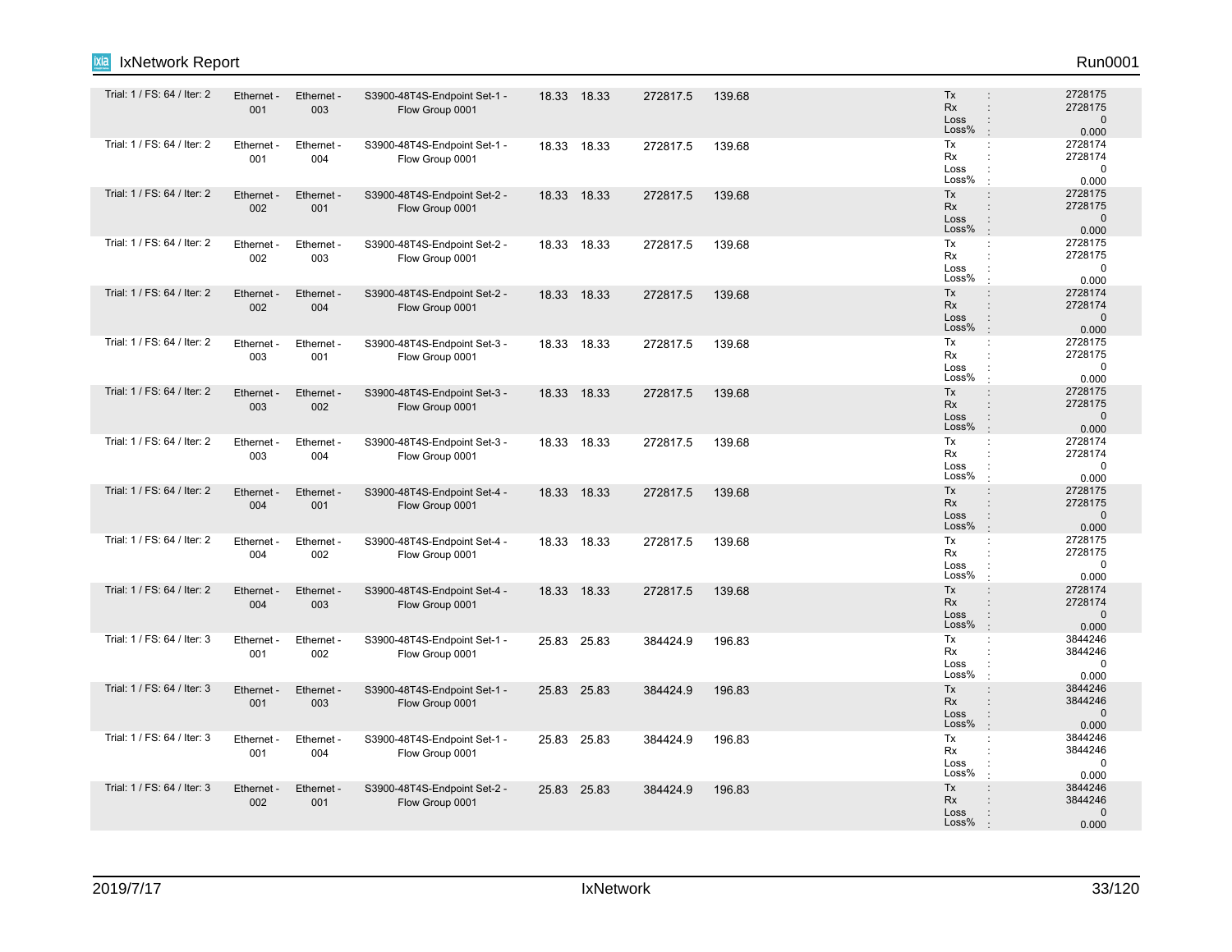| Trial: 1 / FS: 64 / Iter: 2 | Ethernet - 001 | Ethernet - 003 | S3900-48T4S-Endpoint Set-1 - Flow Group 0001 | 18.33 | 18.33 | 272817.5 | 139.68 | Tx : 2728175<br>Rx : 2728175<br>Loss : 0<br>Loss% : 0.000 |
|---|---|---|---|---|---|---|---|---|
| Trial: 1 / FS: 64 / Iter: 2 | Ethernet - 001 | Ethernet - 004 | S3900-48T4S-Endpoint Set-1 - Flow Group 0001 | 18.33 | 18.33 | 272817.5 | 139.68 | Tx : 2728174<br>Rx : 2728174<br>Loss : 0<br>Loss% : 0.000 |
| Trial: 1 / FS: 64 / Iter: 2 | Ethernet - 002 | Ethernet - 001 | S3900-48T4S-Endpoint Set-2 - Flow Group 0001 | 18.33 | 18.33 | 272817.5 | 139.68 | Tx : 2728175<br>Rx : 2728175<br>Loss : 0<br>Loss% : 0.000 |
| Trial: 1 / FS: 64 / Iter: 2 | Ethernet - 002 | Ethernet - 003 | S3900-48T4S-Endpoint Set-2 - Flow Group 0001 | 18.33 | 18.33 | 272817.5 | 139.68 | Tx : 2728175<br>Rx : 2728175<br>Loss : 0<br>Loss% : 0.000 |
| Trial: 1 / FS: 64 / Iter: 2 | Ethernet - 002 | Ethernet - 004 | S3900-48T4S-Endpoint Set-2 - Flow Group 0001 | 18.33 | 18.33 | 272817.5 | 139.68 | Tx : 2728174<br>Rx : 2728174<br>Loss : 0<br>Loss% : 0.000 |
| Trial: 1 / FS: 64 / Iter: 2 | Ethernet - 003 | Ethernet - 001 | S3900-48T4S-Endpoint Set-3 - Flow Group 0001 | 18.33 | 18.33 | 272817.5 | 139.68 | Tx : 2728175<br>Rx : 2728175<br>Loss : 0<br>Loss% : 0.000 |
| Trial: 1 / FS: 64 / Iter: 2 | Ethernet - 003 | Ethernet - 002 | S3900-48T4S-Endpoint Set-3 - Flow Group 0001 | 18.33 | 18.33 | 272817.5 | 139.68 | Tx : 2728175<br>Rx : 2728175<br>Loss : 0<br>Loss% : 0.000 |
| Trial: 1 / FS: 64 / Iter: 2 | Ethernet - 003 | Ethernet - 004 | S3900-48T4S-Endpoint Set-3 - Flow Group 0001 | 18.33 | 18.33 | 272817.5 | 139.68 | Tx : 2728174<br>Rx : 2728174<br>Loss : 0<br>Loss% : 0.000 |
| Trial: 1 / FS: 64 / Iter: 2 | Ethernet - 004 | Ethernet - 001 | S3900-48T4S-Endpoint Set-4 - Flow Group 0001 | 18.33 | 18.33 | 272817.5 | 139.68 | Tx : 2728175<br>Rx : 2728175<br>Loss : 0<br>Loss% : 0.000 |
| Trial: 1 / FS: 64 / Iter: 2 | Ethernet - 004 | Ethernet - 002 | S3900-48T4S-Endpoint Set-4 - Flow Group 0001 | 18.33 | 18.33 | 272817.5 | 139.68 | Tx : 2728175<br>Rx : 2728175<br>Loss : 0<br>Loss% : 0.000 |
| Trial: 1 / FS: 64 / Iter: 2 | Ethernet - 004 | Ethernet - 003 | S3900-48T4S-Endpoint Set-4 - Flow Group 0001 | 18.33 | 18.33 | 272817.5 | 139.68 | Tx : 2728174<br>Rx : 2728174<br>Loss : 0<br>Loss% : 0.000 |
| Trial: 1 / FS: 64 / Iter: 3 | Ethernet - 001 | Ethernet - 002 | S3900-48T4S-Endpoint Set-1 - Flow Group 0001 | 25.83 | 25.83 | 384424.9 | 196.83 | Tx : 3844246<br>Rx : 3844246<br>Loss : 0<br>Loss% : 0.000 |
| Trial: 1 / FS: 64 / Iter: 3 | Ethernet - 001 | Ethernet - 003 | S3900-48T4S-Endpoint Set-1 - Flow Group 0001 | 25.83 | 25.83 | 384424.9 | 196.83 | Tx : 3844246<br>Rx : 3844246<br>Loss : 0<br>Loss% : 0.000 |
| Trial: 1 / FS: 64 / Iter: 3 | Ethernet - 001 | Ethernet - 004 | S3900-48T4S-Endpoint Set-1 - Flow Group 0001 | 25.83 | 25.83 | 384424.9 | 196.83 | Tx : 3844246<br>Rx : 3844246<br>Loss : 0<br>Loss% : 0.000 |
| Trial: 1 / FS: 64 / Iter: 3 | Ethernet - 002 | Ethernet - 001 | S3900-48T4S-Endpoint Set-2 - Flow Group 0001 | 25.83 | 25.83 | 384424.9 | 196.83 | Tx : 3844246<br>Rx : 3844246<br>Loss : 0<br>Loss% : 0.000 |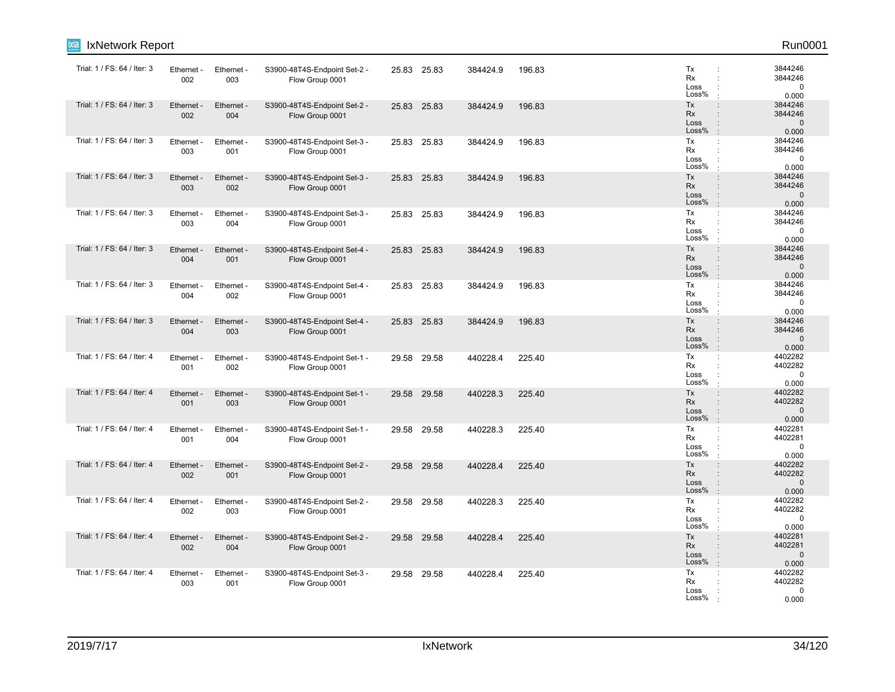| Trial | Tx Port | Rx Port | Traffic Item | | | | | | Tx/Rx/Loss |
|---|---|---|---|---|---|---|---|---|---|
| Trial: 1 / FS: 64 / Iter: 3 | Ethernet - 002 | Ethernet - 003 | S3900-48T4S-Endpoint Set-2 - Flow Group 0001 | 25.83 | 25.83 | 384424.9 | 196.83 | | Tx : 3844246<br>Rx : 3844246<br>Loss : 0<br>Loss% : 0.000 |
| Trial: 1 / FS: 64 / Iter: 3 | Ethernet - 002 | Ethernet - 004 | S3900-48T4S-Endpoint Set-2 - Flow Group 0001 | 25.83 | 25.83 | 384424.9 | 196.83 | | Tx : 3844246<br>Rx : 3844246<br>Loss : 0<br>Loss% : 0.000 |
| Trial: 1 / FS: 64 / Iter: 3 | Ethernet - 003 | Ethernet - 001 | S3900-48T4S-Endpoint Set-3 - Flow Group 0001 | 25.83 | 25.83 | 384424.9 | 196.83 | | Tx : 3844246<br>Rx : 3844246<br>Loss : 0<br>Loss% : 0.000 |
| Trial: 1 / FS: 64 / Iter: 3 | Ethernet - 003 | Ethernet - 002 | S3900-48T4S-Endpoint Set-3 - Flow Group 0001 | 25.83 | 25.83 | 384424.9 | 196.83 | | Tx : 3844246<br>Rx : 3844246<br>Loss : 0<br>Loss% : 0.000 |
| Trial: 1 / FS: 64 / Iter: 3 | Ethernet - 003 | Ethernet - 004 | S3900-48T4S-Endpoint Set-3 - Flow Group 0001 | 25.83 | 25.83 | 384424.9 | 196.83 | | Tx : 3844246<br>Rx : 3844246<br>Loss : 0<br>Loss% : 0.000 |
| Trial: 1 / FS: 64 / Iter: 3 | Ethernet - 004 | Ethernet - 001 | S3900-48T4S-Endpoint Set-4 - Flow Group 0001 | 25.83 | 25.83 | 384424.9 | 196.83 | | Tx : 3844246<br>Rx : 3844246<br>Loss : 0<br>Loss% : 0.000 |
| Trial: 1 / FS: 64 / Iter: 3 | Ethernet - 004 | Ethernet - 002 | S3900-48T4S-Endpoint Set-4 - Flow Group 0001 | 25.83 | 25.83 | 384424.9 | 196.83 | | Tx : 3844246<br>Rx : 3844246<br>Loss : 0<br>Loss% : 0.000 |
| Trial: 1 / FS: 64 / Iter: 3 | Ethernet - 004 | Ethernet - 003 | S3900-48T4S-Endpoint Set-4 - Flow Group 0001 | 25.83 | 25.83 | 384424.9 | 196.83 | | Tx : 3844246<br>Rx : 3844246<br>Loss : 0<br>Loss% : 0.000 |
| Trial: 1 / FS: 64 / Iter: 4 | Ethernet - 001 | Ethernet - 002 | S3900-48T4S-Endpoint Set-1 - Flow Group 0001 | 29.58 | 29.58 | 440228.4 | 225.40 | | Tx : 4402282<br>Rx : 4402282<br>Loss : 0<br>Loss% : 0.000 |
| Trial: 1 / FS: 64 / Iter: 4 | Ethernet - 001 | Ethernet - 003 | S3900-48T4S-Endpoint Set-1 - Flow Group 0001 | 29.58 | 29.58 | 440228.3 | 225.40 | | Tx : 4402282<br>Rx : 4402282<br>Loss : 0<br>Loss% : 0.000 |
| Trial: 1 / FS: 64 / Iter: 4 | Ethernet - 001 | Ethernet - 004 | S3900-48T4S-Endpoint Set-1 - Flow Group 0001 | 29.58 | 29.58 | 440228.3 | 225.40 | | Tx : 4402281<br>Rx : 4402281<br>Loss : 0<br>Loss% : 0.000 |
| Trial: 1 / FS: 64 / Iter: 4 | Ethernet - 002 | Ethernet - 001 | S3900-48T4S-Endpoint Set-2 - Flow Group 0001 | 29.58 | 29.58 | 440228.4 | 225.40 | | Tx : 4402282<br>Rx : 4402282<br>Loss : 0<br>Loss% : 0.000 |
| Trial: 1 / FS: 64 / Iter: 4 | Ethernet - 002 | Ethernet - 003 | S3900-48T4S-Endpoint Set-2 - Flow Group 0001 | 29.58 | 29.58 | 440228.3 | 225.40 | | Tx : 4402282<br>Rx : 4402282<br>Loss : 0<br>Loss% : 0.000 |
| Trial: 1 / FS: 64 / Iter: 4 | Ethernet - 002 | Ethernet - 004 | S3900-48T4S-Endpoint Set-2 - Flow Group 0001 | 29.58 | 29.58 | 440228.4 | 225.40 | | Tx : 4402281<br>Rx : 4402281<br>Loss : 0<br>Loss% : 0.000 |
| Trial: 1 / FS: 64 / Iter: 4 | Ethernet - 003 | Ethernet - 001 | S3900-48T4S-Endpoint Set-3 - Flow Group 0001 | 29.58 | 29.58 | 440228.4 | 225.40 | | Tx : 4402282<br>Rx : 4402282<br>Loss : 0<br>Loss% : 0.000 |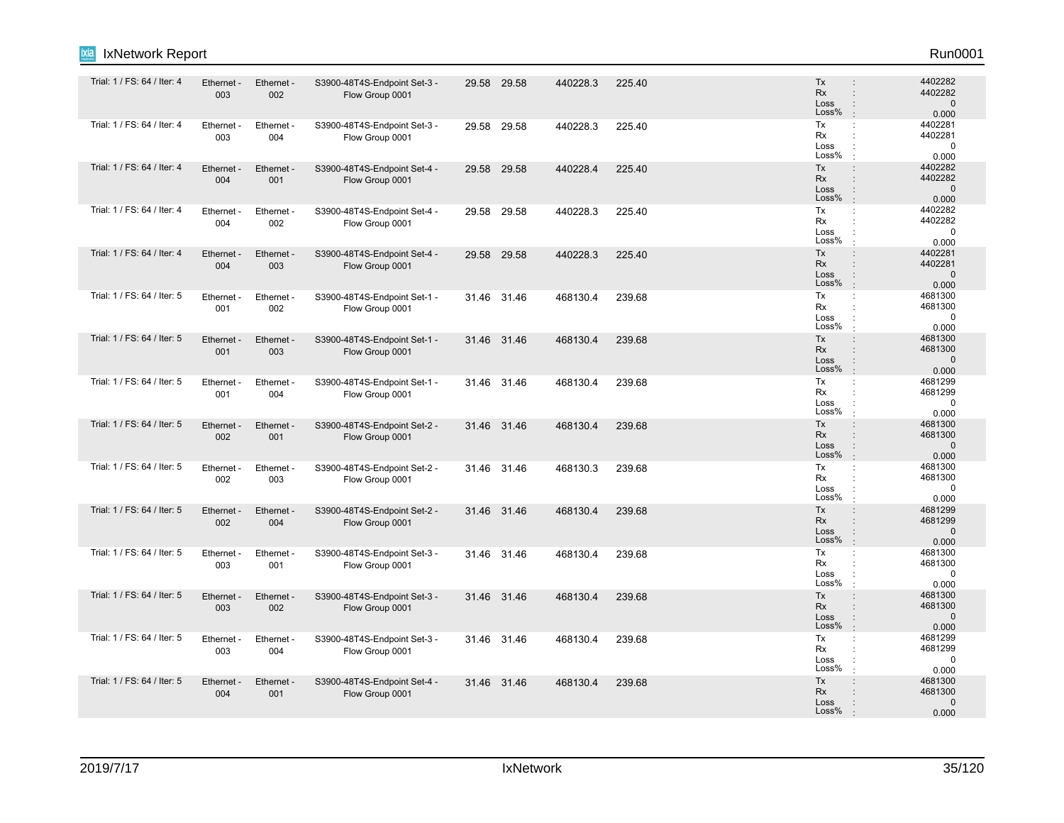| | | | | | | | | | |
|---|---|---|---|---|---|---|---|---|---|
| Trial: 1 / FS: 64 / Iter: 4 | Ethernet - 003 | Ethernet - 002 | S3900-48T4S-Endpoint Set-3 - Flow Group 0001 | 29.58 | 29.58 | 440228.3 | 225.40 | Tx :<br>Rx :<br>Loss :<br>Loss% : | 4402282<br>4402282<br>0<br>0.000 |
| Trial: 1 / FS: 64 / Iter: 4 | Ethernet - 003 | Ethernet - 004 | S3900-48T4S-Endpoint Set-3 - Flow Group 0001 | 29.58 | 29.58 | 440228.3 | 225.40 | Tx :<br>Rx :<br>Loss :<br>Loss% : | 4402281<br>4402281<br>0<br>0.000 |
| Trial: 1 / FS: 64 / Iter: 4 | Ethernet - 004 | Ethernet - 001 | S3900-48T4S-Endpoint Set-4 - Flow Group 0001 | 29.58 | 29.58 | 440228.4 | 225.40 | Tx :<br>Rx :<br>Loss :<br>Loss% : | 4402282<br>4402282<br>0<br>0.000 |
| Trial: 1 / FS: 64 / Iter: 4 | Ethernet - 004 | Ethernet - 002 | S3900-48T4S-Endpoint Set-4 - Flow Group 0001 | 29.58 | 29.58 | 440228.3 | 225.40 | Tx :<br>Rx :<br>Loss :<br>Loss% : | 4402282<br>4402282<br>0<br>0.000 |
| Trial: 1 / FS: 64 / Iter: 4 | Ethernet - 004 | Ethernet - 003 | S3900-48T4S-Endpoint Set-4 - Flow Group 0001 | 29.58 | 29.58 | 440228.3 | 225.40 | Tx :<br>Rx :<br>Loss :<br>Loss% : | 4402281<br>4402281<br>0<br>0.000 |
| Trial: 1 / FS: 64 / Iter: 5 | Ethernet - 001 | Ethernet - 002 | S3900-48T4S-Endpoint Set-1 - Flow Group 0001 | 31.46 | 31.46 | 468130.4 | 239.68 | Tx :<br>Rx :<br>Loss :<br>Loss% : | 4681300<br>4681300<br>0<br>0.000 |
| Trial: 1 / FS: 64 / Iter: 5 | Ethernet - 001 | Ethernet - 003 | S3900-48T4S-Endpoint Set-1 - Flow Group 0001 | 31.46 | 31.46 | 468130.4 | 239.68 | Tx :<br>Rx :<br>Loss :<br>Loss% : | 4681300<br>4681300<br>0<br>0.000 |
| Trial: 1 / FS: 64 / Iter: 5 | Ethernet - 001 | Ethernet - 004 | S3900-48T4S-Endpoint Set-1 - Flow Group 0001 | 31.46 | 31.46 | 468130.4 | 239.68 | Tx :<br>Rx :<br>Loss :<br>Loss% : | 4681299<br>4681299<br>0<br>0.000 |
| Trial: 1 / FS: 64 / Iter: 5 | Ethernet - 002 | Ethernet - 001 | S3900-48T4S-Endpoint Set-2 - Flow Group 0001 | 31.46 | 31.46 | 468130.4 | 239.68 | Tx :<br>Rx :<br>Loss :<br>Loss% : | 4681300<br>4681300<br>0<br>0.000 |
| Trial: 1 / FS: 64 / Iter: 5 | Ethernet - 002 | Ethernet - 003 | S3900-48T4S-Endpoint Set-2 - Flow Group 0001 | 31.46 | 31.46 | 468130.3 | 239.68 | Tx :<br>Rx :<br>Loss :<br>Loss% : | 4681300<br>4681300<br>0<br>0.000 |
| Trial: 1 / FS: 64 / Iter: 5 | Ethernet - 002 | Ethernet - 004 | S3900-48T4S-Endpoint Set-2 - Flow Group 0001 | 31.46 | 31.46 | 468130.4 | 239.68 | Tx :<br>Rx :<br>Loss :<br>Loss% : | 4681299<br>4681299<br>0<br>0.000 |
| Trial: 1 / FS: 64 / Iter: 5 | Ethernet - 003 | Ethernet - 001 | S3900-48T4S-Endpoint Set-3 - Flow Group 0001 | 31.46 | 31.46 | 468130.4 | 239.68 | Tx :<br>Rx :<br>Loss :<br>Loss% : | 4681300<br>4681300<br>0<br>0.000 |
| Trial: 1 / FS: 64 / Iter: 5 | Ethernet - 003 | Ethernet - 002 | S3900-48T4S-Endpoint Set-3 - Flow Group 0001 | 31.46 | 31.46 | 468130.4 | 239.68 | Tx :<br>Rx :<br>Loss :<br>Loss% : | 4681300<br>4681300<br>0<br>0.000 |
| Trial: 1 / FS: 64 / Iter: 5 | Ethernet - 003 | Ethernet - 004 | S3900-48T4S-Endpoint Set-3 - Flow Group 0001 | 31.46 | 31.46 | 468130.4 | 239.68 | Tx :<br>Rx :<br>Loss :<br>Loss% : | 4681299<br>4681299<br>0<br>0.000 |
| Trial: 1 / FS: 64 / Iter: 5 | Ethernet - 004 | Ethernet - 001 | S3900-48T4S-Endpoint Set-4 - Flow Group 0001 | 31.46 | 31.46 | 468130.4 | 239.68 | Tx :<br>Rx :<br>Loss :<br>Loss% : | 4681300<br>4681300<br>0<br>0.000 |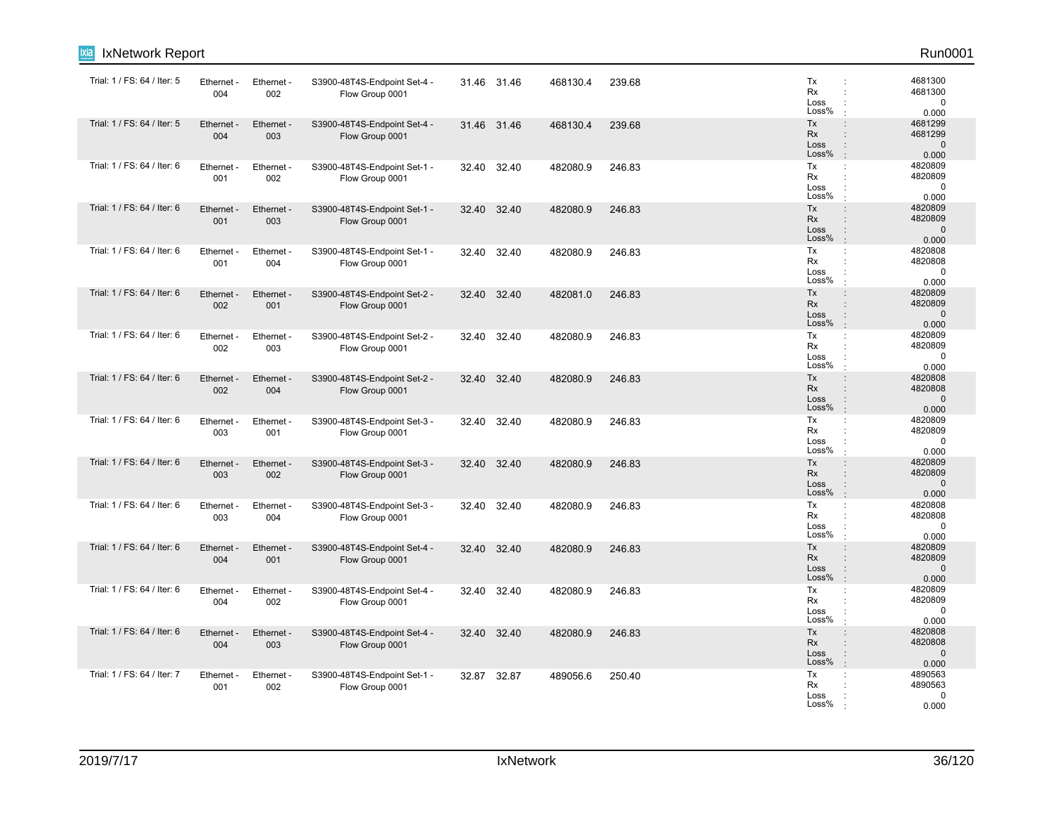| Trial: 1 / FS: 64 / Iter: 5 | Ethernet - 004 | Ethernet - 002 | S3900-48T4S-Endpoint Set-4 - Flow Group 0001 | 31.46 | 31.46 | 468130.4 | 239.68 | Tx : 4681300<br>Rx : 4681300<br>Loss : 0<br>Loss% : 0.000 |
|---|---|---|---|---|---|---|---|---|
| Trial: 1 / FS: 64 / Iter: 5 | Ethernet - 004 | Ethernet - 003 | S3900-48T4S-Endpoint Set-4 - Flow Group 0001 | 31.46 | 31.46 | 468130.4 | 239.68 | Tx : 4681299<br>Rx : 4681299<br>Loss : 0<br>Loss% : 0.000 |
| Trial: 1 / FS: 64 / Iter: 6 | Ethernet - 001 | Ethernet - 002 | S3900-48T4S-Endpoint Set-1 - Flow Group 0001 | 32.40 | 32.40 | 482080.9 | 246.83 | Tx : 4820809<br>Rx : 4820809<br>Loss : 0<br>Loss% : 0.000 |
| Trial: 1 / FS: 64 / Iter: 6 | Ethernet - 001 | Ethernet - 003 | S3900-48T4S-Endpoint Set-1 - Flow Group 0001 | 32.40 | 32.40 | 482080.9 | 246.83 | Tx : 4820809<br>Rx : 4820809<br>Loss : 0<br>Loss% : 0.000 |
| Trial: 1 / FS: 64 / Iter: 6 | Ethernet - 001 | Ethernet - 004 | S3900-48T4S-Endpoint Set-1 - Flow Group 0001 | 32.40 | 32.40 | 482080.9 | 246.83 | Tx : 4820808<br>Rx : 4820808<br>Loss : 0<br>Loss% : 0.000 |
| Trial: 1 / FS: 64 / Iter: 6 | Ethernet - 002 | Ethernet - 001 | S3900-48T4S-Endpoint Set-2 - Flow Group 0001 | 32.40 | 32.40 | 482081.0 | 246.83 | Tx : 4820809<br>Rx : 4820809<br>Loss : 0<br>Loss% : 0.000 |
| Trial: 1 / FS: 64 / Iter: 6 | Ethernet - 002 | Ethernet - 003 | S3900-48T4S-Endpoint Set-2 - Flow Group 0001 | 32.40 | 32.40 | 482080.9 | 246.83 | Tx : 4820809<br>Rx : 4820809<br>Loss : 0<br>Loss% : 0.000 |
| Trial: 1 / FS: 64 / Iter: 6 | Ethernet - 002 | Ethernet - 004 | S3900-48T4S-Endpoint Set-2 - Flow Group 0001 | 32.40 | 32.40 | 482080.9 | 246.83 | Tx : 4820808<br>Rx : 4820808<br>Loss : 0<br>Loss% : 0.000 |
| Trial: 1 / FS: 64 / Iter: 6 | Ethernet - 003 | Ethernet - 001 | S3900-48T4S-Endpoint Set-3 - Flow Group 0001 | 32.40 | 32.40 | 482080.9 | 246.83 | Tx : 4820809<br>Rx : 4820809<br>Loss : 0<br>Loss% : 0.000 |
| Trial: 1 / FS: 64 / Iter: 6 | Ethernet - 003 | Ethernet - 002 | S3900-48T4S-Endpoint Set-3 - Flow Group 0001 | 32.40 | 32.40 | 482080.9 | 246.83 | Tx : 4820809<br>Rx : 4820809<br>Loss : 0<br>Loss% : 0.000 |
| Trial: 1 / FS: 64 / Iter: 6 | Ethernet - 003 | Ethernet - 004 | S3900-48T4S-Endpoint Set-3 - Flow Group 0001 | 32.40 | 32.40 | 482080.9 | 246.83 | Tx : 4820808<br>Rx : 4820808<br>Loss : 0<br>Loss% : 0.000 |
| Trial: 1 / FS: 64 / Iter: 6 | Ethernet - 004 | Ethernet - 001 | S3900-48T4S-Endpoint Set-4 - Flow Group 0001 | 32.40 | 32.40 | 482080.9 | 246.83 | Tx : 4820809<br>Rx : 4820809<br>Loss : 0<br>Loss% : 0.000 |
| Trial: 1 / FS: 64 / Iter: 6 | Ethernet - 004 | Ethernet - 002 | S3900-48T4S-Endpoint Set-4 - Flow Group 0001 | 32.40 | 32.40 | 482080.9 | 246.83 | Tx : 4820809<br>Rx : 4820809<br>Loss : 0<br>Loss% : 0.000 |
| Trial: 1 / FS: 64 / Iter: 6 | Ethernet - 004 | Ethernet - 003 | S3900-48T4S-Endpoint Set-4 - Flow Group 0001 | 32.40 | 32.40 | 482080.9 | 246.83 | Tx : 4820808<br>Rx : 4820808<br>Loss : 0<br>Loss% : 0.000 |
| Trial: 1 / FS: 64 / Iter: 7 | Ethernet - 001 | Ethernet - 002 | S3900-48T4S-Endpoint Set-1 - Flow Group 0001 | 32.87 | 32.87 | 489056.6 | 250.40 | Tx : 4890563<br>Rx : 4890563<br>Loss : 0<br>Loss% : 0.000 |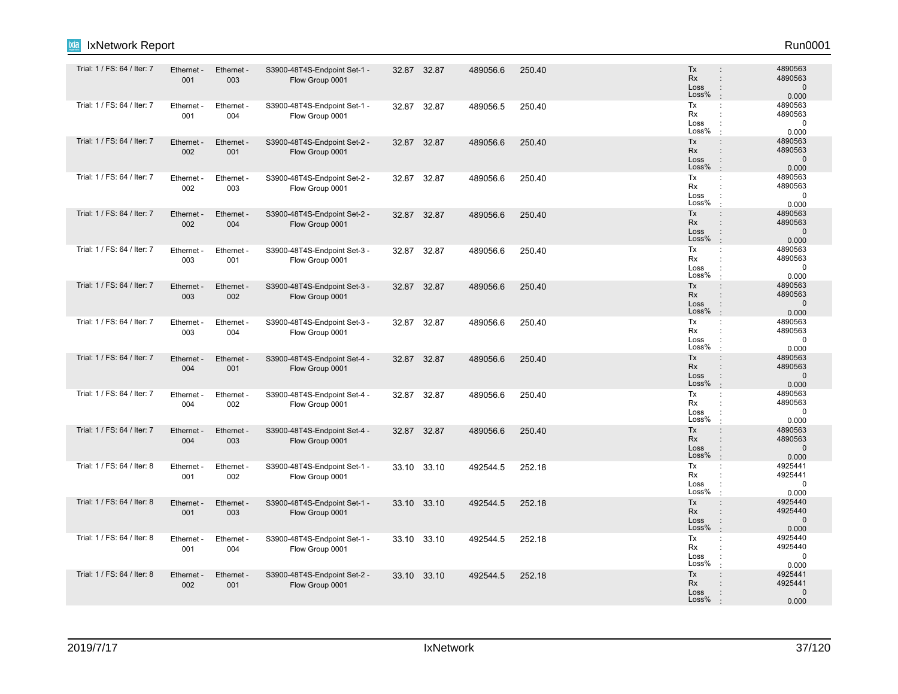| | | | | | | | | |
|---|---|---|---|---|---|---|---|---|
| Trial: 1 / FS: 64 / Iter: 7 | Ethernet - 001 | Ethernet - 003 | S3900-48T4S-Endpoint Set-1 - Flow Group 0001 | 32.87 | 32.87 | 489056.6 | 250.40 | Tx : 4890563<br>Rx : 4890563<br>Loss : 0<br>Loss% : 0.000 |
| Trial: 1 / FS: 64 / Iter: 7 | Ethernet - 001 | Ethernet - 004 | S3900-48T4S-Endpoint Set-1 - Flow Group 0001 | 32.87 | 32.87 | 489056.5 | 250.40 | Tx : 4890563<br>Rx : 4890563<br>Loss : 0<br>Loss% : 0.000 |
| Trial: 1 / FS: 64 / Iter: 7 | Ethernet - 002 | Ethernet - 001 | S3900-48T4S-Endpoint Set-2 - Flow Group 0001 | 32.87 | 32.87 | 489056.6 | 250.40 | Tx : 4890563<br>Rx : 4890563<br>Loss : 0<br>Loss% : 0.000 |
| Trial: 1 / FS: 64 / Iter: 7 | Ethernet - 002 | Ethernet - 003 | S3900-48T4S-Endpoint Set-2 - Flow Group 0001 | 32.87 | 32.87 | 489056.6 | 250.40 | Tx : 4890563<br>Rx : 4890563<br>Loss : 0<br>Loss% : 0.000 |
| Trial: 1 / FS: 64 / Iter: 7 | Ethernet - 002 | Ethernet - 004 | S3900-48T4S-Endpoint Set-2 - Flow Group 0001 | 32.87 | 32.87 | 489056.6 | 250.40 | Tx : 4890563<br>Rx : 4890563<br>Loss : 0<br>Loss% : 0.000 |
| Trial: 1 / FS: 64 / Iter: 7 | Ethernet - 003 | Ethernet - 001 | S3900-48T4S-Endpoint Set-3 - Flow Group 0001 | 32.87 | 32.87 | 489056.6 | 250.40 | Tx : 4890563<br>Rx : 4890563<br>Loss : 0<br>Loss% : 0.000 |
| Trial: 1 / FS: 64 / Iter: 7 | Ethernet - 003 | Ethernet - 002 | S3900-48T4S-Endpoint Set-3 - Flow Group 0001 | 32.87 | 32.87 | 489056.6 | 250.40 | Tx : 4890563<br>Rx : 4890563<br>Loss : 0<br>Loss% : 0.000 |
| Trial: 1 / FS: 64 / Iter: 7 | Ethernet - 003 | Ethernet - 004 | S3900-48T4S-Endpoint Set-3 - Flow Group 0001 | 32.87 | 32.87 | 489056.6 | 250.40 | Tx : 4890563<br>Rx : 4890563<br>Loss : 0<br>Loss% : 0.000 |
| Trial: 1 / FS: 64 / Iter: 7 | Ethernet - 004 | Ethernet - 001 | S3900-48T4S-Endpoint Set-4 - Flow Group 0001 | 32.87 | 32.87 | 489056.6 | 250.40 | Tx : 4890563<br>Rx : 4890563<br>Loss : 0<br>Loss% : 0.000 |
| Trial: 1 / FS: 64 / Iter: 7 | Ethernet - 004 | Ethernet - 002 | S3900-48T4S-Endpoint Set-4 - Flow Group 0001 | 32.87 | 32.87 | 489056.6 | 250.40 | Tx : 4890563<br>Rx : 4890563<br>Loss : 0<br>Loss% : 0.000 |
| Trial: 1 / FS: 64 / Iter: 7 | Ethernet - 004 | Ethernet - 003 | S3900-48T4S-Endpoint Set-4 - Flow Group 0001 | 32.87 | 32.87 | 489056.6 | 250.40 | Tx : 4890563<br>Rx : 4890563<br>Loss : 0<br>Loss% : 0.000 |
| Trial: 1 / FS: 64 / Iter: 8 | Ethernet - 001 | Ethernet - 002 | S3900-48T4S-Endpoint Set-1 - Flow Group 0001 | 33.10 | 33.10 | 492544.5 | 252.18 | Tx : 4925441<br>Rx : 4925441<br>Loss : 0<br>Loss% : 0.000 |
| Trial: 1 / FS: 64 / Iter: 8 | Ethernet - 001 | Ethernet - 003 | S3900-48T4S-Endpoint Set-1 - Flow Group 0001 | 33.10 | 33.10 | 492544.5 | 252.18 | Tx : 4925440<br>Rx : 4925440<br>Loss : 0<br>Loss% : 0.000 |
| Trial: 1 / FS: 64 / Iter: 8 | Ethernet - 001 | Ethernet - 004 | S3900-48T4S-Endpoint Set-1 - Flow Group 0001 | 33.10 | 33.10 | 492544.5 | 252.18 | Tx : 4925440<br>Rx : 4925440<br>Loss : 0<br>Loss% : 0.000 |
| Trial: 1 / FS: 64 / Iter: 8 | Ethernet - 002 | Ethernet - 001 | S3900-48T4S-Endpoint Set-2 - Flow Group 0001 | 33.10 | 33.10 | 492544.5 | 252.18 | Tx : 4925441<br>Rx : 4925441<br>Loss : 0<br>Loss% : 0.000 |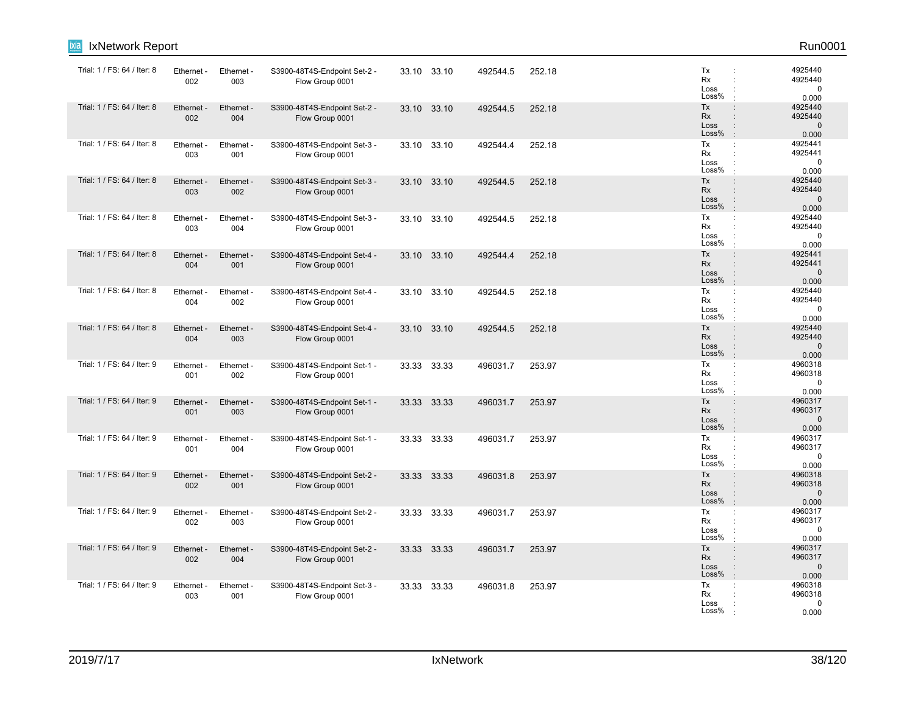| Trial | Tx Port | Rx Port | Traffic Item | | | | | Statistics |
|---|---|---|---|---|---|---|---|---|
| Trial: 1 / FS: 64 / Iter: 8 | Ethernet - 002 | Ethernet - 003 | S3900-48T4S-Endpoint Set-2 - Flow Group 0001 | 33.10 | 33.10 | 492544.5 | 252.18 | Tx : 4925440<br>Rx : 4925440<br>Loss : 0<br>Loss% : 0.000 |
| Trial: 1 / FS: 64 / Iter: 8 | Ethernet - 002 | Ethernet - 004 | S3900-48T4S-Endpoint Set-2 - Flow Group 0001 | 33.10 | 33.10 | 492544.5 | 252.18 | Tx : 4925440<br>Rx : 4925440<br>Loss : 0<br>Loss% : 0.000 |
| Trial: 1 / FS: 64 / Iter: 8 | Ethernet - 003 | Ethernet - 001 | S3900-48T4S-Endpoint Set-3 - Flow Group 0001 | 33.10 | 33.10 | 492544.4 | 252.18 | Tx : 4925441<br>Rx : 4925441<br>Loss : 0<br>Loss% : 0.000 |
| Trial: 1 / FS: 64 / Iter: 8 | Ethernet - 003 | Ethernet - 002 | S3900-48T4S-Endpoint Set-3 - Flow Group 0001 | 33.10 | 33.10 | 492544.5 | 252.18 | Tx : 4925440<br>Rx : 4925440<br>Loss : 0<br>Loss% : 0.000 |
| Trial: 1 / FS: 64 / Iter: 8 | Ethernet - 003 | Ethernet - 004 | S3900-48T4S-Endpoint Set-3 - Flow Group 0001 | 33.10 | 33.10 | 492544.5 | 252.18 | Tx : 4925440<br>Rx : 4925440<br>Loss : 0<br>Loss% : 0.000 |
| Trial: 1 / FS: 64 / Iter: 8 | Ethernet - 004 | Ethernet - 001 | S3900-48T4S-Endpoint Set-4 - Flow Group 0001 | 33.10 | 33.10 | 492544.4 | 252.18 | Tx : 4925441<br>Rx : 4925441<br>Loss : 0<br>Loss% : 0.000 |
| Trial: 1 / FS: 64 / Iter: 8 | Ethernet - 004 | Ethernet - 002 | S3900-48T4S-Endpoint Set-4 - Flow Group 0001 | 33.10 | 33.10 | 492544.5 | 252.18 | Tx : 4925440<br>Rx : 4925440<br>Loss : 0<br>Loss% : 0.000 |
| Trial: 1 / FS: 64 / Iter: 8 | Ethernet - 004 | Ethernet - 003 | S3900-48T4S-Endpoint Set-4 - Flow Group 0001 | 33.10 | 33.10 | 492544.5 | 252.18 | Tx : 4925440<br>Rx : 4925440<br>Loss : 0<br>Loss% : 0.000 |
| Trial: 1 / FS: 64 / Iter: 9 | Ethernet - 001 | Ethernet - 002 | S3900-48T4S-Endpoint Set-1 - Flow Group 0001 | 33.33 | 33.33 | 496031.7 | 253.97 | Tx : 4960318<br>Rx : 4960318<br>Loss : 0<br>Loss% : 0.000 |
| Trial: 1 / FS: 64 / Iter: 9 | Ethernet - 001 | Ethernet - 003 | S3900-48T4S-Endpoint Set-1 - Flow Group 0001 | 33.33 | 33.33 | 496031.7 | 253.97 | Tx : 4960317<br>Rx : 4960317<br>Loss : 0<br>Loss% : 0.000 |
| Trial: 1 / FS: 64 / Iter: 9 | Ethernet - 001 | Ethernet - 004 | S3900-48T4S-Endpoint Set-1 - Flow Group 0001 | 33.33 | 33.33 | 496031.7 | 253.97 | Tx : 4960317<br>Rx : 4960317<br>Loss : 0<br>Loss% : 0.000 |
| Trial: 1 / FS: 64 / Iter: 9 | Ethernet - 002 | Ethernet - 001 | S3900-48T4S-Endpoint Set-2 - Flow Group 0001 | 33.33 | 33.33 | 496031.8 | 253.97 | Tx : 4960318<br>Rx : 4960318<br>Loss : 0<br>Loss% : 0.000 |
| Trial: 1 / FS: 64 / Iter: 9 | Ethernet - 002 | Ethernet - 003 | S3900-48T4S-Endpoint Set-2 - Flow Group 0001 | 33.33 | 33.33 | 496031.7 | 253.97 | Tx : 4960317<br>Rx : 4960317<br>Loss : 0<br>Loss% : 0.000 |
| Trial: 1 / FS: 64 / Iter: 9 | Ethernet - 002 | Ethernet - 004 | S3900-48T4S-Endpoint Set-2 - Flow Group 0001 | 33.33 | 33.33 | 496031.7 | 253.97 | Tx : 4960317<br>Rx : 4960317<br>Loss : 0<br>Loss% : 0.000 |
| Trial: 1 / FS: 64 / Iter: 9 | Ethernet - 003 | Ethernet - 001 | S3900-48T4S-Endpoint Set-3 - Flow Group 0001 | 33.33 | 33.33 | 496031.8 | 253.97 | Tx : 4960318<br>Rx : 4960318<br>Loss : 0<br>Loss% : 0.000 |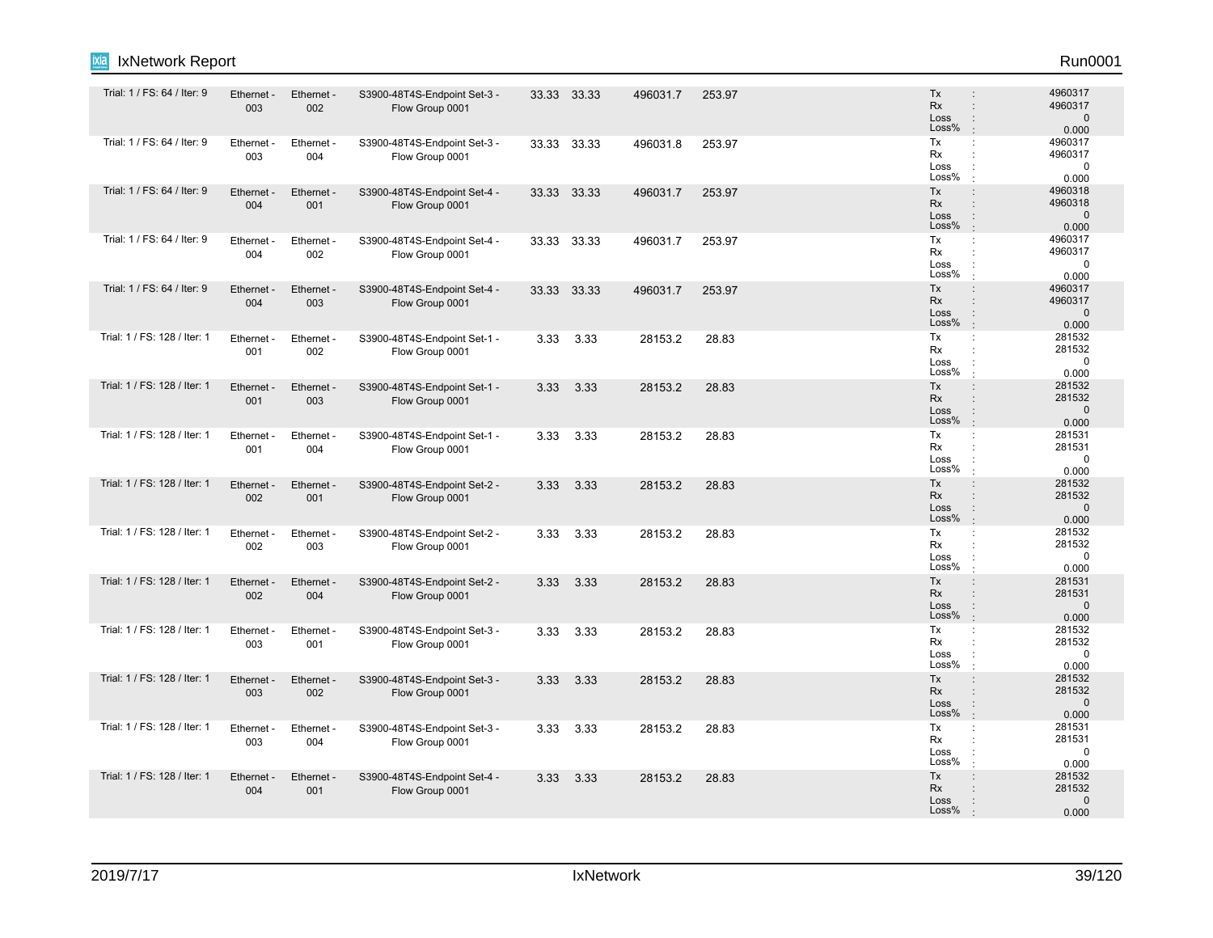| | | | | | | | | |
|---|---|---|---|---|---|---|---|---|
| Trial: 1 / FS: 64 / Iter: 9 | Ethernet - 003 | Ethernet - 002 | S3900-48T4S-Endpoint Set-3 - Flow Group 0001 | 33.33 | 33.33 | 496031.7 | 253.97 | Tx : 4960317<br>Rx : 4960317<br>Loss : 0<br>Loss% : 0.000 |
| Trial: 1 / FS: 64 / Iter: 9 | Ethernet - 003 | Ethernet - 004 | S3900-48T4S-Endpoint Set-3 - Flow Group 0001 | 33.33 | 33.33 | 496031.8 | 253.97 | Tx : 4960317<br>Rx : 4960317<br>Loss : 0<br>Loss% : 0.000 |
| Trial: 1 / FS: 64 / Iter: 9 | Ethernet - 004 | Ethernet - 001 | S3900-48T4S-Endpoint Set-4 - Flow Group 0001 | 33.33 | 33.33 | 496031.7 | 253.97 | Tx : 4960318<br>Rx : 4960318<br>Loss : 0<br>Loss% : 0.000 |
| Trial: 1 / FS: 64 / Iter: 9 | Ethernet - 004 | Ethernet - 002 | S3900-48T4S-Endpoint Set-4 - Flow Group 0001 | 33.33 | 33.33 | 496031.7 | 253.97 | Tx : 4960317<br>Rx : 4960317<br>Loss : 0<br>Loss% : 0.000 |
| Trial: 1 / FS: 64 / Iter: 9 | Ethernet - 004 | Ethernet - 003 | S3900-48T4S-Endpoint Set-4 - Flow Group 0001 | 33.33 | 33.33 | 496031.7 | 253.97 | Tx : 4960317<br>Rx : 4960317<br>Loss : 0<br>Loss% : 0.000 |
| Trial: 1 / FS: 128 / Iter: 1 | Ethernet - 001 | Ethernet - 002 | S3900-48T4S-Endpoint Set-1 - Flow Group 0001 | 3.33 | 3.33 | 28153.2 | 28.83 | Tx : 281532<br>Rx : 281532<br>Loss : 0<br>Loss% : 0.000 |
| Trial: 1 / FS: 128 / Iter: 1 | Ethernet - 001 | Ethernet - 003 | S3900-48T4S-Endpoint Set-1 - Flow Group 0001 | 3.33 | 3.33 | 28153.2 | 28.83 | Tx : 281532<br>Rx : 281532<br>Loss : 0<br>Loss% : 0.000 |
| Trial: 1 / FS: 128 / Iter: 1 | Ethernet - 001 | Ethernet - 004 | S3900-48T4S-Endpoint Set-1 - Flow Group 0001 | 3.33 | 3.33 | 28153.2 | 28.83 | Tx : 281531<br>Rx : 281531<br>Loss : 0<br>Loss% : 0.000 |
| Trial: 1 / FS: 128 / Iter: 1 | Ethernet - 002 | Ethernet - 001 | S3900-48T4S-Endpoint Set-2 - Flow Group 0001 | 3.33 | 3.33 | 28153.2 | 28.83 | Tx : 281532<br>Rx : 281532<br>Loss : 0<br>Loss% : 0.000 |
| Trial: 1 / FS: 128 / Iter: 1 | Ethernet - 002 | Ethernet - 003 | S3900-48T4S-Endpoint Set-2 - Flow Group 0001 | 3.33 | 3.33 | 28153.2 | 28.83 | Tx : 281532<br>Rx : 281532<br>Loss : 0<br>Loss% : 0.000 |
| Trial: 1 / FS: 128 / Iter: 1 | Ethernet - 002 | Ethernet - 004 | S3900-48T4S-Endpoint Set-2 - Flow Group 0001 | 3.33 | 3.33 | 28153.2 | 28.83 | Tx : 281531<br>Rx : 281531<br>Loss : 0<br>Loss% : 0.000 |
| Trial: 1 / FS: 128 / Iter: 1 | Ethernet - 003 | Ethernet - 001 | S3900-48T4S-Endpoint Set-3 - Flow Group 0001 | 3.33 | 3.33 | 28153.2 | 28.83 | Tx : 281532<br>Rx : 281532<br>Loss : 0<br>Loss% : 0.000 |
| Trial: 1 / FS: 128 / Iter: 1 | Ethernet - 003 | Ethernet - 002 | S3900-48T4S-Endpoint Set-3 - Flow Group 0001 | 3.33 | 3.33 | 28153.2 | 28.83 | Tx : 281532<br>Rx : 281532<br>Loss : 0<br>Loss% : 0.000 |
| Trial: 1 / FS: 128 / Iter: 1 | Ethernet - 003 | Ethernet - 004 | S3900-48T4S-Endpoint Set-3 - Flow Group 0001 | 3.33 | 3.33 | 28153.2 | 28.83 | Tx : 281531<br>Rx : 281531<br>Loss : 0<br>Loss% : 0.000 |
| Trial: 1 / FS: 128 / Iter: 1 | Ethernet - 004 | Ethernet - 001 | S3900-48T4S-Endpoint Set-4 - Flow Group 0001 | 3.33 | 3.33 | 28153.2 | 28.83 | Tx : 281532<br>Rx : 281532<br>Loss : 0<br>Loss% : 0.000 |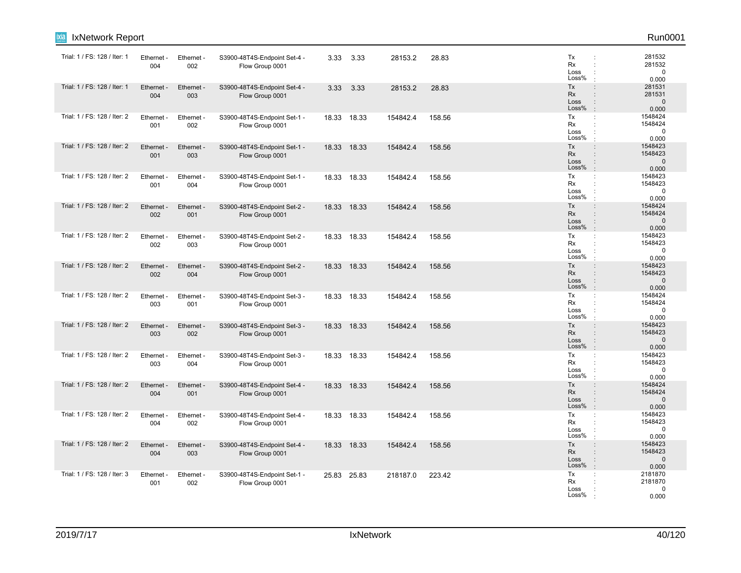| Trial / FS / Iter | Tx Port | Rx Port | Flow Group | | | | | Stats |
|---|---|---|---|---|---|---|---|---|
| Trial: 1 / FS: 128 / Iter: 1 | Ethernet - 004 | Ethernet - 002 | S3900-48T4S-Endpoint Set-4 - Flow Group 0001 | 3.33 | 3.33 | 28153.2 | 28.83 | Tx : 281532<br>Rx : 281532<br>Loss : 0<br>Loss% : 0.000 |
| Trial: 1 / FS: 128 / Iter: 1 | Ethernet - 004 | Ethernet - 003 | S3900-48T4S-Endpoint Set-4 - Flow Group 0001 | 3.33 | 3.33 | 28153.2 | 28.83 | Tx : 281531<br>Rx : 281531<br>Loss : 0<br>Loss% : 0.000 |
| Trial: 1 / FS: 128 / Iter: 2 | Ethernet - 001 | Ethernet - 002 | S3900-48T4S-Endpoint Set-1 - Flow Group 0001 | 18.33 | 18.33 | 154842.4 | 158.56 | Tx : 1548424<br>Rx : 1548424<br>Loss : 0<br>Loss% : 0.000 |
| Trial: 1 / FS: 128 / Iter: 2 | Ethernet - 001 | Ethernet - 003 | S3900-48T4S-Endpoint Set-1 - Flow Group 0001 | 18.33 | 18.33 | 154842.4 | 158.56 | Tx : 1548423<br>Rx : 1548423<br>Loss : 0<br>Loss% : 0.000 |
| Trial: 1 / FS: 128 / Iter: 2 | Ethernet - 001 | Ethernet - 004 | S3900-48T4S-Endpoint Set-1 - Flow Group 0001 | 18.33 | 18.33 | 154842.4 | 158.56 | Tx : 1548423<br>Rx : 1548423<br>Loss : 0<br>Loss% : 0.000 |
| Trial: 1 / FS: 128 / Iter: 2 | Ethernet - 002 | Ethernet - 001 | S3900-48T4S-Endpoint Set-2 - Flow Group 0001 | 18.33 | 18.33 | 154842.4 | 158.56 | Tx : 1548424<br>Rx : 1548424<br>Loss : 0<br>Loss% : 0.000 |
| Trial: 1 / FS: 128 / Iter: 2 | Ethernet - 002 | Ethernet - 003 | S3900-48T4S-Endpoint Set-2 - Flow Group 0001 | 18.33 | 18.33 | 154842.4 | 158.56 | Tx : 1548423<br>Rx : 1548423<br>Loss : 0<br>Loss% : 0.000 |
| Trial: 1 / FS: 128 / Iter: 2 | Ethernet - 002 | Ethernet - 004 | S3900-48T4S-Endpoint Set-2 - Flow Group 0001 | 18.33 | 18.33 | 154842.4 | 158.56 | Tx : 1548423<br>Rx : 1548423<br>Loss : 0<br>Loss% : 0.000 |
| Trial: 1 / FS: 128 / Iter: 2 | Ethernet - 003 | Ethernet - 001 | S3900-48T4S-Endpoint Set-3 - Flow Group 0001 | 18.33 | 18.33 | 154842.4 | 158.56 | Tx : 1548424<br>Rx : 1548424<br>Loss : 0<br>Loss% : 0.000 |
| Trial: 1 / FS: 128 / Iter: 2 | Ethernet - 003 | Ethernet - 002 | S3900-48T4S-Endpoint Set-3 - Flow Group 0001 | 18.33 | 18.33 | 154842.4 | 158.56 | Tx : 1548423<br>Rx : 1548423<br>Loss : 0<br>Loss% : 0.000 |
| Trial: 1 / FS: 128 / Iter: 2 | Ethernet - 003 | Ethernet - 004 | S3900-48T4S-Endpoint Set-3 - Flow Group 0001 | 18.33 | 18.33 | 154842.4 | 158.56 | Tx : 1548423<br>Rx : 1548423<br>Loss : 0<br>Loss% : 0.000 |
| Trial: 1 / FS: 128 / Iter: 2 | Ethernet - 004 | Ethernet - 001 | S3900-48T4S-Endpoint Set-4 - Flow Group 0001 | 18.33 | 18.33 | 154842.4 | 158.56 | Tx : 1548424<br>Rx : 1548424<br>Loss : 0<br>Loss% : 0.000 |
| Trial: 1 / FS: 128 / Iter: 2 | Ethernet - 004 | Ethernet - 002 | S3900-48T4S-Endpoint Set-4 - Flow Group 0001 | 18.33 | 18.33 | 154842.4 | 158.56 | Tx : 1548423<br>Rx : 1548423<br>Loss : 0<br>Loss% : 0.000 |
| Trial: 1 / FS: 128 / Iter: 2 | Ethernet - 004 | Ethernet - 003 | S3900-48T4S-Endpoint Set-4 - Flow Group 0001 | 18.33 | 18.33 | 154842.4 | 158.56 | Tx : 1548423<br>Rx : 1548423<br>Loss : 0<br>Loss% : 0.000 |
| Trial: 1 / FS: 128 / Iter: 3 | Ethernet - 001 | Ethernet - 002 | S3900-48T4S-Endpoint Set-1 - Flow Group 0001 | 25.83 | 25.83 | 218187.0 | 223.42 | Tx : 2181870<br>Rx : 2181870<br>Loss : 0<br>Loss% : 0.000 |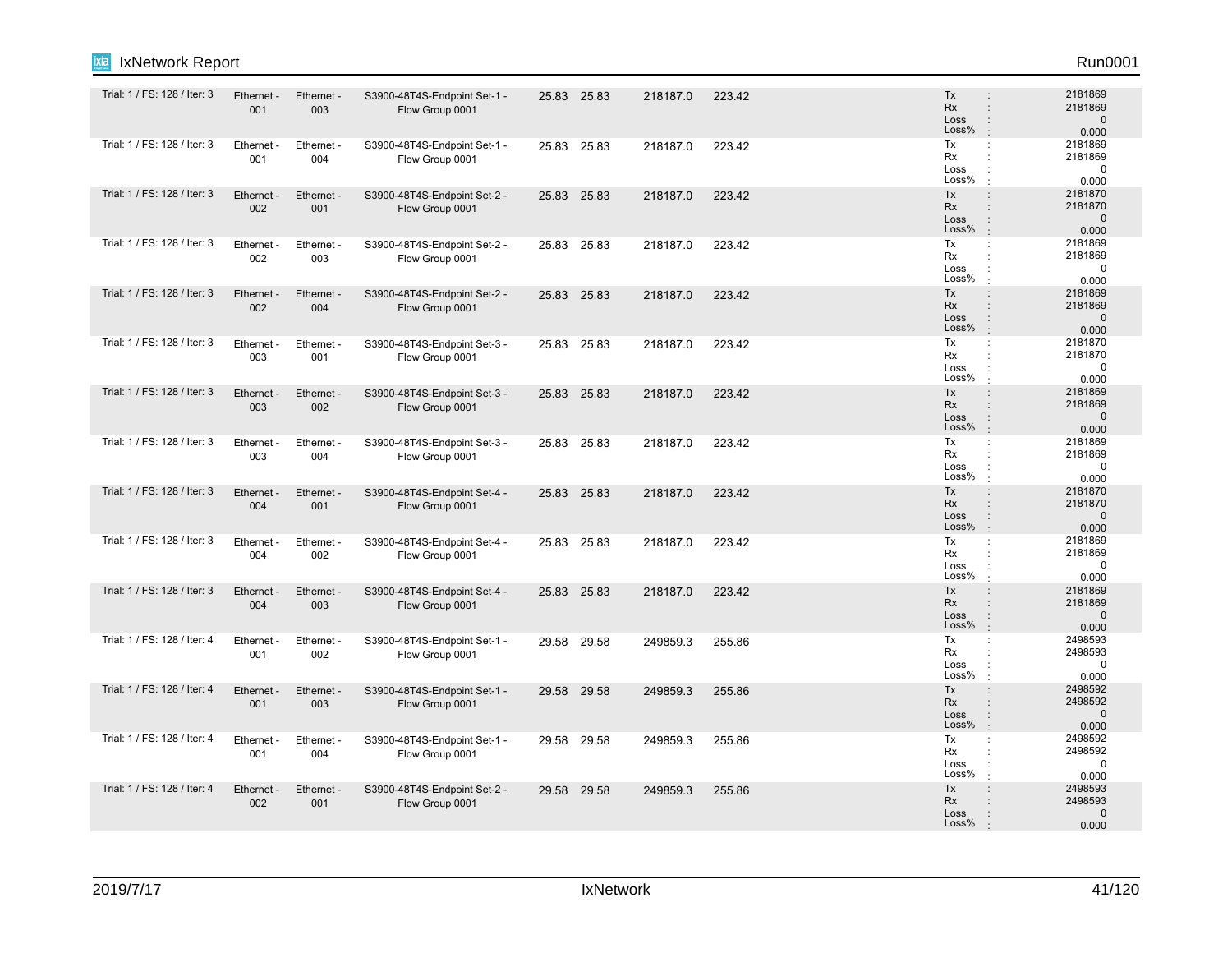| Trial: 1 / FS: 128 / Iter: 3 | Ethernet - 001 | Ethernet - 003 | S3900-48T4S-Endpoint Set-1 - Flow Group 0001 | 25.83 | 25.83 | 218187.0 | 223.42 | Tx : 2181869<br>Rx : 2181869<br>Loss : 0<br>Loss% : 0.000 |
|---|---|---|---|---|---|---|---|---|
| Trial: 1 / FS: 128 / Iter: 3 | Ethernet - 001 | Ethernet - 004 | S3900-48T4S-Endpoint Set-1 - Flow Group 0001 | 25.83 | 25.83 | 218187.0 | 223.42 | Tx : 2181869<br>Rx : 2181869<br>Loss : 0<br>Loss% : 0.000 |
| Trial: 1 / FS: 128 / Iter: 3 | Ethernet - 002 | Ethernet - 001 | S3900-48T4S-Endpoint Set-2 - Flow Group 0001 | 25.83 | 25.83 | 218187.0 | 223.42 | Tx : 2181870<br>Rx : 2181870<br>Loss : 0<br>Loss% : 0.000 |
| Trial: 1 / FS: 128 / Iter: 3 | Ethernet - 002 | Ethernet - 003 | S3900-48T4S-Endpoint Set-2 - Flow Group 0001 | 25.83 | 25.83 | 218187.0 | 223.42 | Tx : 2181869<br>Rx : 2181869<br>Loss : 0<br>Loss% : 0.000 |
| Trial: 1 / FS: 128 / Iter: 3 | Ethernet - 002 | Ethernet - 004 | S3900-48T4S-Endpoint Set-2 - Flow Group 0001 | 25.83 | 25.83 | 218187.0 | 223.42 | Tx : 2181869<br>Rx : 2181869<br>Loss : 0<br>Loss% : 0.000 |
| Trial: 1 / FS: 128 / Iter: 3 | Ethernet - 003 | Ethernet - 001 | S3900-48T4S-Endpoint Set-3 - Flow Group 0001 | 25.83 | 25.83 | 218187.0 | 223.42 | Tx : 2181870<br>Rx : 2181870<br>Loss : 0<br>Loss% : 0.000 |
| Trial: 1 / FS: 128 / Iter: 3 | Ethernet - 003 | Ethernet - 002 | S3900-48T4S-Endpoint Set-3 - Flow Group 0001 | 25.83 | 25.83 | 218187.0 | 223.42 | Tx : 2181869<br>Rx : 2181869<br>Loss : 0<br>Loss% : 0.000 |
| Trial: 1 / FS: 128 / Iter: 3 | Ethernet - 003 | Ethernet - 004 | S3900-48T4S-Endpoint Set-3 - Flow Group 0001 | 25.83 | 25.83 | 218187.0 | 223.42 | Tx : 2181869<br>Rx : 2181869<br>Loss : 0<br>Loss% : 0.000 |
| Trial: 1 / FS: 128 / Iter: 3 | Ethernet - 004 | Ethernet - 001 | S3900-48T4S-Endpoint Set-4 - Flow Group 0001 | 25.83 | 25.83 | 218187.0 | 223.42 | Tx : 2181870<br>Rx : 2181870<br>Loss : 0<br>Loss% : 0.000 |
| Trial: 1 / FS: 128 / Iter: 3 | Ethernet - 004 | Ethernet - 002 | S3900-48T4S-Endpoint Set-4 - Flow Group 0001 | 25.83 | 25.83 | 218187.0 | 223.42 | Tx : 2181869<br>Rx : 2181869<br>Loss : 0<br>Loss% : 0.000 |
| Trial: 1 / FS: 128 / Iter: 3 | Ethernet - 004 | Ethernet - 003 | S3900-48T4S-Endpoint Set-4 - Flow Group 0001 | 25.83 | 25.83 | 218187.0 | 223.42 | Tx : 2181869<br>Rx : 2181869<br>Loss : 0<br>Loss% : 0.000 |
| Trial: 1 / FS: 128 / Iter: 4 | Ethernet - 001 | Ethernet - 002 | S3900-48T4S-Endpoint Set-1 - Flow Group 0001 | 29.58 | 29.58 | 249859.3 | 255.86 | Tx : 2498593<br>Rx : 2498593<br>Loss : 0<br>Loss% : 0.000 |
| Trial: 1 / FS: 128 / Iter: 4 | Ethernet - 001 | Ethernet - 003 | S3900-48T4S-Endpoint Set-1 - Flow Group 0001 | 29.58 | 29.58 | 249859.3 | 255.86 | Tx : 2498592<br>Rx : 2498592<br>Loss : 0<br>Loss% : 0.000 |
| Trial: 1 / FS: 128 / Iter: 4 | Ethernet - 001 | Ethernet - 004 | S3900-48T4S-Endpoint Set-1 - Flow Group 0001 | 29.58 | 29.58 | 249859.3 | 255.86 | Tx : 2498592<br>Rx : 2498592<br>Loss : 0<br>Loss% : 0.000 |
| Trial: 1 / FS: 128 / Iter: 4 | Ethernet - 002 | Ethernet - 001 | S3900-48T4S-Endpoint Set-2 - Flow Group 0001 | 29.58 | 29.58 | 249859.3 | 255.86 | Tx : 2498593<br>Rx : 2498593<br>Loss : 0<br>Loss% : 0.000 |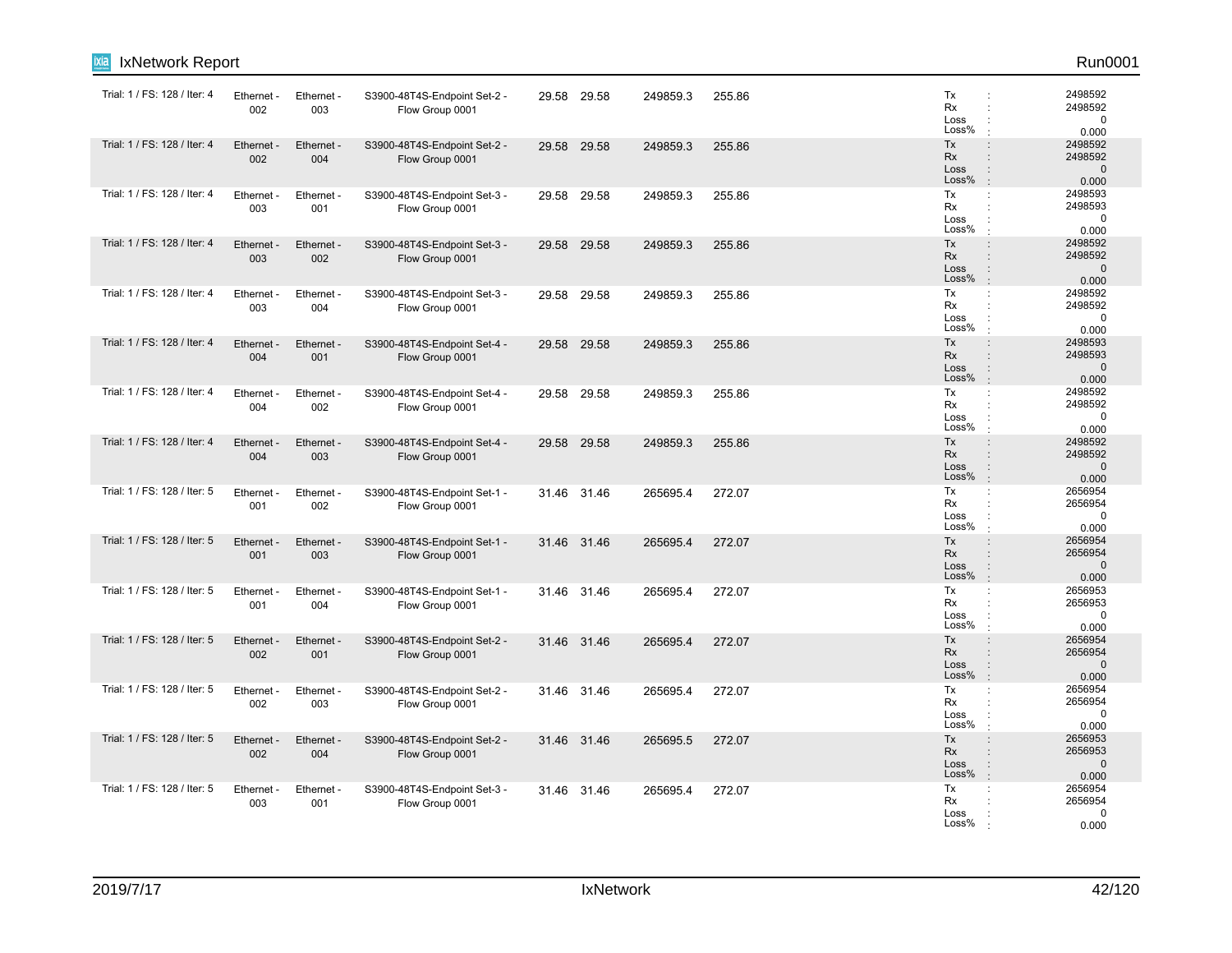| | | | | | | | | |
|---|---|---|---|---|---|---|---|---|
| Trial: 1 / FS: 128 / Iter: 4 | Ethernet - 002 | Ethernet - 003 | S3900-48T4S-Endpoint Set-2 - Flow Group 0001 | 29.58 | 29.58 | 249859.3 | 255.86 | Tx : 2498592<br>Rx : 2498592<br>Loss : 0<br>Loss% : 0.000 |
| Trial: 1 / FS: 128 / Iter: 4 | Ethernet - 002 | Ethernet - 004 | S3900-48T4S-Endpoint Set-2 - Flow Group 0001 | 29.58 | 29.58 | 249859.3 | 255.86 | Tx : 2498592<br>Rx : 2498592<br>Loss : 0<br>Loss% : 0.000 |
| Trial: 1 / FS: 128 / Iter: 4 | Ethernet - 003 | Ethernet - 001 | S3900-48T4S-Endpoint Set-3 - Flow Group 0001 | 29.58 | 29.58 | 249859.3 | 255.86 | Tx : 2498593<br>Rx : 2498593<br>Loss : 0<br>Loss% : 0.000 |
| Trial: 1 / FS: 128 / Iter: 4 | Ethernet - 003 | Ethernet - 002 | S3900-48T4S-Endpoint Set-3 - Flow Group 0001 | 29.58 | 29.58 | 249859.3 | 255.86 | Tx : 2498592<br>Rx : 2498592<br>Loss : 0<br>Loss% : 0.000 |
| Trial: 1 / FS: 128 / Iter: 4 | Ethernet - 003 | Ethernet - 004 | S3900-48T4S-Endpoint Set-3 - Flow Group 0001 | 29.58 | 29.58 | 249859.3 | 255.86 | Tx : 2498592<br>Rx : 2498592<br>Loss : 0<br>Loss% : 0.000 |
| Trial: 1 / FS: 128 / Iter: 4 | Ethernet - 004 | Ethernet - 001 | S3900-48T4S-Endpoint Set-4 - Flow Group 0001 | 29.58 | 29.58 | 249859.3 | 255.86 | Tx : 2498593<br>Rx : 2498593<br>Loss : 0<br>Loss% : 0.000 |
| Trial: 1 / FS: 128 / Iter: 4 | Ethernet - 004 | Ethernet - 002 | S3900-48T4S-Endpoint Set-4 - Flow Group 0001 | 29.58 | 29.58 | 249859.3 | 255.86 | Tx : 2498592<br>Rx : 2498592<br>Loss : 0<br>Loss% : 0.000 |
| Trial: 1 / FS: 128 / Iter: 4 | Ethernet - 004 | Ethernet - 003 | S3900-48T4S-Endpoint Set-4 - Flow Group 0001 | 29.58 | 29.58 | 249859.3 | 255.86 | Tx : 2498592<br>Rx : 2498592<br>Loss : 0<br>Loss% : 0.000 |
| Trial: 1 / FS: 128 / Iter: 5 | Ethernet - 001 | Ethernet - 002 | S3900-48T4S-Endpoint Set-1 - Flow Group 0001 | 31.46 | 31.46 | 265695.4 | 272.07 | Tx : 2656954<br>Rx : 2656954<br>Loss : 0<br>Loss% : 0.000 |
| Trial: 1 / FS: 128 / Iter: 5 | Ethernet - 001 | Ethernet - 003 | S3900-48T4S-Endpoint Set-1 - Flow Group 0001 | 31.46 | 31.46 | 265695.4 | 272.07 | Tx : 2656954<br>Rx : 2656954<br>Loss : 0<br>Loss% : 0.000 |
| Trial: 1 / FS: 128 / Iter: 5 | Ethernet - 001 | Ethernet - 004 | S3900-48T4S-Endpoint Set-1 - Flow Group 0001 | 31.46 | 31.46 | 265695.4 | 272.07 | Tx : 2656953<br>Rx : 2656953<br>Loss : 0<br>Loss% : 0.000 |
| Trial: 1 / FS: 128 / Iter: 5 | Ethernet - 002 | Ethernet - 001 | S3900-48T4S-Endpoint Set-2 - Flow Group 0001 | 31.46 | 31.46 | 265695.4 | 272.07 | Tx : 2656954<br>Rx : 2656954<br>Loss : 0<br>Loss% : 0.000 |
| Trial: 1 / FS: 128 / Iter: 5 | Ethernet - 002 | Ethernet - 003 | S3900-48T4S-Endpoint Set-2 - Flow Group 0001 | 31.46 | 31.46 | 265695.4 | 272.07 | Tx : 2656954<br>Rx : 2656954<br>Loss : 0<br>Loss% : 0.000 |
| Trial: 1 / FS: 128 / Iter: 5 | Ethernet - 002 | Ethernet - 004 | S3900-48T4S-Endpoint Set-2 - Flow Group 0001 | 31.46 | 31.46 | 265695.5 | 272.07 | Tx : 2656953<br>Rx : 2656953<br>Loss : 0<br>Loss% : 0.000 |
| Trial: 1 / FS: 128 / Iter: 5 | Ethernet - 003 | Ethernet - 001 | S3900-48T4S-Endpoint Set-3 - Flow Group 0001 | 31.46 | 31.46 | 265695.4 | 272.07 | Tx : 2656954<br>Rx : 2656954<br>Loss : 0<br>Loss% : 0.000 |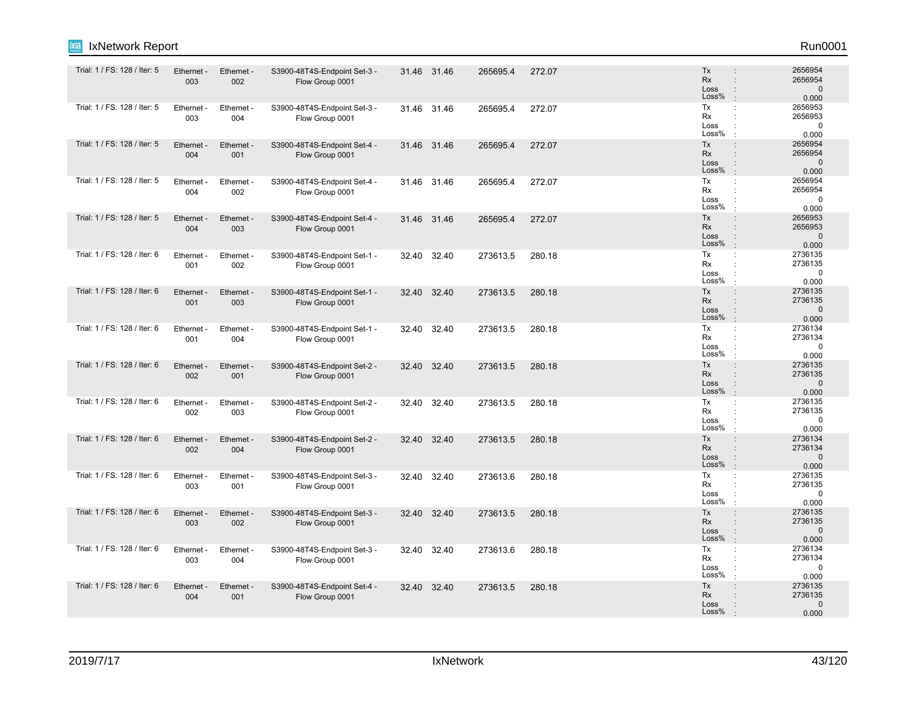| Trial | Tx Port | Rx Port | Traffic Item | | | | | Stats |
|---|---|---|---|---|---|---|---|---|
| Trial: 1 / FS: 128 / Iter: 5 | Ethernet - 003 | Ethernet - 002 | S3900-48T4S-Endpoint Set-3 - Flow Group 0001 | 31.46 | 31.46 | 265695.4 | 272.07 | Tx : 2656954<br>Rx : 2656954<br>Loss : 0<br>Loss% : 0.000 |
| Trial: 1 / FS: 128 / Iter: 5 | Ethernet - 003 | Ethernet - 004 | S3900-48T4S-Endpoint Set-3 - Flow Group 0001 | 31.46 | 31.46 | 265695.4 | 272.07 | Tx : 2656953<br>Rx : 2656953<br>Loss : 0<br>Loss% : 0.000 |
| Trial: 1 / FS: 128 / Iter: 5 | Ethernet - 004 | Ethernet - 001 | S3900-48T4S-Endpoint Set-4 - Flow Group 0001 | 31.46 | 31.46 | 265695.4 | 272.07 | Tx : 2656954<br>Rx : 2656954<br>Loss : 0<br>Loss% : 0.000 |
| Trial: 1 / FS: 128 / Iter: 5 | Ethernet - 004 | Ethernet - 002 | S3900-48T4S-Endpoint Set-4 - Flow Group 0001 | 31.46 | 31.46 | 265695.4 | 272.07 | Tx : 2656954<br>Rx : 2656954<br>Loss : 0<br>Loss% : 0.000 |
| Trial: 1 / FS: 128 / Iter: 5 | Ethernet - 004 | Ethernet - 003 | S3900-48T4S-Endpoint Set-4 - Flow Group 0001 | 31.46 | 31.46 | 265695.4 | 272.07 | Tx : 2656953<br>Rx : 2656953<br>Loss : 0<br>Loss% : 0.000 |
| Trial: 1 / FS: 128 / Iter: 6 | Ethernet - 001 | Ethernet - 002 | S3900-48T4S-Endpoint Set-1 - Flow Group 0001 | 32.40 | 32.40 | 273613.5 | 280.18 | Tx : 2736135<br>Rx : 2736135<br>Loss : 0<br>Loss% : 0.000 |
| Trial: 1 / FS: 128 / Iter: 6 | Ethernet - 001 | Ethernet - 003 | S3900-48T4S-Endpoint Set-1 - Flow Group 0001 | 32.40 | 32.40 | 273613.5 | 280.18 | Tx : 2736135<br>Rx : 2736135<br>Loss : 0<br>Loss% : 0.000 |
| Trial: 1 / FS: 128 / Iter: 6 | Ethernet - 001 | Ethernet - 004 | S3900-48T4S-Endpoint Set-1 - Flow Group 0001 | 32.40 | 32.40 | 273613.5 | 280.18 | Tx : 2736134<br>Rx : 2736134<br>Loss : 0<br>Loss% : 0.000 |
| Trial: 1 / FS: 128 / Iter: 6 | Ethernet - 002 | Ethernet - 001 | S3900-48T4S-Endpoint Set-2 - Flow Group 0001 | 32.40 | 32.40 | 273613.5 | 280.18 | Tx : 2736135<br>Rx : 2736135<br>Loss : 0<br>Loss% : 0.000 |
| Trial: 1 / FS: 128 / Iter: 6 | Ethernet - 002 | Ethernet - 003 | S3900-48T4S-Endpoint Set-2 - Flow Group 0001 | 32.40 | 32.40 | 273613.5 | 280.18 | Tx : 2736135<br>Rx : 2736135<br>Loss : 0<br>Loss% : 0.000 |
| Trial: 1 / FS: 128 / Iter: 6 | Ethernet - 002 | Ethernet - 004 | S3900-48T4S-Endpoint Set-2 - Flow Group 0001 | 32.40 | 32.40 | 273613.5 | 280.18 | Tx : 2736134<br>Rx : 2736134<br>Loss : 0<br>Loss% : 0.000 |
| Trial: 1 / FS: 128 / Iter: 6 | Ethernet - 003 | Ethernet - 001 | S3900-48T4S-Endpoint Set-3 - Flow Group 0001 | 32.40 | 32.40 | 273613.6 | 280.18 | Tx : 2736135<br>Rx : 2736135<br>Loss : 0<br>Loss% : 0.000 |
| Trial: 1 / FS: 128 / Iter: 6 | Ethernet - 003 | Ethernet - 002 | S3900-48T4S-Endpoint Set-3 - Flow Group 0001 | 32.40 | 32.40 | 273613.5 | 280.18 | Tx : 2736135<br>Rx : 2736135<br>Loss : 0<br>Loss% : 0.000 |
| Trial: 1 / FS: 128 / Iter: 6 | Ethernet - 003 | Ethernet - 004 | S3900-48T4S-Endpoint Set-3 - Flow Group 0001 | 32.40 | 32.40 | 273613.6 | 280.18 | Tx : 2736134<br>Rx : 2736134<br>Loss : 0<br>Loss% : 0.000 |
| Trial: 1 / FS: 128 / Iter: 6 | Ethernet - 004 | Ethernet - 001 | S3900-48T4S-Endpoint Set-4 - Flow Group 0001 | 32.40 | 32.40 | 273613.5 | 280.18 | Tx : 2736135<br>Rx : 2736135<br>Loss : 0<br>Loss% : 0.000 |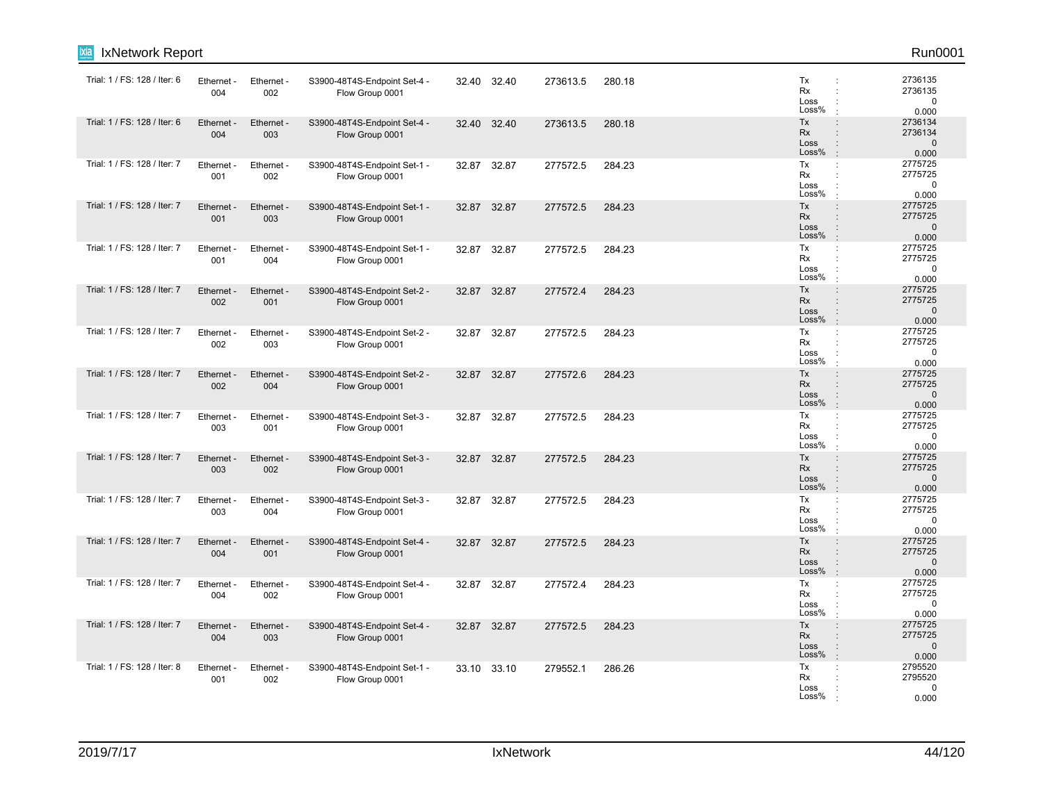| Trial | Tx Port | Rx Port | Flow Group | | | | | Stats |
|---|---|---|---|---|---|---|---|---|
| Trial: 1 / FS: 128 / Iter: 6 | Ethernet - 004 | Ethernet - 002 | S3900-48T4S-Endpoint Set-4 - Flow Group 0001 | 32.40 | 32.40 | 273613.5 | 280.18 | Tx : 2736135<br>Rx : 2736135<br>Loss : 0<br>Loss% : 0.000 |
| Trial: 1 / FS: 128 / Iter: 6 | Ethernet - 004 | Ethernet - 003 | S3900-48T4S-Endpoint Set-4 - Flow Group 0001 | 32.40 | 32.40 | 273613.5 | 280.18 | Tx : 2736134<br>Rx : 2736134<br>Loss : 0<br>Loss% : 0.000 |
| Trial: 1 / FS: 128 / Iter: 7 | Ethernet - 001 | Ethernet - 002 | S3900-48T4S-Endpoint Set-1 - Flow Group 0001 | 32.87 | 32.87 | 277572.5 | 284.23 | Tx : 2775725<br>Rx : 2775725<br>Loss : 0<br>Loss% : 0.000 |
| Trial: 1 / FS: 128 / Iter: 7 | Ethernet - 001 | Ethernet - 003 | S3900-48T4S-Endpoint Set-1 - Flow Group 0001 | 32.87 | 32.87 | 277572.5 | 284.23 | Tx : 2775725<br>Rx : 2775725<br>Loss : 0<br>Loss% : 0.000 |
| Trial: 1 / FS: 128 / Iter: 7 | Ethernet - 001 | Ethernet - 004 | S3900-48T4S-Endpoint Set-1 - Flow Group 0001 | 32.87 | 32.87 | 277572.5 | 284.23 | Tx : 2775725<br>Rx : 2775725<br>Loss : 0<br>Loss% : 0.000 |
| Trial: 1 / FS: 128 / Iter: 7 | Ethernet - 002 | Ethernet - 001 | S3900-48T4S-Endpoint Set-2 - Flow Group 0001 | 32.87 | 32.87 | 277572.4 | 284.23 | Tx : 2775725<br>Rx : 2775725<br>Loss : 0<br>Loss% : 0.000 |
| Trial: 1 / FS: 128 / Iter: 7 | Ethernet - 002 | Ethernet - 003 | S3900-48T4S-Endpoint Set-2 - Flow Group 0001 | 32.87 | 32.87 | 277572.5 | 284.23 | Tx : 2775725<br>Rx : 2775725<br>Loss : 0<br>Loss% : 0.000 |
| Trial: 1 / FS: 128 / Iter: 7 | Ethernet - 002 | Ethernet - 004 | S3900-48T4S-Endpoint Set-2 - Flow Group 0001 | 32.87 | 32.87 | 277572.6 | 284.23 | Tx : 2775725<br>Rx : 2775725<br>Loss : 0<br>Loss% : 0.000 |
| Trial: 1 / FS: 128 / Iter: 7 | Ethernet - 003 | Ethernet - 001 | S3900-48T4S-Endpoint Set-3 - Flow Group 0001 | 32.87 | 32.87 | 277572.5 | 284.23 | Tx : 2775725<br>Rx : 2775725<br>Loss : 0<br>Loss% : 0.000 |
| Trial: 1 / FS: 128 / Iter: 7 | Ethernet - 003 | Ethernet - 002 | S3900-48T4S-Endpoint Set-3 - Flow Group 0001 | 32.87 | 32.87 | 277572.5 | 284.23 | Tx : 2775725<br>Rx : 2775725<br>Loss : 0<br>Loss% : 0.000 |
| Trial: 1 / FS: 128 / Iter: 7 | Ethernet - 003 | Ethernet - 004 | S3900-48T4S-Endpoint Set-3 - Flow Group 0001 | 32.87 | 32.87 | 277572.5 | 284.23 | Tx : 2775725<br>Rx : 2775725<br>Loss : 0<br>Loss% : 0.000 |
| Trial: 1 / FS: 128 / Iter: 7 | Ethernet - 004 | Ethernet - 001 | S3900-48T4S-Endpoint Set-4 - Flow Group 0001 | 32.87 | 32.87 | 277572.5 | 284.23 | Tx : 2775725<br>Rx : 2775725<br>Loss : 0<br>Loss% : 0.000 |
| Trial: 1 / FS: 128 / Iter: 7 | Ethernet - 004 | Ethernet - 002 | S3900-48T4S-Endpoint Set-4 - Flow Group 0001 | 32.87 | 32.87 | 277572.4 | 284.23 | Tx : 2775725<br>Rx : 2775725<br>Loss : 0<br>Loss% : 0.000 |
| Trial: 1 / FS: 128 / Iter: 7 | Ethernet - 004 | Ethernet - 003 | S3900-48T4S-Endpoint Set-4 - Flow Group 0001 | 32.87 | 32.87 | 277572.5 | 284.23 | Tx : 2775725<br>Rx : 2775725<br>Loss : 0<br>Loss% : 0.000 |
| Trial: 1 / FS: 128 / Iter: 8 | Ethernet - 001 | Ethernet - 002 | S3900-48T4S-Endpoint Set-1 - Flow Group 0001 | 33.10 | 33.10 | 279552.1 | 286.26 | Tx : 2795520<br>Rx : 2795520<br>Loss : 0<br>Loss% : 0.000 |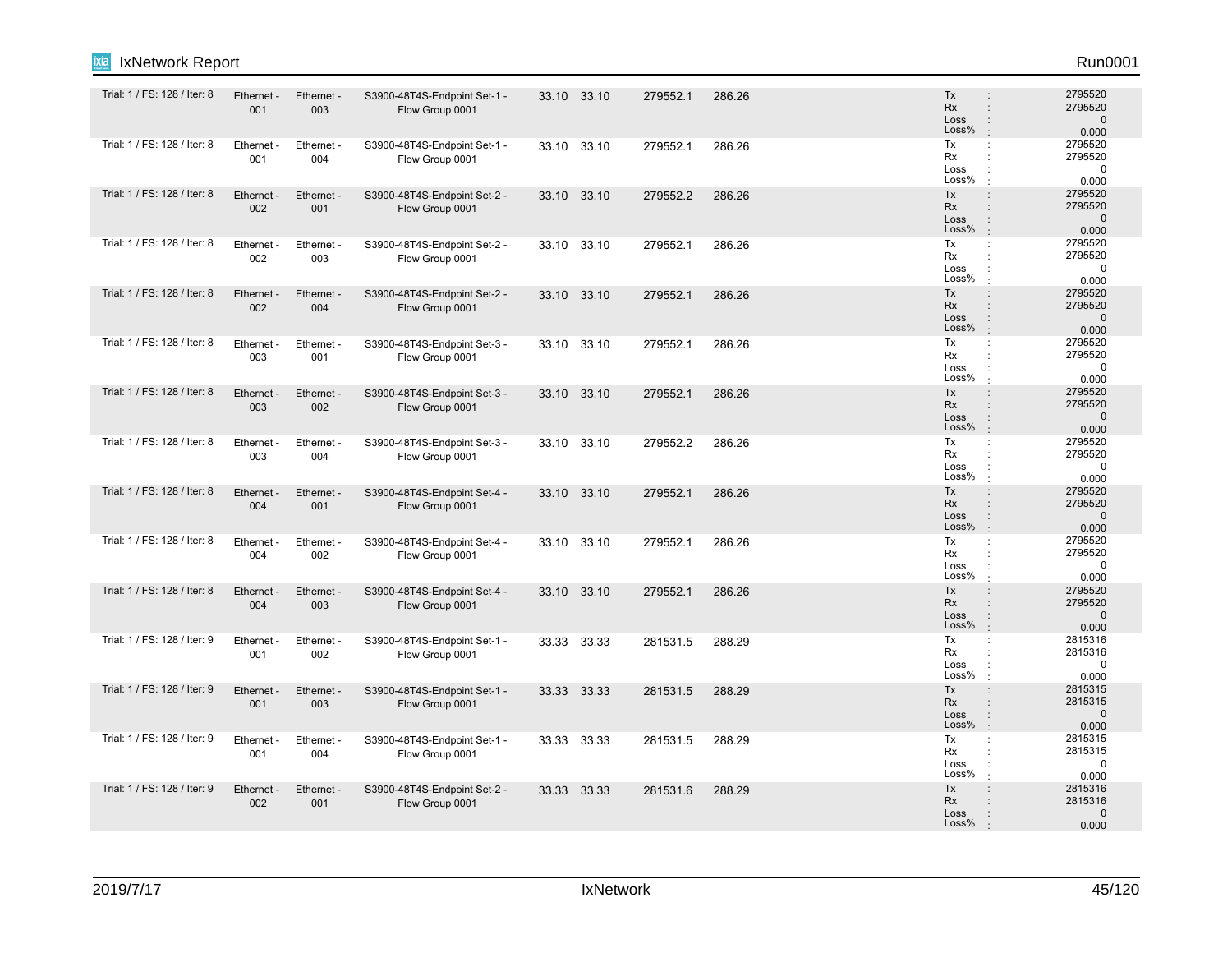| | | | | | | | | |
|---|---|---|---|---|---|---|---|---|
| Trial: 1 / FS: 128 / Iter: 8 | Ethernet - 001 | Ethernet - 003 | S3900-48T4S-Endpoint Set-1 - Flow Group 0001 | 33.10 | 33.10 | 279552.1 | 286.26 | Tx : 2795520<br>Rx : 2795520<br>Loss : 0<br>Loss% : 0.000 |
| Trial: 1 / FS: 128 / Iter: 8 | Ethernet - 001 | Ethernet - 004 | S3900-48T4S-Endpoint Set-1 - Flow Group 0001 | 33.10 | 33.10 | 279552.1 | 286.26 | Tx : 2795520<br>Rx : 2795520<br>Loss : 0<br>Loss% : 0.000 |
| Trial: 1 / FS: 128 / Iter: 8 | Ethernet - 002 | Ethernet - 001 | S3900-48T4S-Endpoint Set-2 - Flow Group 0001 | 33.10 | 33.10 | 279552.2 | 286.26 | Tx : 2795520<br>Rx : 2795520<br>Loss : 0<br>Loss% : 0.000 |
| Trial: 1 / FS: 128 / Iter: 8 | Ethernet - 002 | Ethernet - 003 | S3900-48T4S-Endpoint Set-2 - Flow Group 0001 | 33.10 | 33.10 | 279552.1 | 286.26 | Tx : 2795520<br>Rx : 2795520<br>Loss : 0<br>Loss% : 0.000 |
| Trial: 1 / FS: 128 / Iter: 8 | Ethernet - 002 | Ethernet - 004 | S3900-48T4S-Endpoint Set-2 - Flow Group 0001 | 33.10 | 33.10 | 279552.1 | 286.26 | Tx : 2795520<br>Rx : 2795520<br>Loss : 0<br>Loss% : 0.000 |
| Trial: 1 / FS: 128 / Iter: 8 | Ethernet - 003 | Ethernet - 001 | S3900-48T4S-Endpoint Set-3 - Flow Group 0001 | 33.10 | 33.10 | 279552.1 | 286.26 | Tx : 2795520<br>Rx : 2795520<br>Loss : 0<br>Loss% : 0.000 |
| Trial: 1 / FS: 128 / Iter: 8 | Ethernet - 003 | Ethernet - 002 | S3900-48T4S-Endpoint Set-3 - Flow Group 0001 | 33.10 | 33.10 | 279552.1 | 286.26 | Tx : 2795520<br>Rx : 2795520<br>Loss : 0<br>Loss% : 0.000 |
| Trial: 1 / FS: 128 / Iter: 8 | Ethernet - 003 | Ethernet - 004 | S3900-48T4S-Endpoint Set-3 - Flow Group 0001 | 33.10 | 33.10 | 279552.2 | 286.26 | Tx : 2795520<br>Rx : 2795520<br>Loss : 0<br>Loss% : 0.000 |
| Trial: 1 / FS: 128 / Iter: 8 | Ethernet - 004 | Ethernet - 001 | S3900-48T4S-Endpoint Set-4 - Flow Group 0001 | 33.10 | 33.10 | 279552.1 | 286.26 | Tx : 2795520<br>Rx : 2795520<br>Loss : 0<br>Loss% : 0.000 |
| Trial: 1 / FS: 128 / Iter: 8 | Ethernet - 004 | Ethernet - 002 | S3900-48T4S-Endpoint Set-4 - Flow Group 0001 | 33.10 | 33.10 | 279552.1 | 286.26 | Tx : 2795520<br>Rx : 2795520<br>Loss : 0<br>Loss% : 0.000 |
| Trial: 1 / FS: 128 / Iter: 8 | Ethernet - 004 | Ethernet - 003 | S3900-48T4S-Endpoint Set-4 - Flow Group 0001 | 33.10 | 33.10 | 279552.1 | 286.26 | Tx : 2795520<br>Rx : 2795520<br>Loss : 0<br>Loss% : 0.000 |
| Trial: 1 / FS: 128 / Iter: 9 | Ethernet - 001 | Ethernet - 002 | S3900-48T4S-Endpoint Set-1 - Flow Group 0001 | 33.33 | 33.33 | 281531.5 | 288.29 | Tx : 2815316<br>Rx : 2815316<br>Loss : 0<br>Loss% : 0.000 |
| Trial: 1 / FS: 128 / Iter: 9 | Ethernet - 001 | Ethernet - 003 | S3900-48T4S-Endpoint Set-1 - Flow Group 0001 | 33.33 | 33.33 | 281531.5 | 288.29 | Tx : 2815315<br>Rx : 2815315<br>Loss : 0<br>Loss% : 0.000 |
| Trial: 1 / FS: 128 / Iter: 9 | Ethernet - 001 | Ethernet - 004 | S3900-48T4S-Endpoint Set-1 - Flow Group 0001 | 33.33 | 33.33 | 281531.5 | 288.29 | Tx : 2815315<br>Rx : 2815315<br>Loss : 0<br>Loss% : 0.000 |
| Trial: 1 / FS: 128 / Iter: 9 | Ethernet - 002 | Ethernet - 001 | S3900-48T4S-Endpoint Set-2 - Flow Group 0001 | 33.33 | 33.33 | 281531.6 | 288.29 | Tx : 2815316<br>Rx : 2815316<br>Loss : 0<br>Loss% : 0.000 |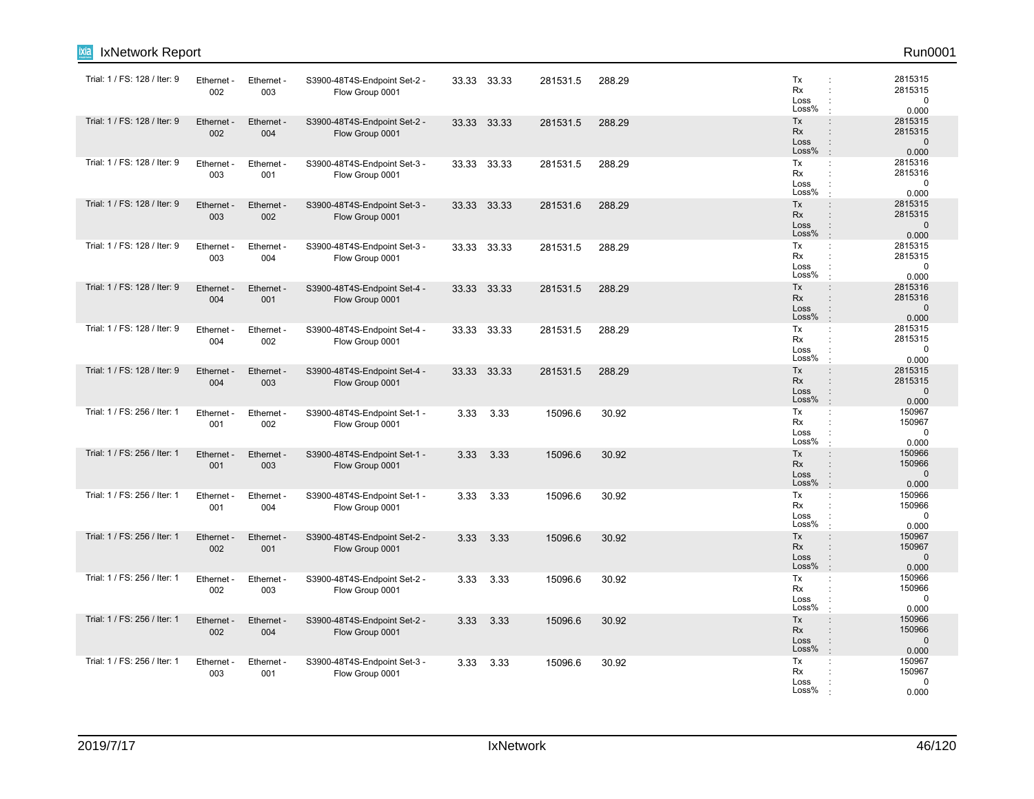| | | | | | | | |
|---|---|---|---|---|---|---|---|
| Trial: 1 / FS: 128 / Iter: 9 | Ethernet - 002 | Ethernet - 003 | S3900-48T4S-Endpoint Set-2 - Flow Group 0001 | 33.33 | 33.33 | 281531.5 | 288.29 | Tx : 2815315<br>Rx : 2815315<br>Loss : 0<br>Loss% : 0.000 |
| Trial: 1 / FS: 128 / Iter: 9 | Ethernet - 002 | Ethernet - 004 | S3900-48T4S-Endpoint Set-2 - Flow Group 0001 | 33.33 | 33.33 | 281531.5 | 288.29 | Tx : 2815315<br>Rx : 2815315<br>Loss : 0<br>Loss% : 0.000 |
| Trial: 1 / FS: 128 / Iter: 9 | Ethernet - 003 | Ethernet - 001 | S3900-48T4S-Endpoint Set-3 - Flow Group 0001 | 33.33 | 33.33 | 281531.5 | 288.29 | Tx : 2815316<br>Rx : 2815316<br>Loss : 0<br>Loss% : 0.000 |
| Trial: 1 / FS: 128 / Iter: 9 | Ethernet - 003 | Ethernet - 002 | S3900-48T4S-Endpoint Set-3 - Flow Group 0001 | 33.33 | 33.33 | 281531.6 | 288.29 | Tx : 2815315<br>Rx : 2815315<br>Loss : 0<br>Loss% : 0.000 |
| Trial: 1 / FS: 128 / Iter: 9 | Ethernet - 003 | Ethernet - 004 | S3900-48T4S-Endpoint Set-3 - Flow Group 0001 | 33.33 | 33.33 | 281531.5 | 288.29 | Tx : 2815315<br>Rx : 2815315<br>Loss : 0<br>Loss% : 0.000 |
| Trial: 1 / FS: 128 / Iter: 9 | Ethernet - 004 | Ethernet - 001 | S3900-48T4S-Endpoint Set-4 - Flow Group 0001 | 33.33 | 33.33 | 281531.5 | 288.29 | Tx : 2815316<br>Rx : 2815316<br>Loss : 0<br>Loss% : 0.000 |
| Trial: 1 / FS: 128 / Iter: 9 | Ethernet - 004 | Ethernet - 002 | S3900-48T4S-Endpoint Set-4 - Flow Group 0001 | 33.33 | 33.33 | 281531.5 | 288.29 | Tx : 2815315<br>Rx : 2815315<br>Loss : 0<br>Loss% : 0.000 |
| Trial: 1 / FS: 128 / Iter: 9 | Ethernet - 004 | Ethernet - 003 | S3900-48T4S-Endpoint Set-4 - Flow Group 0001 | 33.33 | 33.33 | 281531.5 | 288.29 | Tx : 2815315<br>Rx : 2815315<br>Loss : 0<br>Loss% : 0.000 |
| Trial: 1 / FS: 256 / Iter: 1 | Ethernet - 001 | Ethernet - 002 | S3900-48T4S-Endpoint Set-1 - Flow Group 0001 | 3.33 | 3.33 | 15096.6 | 30.92 | Tx : 150967<br>Rx : 150967<br>Loss : 0<br>Loss% : 0.000 |
| Trial: 1 / FS: 256 / Iter: 1 | Ethernet - 001 | Ethernet - 003 | S3900-48T4S-Endpoint Set-1 - Flow Group 0001 | 3.33 | 3.33 | 15096.6 | 30.92 | Tx : 150966<br>Rx : 150966<br>Loss : 0<br>Loss% : 0.000 |
| Trial: 1 / FS: 256 / Iter: 1 | Ethernet - 001 | Ethernet - 004 | S3900-48T4S-Endpoint Set-1 - Flow Group 0001 | 3.33 | 3.33 | 15096.6 | 30.92 | Tx : 150966<br>Rx : 150966<br>Loss : 0<br>Loss% : 0.000 |
| Trial: 1 / FS: 256 / Iter: 1 | Ethernet - 002 | Ethernet - 001 | S3900-48T4S-Endpoint Set-2 - Flow Group 0001 | 3.33 | 3.33 | 15096.6 | 30.92 | Tx : 150967<br>Rx : 150967<br>Loss : 0<br>Loss% : 0.000 |
| Trial: 1 / FS: 256 / Iter: 1 | Ethernet - 002 | Ethernet - 003 | S3900-48T4S-Endpoint Set-2 - Flow Group 0001 | 3.33 | 3.33 | 15096.6 | 30.92 | Tx : 150966<br>Rx : 150966<br>Loss : 0<br>Loss% : 0.000 |
| Trial: 1 / FS: 256 / Iter: 1 | Ethernet - 002 | Ethernet - 004 | S3900-48T4S-Endpoint Set-2 - Flow Group 0001 | 3.33 | 3.33 | 15096.6 | 30.92 | Tx : 150966<br>Rx : 150966<br>Loss : 0<br>Loss% : 0.000 |
| Trial: 1 / FS: 256 / Iter: 1 | Ethernet - 003 | Ethernet - 001 | S3900-48T4S-Endpoint Set-3 - Flow Group 0001 | 3.33 | 3.33 | 15096.6 | 30.92 | Tx : 150967<br>Rx : 150967<br>Loss : 0<br>Loss% : 0.000 |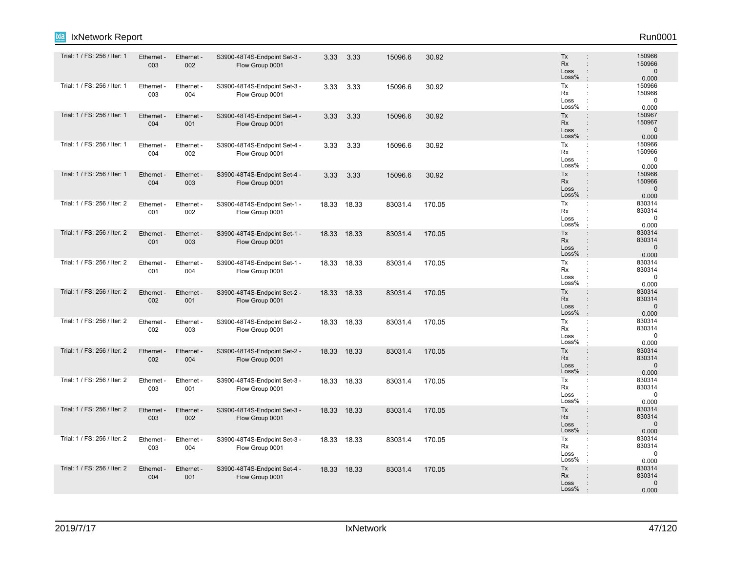| Trial | Tx Port | Rx Port | Flow Group | | | | | | Stats |
|---|---|---|---|---|---|---|---|---|---|
| Trial: 1 / FS: 256 / Iter: 1 | Ethernet - 003 | Ethernet - 002 | S3900-48T4S-Endpoint Set-3 - Flow Group 0001 | 3.33 | 3.33 | 15096.6 | 30.92 | | Tx : 150966<br>Rx : 150966<br>Loss : 0<br>Loss% : 0.000 |
| Trial: 1 / FS: 256 / Iter: 1 | Ethernet - 003 | Ethernet - 004 | S3900-48T4S-Endpoint Set-3 - Flow Group 0001 | 3.33 | 3.33 | 15096.6 | 30.92 | | Tx : 150966<br>Rx : 150966<br>Loss : 0<br>Loss% : 0.000 |
| Trial: 1 / FS: 256 / Iter: 1 | Ethernet - 004 | Ethernet - 001 | S3900-48T4S-Endpoint Set-4 - Flow Group 0001 | 3.33 | 3.33 | 15096.6 | 30.92 | | Tx : 150967<br>Rx : 150967<br>Loss : 0<br>Loss% : 0.000 |
| Trial: 1 / FS: 256 / Iter: 1 | Ethernet - 004 | Ethernet - 002 | S3900-48T4S-Endpoint Set-4 - Flow Group 0001 | 3.33 | 3.33 | 15096.6 | 30.92 | | Tx : 150966<br>Rx : 150966<br>Loss : 0<br>Loss% : 0.000 |
| Trial: 1 / FS: 256 / Iter: 1 | Ethernet - 004 | Ethernet - 003 | S3900-48T4S-Endpoint Set-4 - Flow Group 0001 | 3.33 | 3.33 | 15096.6 | 30.92 | | Tx : 150966<br>Rx : 150966<br>Loss : 0<br>Loss% : 0.000 |
| Trial: 1 / FS: 256 / Iter: 2 | Ethernet - 001 | Ethernet - 002 | S3900-48T4S-Endpoint Set-1 - Flow Group 0001 | 18.33 | 18.33 | 83031.4 | 170.05 | | Tx : 830314<br>Rx : 830314<br>Loss : 0<br>Loss% : 0.000 |
| Trial: 1 / FS: 256 / Iter: 2 | Ethernet - 001 | Ethernet - 003 | S3900-48T4S-Endpoint Set-1 - Flow Group 0001 | 18.33 | 18.33 | 83031.4 | 170.05 | | Tx : 830314<br>Rx : 830314<br>Loss : 0<br>Loss% : 0.000 |
| Trial: 1 / FS: 256 / Iter: 2 | Ethernet - 001 | Ethernet - 004 | S3900-48T4S-Endpoint Set-1 - Flow Group 0001 | 18.33 | 18.33 | 83031.4 | 170.05 | | Tx : 830314<br>Rx : 830314<br>Loss : 0<br>Loss% : 0.000 |
| Trial: 1 / FS: 256 / Iter: 2 | Ethernet - 002 | Ethernet - 001 | S3900-48T4S-Endpoint Set-2 - Flow Group 0001 | 18.33 | 18.33 | 83031.4 | 170.05 | | Tx : 830314<br>Rx : 830314<br>Loss : 0<br>Loss% : 0.000 |
| Trial: 1 / FS: 256 / Iter: 2 | Ethernet - 002 | Ethernet - 003 | S3900-48T4S-Endpoint Set-2 - Flow Group 0001 | 18.33 | 18.33 | 83031.4 | 170.05 | | Tx : 830314<br>Rx : 830314<br>Loss : 0<br>Loss% : 0.000 |
| Trial: 1 / FS: 256 / Iter: 2 | Ethernet - 002 | Ethernet - 004 | S3900-48T4S-Endpoint Set-2 - Flow Group 0001 | 18.33 | 18.33 | 83031.4 | 170.05 | | Tx : 830314<br>Rx : 830314<br>Loss : 0<br>Loss% : 0.000 |
| Trial: 1 / FS: 256 / Iter: 2 | Ethernet - 003 | Ethernet - 001 | S3900-48T4S-Endpoint Set-3 - Flow Group 0001 | 18.33 | 18.33 | 83031.4 | 170.05 | | Tx : 830314<br>Rx : 830314<br>Loss : 0<br>Loss% : 0.000 |
| Trial: 1 / FS: 256 / Iter: 2 | Ethernet - 003 | Ethernet - 002 | S3900-48T4S-Endpoint Set-3 - Flow Group 0001 | 18.33 | 18.33 | 83031.4 | 170.05 | | Tx : 830314<br>Rx : 830314<br>Loss : 0<br>Loss% : 0.000 |
| Trial: 1 / FS: 256 / Iter: 2 | Ethernet - 003 | Ethernet - 004 | S3900-48T4S-Endpoint Set-3 - Flow Group 0001 | 18.33 | 18.33 | 83031.4 | 170.05 | | Tx : 830314<br>Rx : 830314<br>Loss : 0<br>Loss% : 0.000 |
| Trial: 1 / FS: 256 / Iter: 2 | Ethernet - 004 | Ethernet - 001 | S3900-48T4S-Endpoint Set-4 - Flow Group 0001 | 18.33 | 18.33 | 83031.4 | 170.05 | | Tx : 830314<br>Rx : 830314<br>Loss : 0<br>Loss% : 0.000 |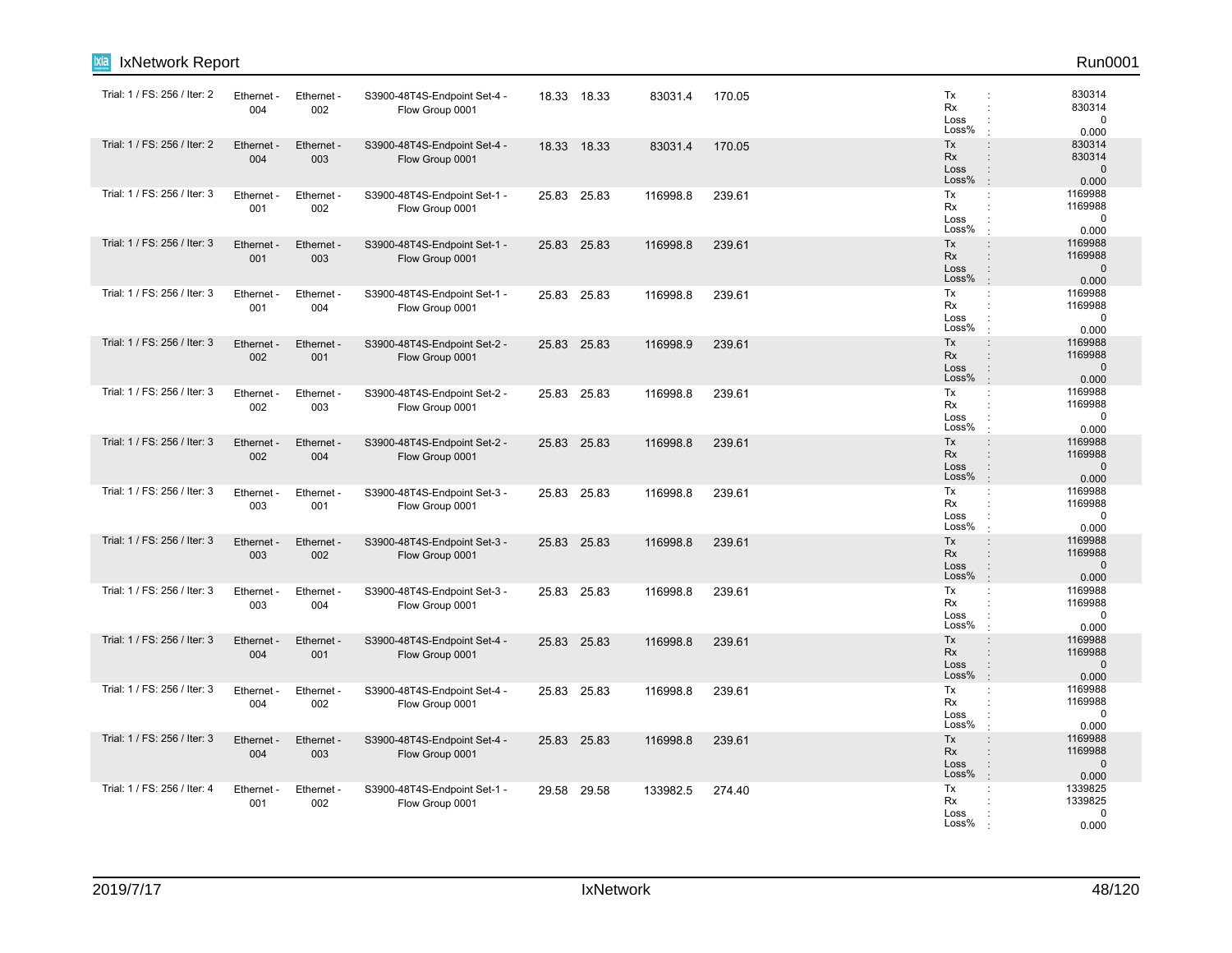| Trial / FS / Iter | Tx Port | Rx Port | Flow Group | | | | | Stats |
|---|---|---|---|---|---|---|---|---|
| Trial: 1 / FS: 256 / Iter: 2 | Ethernet - 004 | Ethernet - 002 | S3900-48T4S-Endpoint Set-4 - Flow Group 0001 | 18.33 | 18.33 | 83031.4 | 170.05 | Tx : 830314<br>Rx : 830314<br>Loss : 0<br>Loss% : 0.000 |
| Trial: 1 / FS: 256 / Iter: 2 | Ethernet - 004 | Ethernet - 003 | S3900-48T4S-Endpoint Set-4 - Flow Group 0001 | 18.33 | 18.33 | 83031.4 | 170.05 | Tx : 830314<br>Rx : 830314<br>Loss : 0<br>Loss% : 0.000 |
| Trial: 1 / FS: 256 / Iter: 3 | Ethernet - 001 | Ethernet - 002 | S3900-48T4S-Endpoint Set-1 - Flow Group 0001 | 25.83 | 25.83 | 116998.8 | 239.61 | Tx : 1169988<br>Rx : 1169988<br>Loss : 0<br>Loss% : 0.000 |
| Trial: 1 / FS: 256 / Iter: 3 | Ethernet - 001 | Ethernet - 003 | S3900-48T4S-Endpoint Set-1 - Flow Group 0001 | 25.83 | 25.83 | 116998.8 | 239.61 | Tx : 1169988<br>Rx : 1169988<br>Loss : 0<br>Loss% : 0.000 |
| Trial: 1 / FS: 256 / Iter: 3 | Ethernet - 001 | Ethernet - 004 | S3900-48T4S-Endpoint Set-1 - Flow Group 0001 | 25.83 | 25.83 | 116998.8 | 239.61 | Tx : 1169988<br>Rx : 1169988<br>Loss : 0<br>Loss% : 0.000 |
| Trial: 1 / FS: 256 / Iter: 3 | Ethernet - 002 | Ethernet - 001 | S3900-48T4S-Endpoint Set-2 - Flow Group 0001 | 25.83 | 25.83 | 116998.9 | 239.61 | Tx : 1169988<br>Rx : 1169988<br>Loss : 0<br>Loss% : 0.000 |
| Trial: 1 / FS: 256 / Iter: 3 | Ethernet - 002 | Ethernet - 003 | S3900-48T4S-Endpoint Set-2 - Flow Group 0001 | 25.83 | 25.83 | 116998.8 | 239.61 | Tx : 1169988<br>Rx : 1169988<br>Loss : 0<br>Loss% : 0.000 |
| Trial: 1 / FS: 256 / Iter: 3 | Ethernet - 002 | Ethernet - 004 | S3900-48T4S-Endpoint Set-2 - Flow Group 0001 | 25.83 | 25.83 | 116998.8 | 239.61 | Tx : 1169988<br>Rx : 1169988<br>Loss : 0<br>Loss% : 0.000 |
| Trial: 1 / FS: 256 / Iter: 3 | Ethernet - 003 | Ethernet - 001 | S3900-48T4S-Endpoint Set-3 - Flow Group 0001 | 25.83 | 25.83 | 116998.8 | 239.61 | Tx : 1169988<br>Rx : 1169988<br>Loss : 0<br>Loss% : 0.000 |
| Trial: 1 / FS: 256 / Iter: 3 | Ethernet - 003 | Ethernet - 002 | S3900-48T4S-Endpoint Set-3 - Flow Group 0001 | 25.83 | 25.83 | 116998.8 | 239.61 | Tx : 1169988<br>Rx : 1169988<br>Loss : 0<br>Loss% : 0.000 |
| Trial: 1 / FS: 256 / Iter: 3 | Ethernet - 003 | Ethernet - 004 | S3900-48T4S-Endpoint Set-3 - Flow Group 0001 | 25.83 | 25.83 | 116998.8 | 239.61 | Tx : 1169988<br>Rx : 1169988<br>Loss : 0<br>Loss% : 0.000 |
| Trial: 1 / FS: 256 / Iter: 3 | Ethernet - 004 | Ethernet - 001 | S3900-48T4S-Endpoint Set-4 - Flow Group 0001 | 25.83 | 25.83 | 116998.8 | 239.61 | Tx : 1169988<br>Rx : 1169988<br>Loss : 0<br>Loss% : 0.000 |
| Trial: 1 / FS: 256 / Iter: 3 | Ethernet - 004 | Ethernet - 002 | S3900-48T4S-Endpoint Set-4 - Flow Group 0001 | 25.83 | 25.83 | 116998.8 | 239.61 | Tx : 1169988<br>Rx : 1169988<br>Loss : 0<br>Loss% : 0.000 |
| Trial: 1 / FS: 256 / Iter: 3 | Ethernet - 004 | Ethernet - 003 | S3900-48T4S-Endpoint Set-4 - Flow Group 0001 | 25.83 | 25.83 | 116998.8 | 239.61 | Tx : 1169988<br>Rx : 1169988<br>Loss : 0<br>Loss% : 0.000 |
| Trial: 1 / FS: 256 / Iter: 4 | Ethernet - 001 | Ethernet - 002 | S3900-48T4S-Endpoint Set-1 - Flow Group 0001 | 29.58 | 29.58 | 133982.5 | 274.40 | Tx : 1339825<br>Rx : 1339825<br>Loss : 0<br>Loss% : 0.000 |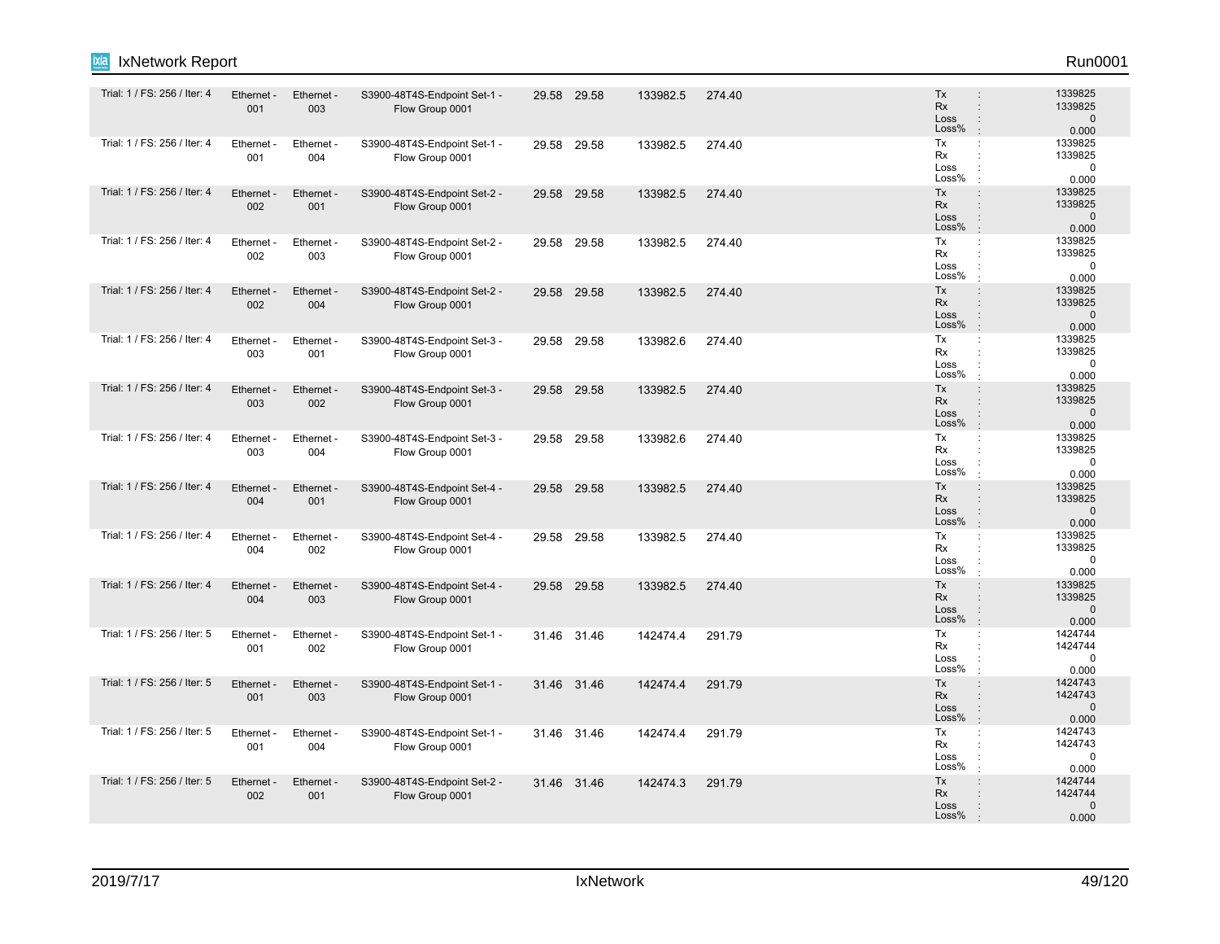| | | | | | | | | |
|---|---|---|---|---|---|---|---|---|
| Trial: 1 / FS: 256 / Iter: 4 | Ethernet - 001 | Ethernet - 003 | S3900-48T4S-Endpoint Set-1 - Flow Group 0001 | 29.58 | 29.58 | 133982.5 | 274.40 | Tx : 1339825<br>Rx : 1339825<br>Loss : 0<br>Loss% : 0.000 |
| Trial: 1 / FS: 256 / Iter: 4 | Ethernet - 001 | Ethernet - 004 | S3900-48T4S-Endpoint Set-1 - Flow Group 0001 | 29.58 | 29.58 | 133982.5 | 274.40 | Tx : 1339825<br>Rx : 1339825<br>Loss : 0<br>Loss% : 0.000 |
| Trial: 1 / FS: 256 / Iter: 4 | Ethernet - 002 | Ethernet - 001 | S3900-48T4S-Endpoint Set-2 - Flow Group 0001 | 29.58 | 29.58 | 133982.5 | 274.40 | Tx : 1339825<br>Rx : 1339825<br>Loss : 0<br>Loss% : 0.000 |
| Trial: 1 / FS: 256 / Iter: 4 | Ethernet - 002 | Ethernet - 003 | S3900-48T4S-Endpoint Set-2 - Flow Group 0001 | 29.58 | 29.58 | 133982.5 | 274.40 | Tx : 1339825<br>Rx : 1339825<br>Loss : 0<br>Loss% : 0.000 |
| Trial: 1 / FS: 256 / Iter: 4 | Ethernet - 002 | Ethernet - 004 | S3900-48T4S-Endpoint Set-2 - Flow Group 0001 | 29.58 | 29.58 | 133982.5 | 274.40 | Tx : 1339825<br>Rx : 1339825<br>Loss : 0<br>Loss% : 0.000 |
| Trial: 1 / FS: 256 / Iter: 4 | Ethernet - 003 | Ethernet - 001 | S3900-48T4S-Endpoint Set-3 - Flow Group 0001 | 29.58 | 29.58 | 133982.6 | 274.40 | Tx : 1339825<br>Rx : 1339825<br>Loss : 0<br>Loss% : 0.000 |
| Trial: 1 / FS: 256 / Iter: 4 | Ethernet - 003 | Ethernet - 002 | S3900-48T4S-Endpoint Set-3 - Flow Group 0001 | 29.58 | 29.58 | 133982.5 | 274.40 | Tx : 1339825<br>Rx : 1339825<br>Loss : 0<br>Loss% : 0.000 |
| Trial: 1 / FS: 256 / Iter: 4 | Ethernet - 003 | Ethernet - 004 | S3900-48T4S-Endpoint Set-3 - Flow Group 0001 | 29.58 | 29.58 | 133982.6 | 274.40 | Tx : 1339825<br>Rx : 1339825<br>Loss : 0<br>Loss% : 0.000 |
| Trial: 1 / FS: 256 / Iter: 4 | Ethernet - 004 | Ethernet - 001 | S3900-48T4S-Endpoint Set-4 - Flow Group 0001 | 29.58 | 29.58 | 133982.5 | 274.40 | Tx : 1339825<br>Rx : 1339825<br>Loss : 0<br>Loss% : 0.000 |
| Trial: 1 / FS: 256 / Iter: 4 | Ethernet - 004 | Ethernet - 002 | S3900-48T4S-Endpoint Set-4 - Flow Group 0001 | 29.58 | 29.58 | 133982.5 | 274.40 | Tx : 1339825<br>Rx : 1339825<br>Loss : 0<br>Loss% : 0.000 |
| Trial: 1 / FS: 256 / Iter: 4 | Ethernet - 004 | Ethernet - 003 | S3900-48T4S-Endpoint Set-4 - Flow Group 0001 | 29.58 | 29.58 | 133982.5 | 274.40 | Tx : 1339825<br>Rx : 1339825<br>Loss : 0<br>Loss% : 0.000 |
| Trial: 1 / FS: 256 / Iter: 5 | Ethernet - 001 | Ethernet - 002 | S3900-48T4S-Endpoint Set-1 - Flow Group 0001 | 31.46 | 31.46 | 142474.4 | 291.79 | Tx : 1424744<br>Rx : 1424744<br>Loss : 0<br>Loss% : 0.000 |
| Trial: 1 / FS: 256 / Iter: 5 | Ethernet - 001 | Ethernet - 003 | S3900-48T4S-Endpoint Set-1 - Flow Group 0001 | 31.46 | 31.46 | 142474.4 | 291.79 | Tx : 1424743<br>Rx : 1424743<br>Loss : 0<br>Loss% : 0.000 |
| Trial: 1 / FS: 256 / Iter: 5 | Ethernet - 001 | Ethernet - 004 | S3900-48T4S-Endpoint Set-1 - Flow Group 0001 | 31.46 | 31.46 | 142474.4 | 291.79 | Tx : 1424743<br>Rx : 1424743<br>Loss : 0<br>Loss% : 0.000 |
| Trial: 1 / FS: 256 / Iter: 5 | Ethernet - 002 | Ethernet - 001 | S3900-48T4S-Endpoint Set-2 - Flow Group 0001 | 31.46 | 31.46 | 142474.3 | 291.79 | Tx : 1424744<br>Rx : 1424744<br>Loss : 0<br>Loss% : 0.000 |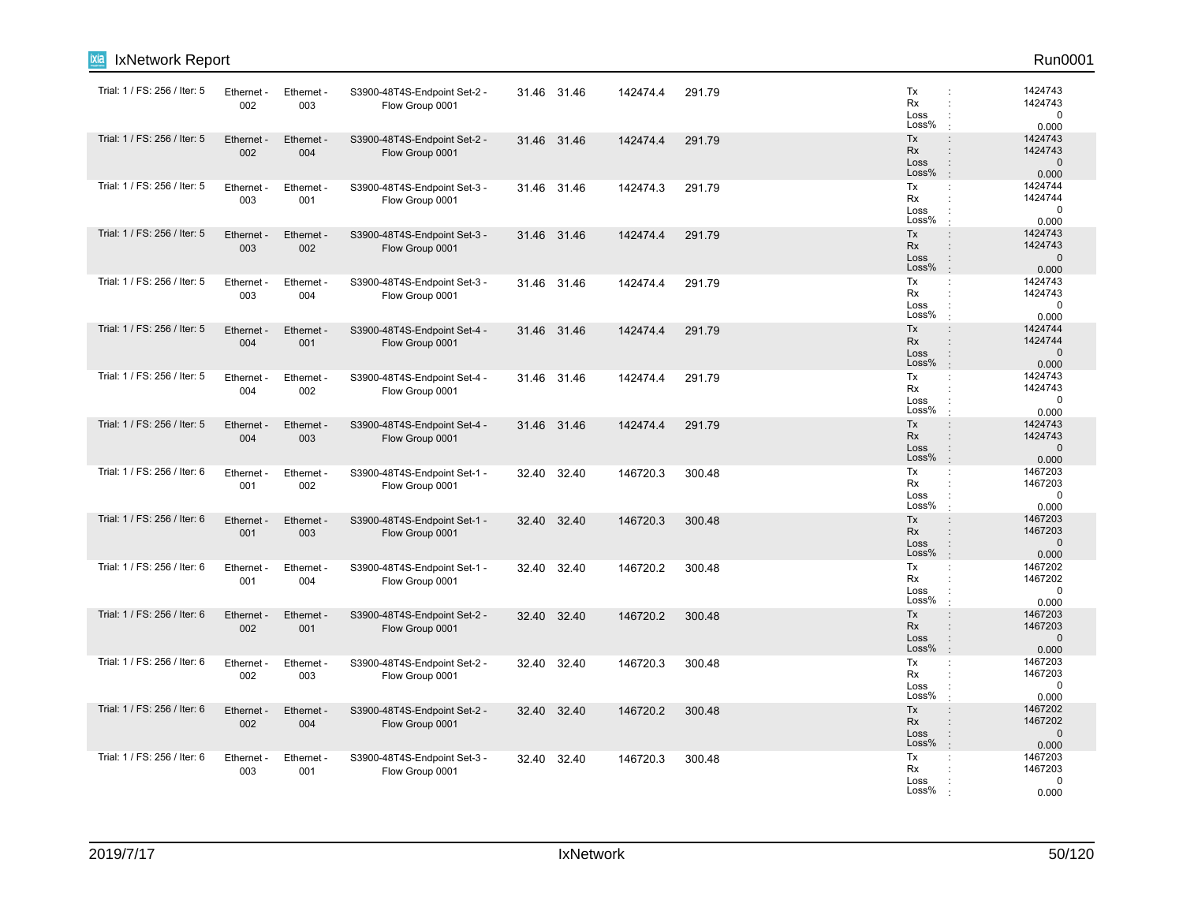| | | | | | | | | |
|---|---|---|---|---|---|---|---|---|
| Trial: 1 / FS: 256 / Iter: 5 | Ethernet - 002 | Ethernet - 003 | S3900-48T4S-Endpoint Set-2 - Flow Group 0001 | 31.46 | 31.46 | 142474.4 | 291.79 | Tx : 1424743<br>Rx : 1424743<br>Loss : 0<br>Loss% : 0.000 |
| Trial: 1 / FS: 256 / Iter: 5 | Ethernet - 002 | Ethernet - 004 | S3900-48T4S-Endpoint Set-2 - Flow Group 0001 | 31.46 | 31.46 | 142474.4 | 291.79 | Tx : 1424743<br>Rx : 1424743<br>Loss : 0<br>Loss% : 0.000 |
| Trial: 1 / FS: 256 / Iter: 5 | Ethernet - 003 | Ethernet - 001 | S3900-48T4S-Endpoint Set-3 - Flow Group 0001 | 31.46 | 31.46 | 142474.3 | 291.79 | Tx : 1424744<br>Rx : 1424744<br>Loss : 0<br>Loss% : 0.000 |
| Trial: 1 / FS: 256 / Iter: 5 | Ethernet - 003 | Ethernet - 002 | S3900-48T4S-Endpoint Set-3 - Flow Group 0001 | 31.46 | 31.46 | 142474.4 | 291.79 | Tx : 1424743<br>Rx : 1424743<br>Loss : 0<br>Loss% : 0.000 |
| Trial: 1 / FS: 256 / Iter: 5 | Ethernet - 003 | Ethernet - 004 | S3900-48T4S-Endpoint Set-3 - Flow Group 0001 | 31.46 | 31.46 | 142474.4 | 291.79 | Tx : 1424743<br>Rx : 1424743<br>Loss : 0<br>Loss% : 0.000 |
| Trial: 1 / FS: 256 / Iter: 5 | Ethernet - 004 | Ethernet - 001 | S3900-48T4S-Endpoint Set-4 - Flow Group 0001 | 31.46 | 31.46 | 142474.4 | 291.79 | Tx : 1424744<br>Rx : 1424744<br>Loss : 0<br>Loss% : 0.000 |
| Trial: 1 / FS: 256 / Iter: 5 | Ethernet - 004 | Ethernet - 002 | S3900-48T4S-Endpoint Set-4 - Flow Group 0001 | 31.46 | 31.46 | 142474.4 | 291.79 | Tx : 1424743<br>Rx : 1424743<br>Loss : 0<br>Loss% : 0.000 |
| Trial: 1 / FS: 256 / Iter: 5 | Ethernet - 004 | Ethernet - 003 | S3900-48T4S-Endpoint Set-4 - Flow Group 0001 | 31.46 | 31.46 | 142474.4 | 291.79 | Tx : 1424743<br>Rx : 1424743<br>Loss : 0<br>Loss% : 0.000 |
| Trial: 1 / FS: 256 / Iter: 6 | Ethernet - 001 | Ethernet - 002 | S3900-48T4S-Endpoint Set-1 - Flow Group 0001 | 32.40 | 32.40 | 146720.3 | 300.48 | Tx : 1467203<br>Rx : 1467203<br>Loss : 0<br>Loss% : 0.000 |
| Trial: 1 / FS: 256 / Iter: 6 | Ethernet - 001 | Ethernet - 003 | S3900-48T4S-Endpoint Set-1 - Flow Group 0001 | 32.40 | 32.40 | 146720.3 | 300.48 | Tx : 1467203<br>Rx : 1467203<br>Loss : 0<br>Loss% : 0.000 |
| Trial: 1 / FS: 256 / Iter: 6 | Ethernet - 001 | Ethernet - 004 | S3900-48T4S-Endpoint Set-1 - Flow Group 0001 | 32.40 | 32.40 | 146720.2 | 300.48 | Tx : 1467202<br>Rx : 1467202<br>Loss : 0<br>Loss% : 0.000 |
| Trial: 1 / FS: 256 / Iter: 6 | Ethernet - 002 | Ethernet - 001 | S3900-48T4S-Endpoint Set-2 - Flow Group 0001 | 32.40 | 32.40 | 146720.2 | 300.48 | Tx : 1467203<br>Rx : 1467203<br>Loss : 0<br>Loss% : 0.000 |
| Trial: 1 / FS: 256 / Iter: 6 | Ethernet - 002 | Ethernet - 003 | S3900-48T4S-Endpoint Set-2 - Flow Group 0001 | 32.40 | 32.40 | 146720.3 | 300.48 | Tx : 1467203<br>Rx : 1467203<br>Loss : 0<br>Loss% : 0.000 |
| Trial: 1 / FS: 256 / Iter: 6 | Ethernet - 002 | Ethernet - 004 | S3900-48T4S-Endpoint Set-2 - Flow Group 0001 | 32.40 | 32.40 | 146720.2 | 300.48 | Tx : 1467202<br>Rx : 1467202<br>Loss : 0<br>Loss% : 0.000 |
| Trial: 1 / FS: 256 / Iter: 6 | Ethernet - 003 | Ethernet - 001 | S3900-48T4S-Endpoint Set-3 - Flow Group 0001 | 32.40 | 32.40 | 146720.3 | 300.48 | Tx : 1467203<br>Rx : 1467203<br>Loss : 0<br>Loss% : 0.000 |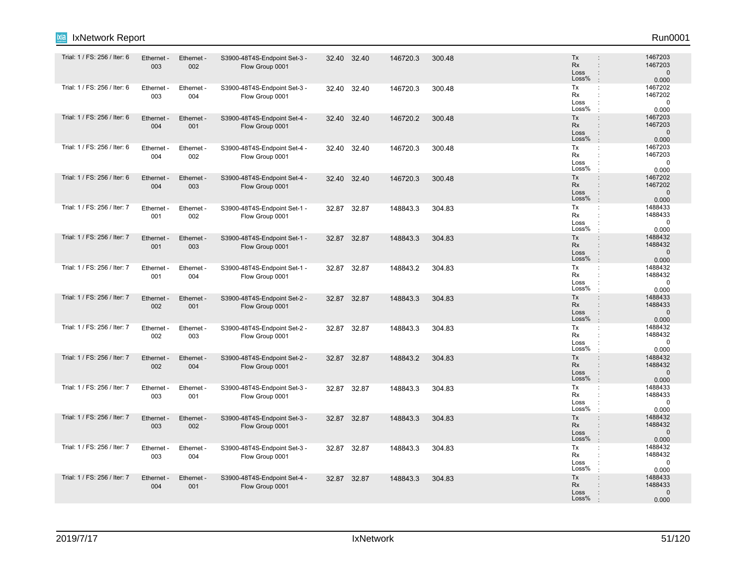| | | | | | | | | |
|---|---|---|---|---|---|---|---|---|
| Trial: 1 / FS: 256 / Iter: 6 | Ethernet - 003 | Ethernet - 002 | S3900-48T4S-Endpoint Set-3 - Flow Group 0001 | 32.40 | 32.40 | 146720.3 | 300.48 | Tx : 1467203<br>Rx : 1467203<br>Loss : 0<br>Loss% : 0.000 |
| Trial: 1 / FS: 256 / Iter: 6 | Ethernet - 003 | Ethernet - 004 | S3900-48T4S-Endpoint Set-3 - Flow Group 0001 | 32.40 | 32.40 | 146720.3 | 300.48 | Tx : 1467202<br>Rx : 1467202<br>Loss : 0<br>Loss% : 0.000 |
| Trial: 1 / FS: 256 / Iter: 6 | Ethernet - 004 | Ethernet - 001 | S3900-48T4S-Endpoint Set-4 - Flow Group 0001 | 32.40 | 32.40 | 146720.2 | 300.48 | Tx : 1467203<br>Rx : 1467203<br>Loss : 0<br>Loss% : 0.000 |
| Trial: 1 / FS: 256 / Iter: 6 | Ethernet - 004 | Ethernet - 002 | S3900-48T4S-Endpoint Set-4 - Flow Group 0001 | 32.40 | 32.40 | 146720.3 | 300.48 | Tx : 1467203<br>Rx : 1467203<br>Loss : 0<br>Loss% : 0.000 |
| Trial: 1 / FS: 256 / Iter: 6 | Ethernet - 004 | Ethernet - 003 | S3900-48T4S-Endpoint Set-4 - Flow Group 0001 | 32.40 | 32.40 | 146720.3 | 300.48 | Tx : 1467202<br>Rx : 1467202<br>Loss : 0<br>Loss% : 0.000 |
| Trial: 1 / FS: 256 / Iter: 7 | Ethernet - 001 | Ethernet - 002 | S3900-48T4S-Endpoint Set-1 - Flow Group 0001 | 32.87 | 32.87 | 148843.3 | 304.83 | Tx : 1488433<br>Rx : 1488433<br>Loss : 0<br>Loss% : 0.000 |
| Trial: 1 / FS: 256 / Iter: 7 | Ethernet - 001 | Ethernet - 003 | S3900-48T4S-Endpoint Set-1 - Flow Group 0001 | 32.87 | 32.87 | 148843.3 | 304.83 | Tx : 1488432<br>Rx : 1488432<br>Loss : 0<br>Loss% : 0.000 |
| Trial: 1 / FS: 256 / Iter: 7 | Ethernet - 001 | Ethernet - 004 | S3900-48T4S-Endpoint Set-1 - Flow Group 0001 | 32.87 | 32.87 | 148843.2 | 304.83 | Tx : 1488432<br>Rx : 1488432<br>Loss : 0<br>Loss% : 0.000 |
| Trial: 1 / FS: 256 / Iter: 7 | Ethernet - 002 | Ethernet - 001 | S3900-48T4S-Endpoint Set-2 - Flow Group 0001 | 32.87 | 32.87 | 148843.3 | 304.83 | Tx : 1488433<br>Rx : 1488433<br>Loss : 0<br>Loss% : 0.000 |
| Trial: 1 / FS: 256 / Iter: 7 | Ethernet - 002 | Ethernet - 003 | S3900-48T4S-Endpoint Set-2 - Flow Group 0001 | 32.87 | 32.87 | 148843.3 | 304.83 | Tx : 1488432<br>Rx : 1488432<br>Loss : 0<br>Loss% : 0.000 |
| Trial: 1 / FS: 256 / Iter: 7 | Ethernet - 002 | Ethernet - 004 | S3900-48T4S-Endpoint Set-2 - Flow Group 0001 | 32.87 | 32.87 | 148843.2 | 304.83 | Tx : 1488432<br>Rx : 1488432<br>Loss : 0<br>Loss% : 0.000 |
| Trial: 1 / FS: 256 / Iter: 7 | Ethernet - 003 | Ethernet - 001 | S3900-48T4S-Endpoint Set-3 - Flow Group 0001 | 32.87 | 32.87 | 148843.3 | 304.83 | Tx : 1488433<br>Rx : 1488433<br>Loss : 0<br>Loss% : 0.000 |
| Trial: 1 / FS: 256 / Iter: 7 | Ethernet - 003 | Ethernet - 002 | S3900-48T4S-Endpoint Set-3 - Flow Group 0001 | 32.87 | 32.87 | 148843.3 | 304.83 | Tx : 1488432<br>Rx : 1488432<br>Loss : 0<br>Loss% : 0.000 |
| Trial: 1 / FS: 256 / Iter: 7 | Ethernet - 003 | Ethernet - 004 | S3900-48T4S-Endpoint Set-3 - Flow Group 0001 | 32.87 | 32.87 | 148843.3 | 304.83 | Tx : 1488432<br>Rx : 1488432<br>Loss : 0<br>Loss% : 0.000 |
| Trial: 1 / FS: 256 / Iter: 7 | Ethernet - 004 | Ethernet - 001 | S3900-48T4S-Endpoint Set-4 - Flow Group 0001 | 32.87 | 32.87 | 148843.3 | 304.83 | Tx : 1488433<br>Rx : 1488433<br>Loss : 0<br>Loss% : 0.000 |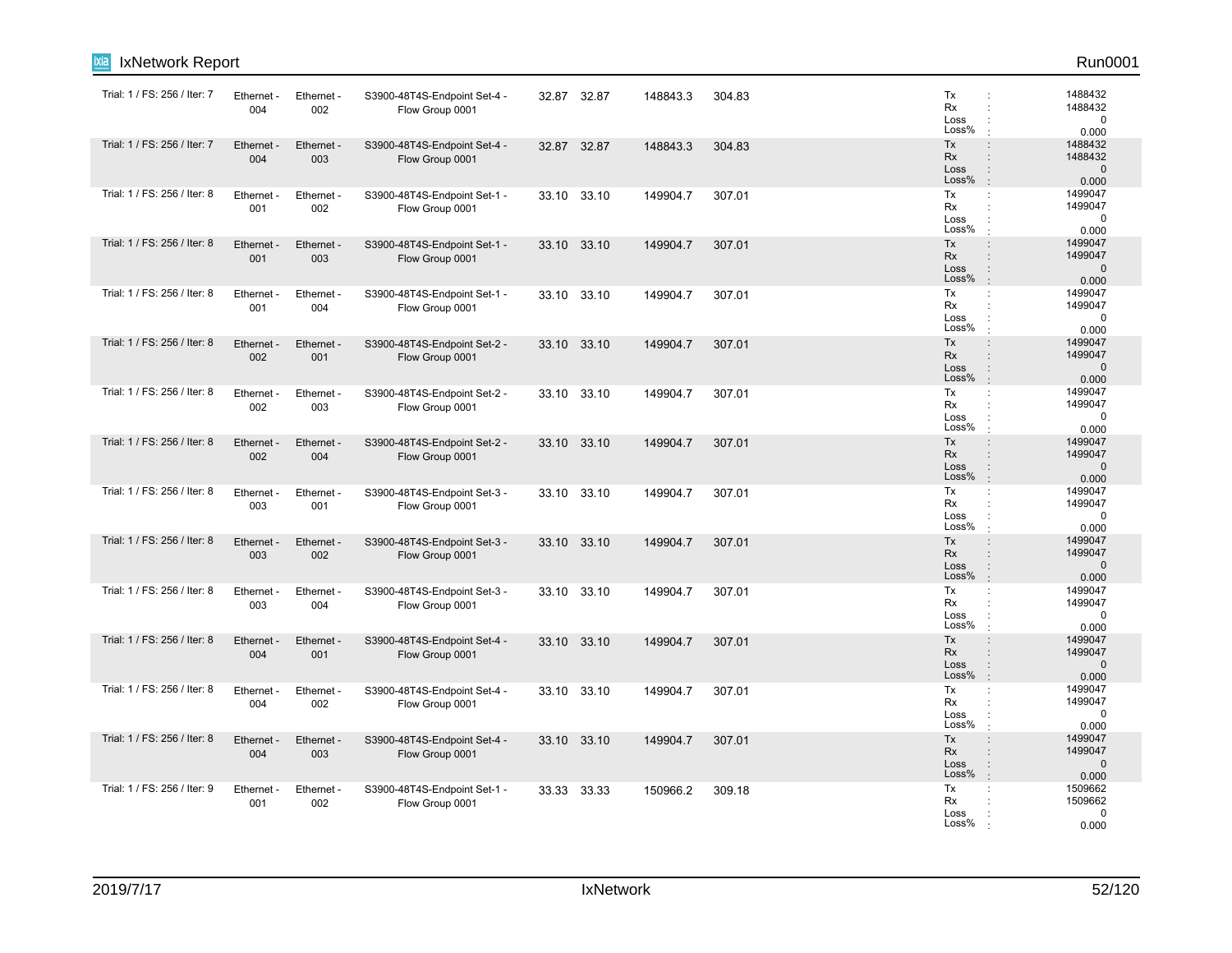| Trial | Tx Port | Rx Port | Flow Group | | | | | Statistics |
|---|---|---|---|---|---|---|---|---|
| Trial: 1 / FS: 256 / Iter: 7 | Ethernet - 004 | Ethernet - 002 | S3900-48T4S-Endpoint Set-4 - Flow Group 0001 | 32.87 | 32.87 | 148843.3 | 304.83 | Tx : 1488432<br>Rx : 1488432<br>Loss : 0<br>Loss% : 0.000 |
| Trial: 1 / FS: 256 / Iter: 7 | Ethernet - 004 | Ethernet - 003 | S3900-48T4S-Endpoint Set-4 - Flow Group 0001 | 32.87 | 32.87 | 148843.3 | 304.83 | Tx : 1488432<br>Rx : 1488432<br>Loss : 0<br>Loss% : 0.000 |
| Trial: 1 / FS: 256 / Iter: 8 | Ethernet - 001 | Ethernet - 002 | S3900-48T4S-Endpoint Set-1 - Flow Group 0001 | 33.10 | 33.10 | 149904.7 | 307.01 | Tx : 1499047<br>Rx : 1499047<br>Loss : 0<br>Loss% : 0.000 |
| Trial: 1 / FS: 256 / Iter: 8 | Ethernet - 001 | Ethernet - 003 | S3900-48T4S-Endpoint Set-1 - Flow Group 0001 | 33.10 | 33.10 | 149904.7 | 307.01 | Tx : 1499047<br>Rx : 1499047<br>Loss : 0<br>Loss% : 0.000 |
| Trial: 1 / FS: 256 / Iter: 8 | Ethernet - 001 | Ethernet - 004 | S3900-48T4S-Endpoint Set-1 - Flow Group 0001 | 33.10 | 33.10 | 149904.7 | 307.01 | Tx : 1499047<br>Rx : 1499047<br>Loss : 0<br>Loss% : 0.000 |
| Trial: 1 / FS: 256 / Iter: 8 | Ethernet - 002 | Ethernet - 001 | S3900-48T4S-Endpoint Set-2 - Flow Group 0001 | 33.10 | 33.10 | 149904.7 | 307.01 | Tx : 1499047<br>Rx : 1499047<br>Loss : 0<br>Loss% : 0.000 |
| Trial: 1 / FS: 256 / Iter: 8 | Ethernet - 002 | Ethernet - 003 | S3900-48T4S-Endpoint Set-2 - Flow Group 0001 | 33.10 | 33.10 | 149904.7 | 307.01 | Tx : 1499047<br>Rx : 1499047<br>Loss : 0<br>Loss% : 0.000 |
| Trial: 1 / FS: 256 / Iter: 8 | Ethernet - 002 | Ethernet - 004 | S3900-48T4S-Endpoint Set-2 - Flow Group 0001 | 33.10 | 33.10 | 149904.7 | 307.01 | Tx : 1499047<br>Rx : 1499047<br>Loss : 0<br>Loss% : 0.000 |
| Trial: 1 / FS: 256 / Iter: 8 | Ethernet - 003 | Ethernet - 001 | S3900-48T4S-Endpoint Set-3 - Flow Group 0001 | 33.10 | 33.10 | 149904.7 | 307.01 | Tx : 1499047<br>Rx : 1499047<br>Loss : 0<br>Loss% : 0.000 |
| Trial: 1 / FS: 256 / Iter: 8 | Ethernet - 003 | Ethernet - 002 | S3900-48T4S-Endpoint Set-3 - Flow Group 0001 | 33.10 | 33.10 | 149904.7 | 307.01 | Tx : 1499047<br>Rx : 1499047<br>Loss : 0<br>Loss% : 0.000 |
| Trial: 1 / FS: 256 / Iter: 8 | Ethernet - 003 | Ethernet - 004 | S3900-48T4S-Endpoint Set-3 - Flow Group 0001 | 33.10 | 33.10 | 149904.7 | 307.01 | Tx : 1499047<br>Rx : 1499047<br>Loss : 0<br>Loss% : 0.000 |
| Trial: 1 / FS: 256 / Iter: 8 | Ethernet - 004 | Ethernet - 001 | S3900-48T4S-Endpoint Set-4 - Flow Group 0001 | 33.10 | 33.10 | 149904.7 | 307.01 | Tx : 1499047<br>Rx : 1499047<br>Loss : 0<br>Loss% : 0.000 |
| Trial: 1 / FS: 256 / Iter: 8 | Ethernet - 004 | Ethernet - 002 | S3900-48T4S-Endpoint Set-4 - Flow Group 0001 | 33.10 | 33.10 | 149904.7 | 307.01 | Tx : 1499047<br>Rx : 1499047<br>Loss : 0<br>Loss% : 0.000 |
| Trial: 1 / FS: 256 / Iter: 8 | Ethernet - 004 | Ethernet - 003 | S3900-48T4S-Endpoint Set-4 - Flow Group 0001 | 33.10 | 33.10 | 149904.7 | 307.01 | Tx : 1499047<br>Rx : 1499047<br>Loss : 0<br>Loss% : 0.000 |
| Trial: 1 / FS: 256 / Iter: 9 | Ethernet - 001 | Ethernet - 002 | S3900-48T4S-Endpoint Set-1 - Flow Group 0001 | 33.33 | 33.33 | 150966.2 | 309.18 | Tx : 1509662<br>Rx : 1509662<br>Loss : 0<br>Loss% : 0.000 |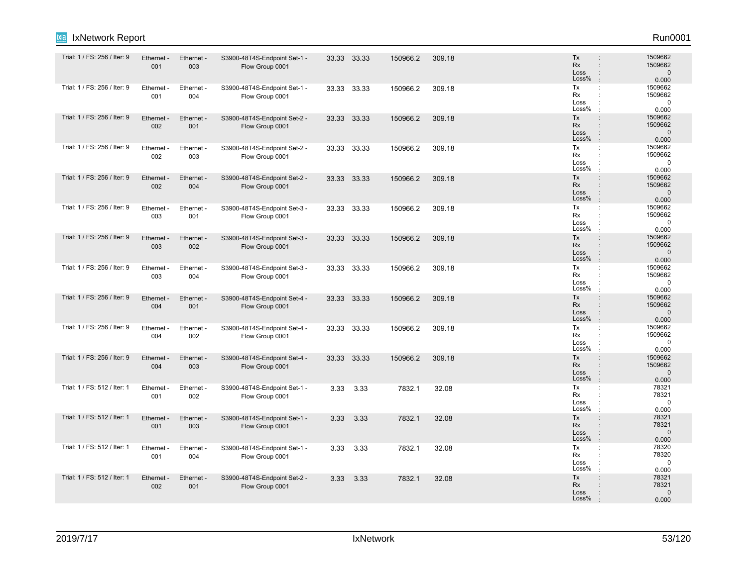| | | | | | | | | | |
|---|---|---|---|---|---|---|---|---|---|
| Trial: 1 / FS: 256 / Iter: 9 | Ethernet - 001 | Ethernet - 003 | S3900-48T4S-Endpoint Set-1 - Flow Group 0001 | 33.33 | 33.33 | 150966.2 | 309.18 | | Tx : 1509662<br>Rx : 1509662<br>Loss : 0<br>Loss% : 0.000 |
| Trial: 1 / FS: 256 / Iter: 9 | Ethernet - 001 | Ethernet - 004 | S3900-48T4S-Endpoint Set-1 - Flow Group 0001 | 33.33 | 33.33 | 150966.2 | 309.18 | | Tx : 1509662<br>Rx : 1509662<br>Loss : 0<br>Loss% : 0.000 |
| Trial: 1 / FS: 256 / Iter: 9 | Ethernet - 002 | Ethernet - 001 | S3900-48T4S-Endpoint Set-2 - Flow Group 0001 | 33.33 | 33.33 | 150966.2 | 309.18 | | Tx : 1509662<br>Rx : 1509662<br>Loss : 0<br>Loss% : 0.000 |
| Trial: 1 / FS: 256 / Iter: 9 | Ethernet - 002 | Ethernet - 003 | S3900-48T4S-Endpoint Set-2 - Flow Group 0001 | 33.33 | 33.33 | 150966.2 | 309.18 | | Tx : 1509662<br>Rx : 1509662<br>Loss : 0<br>Loss% : 0.000 |
| Trial: 1 / FS: 256 / Iter: 9 | Ethernet - 002 | Ethernet - 004 | S3900-48T4S-Endpoint Set-2 - Flow Group 0001 | 33.33 | 33.33 | 150966.2 | 309.18 | | Tx : 1509662<br>Rx : 1509662<br>Loss : 0<br>Loss% : 0.000 |
| Trial: 1 / FS: 256 / Iter: 9 | Ethernet - 003 | Ethernet - 001 | S3900-48T4S-Endpoint Set-3 - Flow Group 0001 | 33.33 | 33.33 | 150966.2 | 309.18 | | Tx : 1509662<br>Rx : 1509662<br>Loss : 0<br>Loss% : 0.000 |
| Trial: 1 / FS: 256 / Iter: 9 | Ethernet - 003 | Ethernet - 002 | S3900-48T4S-Endpoint Set-3 - Flow Group 0001 | 33.33 | 33.33 | 150966.2 | 309.18 | | Tx : 1509662<br>Rx : 1509662<br>Loss : 0<br>Loss% : 0.000 |
| Trial: 1 / FS: 256 / Iter: 9 | Ethernet - 003 | Ethernet - 004 | S3900-48T4S-Endpoint Set-3 - Flow Group 0001 | 33.33 | 33.33 | 150966.2 | 309.18 | | Tx : 1509662<br>Rx : 1509662<br>Loss : 0<br>Loss% : 0.000 |
| Trial: 1 / FS: 256 / Iter: 9 | Ethernet - 004 | Ethernet - 001 | S3900-48T4S-Endpoint Set-4 - Flow Group 0001 | 33.33 | 33.33 | 150966.2 | 309.18 | | Tx : 1509662<br>Rx : 1509662<br>Loss : 0<br>Loss% : 0.000 |
| Trial: 1 / FS: 256 / Iter: 9 | Ethernet - 004 | Ethernet - 002 | S3900-48T4S-Endpoint Set-4 - Flow Group 0001 | 33.33 | 33.33 | 150966.2 | 309.18 | | Tx : 1509662<br>Rx : 1509662<br>Loss : 0<br>Loss% : 0.000 |
| Trial: 1 / FS: 256 / Iter: 9 | Ethernet - 004 | Ethernet - 003 | S3900-48T4S-Endpoint Set-4 - Flow Group 0001 | 33.33 | 33.33 | 150966.2 | 309.18 | | Tx : 1509662<br>Rx : 1509662<br>Loss : 0<br>Loss% : 0.000 |
| Trial: 1 / FS: 512 / Iter: 1 | Ethernet - 001 | Ethernet - 002 | S3900-48T4S-Endpoint Set-1 - Flow Group 0001 | 3.33 | 3.33 | 7832.1 | 32.08 | | Tx : 78321<br>Rx : 78321<br>Loss : 0<br>Loss% : 0.000 |
| Trial: 1 / FS: 512 / Iter: 1 | Ethernet - 001 | Ethernet - 003 | S3900-48T4S-Endpoint Set-1 - Flow Group 0001 | 3.33 | 3.33 | 7832.1 | 32.08 | | Tx : 78321<br>Rx : 78321<br>Loss : 0<br>Loss% : 0.000 |
| Trial: 1 / FS: 512 / Iter: 1 | Ethernet - 001 | Ethernet - 004 | S3900-48T4S-Endpoint Set-1 - Flow Group 0001 | 3.33 | 3.33 | 7832.1 | 32.08 | | Tx : 78320<br>Rx : 78320<br>Loss : 0<br>Loss% : 0.000 |
| Trial: 1 / FS: 512 / Iter: 1 | Ethernet - 002 | Ethernet - 001 | S3900-48T4S-Endpoint Set-2 - Flow Group 0001 | 3.33 | 3.33 | 7832.1 | 32.08 | | Tx : 78321<br>Rx : 78321<br>Loss : 0<br>Loss% : 0.000 |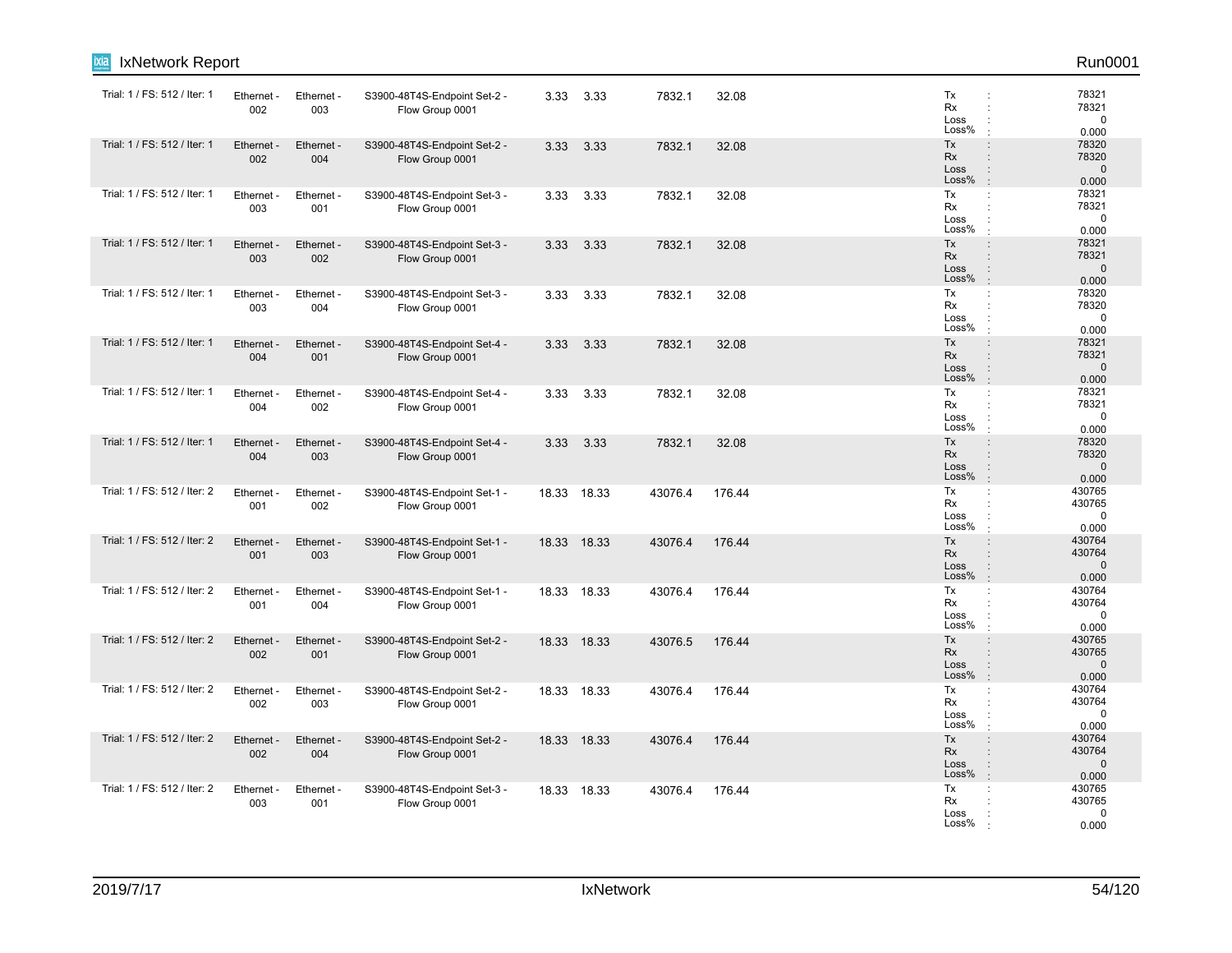| | | | | | | | | |
|---|---|---|---|---|---|---|---|---|
| Trial: 1 / FS: 512 / Iter: 1 | Ethernet - 002 | Ethernet - 003 | S3900-48T4S-Endpoint Set-2 - Flow Group 0001 | 3.33 | 3.33 | 7832.1 | 32.08 | Tx : 78321<br>Rx : 78321<br>Loss : 0<br>Loss% : 0.000 |
| Trial: 1 / FS: 512 / Iter: 1 | Ethernet - 002 | Ethernet - 004 | S3900-48T4S-Endpoint Set-2 - Flow Group 0001 | 3.33 | 3.33 | 7832.1 | 32.08 | Tx : 78320<br>Rx : 78320<br>Loss : 0<br>Loss% : 0.000 |
| Trial: 1 / FS: 512 / Iter: 1 | Ethernet - 003 | Ethernet - 001 | S3900-48T4S-Endpoint Set-3 - Flow Group 0001 | 3.33 | 3.33 | 7832.1 | 32.08 | Tx : 78321<br>Rx : 78321<br>Loss : 0<br>Loss% : 0.000 |
| Trial: 1 / FS: 512 / Iter: 1 | Ethernet - 003 | Ethernet - 002 | S3900-48T4S-Endpoint Set-3 - Flow Group 0001 | 3.33 | 3.33 | 7832.1 | 32.08 | Tx : 78321<br>Rx : 78321<br>Loss : 0<br>Loss% : 0.000 |
| Trial: 1 / FS: 512 / Iter: 1 | Ethernet - 003 | Ethernet - 004 | S3900-48T4S-Endpoint Set-3 - Flow Group 0001 | 3.33 | 3.33 | 7832.1 | 32.08 | Tx : 78320<br>Rx : 78320<br>Loss : 0<br>Loss% : 0.000 |
| Trial: 1 / FS: 512 / Iter: 1 | Ethernet - 004 | Ethernet - 001 | S3900-48T4S-Endpoint Set-4 - Flow Group 0001 | 3.33 | 3.33 | 7832.1 | 32.08 | Tx : 78321<br>Rx : 78321<br>Loss : 0<br>Loss% : 0.000 |
| Trial: 1 / FS: 512 / Iter: 1 | Ethernet - 004 | Ethernet - 002 | S3900-48T4S-Endpoint Set-4 - Flow Group 0001 | 3.33 | 3.33 | 7832.1 | 32.08 | Tx : 78321<br>Rx : 78321<br>Loss : 0<br>Loss% : 0.000 |
| Trial: 1 / FS: 512 / Iter: 1 | Ethernet - 004 | Ethernet - 003 | S3900-48T4S-Endpoint Set-4 - Flow Group 0001 | 3.33 | 3.33 | 7832.1 | 32.08 | Tx : 78320<br>Rx : 78320<br>Loss : 0<br>Loss% : 0.000 |
| Trial: 1 / FS: 512 / Iter: 2 | Ethernet - 001 | Ethernet - 002 | S3900-48T4S-Endpoint Set-1 - Flow Group 0001 | 18.33 | 18.33 | 43076.4 | 176.44 | Tx : 430765<br>Rx : 430765<br>Loss : 0<br>Loss% : 0.000 |
| Trial: 1 / FS: 512 / Iter: 2 | Ethernet - 001 | Ethernet - 003 | S3900-48T4S-Endpoint Set-1 - Flow Group 0001 | 18.33 | 18.33 | 43076.4 | 176.44 | Tx : 430764<br>Rx : 430764<br>Loss : 0<br>Loss% : 0.000 |
| Trial: 1 / FS: 512 / Iter: 2 | Ethernet - 001 | Ethernet - 004 | S3900-48T4S-Endpoint Set-1 - Flow Group 0001 | 18.33 | 18.33 | 43076.4 | 176.44 | Tx : 430764<br>Rx : 430764<br>Loss : 0<br>Loss% : 0.000 |
| Trial: 1 / FS: 512 / Iter: 2 | Ethernet - 002 | Ethernet - 001 | S3900-48T4S-Endpoint Set-2 - Flow Group 0001 | 18.33 | 18.33 | 43076.5 | 176.44 | Tx : 430765<br>Rx : 430765<br>Loss : 0<br>Loss% : 0.000 |
| Trial: 1 / FS: 512 / Iter: 2 | Ethernet - 002 | Ethernet - 003 | S3900-48T4S-Endpoint Set-2 - Flow Group 0001 | 18.33 | 18.33 | 43076.4 | 176.44 | Tx : 430764<br>Rx : 430764<br>Loss : 0<br>Loss% : 0.000 |
| Trial: 1 / FS: 512 / Iter: 2 | Ethernet - 002 | Ethernet - 004 | S3900-48T4S-Endpoint Set-2 - Flow Group 0001 | 18.33 | 18.33 | 43076.4 | 176.44 | Tx : 430764<br>Rx : 430764<br>Loss : 0<br>Loss% : 0.000 |
| Trial: 1 / FS: 512 / Iter: 2 | Ethernet - 003 | Ethernet - 001 | S3900-48T4S-Endpoint Set-3 - Flow Group 0001 | 18.33 | 18.33 | 43076.4 | 176.44 | Tx : 430765<br>Rx : 430765<br>Loss : 0<br>Loss% : 0.000 |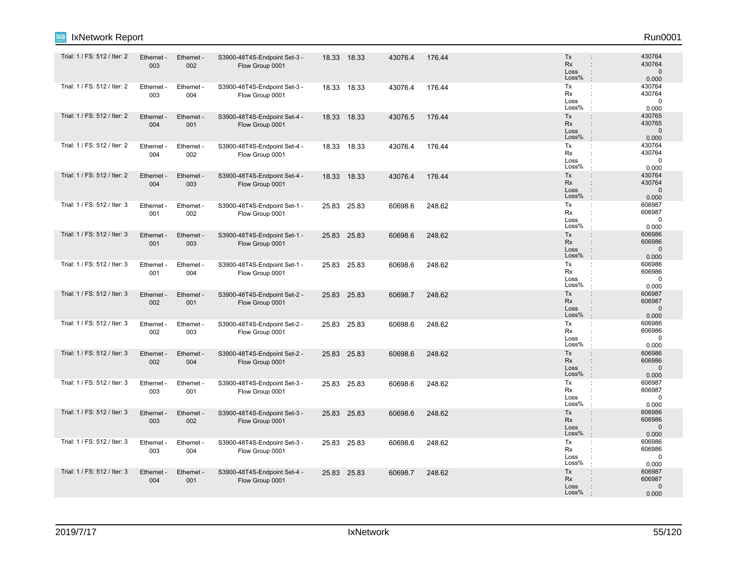| | | | | | | | | | | |
|---|---|---|---|---|---|---|---|---|---|---|
| Trial: 1 / FS: 512 / Iter: 2 | Ethernet - 003 | Ethernet - 002 | S3900-48T4S-Endpoint Set-3 - Flow Group 0001 | 18.33 | 18.33 | 43076.4 | 176.44 | Tx<br>Rx<br>Loss<br>Loss% | :<br>:<br>:<br>: | 430764<br>430764<br>0<br>0.000 |
| Trial: 1 / FS: 512 / Iter: 2 | Ethernet - 003 | Ethernet - 004 | S3900-48T4S-Endpoint Set-3 - Flow Group 0001 | 18.33 | 18.33 | 43076.4 | 176.44 | Tx<br>Rx<br>Loss<br>Loss% | :<br>:<br>:<br>: | 430764<br>430764<br>0<br>0.000 |
| Trial: 1 / FS: 512 / Iter: 2 | Ethernet - 004 | Ethernet - 001 | S3900-48T4S-Endpoint Set-4 - Flow Group 0001 | 18.33 | 18.33 | 43076.5 | 176.44 | Tx<br>Rx<br>Loss<br>Loss% | :<br>:<br>:<br>: | 430765<br>430765<br>0<br>0.000 |
| Trial: 1 / FS: 512 / Iter: 2 | Ethernet - 004 | Ethernet - 002 | S3900-48T4S-Endpoint Set-4 - Flow Group 0001 | 18.33 | 18.33 | 43076.4 | 176.44 | Tx<br>Rx<br>Loss<br>Loss% | :<br>:<br>:<br>: | 430764<br>430764<br>0<br>0.000 |
| Trial: 1 / FS: 512 / Iter: 2 | Ethernet - 004 | Ethernet - 003 | S3900-48T4S-Endpoint Set-4 - Flow Group 0001 | 18.33 | 18.33 | 43076.4 | 176.44 | Tx<br>Rx<br>Loss<br>Loss% | :<br>:<br>:<br>: | 430764<br>430764<br>0<br>0.000 |
| Trial: 1 / FS: 512 / Iter: 3 | Ethernet - 001 | Ethernet - 002 | S3900-48T4S-Endpoint Set-1 - Flow Group 0001 | 25.83 | 25.83 | 60698.6 | 248.62 | Tx<br>Rx<br>Loss<br>Loss% | :<br>:<br>:<br>: | 606987<br>606987<br>0<br>0.000 |
| Trial: 1 / FS: 512 / Iter: 3 | Ethernet - 001 | Ethernet - 003 | S3900-48T4S-Endpoint Set-1 - Flow Group 0001 | 25.83 | 25.83 | 60698.6 | 248.62 | Tx<br>Rx<br>Loss<br>Loss% | :<br>:<br>:<br>: | 606986<br>606986<br>0<br>0.000 |
| Trial: 1 / FS: 512 / Iter: 3 | Ethernet - 001 | Ethernet - 004 | S3900-48T4S-Endpoint Set-1 - Flow Group 0001 | 25.83 | 25.83 | 60698.6 | 248.62 | Tx<br>Rx<br>Loss<br>Loss% | :<br>:<br>:<br>: | 606986<br>606986<br>0<br>0.000 |
| Trial: 1 / FS: 512 / Iter: 3 | Ethernet - 002 | Ethernet - 001 | S3900-48T4S-Endpoint Set-2 - Flow Group 0001 | 25.83 | 25.83 | 60698.7 | 248.62 | Tx<br>Rx<br>Loss<br>Loss% | :<br>:<br>:<br>: | 606987<br>606987<br>0<br>0.000 |
| Trial: 1 / FS: 512 / Iter: 3 | Ethernet - 002 | Ethernet - 003 | S3900-48T4S-Endpoint Set-2 - Flow Group 0001 | 25.83 | 25.83 | 60698.6 | 248.62 | Tx<br>Rx<br>Loss<br>Loss% | :<br>:<br>:<br>: | 606986<br>606986<br>0<br>0.000 |
| Trial: 1 / FS: 512 / Iter: 3 | Ethernet - 002 | Ethernet - 004 | S3900-48T4S-Endpoint Set-2 - Flow Group 0001 | 25.83 | 25.83 | 60698.6 | 248.62 | Tx<br>Rx<br>Loss<br>Loss% | :<br>:<br>:<br>: | 606986<br>606986<br>0<br>0.000 |
| Trial: 1 / FS: 512 / Iter: 3 | Ethernet - 003 | Ethernet - 001 | S3900-48T4S-Endpoint Set-3 - Flow Group 0001 | 25.83 | 25.83 | 60698.6 | 248.62 | Tx<br>Rx<br>Loss<br>Loss% | :<br>:<br>:<br>: | 606987<br>606987<br>0<br>0.000 |
| Trial: 1 / FS: 512 / Iter: 3 | Ethernet - 003 | Ethernet - 002 | S3900-48T4S-Endpoint Set-3 - Flow Group 0001 | 25.83 | 25.83 | 60698.6 | 248.62 | Tx<br>Rx<br>Loss<br>Loss% | :<br>:<br>:<br>: | 606986<br>606986<br>0<br>0.000 |
| Trial: 1 / FS: 512 / Iter: 3 | Ethernet - 003 | Ethernet - 004 | S3900-48T4S-Endpoint Set-3 - Flow Group 0001 | 25.83 | 25.83 | 60698.6 | 248.62 | Tx<br>Rx<br>Loss<br>Loss% | :<br>:<br>:<br>: | 606986<br>606986<br>0<br>0.000 |
| Trial: 1 / FS: 512 / Iter: 3 | Ethernet - 004 | Ethernet - 001 | S3900-48T4S-Endpoint Set-4 - Flow Group 0001 | 25.83 | 25.83 | 60698.7 | 248.62 | Tx<br>Rx<br>Loss<br>Loss% | :<br>:<br>:<br>: | 606987<br>606987<br>0<br>0.000 |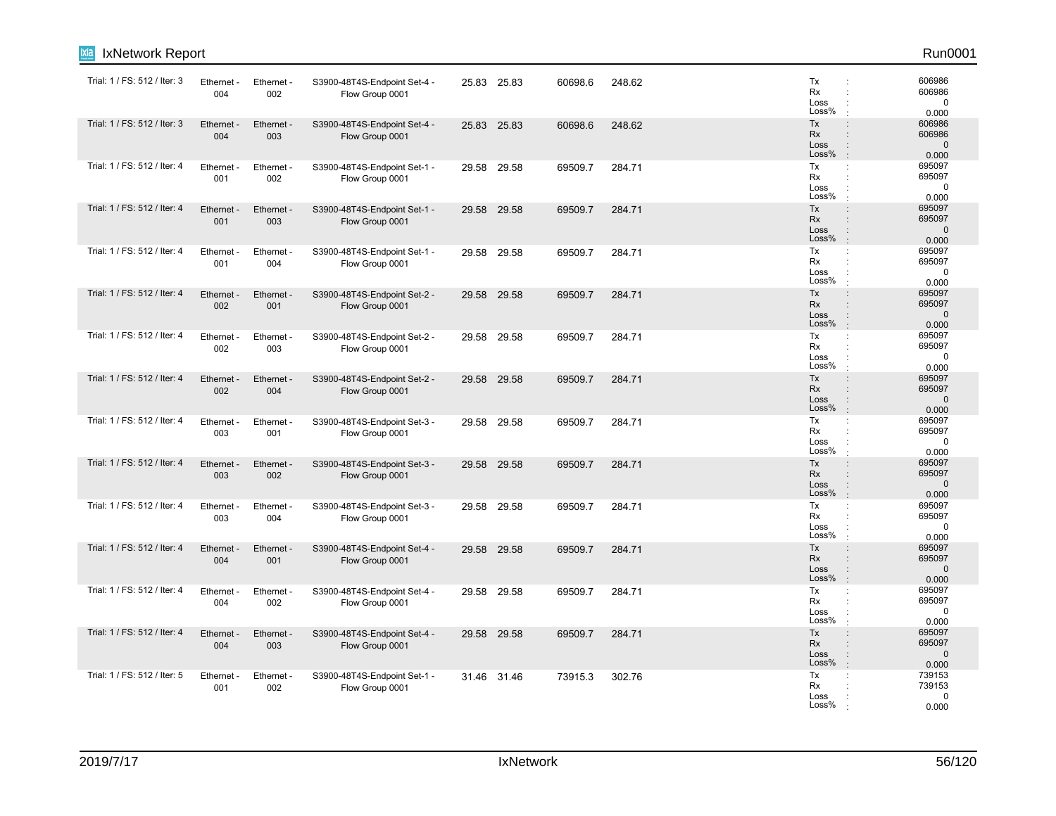| Trial: 1 / FS: 512 / Iter: 3 | Ethernet - 004 | Ethernet - 002 | S3900-48T4S-Endpoint Set-4 - Flow Group 0001 | 25.83 | 25.83 | 60698.6 | 248.62 | Tx : 606986<br>Rx : 606986<br>Loss : 0<br>Loss% : 0.000 |
|---|---|---|---|---|---|---|---|---|
| Trial: 1 / FS: 512 / Iter: 3 | Ethernet - 004 | Ethernet - 003 | S3900-48T4S-Endpoint Set-4 - Flow Group 0001 | 25.83 | 25.83 | 60698.6 | 248.62 | Tx : 606986<br>Rx : 606986<br>Loss : 0<br>Loss% : 0.000 |
| Trial: 1 / FS: 512 / Iter: 4 | Ethernet - 001 | Ethernet - 002 | S3900-48T4S-Endpoint Set-1 - Flow Group 0001 | 29.58 | 29.58 | 69509.7 | 284.71 | Tx : 695097<br>Rx : 695097<br>Loss : 0<br>Loss% : 0.000 |
| Trial: 1 / FS: 512 / Iter: 4 | Ethernet - 001 | Ethernet - 003 | S3900-48T4S-Endpoint Set-1 - Flow Group 0001 | 29.58 | 29.58 | 69509.7 | 284.71 | Tx : 695097<br>Rx : 695097<br>Loss : 0<br>Loss% : 0.000 |
| Trial: 1 / FS: 512 / Iter: 4 | Ethernet - 001 | Ethernet - 004 | S3900-48T4S-Endpoint Set-1 - Flow Group 0001 | 29.58 | 29.58 | 69509.7 | 284.71 | Tx : 695097<br>Rx : 695097<br>Loss : 0<br>Loss% : 0.000 |
| Trial: 1 / FS: 512 / Iter: 4 | Ethernet - 002 | Ethernet - 001 | S3900-48T4S-Endpoint Set-2 - Flow Group 0001 | 29.58 | 29.58 | 69509.7 | 284.71 | Tx : 695097<br>Rx : 695097<br>Loss : 0<br>Loss% : 0.000 |
| Trial: 1 / FS: 512 / Iter: 4 | Ethernet - 002 | Ethernet - 003 | S3900-48T4S-Endpoint Set-2 - Flow Group 0001 | 29.58 | 29.58 | 69509.7 | 284.71 | Tx : 695097<br>Rx : 695097<br>Loss : 0<br>Loss% : 0.000 |
| Trial: 1 / FS: 512 / Iter: 4 | Ethernet - 002 | Ethernet - 004 | S3900-48T4S-Endpoint Set-2 - Flow Group 0001 | 29.58 | 29.58 | 69509.7 | 284.71 | Tx : 695097<br>Rx : 695097<br>Loss : 0<br>Loss% : 0.000 |
| Trial: 1 / FS: 512 / Iter: 4 | Ethernet - 003 | Ethernet - 001 | S3900-48T4S-Endpoint Set-3 - Flow Group 0001 | 29.58 | 29.58 | 69509.7 | 284.71 | Tx : 695097<br>Rx : 695097<br>Loss : 0<br>Loss% : 0.000 |
| Trial: 1 / FS: 512 / Iter: 4 | Ethernet - 003 | Ethernet - 002 | S3900-48T4S-Endpoint Set-3 - Flow Group 0001 | 29.58 | 29.58 | 69509.7 | 284.71 | Tx : 695097<br>Rx : 695097<br>Loss : 0<br>Loss% : 0.000 |
| Trial: 1 / FS: 512 / Iter: 4 | Ethernet - 003 | Ethernet - 004 | S3900-48T4S-Endpoint Set-3 - Flow Group 0001 | 29.58 | 29.58 | 69509.7 | 284.71 | Tx : 695097<br>Rx : 695097<br>Loss : 0<br>Loss% : 0.000 |
| Trial: 1 / FS: 512 / Iter: 4 | Ethernet - 004 | Ethernet - 001 | S3900-48T4S-Endpoint Set-4 - Flow Group 0001 | 29.58 | 29.58 | 69509.7 | 284.71 | Tx : 695097<br>Rx : 695097<br>Loss : 0<br>Loss% : 0.000 |
| Trial: 1 / FS: 512 / Iter: 4 | Ethernet - 004 | Ethernet - 002 | S3900-48T4S-Endpoint Set-4 - Flow Group 0001 | 29.58 | 29.58 | 69509.7 | 284.71 | Tx : 695097<br>Rx : 695097<br>Loss : 0<br>Loss% : 0.000 |
| Trial: 1 / FS: 512 / Iter: 4 | Ethernet - 004 | Ethernet - 003 | S3900-48T4S-Endpoint Set-4 - Flow Group 0001 | 29.58 | 29.58 | 69509.7 | 284.71 | Tx : 695097<br>Rx : 695097<br>Loss : 0<br>Loss% : 0.000 |
| Trial: 1 / FS: 512 / Iter: 5 | Ethernet - 001 | Ethernet - 002 | S3900-48T4S-Endpoint Set-1 - Flow Group 0001 | 31.46 | 31.46 | 73915.3 | 302.76 | Tx : 739153<br>Rx : 739153<br>Loss : 0<br>Loss% : 0.000 |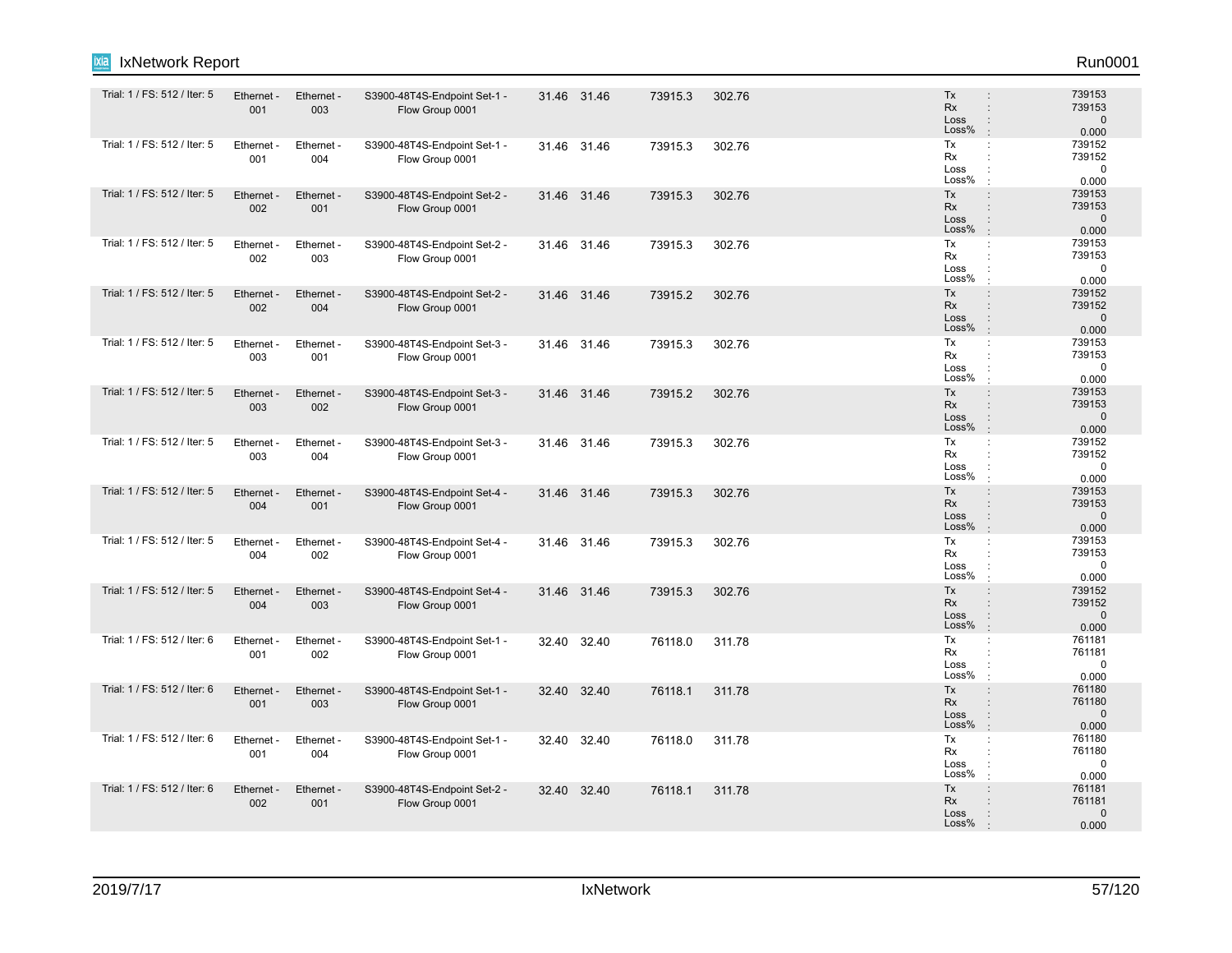| Trial | Tx Port | Rx Port | Flow Group | | | | | | Stats |
|---|---|---|---|---|---|---|---|---|---|
| Trial: 1 / FS: 512 / Iter: 5 | Ethernet - 001 | Ethernet - 003 | S3900-48T4S-Endpoint Set-1 - Flow Group 0001 | 31.46 | 31.46 | 73915.3 | 302.76 | | Tx : 739153<br>Rx : 739153<br>Loss : 0<br>Loss% : 0.000 |
| Trial: 1 / FS: 512 / Iter: 5 | Ethernet - 001 | Ethernet - 004 | S3900-48T4S-Endpoint Set-1 - Flow Group 0001 | 31.46 | 31.46 | 73915.3 | 302.76 | | Tx : 739152<br>Rx : 739152<br>Loss : 0<br>Loss% : 0.000 |
| Trial: 1 / FS: 512 / Iter: 5 | Ethernet - 002 | Ethernet - 001 | S3900-48T4S-Endpoint Set-2 - Flow Group 0001 | 31.46 | 31.46 | 73915.3 | 302.76 | | Tx : 739153<br>Rx : 739153<br>Loss : 0<br>Loss% : 0.000 |
| Trial: 1 / FS: 512 / Iter: 5 | Ethernet - 002 | Ethernet - 003 | S3900-48T4S-Endpoint Set-2 - Flow Group 0001 | 31.46 | 31.46 | 73915.3 | 302.76 | | Tx : 739153<br>Rx : 739153<br>Loss : 0<br>Loss% : 0.000 |
| Trial: 1 / FS: 512 / Iter: 5 | Ethernet - 002 | Ethernet - 004 | S3900-48T4S-Endpoint Set-2 - Flow Group 0001 | 31.46 | 31.46 | 73915.2 | 302.76 | | Tx : 739152<br>Rx : 739152<br>Loss : 0<br>Loss% : 0.000 |
| Trial: 1 / FS: 512 / Iter: 5 | Ethernet - 003 | Ethernet - 001 | S3900-48T4S-Endpoint Set-3 - Flow Group 0001 | 31.46 | 31.46 | 73915.3 | 302.76 | | Tx : 739153<br>Rx : 739153<br>Loss : 0<br>Loss% : 0.000 |
| Trial: 1 / FS: 512 / Iter: 5 | Ethernet - 003 | Ethernet - 002 | S3900-48T4S-Endpoint Set-3 - Flow Group 0001 | 31.46 | 31.46 | 73915.2 | 302.76 | | Tx : 739153<br>Rx : 739153<br>Loss : 0<br>Loss% : 0.000 |
| Trial: 1 / FS: 512 / Iter: 5 | Ethernet - 003 | Ethernet - 004 | S3900-48T4S-Endpoint Set-3 - Flow Group 0001 | 31.46 | 31.46 | 73915.3 | 302.76 | | Tx : 739152<br>Rx : 739152<br>Loss : 0<br>Loss% : 0.000 |
| Trial: 1 / FS: 512 / Iter: 5 | Ethernet - 004 | Ethernet - 001 | S3900-48T4S-Endpoint Set-4 - Flow Group 0001 | 31.46 | 31.46 | 73915.3 | 302.76 | | Tx : 739153<br>Rx : 739153<br>Loss : 0<br>Loss% : 0.000 |
| Trial: 1 / FS: 512 / Iter: 5 | Ethernet - 004 | Ethernet - 002 | S3900-48T4S-Endpoint Set-4 - Flow Group 0001 | 31.46 | 31.46 | 73915.3 | 302.76 | | Tx : 739153<br>Rx : 739153<br>Loss : 0<br>Loss% : 0.000 |
| Trial: 1 / FS: 512 / Iter: 5 | Ethernet - 004 | Ethernet - 003 | S3900-48T4S-Endpoint Set-4 - Flow Group 0001 | 31.46 | 31.46 | 73915.3 | 302.76 | | Tx : 739152<br>Rx : 739152<br>Loss : 0<br>Loss% : 0.000 |
| Trial: 1 / FS: 512 / Iter: 6 | Ethernet - 001 | Ethernet - 002 | S3900-48T4S-Endpoint Set-1 - Flow Group 0001 | 32.40 | 32.40 | 76118.0 | 311.78 | | Tx : 761181<br>Rx : 761181<br>Loss : 0<br>Loss% : 0.000 |
| Trial: 1 / FS: 512 / Iter: 6 | Ethernet - 001 | Ethernet - 003 | S3900-48T4S-Endpoint Set-1 - Flow Group 0001 | 32.40 | 32.40 | 76118.1 | 311.78 | | Tx : 761180<br>Rx : 761180<br>Loss : 0<br>Loss% : 0.000 |
| Trial: 1 / FS: 512 / Iter: 6 | Ethernet - 001 | Ethernet - 004 | S3900-48T4S-Endpoint Set-1 - Flow Group 0001 | 32.40 | 32.40 | 76118.0 | 311.78 | | Tx : 761180<br>Rx : 761180<br>Loss : 0<br>Loss% : 0.000 |
| Trial: 1 / FS: 512 / Iter: 6 | Ethernet - 002 | Ethernet - 001 | S3900-48T4S-Endpoint Set-2 - Flow Group 0001 | 32.40 | 32.40 | 76118.1 | 311.78 | | Tx : 761181<br>Rx : 761181<br>Loss : 0<br>Loss% : 0.000 |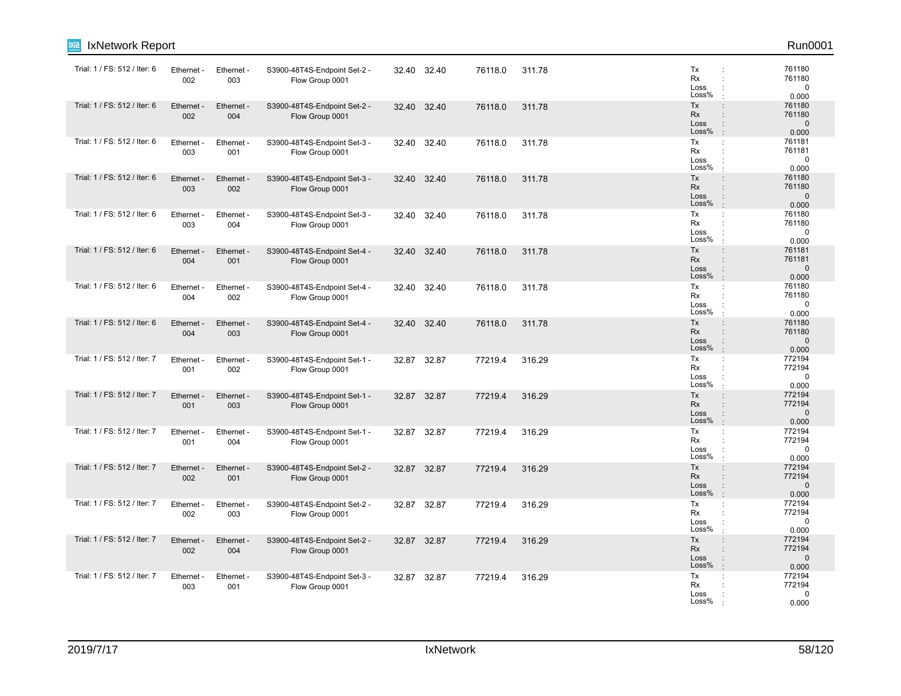| Trial: 1 / FS: 512 / Iter: 6 | Ethernet - 002 | Ethernet - 003 | S3900-48T4S-Endpoint Set-2 - Flow Group 0001 | 32.40 | 32.40 | 76118.0 | 311.78 | Tx : 761180<br>Rx : 761180<br>Loss : 0<br>Loss% : 0.000 |
|---|---|---|---|---|---|---|---|---|
| Trial: 1 / FS: 512 / Iter: 6 | Ethernet - 002 | Ethernet - 004 | S3900-48T4S-Endpoint Set-2 - Flow Group 0001 | 32.40 | 32.40 | 76118.0 | 311.78 | Tx : 761180<br>Rx : 761180<br>Loss : 0<br>Loss% : 0.000 |
| Trial: 1 / FS: 512 / Iter: 6 | Ethernet - 003 | Ethernet - 001 | S3900-48T4S-Endpoint Set-3 - Flow Group 0001 | 32.40 | 32.40 | 76118.0 | 311.78 | Tx : 761181<br>Rx : 761181<br>Loss : 0<br>Loss% : 0.000 |
| Trial: 1 / FS: 512 / Iter: 6 | Ethernet - 003 | Ethernet - 002 | S3900-48T4S-Endpoint Set-3 - Flow Group 0001 | 32.40 | 32.40 | 76118.0 | 311.78 | Tx : 761180<br>Rx : 761180<br>Loss : 0<br>Loss% : 0.000 |
| Trial: 1 / FS: 512 / Iter: 6 | Ethernet - 003 | Ethernet - 004 | S3900-48T4S-Endpoint Set-3 - Flow Group 0001 | 32.40 | 32.40 | 76118.0 | 311.78 | Tx : 761180<br>Rx : 761180<br>Loss : 0<br>Loss% : 0.000 |
| Trial: 1 / FS: 512 / Iter: 6 | Ethernet - 004 | Ethernet - 001 | S3900-48T4S-Endpoint Set-4 - Flow Group 0001 | 32.40 | 32.40 | 76118.0 | 311.78 | Tx : 761181<br>Rx : 761181<br>Loss : 0<br>Loss% : 0.000 |
| Trial: 1 / FS: 512 / Iter: 6 | Ethernet - 004 | Ethernet - 002 | S3900-48T4S-Endpoint Set-4 - Flow Group 0001 | 32.40 | 32.40 | 76118.0 | 311.78 | Tx : 761180<br>Rx : 761180<br>Loss : 0<br>Loss% : 0.000 |
| Trial: 1 / FS: 512 / Iter: 6 | Ethernet - 004 | Ethernet - 003 | S3900-48T4S-Endpoint Set-4 - Flow Group 0001 | 32.40 | 32.40 | 76118.0 | 311.78 | Tx : 761180<br>Rx : 761180<br>Loss : 0<br>Loss% : 0.000 |
| Trial: 1 / FS: 512 / Iter: 7 | Ethernet - 001 | Ethernet - 002 | S3900-48T4S-Endpoint Set-1 - Flow Group 0001 | 32.87 | 32.87 | 77219.4 | 316.29 | Tx : 772194<br>Rx : 772194<br>Loss : 0<br>Loss% : 0.000 |
| Trial: 1 / FS: 512 / Iter: 7 | Ethernet - 001 | Ethernet - 003 | S3900-48T4S-Endpoint Set-1 - Flow Group 0001 | 32.87 | 32.87 | 77219.4 | 316.29 | Tx : 772194<br>Rx : 772194<br>Loss : 0<br>Loss% : 0.000 |
| Trial: 1 / FS: 512 / Iter: 7 | Ethernet - 001 | Ethernet - 004 | S3900-48T4S-Endpoint Set-1 - Flow Group 0001 | 32.87 | 32.87 | 77219.4 | 316.29 | Tx : 772194<br>Rx : 772194<br>Loss : 0<br>Loss% : 0.000 |
| Trial: 1 / FS: 512 / Iter: 7 | Ethernet - 002 | Ethernet - 001 | S3900-48T4S-Endpoint Set-2 - Flow Group 0001 | 32.87 | 32.87 | 77219.4 | 316.29 | Tx : 772194<br>Rx : 772194<br>Loss : 0<br>Loss% : 0.000 |
| Trial: 1 / FS: 512 / Iter: 7 | Ethernet - 002 | Ethernet - 003 | S3900-48T4S-Endpoint Set-2 - Flow Group 0001 | 32.87 | 32.87 | 77219.4 | 316.29 | Tx : 772194<br>Rx : 772194<br>Loss : 0<br>Loss% : 0.000 |
| Trial: 1 / FS: 512 / Iter: 7 | Ethernet - 002 | Ethernet - 004 | S3900-48T4S-Endpoint Set-2 - Flow Group 0001 | 32.87 | 32.87 | 77219.4 | 316.29 | Tx : 772194<br>Rx : 772194<br>Loss : 0<br>Loss% : 0.000 |
| Trial: 1 / FS: 512 / Iter: 7 | Ethernet - 003 | Ethernet - 001 | S3900-48T4S-Endpoint Set-3 - Flow Group 0001 | 32.87 | 32.87 | 77219.4 | 316.29 | Tx : 772194<br>Rx : 772194<br>Loss : 0<br>Loss% : 0.000 |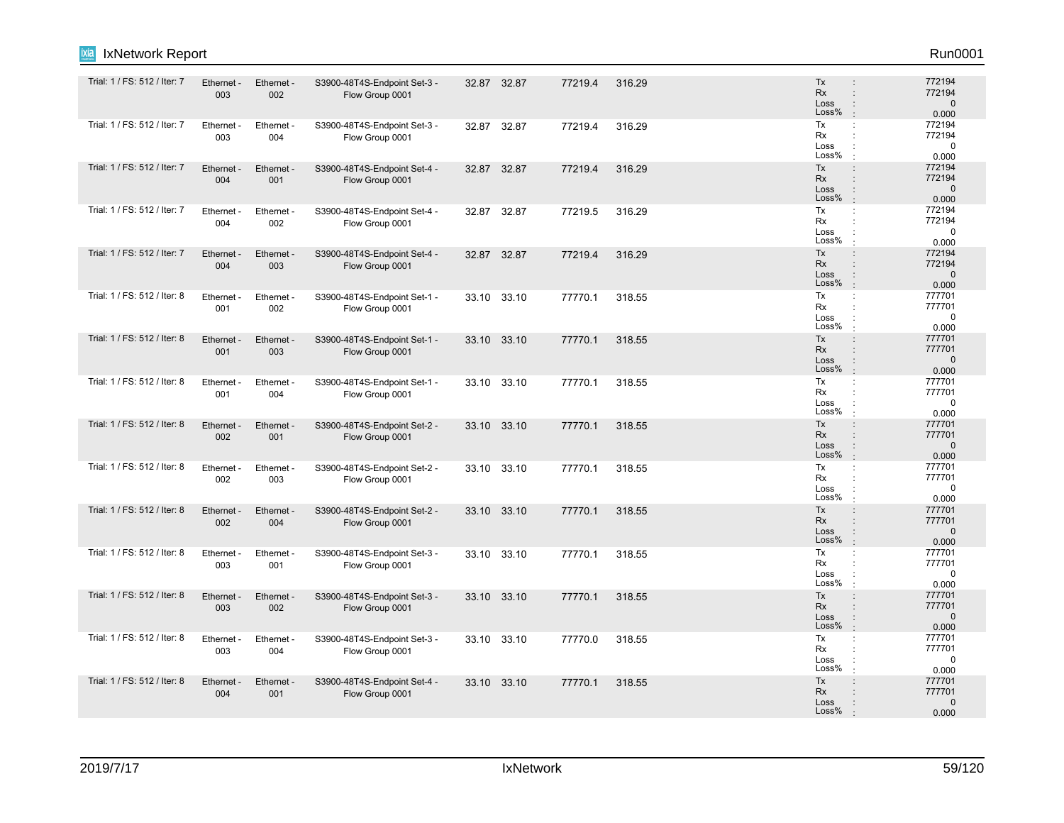| | | | | | | | | |
|---|---|---|---|---|---|---|---|---|
| Trial: 1 / FS: 512 / Iter: 7 | Ethernet - 003 | Ethernet - 002 | S3900-48T4S-Endpoint Set-3 - Flow Group 0001 | 32.87 | 32.87 | 77219.4 | 316.29 | Tx : 772194<br>Rx : 772194<br>Loss : 0<br>Loss% : 0.000 |
| Trial: 1 / FS: 512 / Iter: 7 | Ethernet - 003 | Ethernet - 004 | S3900-48T4S-Endpoint Set-3 - Flow Group 0001 | 32.87 | 32.87 | 77219.4 | 316.29 | Tx : 772194<br>Rx : 772194<br>Loss : 0<br>Loss% : 0.000 |
| Trial: 1 / FS: 512 / Iter: 7 | Ethernet - 004 | Ethernet - 001 | S3900-48T4S-Endpoint Set-4 - Flow Group 0001 | 32.87 | 32.87 | 77219.4 | 316.29 | Tx : 772194<br>Rx : 772194<br>Loss : 0<br>Loss% : 0.000 |
| Trial: 1 / FS: 512 / Iter: 7 | Ethernet - 004 | Ethernet - 002 | S3900-48T4S-Endpoint Set-4 - Flow Group 0001 | 32.87 | 32.87 | 77219.5 | 316.29 | Tx : 772194<br>Rx : 772194<br>Loss : 0<br>Loss% : 0.000 |
| Trial: 1 / FS: 512 / Iter: 7 | Ethernet - 004 | Ethernet - 003 | S3900-48T4S-Endpoint Set-4 - Flow Group 0001 | 32.87 | 32.87 | 77219.4 | 316.29 | Tx : 772194<br>Rx : 772194<br>Loss : 0<br>Loss% : 0.000 |
| Trial: 1 / FS: 512 / Iter: 8 | Ethernet - 001 | Ethernet - 002 | S3900-48T4S-Endpoint Set-1 - Flow Group 0001 | 33.10 | 33.10 | 77770.1 | 318.55 | Tx : 777701<br>Rx : 777701<br>Loss : 0<br>Loss% : 0.000 |
| Trial: 1 / FS: 512 / Iter: 8 | Ethernet - 001 | Ethernet - 003 | S3900-48T4S-Endpoint Set-1 - Flow Group 0001 | 33.10 | 33.10 | 77770.1 | 318.55 | Tx : 777701<br>Rx : 777701<br>Loss : 0<br>Loss% : 0.000 |
| Trial: 1 / FS: 512 / Iter: 8 | Ethernet - 001 | Ethernet - 004 | S3900-48T4S-Endpoint Set-1 - Flow Group 0001 | 33.10 | 33.10 | 77770.1 | 318.55 | Tx : 777701<br>Rx : 777701<br>Loss : 0<br>Loss% : 0.000 |
| Trial: 1 / FS: 512 / Iter: 8 | Ethernet - 002 | Ethernet - 001 | S3900-48T4S-Endpoint Set-2 - Flow Group 0001 | 33.10 | 33.10 | 77770.1 | 318.55 | Tx : 777701<br>Rx : 777701<br>Loss : 0<br>Loss% : 0.000 |
| Trial: 1 / FS: 512 / Iter: 8 | Ethernet - 002 | Ethernet - 003 | S3900-48T4S-Endpoint Set-2 - Flow Group 0001 | 33.10 | 33.10 | 77770.1 | 318.55 | Tx : 777701<br>Rx : 777701<br>Loss : 0<br>Loss% : 0.000 |
| Trial: 1 / FS: 512 / Iter: 8 | Ethernet - 002 | Ethernet - 004 | S3900-48T4S-Endpoint Set-2 - Flow Group 0001 | 33.10 | 33.10 | 77770.1 | 318.55 | Tx : 777701<br>Rx : 777701<br>Loss : 0<br>Loss% : 0.000 |
| Trial: 1 / FS: 512 / Iter: 8 | Ethernet - 003 | Ethernet - 001 | S3900-48T4S-Endpoint Set-3 - Flow Group 0001 | 33.10 | 33.10 | 77770.1 | 318.55 | Tx : 777701<br>Rx : 777701<br>Loss : 0<br>Loss% : 0.000 |
| Trial: 1 / FS: 512 / Iter: 8 | Ethernet - 003 | Ethernet - 002 | S3900-48T4S-Endpoint Set-3 - Flow Group 0001 | 33.10 | 33.10 | 77770.1 | 318.55 | Tx : 777701<br>Rx : 777701<br>Loss : 0<br>Loss% : 0.000 |
| Trial: 1 / FS: 512 / Iter: 8 | Ethernet - 003 | Ethernet - 004 | S3900-48T4S-Endpoint Set-3 - Flow Group 0001 | 33.10 | 33.10 | 77770.0 | 318.55 | Tx : 777701<br>Rx : 777701<br>Loss : 0<br>Loss% : 0.000 |
| Trial: 1 / FS: 512 / Iter: 8 | Ethernet - 004 | Ethernet - 001 | S3900-48T4S-Endpoint Set-4 - Flow Group 0001 | 33.10 | 33.10 | 77770.1 | 318.55 | Tx : 777701<br>Rx : 777701<br>Loss : 0<br>Loss% : 0.000 |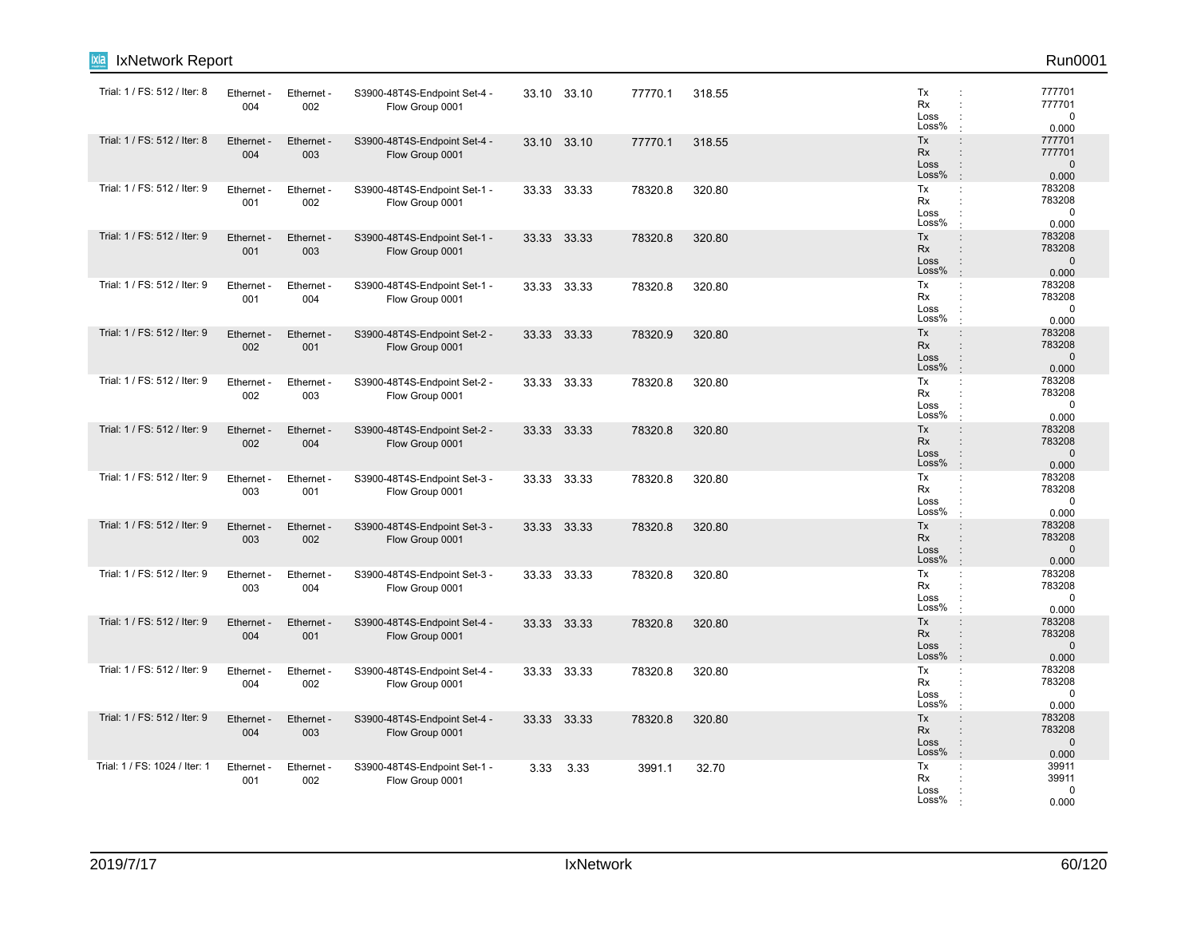| | | | | | | | | | |
|---|---|---|---|---|---|---|---|---|---|
| Trial: 1 / FS: 512 / Iter: 8 | Ethernet - 004 | Ethernet - 002 | S3900-48T4S-Endpoint Set-4 - Flow Group 0001 | 33.10 | 33.10 | 77770.1 | 318.55 | | Tx : 777701<br>Rx : 777701<br>Loss : 0<br>Loss% : 0.000 |
| Trial: 1 / FS: 512 / Iter: 8 | Ethernet - 004 | Ethernet - 003 | S3900-48T4S-Endpoint Set-4 - Flow Group 0001 | 33.10 | 33.10 | 77770.1 | 318.55 | | Tx : 777701<br>Rx : 777701<br>Loss : 0<br>Loss% : 0.000 |
| Trial: 1 / FS: 512 / Iter: 9 | Ethernet - 001 | Ethernet - 002 | S3900-48T4S-Endpoint Set-1 - Flow Group 0001 | 33.33 | 33.33 | 78320.8 | 320.80 | | Tx : 783208<br>Rx : 783208<br>Loss : 0<br>Loss% : 0.000 |
| Trial: 1 / FS: 512 / Iter: 9 | Ethernet - 001 | Ethernet - 003 | S3900-48T4S-Endpoint Set-1 - Flow Group 0001 | 33.33 | 33.33 | 78320.8 | 320.80 | | Tx : 783208<br>Rx : 783208<br>Loss : 0<br>Loss% : 0.000 |
| Trial: 1 / FS: 512 / Iter: 9 | Ethernet - 001 | Ethernet - 004 | S3900-48T4S-Endpoint Set-1 - Flow Group 0001 | 33.33 | 33.33 | 78320.8 | 320.80 | | Tx : 783208<br>Rx : 783208<br>Loss : 0<br>Loss% : 0.000 |
| Trial: 1 / FS: 512 / Iter: 9 | Ethernet - 002 | Ethernet - 001 | S3900-48T4S-Endpoint Set-2 - Flow Group 0001 | 33.33 | 33.33 | 78320.9 | 320.80 | | Tx : 783208<br>Rx : 783208<br>Loss : 0<br>Loss% : 0.000 |
| Trial: 1 / FS: 512 / Iter: 9 | Ethernet - 002 | Ethernet - 003 | S3900-48T4S-Endpoint Set-2 - Flow Group 0001 | 33.33 | 33.33 | 78320.8 | 320.80 | | Tx : 783208<br>Rx : 783208<br>Loss : 0<br>Loss% : 0.000 |
| Trial: 1 / FS: 512 / Iter: 9 | Ethernet - 002 | Ethernet - 004 | S3900-48T4S-Endpoint Set-2 - Flow Group 0001 | 33.33 | 33.33 | 78320.8 | 320.80 | | Tx : 783208<br>Rx : 783208<br>Loss : 0<br>Loss% : 0.000 |
| Trial: 1 / FS: 512 / Iter: 9 | Ethernet - 003 | Ethernet - 001 | S3900-48T4S-Endpoint Set-3 - Flow Group 0001 | 33.33 | 33.33 | 78320.8 | 320.80 | | Tx : 783208<br>Rx : 783208<br>Loss : 0<br>Loss% : 0.000 |
| Trial: 1 / FS: 512 / Iter: 9 | Ethernet - 003 | Ethernet - 002 | S3900-48T4S-Endpoint Set-3 - Flow Group 0001 | 33.33 | 33.33 | 78320.8 | 320.80 | | Tx : 783208<br>Rx : 783208<br>Loss : 0<br>Loss% : 0.000 |
| Trial: 1 / FS: 512 / Iter: 9 | Ethernet - 003 | Ethernet - 004 | S3900-48T4S-Endpoint Set-3 - Flow Group 0001 | 33.33 | 33.33 | 78320.8 | 320.80 | | Tx : 783208<br>Rx : 783208<br>Loss : 0<br>Loss% : 0.000 |
| Trial: 1 / FS: 512 / Iter: 9 | Ethernet - 004 | Ethernet - 001 | S3900-48T4S-Endpoint Set-4 - Flow Group 0001 | 33.33 | 33.33 | 78320.8 | 320.80 | | Tx : 783208<br>Rx : 783208<br>Loss : 0<br>Loss% : 0.000 |
| Trial: 1 / FS: 512 / Iter: 9 | Ethernet - 004 | Ethernet - 002 | S3900-48T4S-Endpoint Set-4 - Flow Group 0001 | 33.33 | 33.33 | 78320.8 | 320.80 | | Tx : 783208<br>Rx : 783208<br>Loss : 0<br>Loss% : 0.000 |
| Trial: 1 / FS: 512 / Iter: 9 | Ethernet - 004 | Ethernet - 003 | S3900-48T4S-Endpoint Set-4 - Flow Group 0001 | 33.33 | 33.33 | 78320.8 | 320.80 | | Tx : 783208<br>Rx : 783208<br>Loss : 0<br>Loss% : 0.000 |
| Trial: 1 / FS: 1024 / Iter: 1 | Ethernet - 001 | Ethernet - 002 | S3900-48T4S-Endpoint Set-1 - Flow Group 0001 | 3.33 | 3.33 | 3991.1 | 32.70 | | Tx : 39911<br>Rx : 39911<br>Loss : 0<br>Loss% : 0.000 |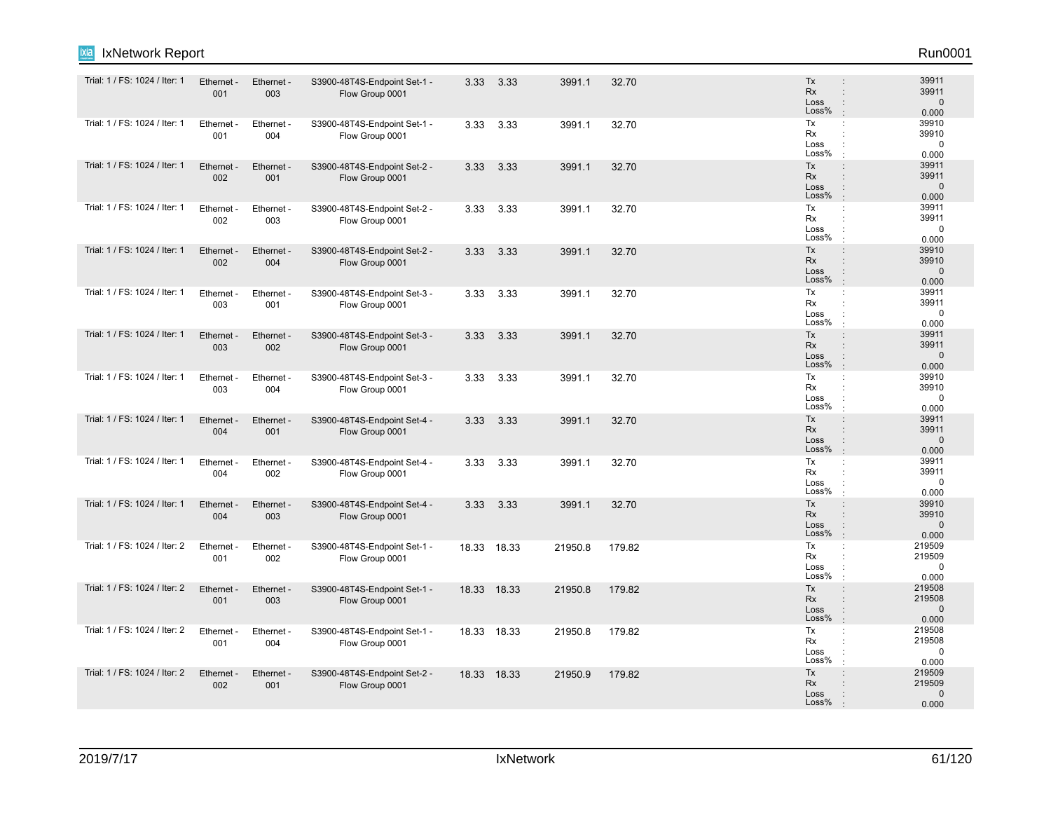| | | | | | | | | |
|---|---|---|---|---|---|---|---|---|
| Trial: 1 / FS: 1024 / Iter: 1 | Ethernet - 001 | Ethernet - 003 | S3900-48T4S-Endpoint Set-1 - Flow Group 0001 | 3.33 | 3.33 | 3991.1 | 32.70 | Tx : 39911<br>Rx : 39911<br>Loss : 0<br>Loss% : 0.000 |
| Trial: 1 / FS: 1024 / Iter: 1 | Ethernet - 001 | Ethernet - 004 | S3900-48T4S-Endpoint Set-1 - Flow Group 0001 | 3.33 | 3.33 | 3991.1 | 32.70 | Tx : 39910<br>Rx : 39910<br>Loss : 0<br>Loss% : 0.000 |
| Trial: 1 / FS: 1024 / Iter: 1 | Ethernet - 002 | Ethernet - 001 | S3900-48T4S-Endpoint Set-2 - Flow Group 0001 | 3.33 | 3.33 | 3991.1 | 32.70 | Tx : 39911<br>Rx : 39911<br>Loss : 0<br>Loss% : 0.000 |
| Trial: 1 / FS: 1024 / Iter: 1 | Ethernet - 002 | Ethernet - 003 | S3900-48T4S-Endpoint Set-2 - Flow Group 0001 | 3.33 | 3.33 | 3991.1 | 32.70 | Tx : 39911<br>Rx : 39911<br>Loss : 0<br>Loss% : 0.000 |
| Trial: 1 / FS: 1024 / Iter: 1 | Ethernet - 002 | Ethernet - 004 | S3900-48T4S-Endpoint Set-2 - Flow Group 0001 | 3.33 | 3.33 | 3991.1 | 32.70 | Tx : 39910<br>Rx : 39910<br>Loss : 0<br>Loss% : 0.000 |
| Trial: 1 / FS: 1024 / Iter: 1 | Ethernet - 003 | Ethernet - 001 | S3900-48T4S-Endpoint Set-3 - Flow Group 0001 | 3.33 | 3.33 | 3991.1 | 32.70 | Tx : 39911<br>Rx : 39911<br>Loss : 0<br>Loss% : 0.000 |
| Trial: 1 / FS: 1024 / Iter: 1 | Ethernet - 003 | Ethernet - 002 | S3900-48T4S-Endpoint Set-3 - Flow Group 0001 | 3.33 | 3.33 | 3991.1 | 32.70 | Tx : 39911<br>Rx : 39911<br>Loss : 0<br>Loss% : 0.000 |
| Trial: 1 / FS: 1024 / Iter: 1 | Ethernet - 003 | Ethernet - 004 | S3900-48T4S-Endpoint Set-3 - Flow Group 0001 | 3.33 | 3.33 | 3991.1 | 32.70 | Tx : 39910<br>Rx : 39910<br>Loss : 0<br>Loss% : 0.000 |
| Trial: 1 / FS: 1024 / Iter: 1 | Ethernet - 004 | Ethernet - 001 | S3900-48T4S-Endpoint Set-4 - Flow Group 0001 | 3.33 | 3.33 | 3991.1 | 32.70 | Tx : 39911<br>Rx : 39911<br>Loss : 0<br>Loss% : 0.000 |
| Trial: 1 / FS: 1024 / Iter: 1 | Ethernet - 004 | Ethernet - 002 | S3900-48T4S-Endpoint Set-4 - Flow Group 0001 | 3.33 | 3.33 | 3991.1 | 32.70 | Tx : 39911<br>Rx : 39911<br>Loss : 0<br>Loss% : 0.000 |
| Trial: 1 / FS: 1024 / Iter: 1 | Ethernet - 004 | Ethernet - 003 | S3900-48T4S-Endpoint Set-4 - Flow Group 0001 | 3.33 | 3.33 | 3991.1 | 32.70 | Tx : 39910<br>Rx : 39910<br>Loss : 0<br>Loss% : 0.000 |
| Trial: 1 / FS: 1024 / Iter: 2 | Ethernet - 001 | Ethernet - 002 | S3900-48T4S-Endpoint Set-1 - Flow Group 0001 | 18.33 | 18.33 | 21950.8 | 179.82 | Tx : 219509<br>Rx : 219509<br>Loss : 0<br>Loss% : 0.000 |
| Trial: 1 / FS: 1024 / Iter: 2 | Ethernet - 001 | Ethernet - 003 | S3900-48T4S-Endpoint Set-1 - Flow Group 0001 | 18.33 | 18.33 | 21950.8 | 179.82 | Tx : 219508<br>Rx : 219508<br>Loss : 0<br>Loss% : 0.000 |
| Trial: 1 / FS: 1024 / Iter: 2 | Ethernet - 001 | Ethernet - 004 | S3900-48T4S-Endpoint Set-1 - Flow Group 0001 | 18.33 | 18.33 | 21950.8 | 179.82 | Tx : 219508<br>Rx : 219508<br>Loss : 0<br>Loss% : 0.000 |
| Trial: 1 / FS: 1024 / Iter: 2 | Ethernet - 002 | Ethernet - 001 | S3900-48T4S-Endpoint Set-2 - Flow Group 0001 | 18.33 | 18.33 | 21950.9 | 179.82 | Tx : 219509<br>Rx : 219509<br>Loss : 0<br>Loss% : 0.000 |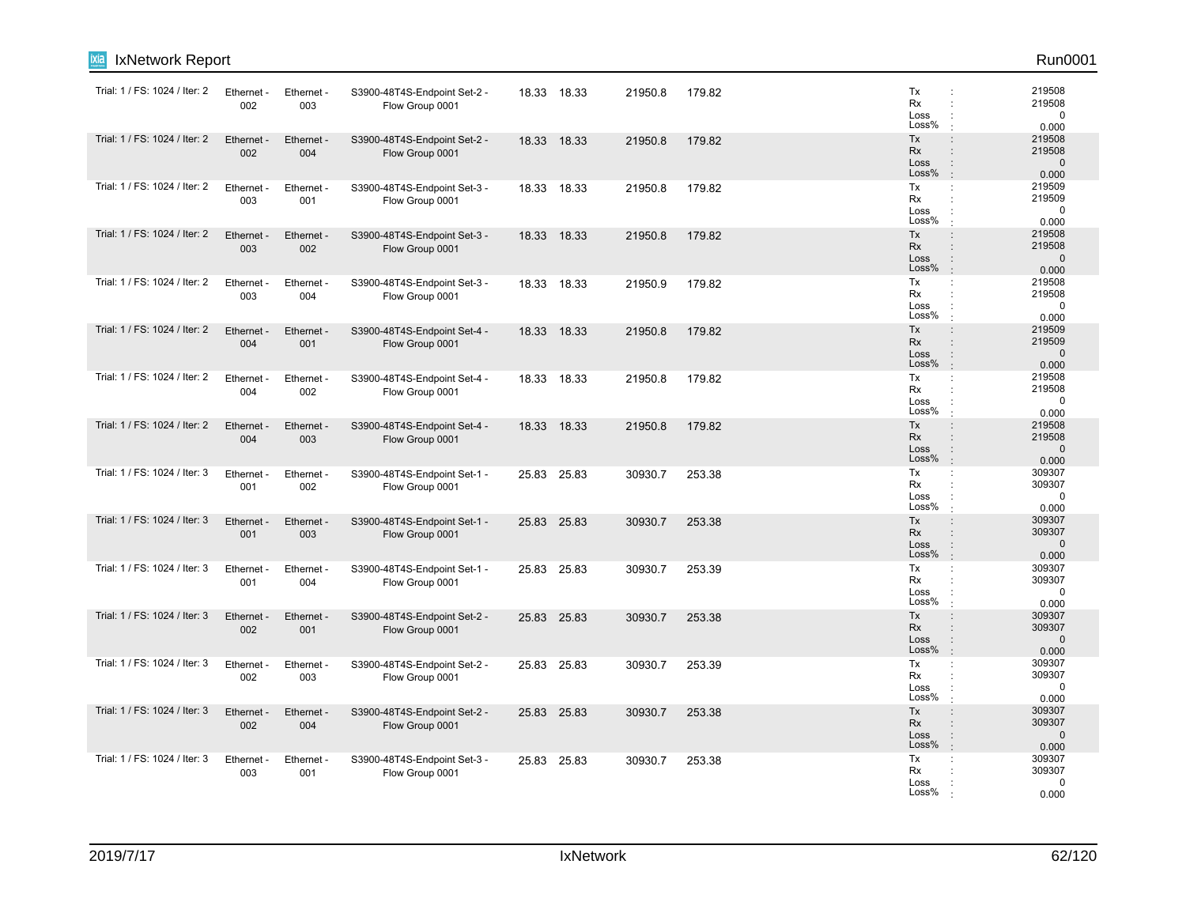| | | | | | | | | |
|---|---|---|---|---|---|---|---|---|
| Trial: 1 / FS: 1024 / Iter: 2 | Ethernet - 002 | Ethernet - 003 | S3900-48T4S-Endpoint Set-2 - Flow Group 0001 | 18.33 | 18.33 | 21950.8 | 179.82 | Tx : 219508<br>Rx : 219508<br>Loss : 0<br>Loss% : 0.000 |
| Trial: 1 / FS: 1024 / Iter: 2 | Ethernet - 002 | Ethernet - 004 | S3900-48T4S-Endpoint Set-2 - Flow Group 0001 | 18.33 | 18.33 | 21950.8 | 179.82 | Tx : 219508<br>Rx : 219508<br>Loss : 0<br>Loss% : 0.000 |
| Trial: 1 / FS: 1024 / Iter: 2 | Ethernet - 003 | Ethernet - 001 | S3900-48T4S-Endpoint Set-3 - Flow Group 0001 | 18.33 | 18.33 | 21950.8 | 179.82 | Tx : 219509<br>Rx : 219509<br>Loss : 0<br>Loss% : 0.000 |
| Trial: 1 / FS: 1024 / Iter: 2 | Ethernet - 003 | Ethernet - 002 | S3900-48T4S-Endpoint Set-3 - Flow Group 0001 | 18.33 | 18.33 | 21950.8 | 179.82 | Tx : 219508<br>Rx : 219508<br>Loss : 0<br>Loss% : 0.000 |
| Trial: 1 / FS: 1024 / Iter: 2 | Ethernet - 003 | Ethernet - 004 | S3900-48T4S-Endpoint Set-3 - Flow Group 0001 | 18.33 | 18.33 | 21950.9 | 179.82 | Tx : 219508<br>Rx : 219508<br>Loss : 0<br>Loss% : 0.000 |
| Trial: 1 / FS: 1024 / Iter: 2 | Ethernet - 004 | Ethernet - 001 | S3900-48T4S-Endpoint Set-4 - Flow Group 0001 | 18.33 | 18.33 | 21950.8 | 179.82 | Tx : 219509<br>Rx : 219509<br>Loss : 0<br>Loss% : 0.000 |
| Trial: 1 / FS: 1024 / Iter: 2 | Ethernet - 004 | Ethernet - 002 | S3900-48T4S-Endpoint Set-4 - Flow Group 0001 | 18.33 | 18.33 | 21950.8 | 179.82 | Tx : 219508<br>Rx : 219508<br>Loss : 0<br>Loss% : 0.000 |
| Trial: 1 / FS: 1024 / Iter: 2 | Ethernet - 004 | Ethernet - 003 | S3900-48T4S-Endpoint Set-4 - Flow Group 0001 | 18.33 | 18.33 | 21950.8 | 179.82 | Tx : 219508<br>Rx : 219508<br>Loss : 0<br>Loss% : 0.000 |
| Trial: 1 / FS: 1024 / Iter: 3 | Ethernet - 001 | Ethernet - 002 | S3900-48T4S-Endpoint Set-1 - Flow Group 0001 | 25.83 | 25.83 | 30930.7 | 253.38 | Tx : 309307<br>Rx : 309307<br>Loss : 0<br>Loss% : 0.000 |
| Trial: 1 / FS: 1024 / Iter: 3 | Ethernet - 001 | Ethernet - 003 | S3900-48T4S-Endpoint Set-1 - Flow Group 0001 | 25.83 | 25.83 | 30930.7 | 253.38 | Tx : 309307<br>Rx : 309307<br>Loss : 0<br>Loss% : 0.000 |
| Trial: 1 / FS: 1024 / Iter: 3 | Ethernet - 001 | Ethernet - 004 | S3900-48T4S-Endpoint Set-1 - Flow Group 0001 | 25.83 | 25.83 | 30930.7 | 253.39 | Tx : 309307<br>Rx : 309307<br>Loss : 0<br>Loss% : 0.000 |
| Trial: 1 / FS: 1024 / Iter: 3 | Ethernet - 002 | Ethernet - 001 | S3900-48T4S-Endpoint Set-2 - Flow Group 0001 | 25.83 | 25.83 | 30930.7 | 253.38 | Tx : 309307<br>Rx : 309307<br>Loss : 0<br>Loss% : 0.000 |
| Trial: 1 / FS: 1024 / Iter: 3 | Ethernet - 002 | Ethernet - 003 | S3900-48T4S-Endpoint Set-2 - Flow Group 0001 | 25.83 | 25.83 | 30930.7 | 253.39 | Tx : 309307<br>Rx : 309307<br>Loss : 0<br>Loss% : 0.000 |
| Trial: 1 / FS: 1024 / Iter: 3 | Ethernet - 002 | Ethernet - 004 | S3900-48T4S-Endpoint Set-2 - Flow Group 0001 | 25.83 | 25.83 | 30930.7 | 253.38 | Tx : 309307<br>Rx : 309307<br>Loss : 0<br>Loss% : 0.000 |
| Trial: 1 / FS: 1024 / Iter: 3 | Ethernet - 003 | Ethernet - 001 | S3900-48T4S-Endpoint Set-3 - Flow Group 0001 | 25.83 | 25.83 | 30930.7 | 253.38 | Tx : 309307<br>Rx : 309307<br>Loss : 0<br>Loss% : 0.000 |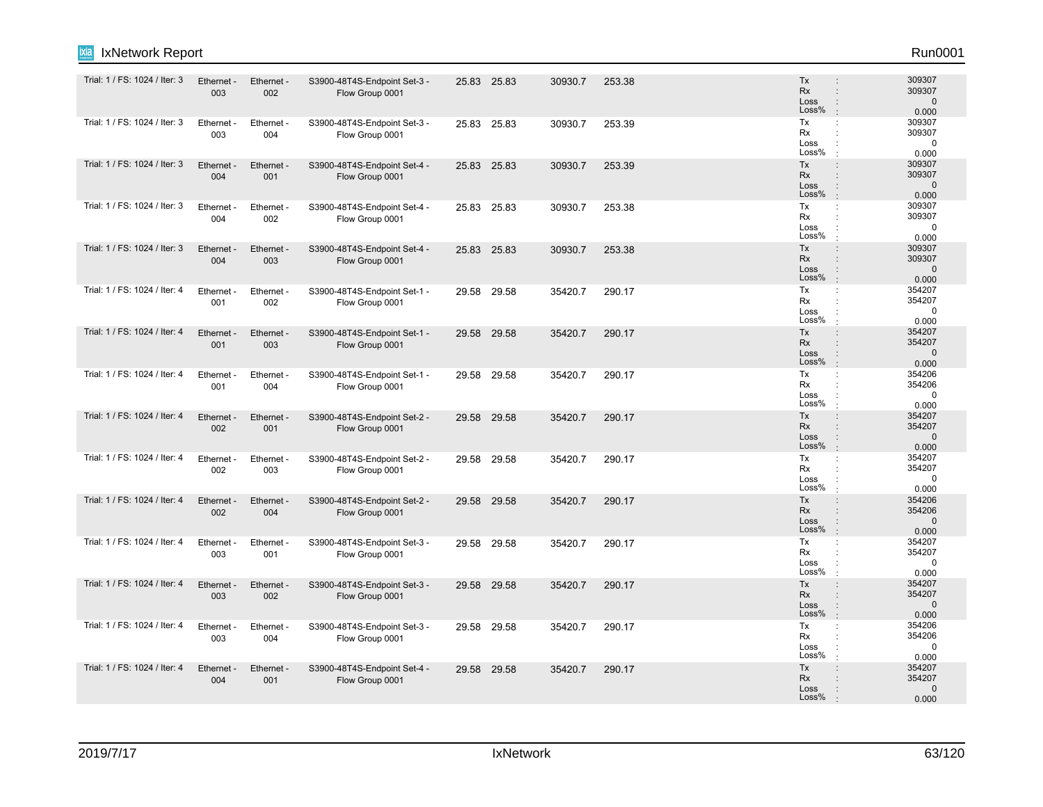| | | | | | | | | |
|---|---|---|---|---|---|---|---|---|
| Trial: 1 / FS: 1024 / Iter: 3 | Ethernet - 003 | Ethernet - 002 | S3900-48T4S-Endpoint Set-3 - Flow Group 0001 | 25.83 | 25.83 | 30930.7 | 253.38 | Tx : 309307<br>Rx : 309307<br>Loss : 0<br>Loss% : 0.000 |
| Trial: 1 / FS: 1024 / Iter: 3 | Ethernet - 003 | Ethernet - 004 | S3900-48T4S-Endpoint Set-3 - Flow Group 0001 | 25.83 | 25.83 | 30930.7 | 253.39 | Tx : 309307<br>Rx : 309307<br>Loss : 0<br>Loss% : 0.000 |
| Trial: 1 / FS: 1024 / Iter: 3 | Ethernet - 004 | Ethernet - 001 | S3900-48T4S-Endpoint Set-4 - Flow Group 0001 | 25.83 | 25.83 | 30930.7 | 253.39 | Tx : 309307<br>Rx : 309307<br>Loss : 0<br>Loss% : 0.000 |
| Trial: 1 / FS: 1024 / Iter: 3 | Ethernet - 004 | Ethernet - 002 | S3900-48T4S-Endpoint Set-4 - Flow Group 0001 | 25.83 | 25.83 | 30930.7 | 253.38 | Tx : 309307<br>Rx : 309307<br>Loss : 0<br>Loss% : 0.000 |
| Trial: 1 / FS: 1024 / Iter: 3 | Ethernet - 004 | Ethernet - 003 | S3900-48T4S-Endpoint Set-4 - Flow Group 0001 | 25.83 | 25.83 | 30930.7 | 253.38 | Tx : 309307<br>Rx : 309307<br>Loss : 0<br>Loss% : 0.000 |
| Trial: 1 / FS: 1024 / Iter: 4 | Ethernet - 001 | Ethernet - 002 | S3900-48T4S-Endpoint Set-1 - Flow Group 0001 | 29.58 | 29.58 | 35420.7 | 290.17 | Tx : 354207<br>Rx : 354207<br>Loss : 0<br>Loss% : 0.000 |
| Trial: 1 / FS: 1024 / Iter: 4 | Ethernet - 001 | Ethernet - 003 | S3900-48T4S-Endpoint Set-1 - Flow Group 0001 | 29.58 | 29.58 | 35420.7 | 290.17 | Tx : 354207<br>Rx : 354207<br>Loss : 0<br>Loss% : 0.000 |
| Trial: 1 / FS: 1024 / Iter: 4 | Ethernet - 001 | Ethernet - 004 | S3900-48T4S-Endpoint Set-1 - Flow Group 0001 | 29.58 | 29.58 | 35420.7 | 290.17 | Tx : 354206<br>Rx : 354206<br>Loss : 0<br>Loss% : 0.000 |
| Trial: 1 / FS: 1024 / Iter: 4 | Ethernet - 002 | Ethernet - 001 | S3900-48T4S-Endpoint Set-2 - Flow Group 0001 | 29.58 | 29.58 | 35420.7 | 290.17 | Tx : 354207<br>Rx : 354207<br>Loss : 0<br>Loss% : 0.000 |
| Trial: 1 / FS: 1024 / Iter: 4 | Ethernet - 002 | Ethernet - 003 | S3900-48T4S-Endpoint Set-2 - Flow Group 0001 | 29.58 | 29.58 | 35420.7 | 290.17 | Tx : 354207<br>Rx : 354207<br>Loss : 0<br>Loss% : 0.000 |
| Trial: 1 / FS: 1024 / Iter: 4 | Ethernet - 002 | Ethernet - 004 | S3900-48T4S-Endpoint Set-2 - Flow Group 0001 | 29.58 | 29.58 | 35420.7 | 290.17 | Tx : 354206<br>Rx : 354206<br>Loss : 0<br>Loss% : 0.000 |
| Trial: 1 / FS: 1024 / Iter: 4 | Ethernet - 003 | Ethernet - 001 | S3900-48T4S-Endpoint Set-3 - Flow Group 0001 | 29.58 | 29.58 | 35420.7 | 290.17 | Tx : 354207<br>Rx : 354207<br>Loss : 0<br>Loss% : 0.000 |
| Trial: 1 / FS: 1024 / Iter: 4 | Ethernet - 003 | Ethernet - 002 | S3900-48T4S-Endpoint Set-3 - Flow Group 0001 | 29.58 | 29.58 | 35420.7 | 290.17 | Tx : 354207<br>Rx : 354207<br>Loss : 0<br>Loss% : 0.000 |
| Trial: 1 / FS: 1024 / Iter: 4 | Ethernet - 003 | Ethernet - 004 | S3900-48T4S-Endpoint Set-3 - Flow Group 0001 | 29.58 | 29.58 | 35420.7 | 290.17 | Tx : 354206<br>Rx : 354206<br>Loss : 0<br>Loss% : 0.000 |
| Trial: 1 / FS: 1024 / Iter: 4 | Ethernet - 004 | Ethernet - 001 | S3900-48T4S-Endpoint Set-4 - Flow Group 0001 | 29.58 | 29.58 | 35420.7 | 290.17 | Tx : 354207<br>Rx : 354207<br>Loss : 0<br>Loss% : 0.000 |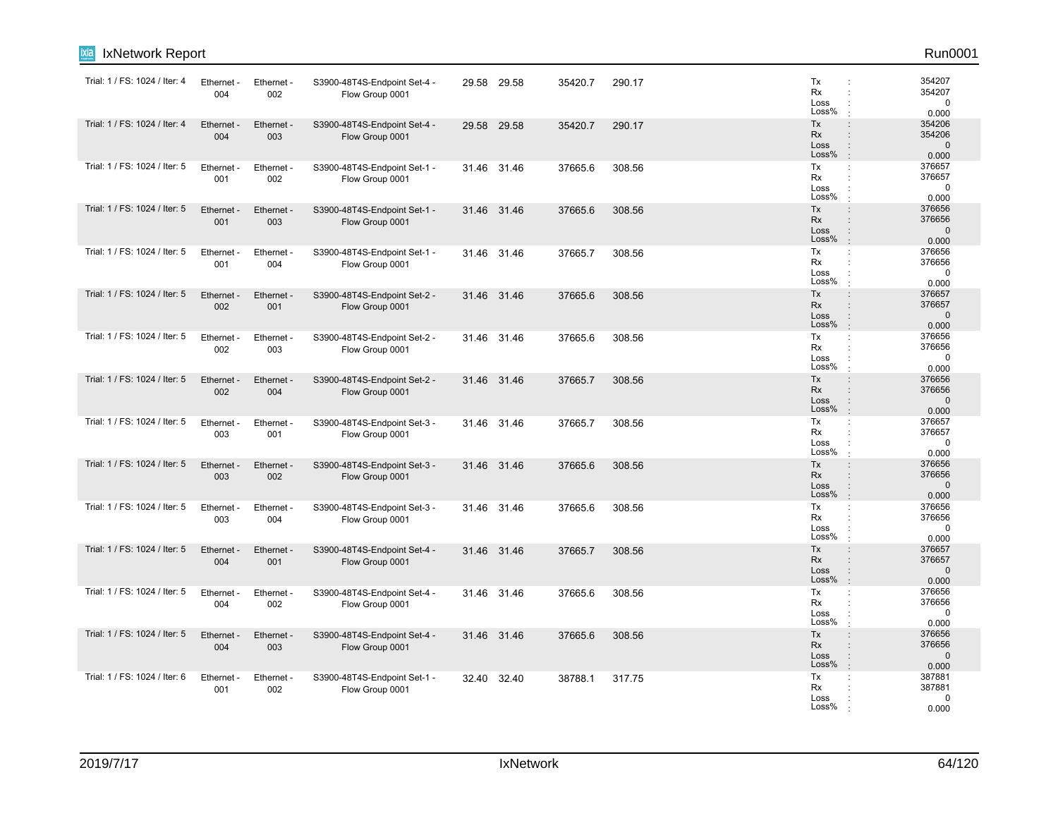| Trial | Tx Port | Rx Port | Traffic Item | | | | | Stats |
|---|---|---|---|---|---|---|---|---|
| Trial: 1 / FS: 1024 / Iter: 4 | Ethernet - 004 | Ethernet - 002 | S3900-48T4S-Endpoint Set-4 - Flow Group 0001 | 29.58 | 29.58 | 35420.7 | 290.17 | Tx : 354207<br>Rx : 354207<br>Loss : 0<br>Loss% : 0.000 |
| Trial: 1 / FS: 1024 / Iter: 4 | Ethernet - 004 | Ethernet - 003 | S3900-48T4S-Endpoint Set-4 - Flow Group 0001 | 29.58 | 29.58 | 35420.7 | 290.17 | Tx : 354206<br>Rx : 354206<br>Loss : 0<br>Loss% : 0.000 |
| Trial: 1 / FS: 1024 / Iter: 5 | Ethernet - 001 | Ethernet - 002 | S3900-48T4S-Endpoint Set-1 - Flow Group 0001 | 31.46 | 31.46 | 37665.6 | 308.56 | Tx : 376657<br>Rx : 376657<br>Loss : 0<br>Loss% : 0.000 |
| Trial: 1 / FS: 1024 / Iter: 5 | Ethernet - 001 | Ethernet - 003 | S3900-48T4S-Endpoint Set-1 - Flow Group 0001 | 31.46 | 31.46 | 37665.6 | 308.56 | Tx : 376656<br>Rx : 376656<br>Loss : 0<br>Loss% : 0.000 |
| Trial: 1 / FS: 1024 / Iter: 5 | Ethernet - 001 | Ethernet - 004 | S3900-48T4S-Endpoint Set-1 - Flow Group 0001 | 31.46 | 31.46 | 37665.7 | 308.56 | Tx : 376656<br>Rx : 376656<br>Loss : 0<br>Loss% : 0.000 |
| Trial: 1 / FS: 1024 / Iter: 5 | Ethernet - 002 | Ethernet - 001 | S3900-48T4S-Endpoint Set-2 - Flow Group 0001 | 31.46 | 31.46 | 37665.6 | 308.56 | Tx : 376657<br>Rx : 376657<br>Loss : 0<br>Loss% : 0.000 |
| Trial: 1 / FS: 1024 / Iter: 5 | Ethernet - 002 | Ethernet - 003 | S3900-48T4S-Endpoint Set-2 - Flow Group 0001 | 31.46 | 31.46 | 37665.6 | 308.56 | Tx : 376656<br>Rx : 376656<br>Loss : 0<br>Loss% : 0.000 |
| Trial: 1 / FS: 1024 / Iter: 5 | Ethernet - 002 | Ethernet - 004 | S3900-48T4S-Endpoint Set-2 - Flow Group 0001 | 31.46 | 31.46 | 37665.7 | 308.56 | Tx : 376656<br>Rx : 376656<br>Loss : 0<br>Loss% : 0.000 |
| Trial: 1 / FS: 1024 / Iter: 5 | Ethernet - 003 | Ethernet - 001 | S3900-48T4S-Endpoint Set-3 - Flow Group 0001 | 31.46 | 31.46 | 37665.7 | 308.56 | Tx : 376657<br>Rx : 376657<br>Loss : 0<br>Loss% : 0.000 |
| Trial: 1 / FS: 1024 / Iter: 5 | Ethernet - 003 | Ethernet - 002 | S3900-48T4S-Endpoint Set-3 - Flow Group 0001 | 31.46 | 31.46 | 37665.6 | 308.56 | Tx : 376656<br>Rx : 376656<br>Loss : 0<br>Loss% : 0.000 |
| Trial: 1 / FS: 1024 / Iter: 5 | Ethernet - 003 | Ethernet - 004 | S3900-48T4S-Endpoint Set-3 - Flow Group 0001 | 31.46 | 31.46 | 37665.6 | 308.56 | Tx : 376656<br>Rx : 376656<br>Loss : 0<br>Loss% : 0.000 |
| Trial: 1 / FS: 1024 / Iter: 5 | Ethernet - 004 | Ethernet - 001 | S3900-48T4S-Endpoint Set-4 - Flow Group 0001 | 31.46 | 31.46 | 37665.7 | 308.56 | Tx : 376657<br>Rx : 376657<br>Loss : 0<br>Loss% : 0.000 |
| Trial: 1 / FS: 1024 / Iter: 5 | Ethernet - 004 | Ethernet - 002 | S3900-48T4S-Endpoint Set-4 - Flow Group 0001 | 31.46 | 31.46 | 37665.6 | 308.56 | Tx : 376656<br>Rx : 376656<br>Loss : 0<br>Loss% : 0.000 |
| Trial: 1 / FS: 1024 / Iter: 5 | Ethernet - 004 | Ethernet - 003 | S3900-48T4S-Endpoint Set-4 - Flow Group 0001 | 31.46 | 31.46 | 37665.6 | 308.56 | Tx : 376656<br>Rx : 376656<br>Loss : 0<br>Loss% : 0.000 |
| Trial: 1 / FS: 1024 / Iter: 6 | Ethernet - 001 | Ethernet - 002 | S3900-48T4S-Endpoint Set-1 - Flow Group 0001 | 32.40 | 32.40 | 38788.1 | 317.75 | Tx : 387881<br>Rx : 387881<br>Loss : 0<br>Loss% : 0.000 |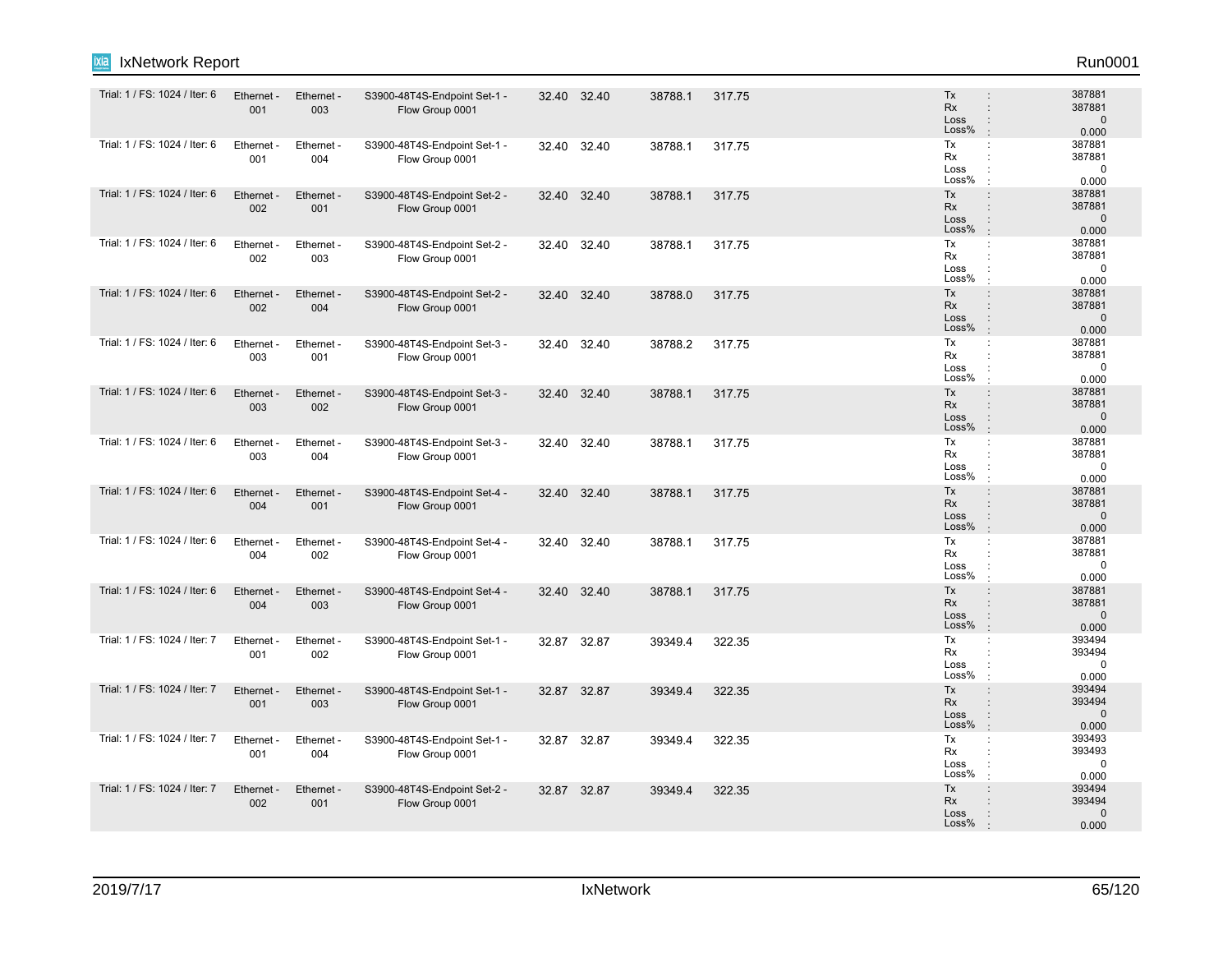| Trial: 1 / FS: 1024 / Iter: 6 | Ethernet - 001 | Ethernet - 003 | S3900-48T4S-Endpoint Set-1 - Flow Group 0001 | 32.40 | 32.40 | 38788.1 | 317.75 | Tx : 387881<br>Rx : 387881<br>Loss : 0<br>Loss% : 0.000 |
|---|---|---|---|---|---|---|---|---|
| Trial: 1 / FS: 1024 / Iter: 6 | Ethernet - 001 | Ethernet - 004 | S3900-48T4S-Endpoint Set-1 - Flow Group 0001 | 32.40 | 32.40 | 38788.1 | 317.75 | Tx : 387881<br>Rx : 387881<br>Loss : 0<br>Loss% : 0.000 |
| Trial: 1 / FS: 1024 / Iter: 6 | Ethernet - 002 | Ethernet - 001 | S3900-48T4S-Endpoint Set-2 - Flow Group 0001 | 32.40 | 32.40 | 38788.1 | 317.75 | Tx : 387881<br>Rx : 387881<br>Loss : 0<br>Loss% : 0.000 |
| Trial: 1 / FS: 1024 / Iter: 6 | Ethernet - 002 | Ethernet - 003 | S3900-48T4S-Endpoint Set-2 - Flow Group 0001 | 32.40 | 32.40 | 38788.1 | 317.75 | Tx : 387881<br>Rx : 387881<br>Loss : 0<br>Loss% : 0.000 |
| Trial: 1 / FS: 1024 / Iter: 6 | Ethernet - 002 | Ethernet - 004 | S3900-48T4S-Endpoint Set-2 - Flow Group 0001 | 32.40 | 32.40 | 38788.0 | 317.75 | Tx : 387881<br>Rx : 387881<br>Loss : 0<br>Loss% : 0.000 |
| Trial: 1 / FS: 1024 / Iter: 6 | Ethernet - 003 | Ethernet - 001 | S3900-48T4S-Endpoint Set-3 - Flow Group 0001 | 32.40 | 32.40 | 38788.2 | 317.75 | Tx : 387881<br>Rx : 387881<br>Loss : 0<br>Loss% : 0.000 |
| Trial: 1 / FS: 1024 / Iter: 6 | Ethernet - 003 | Ethernet - 002 | S3900-48T4S-Endpoint Set-3 - Flow Group 0001 | 32.40 | 32.40 | 38788.1 | 317.75 | Tx : 387881<br>Rx : 387881<br>Loss : 0<br>Loss% : 0.000 |
| Trial: 1 / FS: 1024 / Iter: 6 | Ethernet - 003 | Ethernet - 004 | S3900-48T4S-Endpoint Set-3 - Flow Group 0001 | 32.40 | 32.40 | 38788.1 | 317.75 | Tx : 387881<br>Rx : 387881<br>Loss : 0<br>Loss% : 0.000 |
| Trial: 1 / FS: 1024 / Iter: 6 | Ethernet - 004 | Ethernet - 001 | S3900-48T4S-Endpoint Set-4 - Flow Group 0001 | 32.40 | 32.40 | 38788.1 | 317.75 | Tx : 387881<br>Rx : 387881<br>Loss : 0<br>Loss% : 0.000 |
| Trial: 1 / FS: 1024 / Iter: 6 | Ethernet - 004 | Ethernet - 002 | S3900-48T4S-Endpoint Set-4 - Flow Group 0001 | 32.40 | 32.40 | 38788.1 | 317.75 | Tx : 387881<br>Rx : 387881<br>Loss : 0<br>Loss% : 0.000 |
| Trial: 1 / FS: 1024 / Iter: 6 | Ethernet - 004 | Ethernet - 003 | S3900-48T4S-Endpoint Set-4 - Flow Group 0001 | 32.40 | 32.40 | 38788.1 | 317.75 | Tx : 387881<br>Rx : 387881<br>Loss : 0<br>Loss% : 0.000 |
| Trial: 1 / FS: 1024 / Iter: 7 | Ethernet - 001 | Ethernet - 002 | S3900-48T4S-Endpoint Set-1 - Flow Group 0001 | 32.87 | 32.87 | 39349.4 | 322.35 | Tx : 393494<br>Rx : 393494<br>Loss : 0<br>Loss% : 0.000 |
| Trial: 1 / FS: 1024 / Iter: 7 | Ethernet - 001 | Ethernet - 003 | S3900-48T4S-Endpoint Set-1 - Flow Group 0001 | 32.87 | 32.87 | 39349.4 | 322.35 | Tx : 393494<br>Rx : 393494<br>Loss : 0<br>Loss% : 0.000 |
| Trial: 1 / FS: 1024 / Iter: 7 | Ethernet - 001 | Ethernet - 004 | S3900-48T4S-Endpoint Set-1 - Flow Group 0001 | 32.87 | 32.87 | 39349.4 | 322.35 | Tx : 393493<br>Rx : 393493<br>Loss : 0<br>Loss% : 0.000 |
| Trial: 1 / FS: 1024 / Iter: 7 | Ethernet - 002 | Ethernet - 001 | S3900-48T4S-Endpoint Set-2 - Flow Group 0001 | 32.87 | 32.87 | 39349.4 | 322.35 | Tx : 393494<br>Rx : 393494<br>Loss : 0<br>Loss% : 0.000 |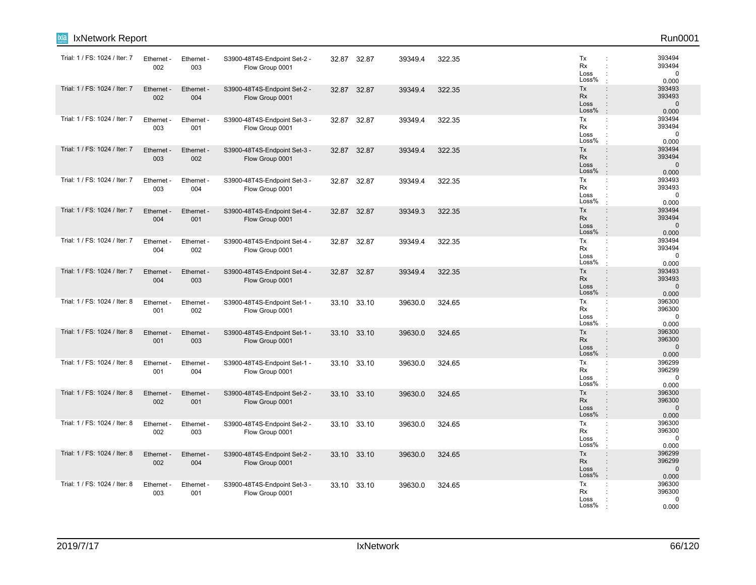| | | | | | | | | |
|---|---|---|---|---|---|---|---|---|
| Trial: 1 / FS: 1024 / Iter: 7 | Ethernet - 002 | Ethernet - 003 | S3900-48T4S-Endpoint Set-2 - Flow Group 0001 | 32.87 | 32.87 | 39349.4 | 322.35 | Tx : 393494<br>Rx : 393494<br>Loss : 0<br>Loss% : 0.000 |
| Trial: 1 / FS: 1024 / Iter: 7 | Ethernet - 002 | Ethernet - 004 | S3900-48T4S-Endpoint Set-2 - Flow Group 0001 | 32.87 | 32.87 | 39349.4 | 322.35 | Tx : 393493<br>Rx : 393493<br>Loss : 0<br>Loss% : 0.000 |
| Trial: 1 / FS: 1024 / Iter: 7 | Ethernet - 003 | Ethernet - 001 | S3900-48T4S-Endpoint Set-3 - Flow Group 0001 | 32.87 | 32.87 | 39349.4 | 322.35 | Tx : 393494<br>Rx : 393494<br>Loss : 0<br>Loss% : 0.000 |
| Trial: 1 / FS: 1024 / Iter: 7 | Ethernet - 003 | Ethernet - 002 | S3900-48T4S-Endpoint Set-3 - Flow Group 0001 | 32.87 | 32.87 | 39349.4 | 322.35 | Tx : 393494<br>Rx : 393494<br>Loss : 0<br>Loss% : 0.000 |
| Trial: 1 / FS: 1024 / Iter: 7 | Ethernet - 003 | Ethernet - 004 | S3900-48T4S-Endpoint Set-3 - Flow Group 0001 | 32.87 | 32.87 | 39349.4 | 322.35 | Tx : 393493<br>Rx : 393493<br>Loss : 0<br>Loss% : 0.000 |
| Trial: 1 / FS: 1024 / Iter: 7 | Ethernet - 004 | Ethernet - 001 | S3900-48T4S-Endpoint Set-4 - Flow Group 0001 | 32.87 | 32.87 | 39349.3 | 322.35 | Tx : 393494<br>Rx : 393494<br>Loss : 0<br>Loss% : 0.000 |
| Trial: 1 / FS: 1024 / Iter: 7 | Ethernet - 004 | Ethernet - 002 | S3900-48T4S-Endpoint Set-4 - Flow Group 0001 | 32.87 | 32.87 | 39349.4 | 322.35 | Tx : 393494<br>Rx : 393494<br>Loss : 0<br>Loss% : 0.000 |
| Trial: 1 / FS: 1024 / Iter: 7 | Ethernet - 004 | Ethernet - 003 | S3900-48T4S-Endpoint Set-4 - Flow Group 0001 | 32.87 | 32.87 | 39349.4 | 322.35 | Tx : 393493<br>Rx : 393493<br>Loss : 0<br>Loss% : 0.000 |
| Trial: 1 / FS: 1024 / Iter: 8 | Ethernet - 001 | Ethernet - 002 | S3900-48T4S-Endpoint Set-1 - Flow Group 0001 | 33.10 | 33.10 | 39630.0 | 324.65 | Tx : 396300<br>Rx : 396300<br>Loss : 0<br>Loss% : 0.000 |
| Trial: 1 / FS: 1024 / Iter: 8 | Ethernet - 001 | Ethernet - 003 | S3900-48T4S-Endpoint Set-1 - Flow Group 0001 | 33.10 | 33.10 | 39630.0 | 324.65 | Tx : 396300<br>Rx : 396300<br>Loss : 0<br>Loss% : 0.000 |
| Trial: 1 / FS: 1024 / Iter: 8 | Ethernet - 001 | Ethernet - 004 | S3900-48T4S-Endpoint Set-1 - Flow Group 0001 | 33.10 | 33.10 | 39630.0 | 324.65 | Tx : 396299<br>Rx : 396299<br>Loss : 0<br>Loss% : 0.000 |
| Trial: 1 / FS: 1024 / Iter: 8 | Ethernet - 002 | Ethernet - 001 | S3900-48T4S-Endpoint Set-2 - Flow Group 0001 | 33.10 | 33.10 | 39630.0 | 324.65 | Tx : 396300<br>Rx : 396300<br>Loss : 0<br>Loss% : 0.000 |
| Trial: 1 / FS: 1024 / Iter: 8 | Ethernet - 002 | Ethernet - 003 | S3900-48T4S-Endpoint Set-2 - Flow Group 0001 | 33.10 | 33.10 | 39630.0 | 324.65 | Tx : 396300<br>Rx : 396300<br>Loss : 0<br>Loss% : 0.000 |
| Trial: 1 / FS: 1024 / Iter: 8 | Ethernet - 002 | Ethernet - 004 | S3900-48T4S-Endpoint Set-2 - Flow Group 0001 | 33.10 | 33.10 | 39630.0 | 324.65 | Tx : 396299<br>Rx : 396299<br>Loss : 0<br>Loss% : 0.000 |
| Trial: 1 / FS: 1024 / Iter: 8 | Ethernet - 003 | Ethernet - 001 | S3900-48T4S-Endpoint Set-3 - Flow Group 0001 | 33.10 | 33.10 | 39630.0 | 324.65 | Tx : 396300<br>Rx : 396300<br>Loss : 0<br>Loss% : 0.000 |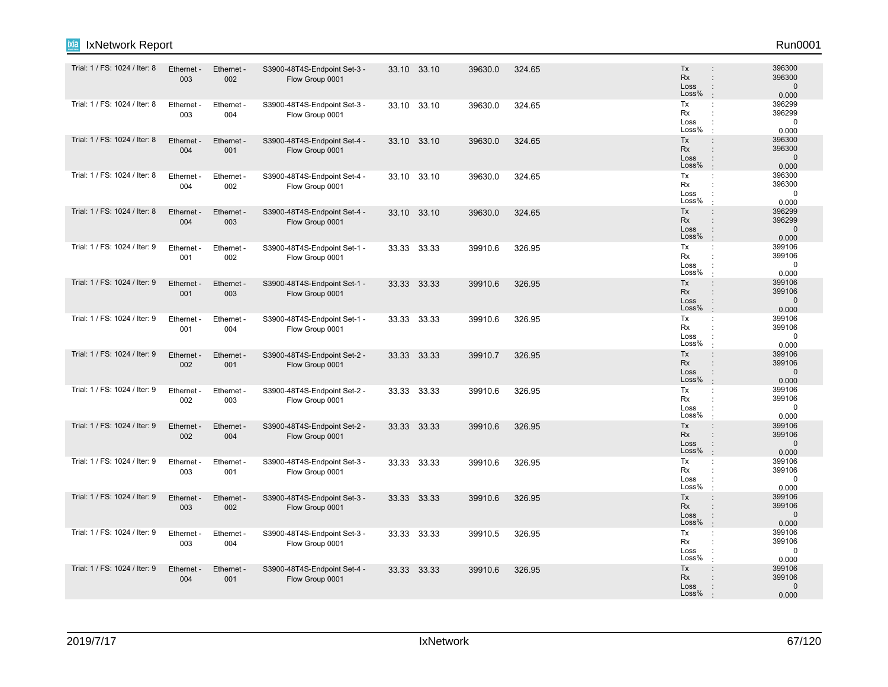| | | | | | | | | |
|---|---|---|---|---|---|---|---|---|
| Trial: 1 / FS: 1024 / Iter: 8 | Ethernet - 003 | Ethernet - 002 | S3900-48T4S-Endpoint Set-3 - Flow Group 0001 | 33.10 | 33.10 | 39630.0 | 324.65 | Tx : 396300<br>Rx : 396300<br>Loss : 0<br>Loss% : 0.000 |
| Trial: 1 / FS: 1024 / Iter: 8 | Ethernet - 003 | Ethernet - 004 | S3900-48T4S-Endpoint Set-3 - Flow Group 0001 | 33.10 | 33.10 | 39630.0 | 324.65 | Tx : 396299<br>Rx : 396299<br>Loss : 0<br>Loss% : 0.000 |
| Trial: 1 / FS: 1024 / Iter: 8 | Ethernet - 004 | Ethernet - 001 | S3900-48T4S-Endpoint Set-4 - Flow Group 0001 | 33.10 | 33.10 | 39630.0 | 324.65 | Tx : 396300<br>Rx : 396300<br>Loss : 0<br>Loss% : 0.000 |
| Trial: 1 / FS: 1024 / Iter: 8 | Ethernet - 004 | Ethernet - 002 | S3900-48T4S-Endpoint Set-4 - Flow Group 0001 | 33.10 | 33.10 | 39630.0 | 324.65 | Tx : 396300<br>Rx : 396300<br>Loss : 0<br>Loss% : 0.000 |
| Trial: 1 / FS: 1024 / Iter: 8 | Ethernet - 004 | Ethernet - 003 | S3900-48T4S-Endpoint Set-4 - Flow Group 0001 | 33.10 | 33.10 | 39630.0 | 324.65 | Tx : 396299<br>Rx : 396299<br>Loss : 0<br>Loss% : 0.000 |
| Trial: 1 / FS: 1024 / Iter: 9 | Ethernet - 001 | Ethernet - 002 | S3900-48T4S-Endpoint Set-1 - Flow Group 0001 | 33.33 | 33.33 | 39910.6 | 326.95 | Tx : 399106<br>Rx : 399106<br>Loss : 0<br>Loss% : 0.000 |
| Trial: 1 / FS: 1024 / Iter: 9 | Ethernet - 001 | Ethernet - 003 | S3900-48T4S-Endpoint Set-1 - Flow Group 0001 | 33.33 | 33.33 | 39910.6 | 326.95 | Tx : 399106<br>Rx : 399106<br>Loss : 0<br>Loss% : 0.000 |
| Trial: 1 / FS: 1024 / Iter: 9 | Ethernet - 001 | Ethernet - 004 | S3900-48T4S-Endpoint Set-1 - Flow Group 0001 | 33.33 | 33.33 | 39910.6 | 326.95 | Tx : 399106<br>Rx : 399106<br>Loss : 0<br>Loss% : 0.000 |
| Trial: 1 / FS: 1024 / Iter: 9 | Ethernet - 002 | Ethernet - 001 | S3900-48T4S-Endpoint Set-2 - Flow Group 0001 | 33.33 | 33.33 | 39910.7 | 326.95 | Tx : 399106<br>Rx : 399106<br>Loss : 0<br>Loss% : 0.000 |
| Trial: 1 / FS: 1024 / Iter: 9 | Ethernet - 002 | Ethernet - 003 | S3900-48T4S-Endpoint Set-2 - Flow Group 0001 | 33.33 | 33.33 | 39910.6 | 326.95 | Tx : 399106<br>Rx : 399106<br>Loss : 0<br>Loss% : 0.000 |
| Trial: 1 / FS: 1024 / Iter: 9 | Ethernet - 002 | Ethernet - 004 | S3900-48T4S-Endpoint Set-2 - Flow Group 0001 | 33.33 | 33.33 | 39910.6 | 326.95 | Tx : 399106<br>Rx : 399106<br>Loss : 0<br>Loss% : 0.000 |
| Trial: 1 / FS: 1024 / Iter: 9 | Ethernet - 003 | Ethernet - 001 | S3900-48T4S-Endpoint Set-3 - Flow Group 0001 | 33.33 | 33.33 | 39910.6 | 326.95 | Tx : 399106<br>Rx : 399106<br>Loss : 0<br>Loss% : 0.000 |
| Trial: 1 / FS: 1024 / Iter: 9 | Ethernet - 003 | Ethernet - 002 | S3900-48T4S-Endpoint Set-3 - Flow Group 0001 | 33.33 | 33.33 | 39910.6 | 326.95 | Tx : 399106<br>Rx : 399106<br>Loss : 0<br>Loss% : 0.000 |
| Trial: 1 / FS: 1024 / Iter: 9 | Ethernet - 003 | Ethernet - 004 | S3900-48T4S-Endpoint Set-3 - Flow Group 0001 | 33.33 | 33.33 | 39910.5 | 326.95 | Tx : 399106<br>Rx : 399106<br>Loss : 0<br>Loss% : 0.000 |
| Trial: 1 / FS: 1024 / Iter: 9 | Ethernet - 004 | Ethernet - 001 | S3900-48T4S-Endpoint Set-4 - Flow Group 0001 | 33.33 | 33.33 | 39910.6 | 326.95 | Tx : 399106<br>Rx : 399106<br>Loss : 0<br>Loss% : 0.000 |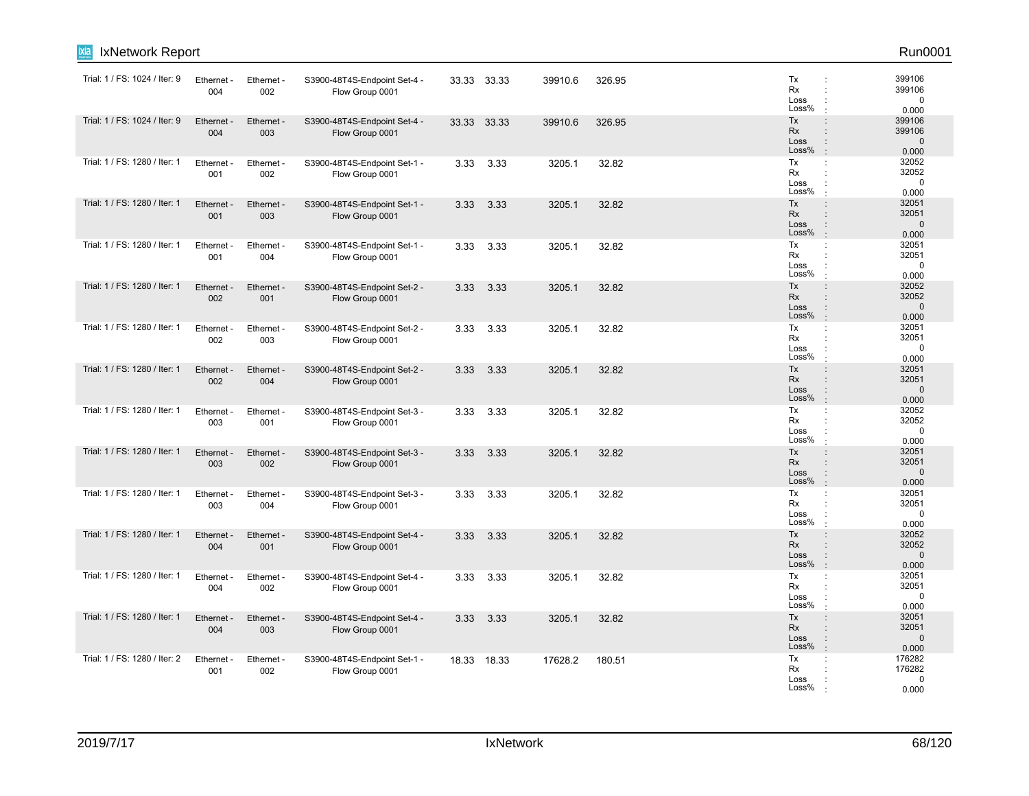| | | | | | | | | |
|---|---|---|---|---|---|---|---|---|
| Trial: 1 / FS: 1024 / Iter: 9 | Ethernet - 004 | Ethernet - 002 | S3900-48T4S-Endpoint Set-4 - Flow Group 0001 | 33.33 | 33.33 | 39910.6 | 326.95 | Tx : 399106<br>Rx : 399106<br>Loss : 0<br>Loss% : 0.000 |
| Trial: 1 / FS: 1024 / Iter: 9 | Ethernet - 004 | Ethernet - 003 | S3900-48T4S-Endpoint Set-4 - Flow Group 0001 | 33.33 | 33.33 | 39910.6 | 326.95 | Tx : 399106<br>Rx : 399106<br>Loss : 0<br>Loss% : 0.000 |
| Trial: 1 / FS: 1280 / Iter: 1 | Ethernet - 001 | Ethernet - 002 | S3900-48T4S-Endpoint Set-1 - Flow Group 0001 | 3.33 | 3.33 | 3205.1 | 32.82 | Tx : 32052<br>Rx : 32052<br>Loss : 0<br>Loss% : 0.000 |
| Trial: 1 / FS: 1280 / Iter: 1 | Ethernet - 001 | Ethernet - 003 | S3900-48T4S-Endpoint Set-1 - Flow Group 0001 | 3.33 | 3.33 | 3205.1 | 32.82 | Tx : 32051<br>Rx : 32051<br>Loss : 0<br>Loss% : 0.000 |
| Trial: 1 / FS: 1280 / Iter: 1 | Ethernet - 001 | Ethernet - 004 | S3900-48T4S-Endpoint Set-1 - Flow Group 0001 | 3.33 | 3.33 | 3205.1 | 32.82 | Tx : 32051<br>Rx : 32051<br>Loss : 0<br>Loss% : 0.000 |
| Trial: 1 / FS: 1280 / Iter: 1 | Ethernet - 002 | Ethernet - 001 | S3900-48T4S-Endpoint Set-2 - Flow Group 0001 | 3.33 | 3.33 | 3205.1 | 32.82 | Tx : 32052<br>Rx : 32052<br>Loss : 0<br>Loss% : 0.000 |
| Trial: 1 / FS: 1280 / Iter: 1 | Ethernet - 002 | Ethernet - 003 | S3900-48T4S-Endpoint Set-2 - Flow Group 0001 | 3.33 | 3.33 | 3205.1 | 32.82 | Tx : 32051<br>Rx : 32051<br>Loss : 0<br>Loss% : 0.000 |
| Trial: 1 / FS: 1280 / Iter: 1 | Ethernet - 002 | Ethernet - 004 | S3900-48T4S-Endpoint Set-2 - Flow Group 0001 | 3.33 | 3.33 | 3205.1 | 32.82 | Tx : 32051<br>Rx : 32051<br>Loss : 0<br>Loss% : 0.000 |
| Trial: 1 / FS: 1280 / Iter: 1 | Ethernet - 003 | Ethernet - 001 | S3900-48T4S-Endpoint Set-3 - Flow Group 0001 | 3.33 | 3.33 | 3205.1 | 32.82 | Tx : 32052<br>Rx : 32052<br>Loss : 0<br>Loss% : 0.000 |
| Trial: 1 / FS: 1280 / Iter: 1 | Ethernet - 003 | Ethernet - 002 | S3900-48T4S-Endpoint Set-3 - Flow Group 0001 | 3.33 | 3.33 | 3205.1 | 32.82 | Tx : 32051<br>Rx : 32051<br>Loss : 0<br>Loss% : 0.000 |
| Trial: 1 / FS: 1280 / Iter: 1 | Ethernet - 003 | Ethernet - 004 | S3900-48T4S-Endpoint Set-3 - Flow Group 0001 | 3.33 | 3.33 | 3205.1 | 32.82 | Tx : 32051<br>Rx : 32051<br>Loss : 0<br>Loss% : 0.000 |
| Trial: 1 / FS: 1280 / Iter: 1 | Ethernet - 004 | Ethernet - 001 | S3900-48T4S-Endpoint Set-4 - Flow Group 0001 | 3.33 | 3.33 | 3205.1 | 32.82 | Tx : 32052<br>Rx : 32052<br>Loss : 0<br>Loss% : 0.000 |
| Trial: 1 / FS: 1280 / Iter: 1 | Ethernet - 004 | Ethernet - 002 | S3900-48T4S-Endpoint Set-4 - Flow Group 0001 | 3.33 | 3.33 | 3205.1 | 32.82 | Tx : 32051<br>Rx : 32051<br>Loss : 0<br>Loss% : 0.000 |
| Trial: 1 / FS: 1280 / Iter: 1 | Ethernet - 004 | Ethernet - 003 | S3900-48T4S-Endpoint Set-4 - Flow Group 0001 | 3.33 | 3.33 | 3205.1 | 32.82 | Tx : 32051<br>Rx : 32051<br>Loss : 0<br>Loss% : 0.000 |
| Trial: 1 / FS: 1280 / Iter: 2 | Ethernet - 001 | Ethernet - 002 | S3900-48T4S-Endpoint Set-1 - Flow Group 0001 | 18.33 | 18.33 | 17628.2 | 180.51 | Tx : 176282<br>Rx : 176282<br>Loss : 0<br>Loss% : 0.000 |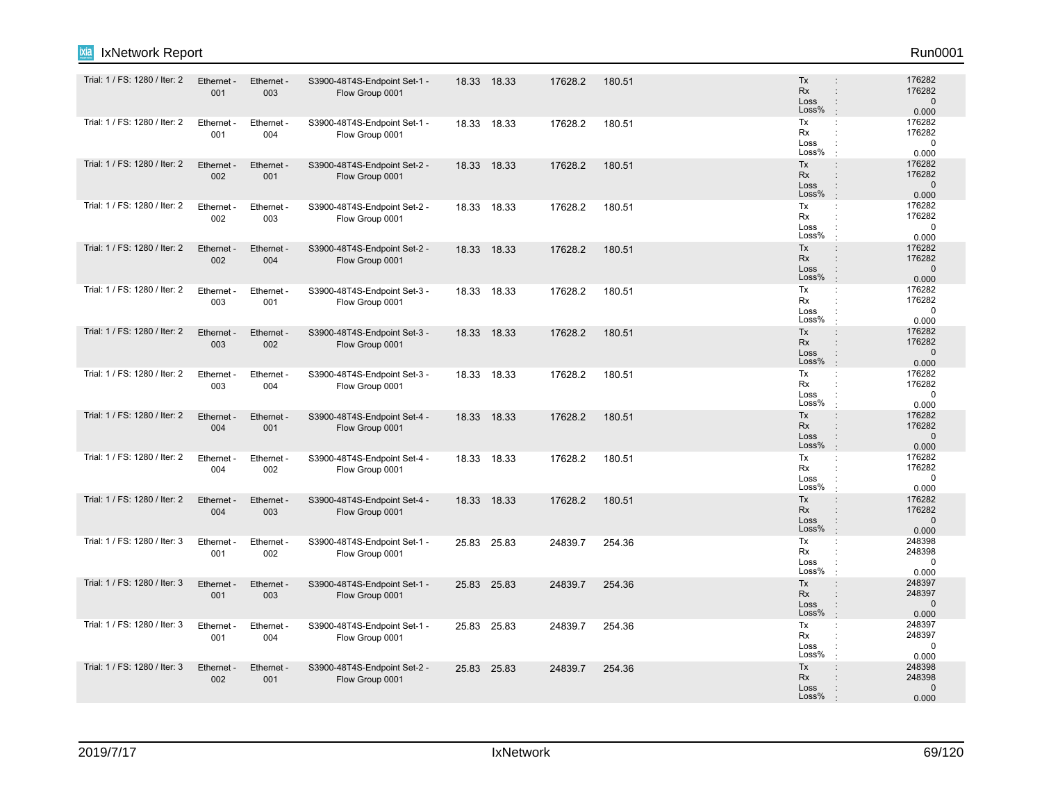| | | | | | | | | | |
|---|---|---|---|---|---|---|---|---|---|
| Trial: 1 / FS: 1280 / Iter: 2 | Ethernet - 001 | Ethernet - 003 | S3900-48T4S-Endpoint Set-1 - Flow Group 0001 | 18.33 | 18.33 | 17628.2 | 180.51 | | Tx : 176282<br>Rx : 176282<br>Loss : 0<br>Loss% : 0.000 |
| Trial: 1 / FS: 1280 / Iter: 2 | Ethernet - 001 | Ethernet - 004 | S3900-48T4S-Endpoint Set-1 - Flow Group 0001 | 18.33 | 18.33 | 17628.2 | 180.51 | | Tx : 176282<br>Rx : 176282<br>Loss : 0<br>Loss% : 0.000 |
| Trial: 1 / FS: 1280 / Iter: 2 | Ethernet - 002 | Ethernet - 001 | S3900-48T4S-Endpoint Set-2 - Flow Group 0001 | 18.33 | 18.33 | 17628.2 | 180.51 | | Tx : 176282<br>Rx : 176282<br>Loss : 0<br>Loss% : 0.000 |
| Trial: 1 / FS: 1280 / Iter: 2 | Ethernet - 002 | Ethernet - 003 | S3900-48T4S-Endpoint Set-2 - Flow Group 0001 | 18.33 | 18.33 | 17628.2 | 180.51 | | Tx : 176282<br>Rx : 176282<br>Loss : 0<br>Loss% : 0.000 |
| Trial: 1 / FS: 1280 / Iter: 2 | Ethernet - 002 | Ethernet - 004 | S3900-48T4S-Endpoint Set-2 - Flow Group 0001 | 18.33 | 18.33 | 17628.2 | 180.51 | | Tx : 176282<br>Rx : 176282<br>Loss : 0<br>Loss% : 0.000 |
| Trial: 1 / FS: 1280 / Iter: 2 | Ethernet - 003 | Ethernet - 001 | S3900-48T4S-Endpoint Set-3 - Flow Group 0001 | 18.33 | 18.33 | 17628.2 | 180.51 | | Tx : 176282<br>Rx : 176282<br>Loss : 0<br>Loss% : 0.000 |
| Trial: 1 / FS: 1280 / Iter: 2 | Ethernet - 003 | Ethernet - 002 | S3900-48T4S-Endpoint Set-3 - Flow Group 0001 | 18.33 | 18.33 | 17628.2 | 180.51 | | Tx : 176282<br>Rx : 176282<br>Loss : 0<br>Loss% : 0.000 |
| Trial: 1 / FS: 1280 / Iter: 2 | Ethernet - 003 | Ethernet - 004 | S3900-48T4S-Endpoint Set-3 - Flow Group 0001 | 18.33 | 18.33 | 17628.2 | 180.51 | | Tx : 176282<br>Rx : 176282<br>Loss : 0<br>Loss% : 0.000 |
| Trial: 1 / FS: 1280 / Iter: 2 | Ethernet - 004 | Ethernet - 001 | S3900-48T4S-Endpoint Set-4 - Flow Group 0001 | 18.33 | 18.33 | 17628.2 | 180.51 | | Tx : 176282<br>Rx : 176282<br>Loss : 0<br>Loss% : 0.000 |
| Trial: 1 / FS: 1280 / Iter: 2 | Ethernet - 004 | Ethernet - 002 | S3900-48T4S-Endpoint Set-4 - Flow Group 0001 | 18.33 | 18.33 | 17628.2 | 180.51 | | Tx : 176282<br>Rx : 176282<br>Loss : 0<br>Loss% : 0.000 |
| Trial: 1 / FS: 1280 / Iter: 2 | Ethernet - 004 | Ethernet - 003 | S3900-48T4S-Endpoint Set-4 - Flow Group 0001 | 18.33 | 18.33 | 17628.2 | 180.51 | | Tx : 176282<br>Rx : 176282<br>Loss : 0<br>Loss% : 0.000 |
| Trial: 1 / FS: 1280 / Iter: 3 | Ethernet - 001 | Ethernet - 002 | S3900-48T4S-Endpoint Set-1 - Flow Group 0001 | 25.83 | 25.83 | 24839.7 | 254.36 | | Tx : 248398<br>Rx : 248398<br>Loss : 0<br>Loss% : 0.000 |
| Trial: 1 / FS: 1280 / Iter: 3 | Ethernet - 001 | Ethernet - 003 | S3900-48T4S-Endpoint Set-1 - Flow Group 0001 | 25.83 | 25.83 | 24839.7 | 254.36 | | Tx : 248397<br>Rx : 248397<br>Loss : 0<br>Loss% : 0.000 |
| Trial: 1 / FS: 1280 / Iter: 3 | Ethernet - 001 | Ethernet - 004 | S3900-48T4S-Endpoint Set-1 - Flow Group 0001 | 25.83 | 25.83 | 24839.7 | 254.36 | | Tx : 248397<br>Rx : 248397<br>Loss : 0<br>Loss% : 0.000 |
| Trial: 1 / FS: 1280 / Iter: 3 | Ethernet - 002 | Ethernet - 001 | S3900-48T4S-Endpoint Set-2 - Flow Group 0001 | 25.83 | 25.83 | 24839.7 | 254.36 | | Tx : 248398<br>Rx : 248398<br>Loss : 0<br>Loss% : 0.000 |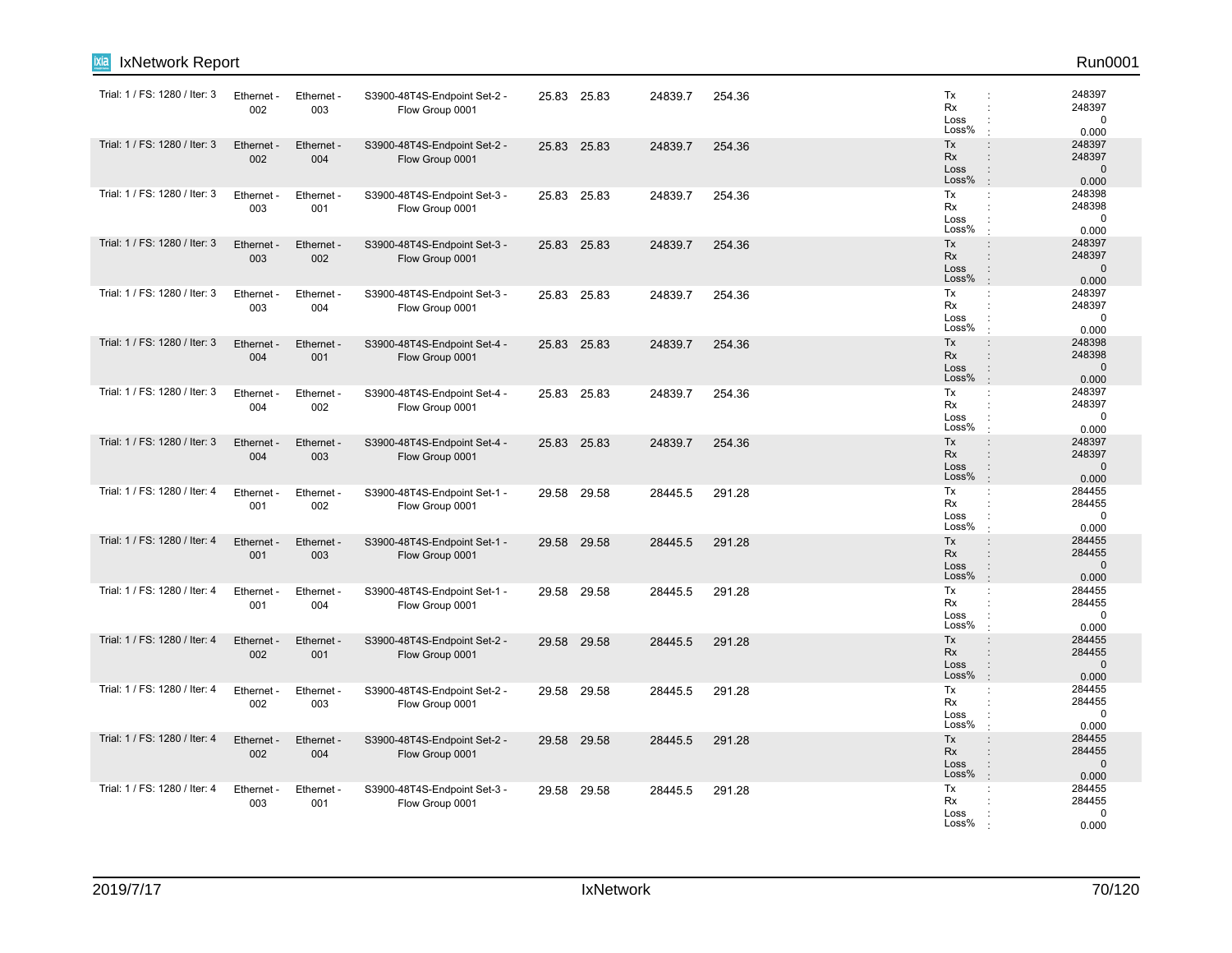| | | | | | | | | |
|---|---|---|---|---|---|---|---|---|
| Trial: 1 / FS: 1280 / Iter: 3 | Ethernet - 002 | Ethernet - 003 | S3900-48T4S-Endpoint Set-2 - Flow Group 0001 | 25.83 | 25.83 | 24839.7 | 254.36 | Tx : 248397<br>Rx : 248397<br>Loss : 0<br>Loss% : 0.000 |
| Trial: 1 / FS: 1280 / Iter: 3 | Ethernet - 002 | Ethernet - 004 | S3900-48T4S-Endpoint Set-2 - Flow Group 0001 | 25.83 | 25.83 | 24839.7 | 254.36 | Tx : 248397<br>Rx : 248397<br>Loss : 0<br>Loss% : 0.000 |
| Trial: 1 / FS: 1280 / Iter: 3 | Ethernet - 003 | Ethernet - 001 | S3900-48T4S-Endpoint Set-3 - Flow Group 0001 | 25.83 | 25.83 | 24839.7 | 254.36 | Tx : 248398<br>Rx : 248398<br>Loss : 0<br>Loss% : 0.000 |
| Trial: 1 / FS: 1280 / Iter: 3 | Ethernet - 003 | Ethernet - 002 | S3900-48T4S-Endpoint Set-3 - Flow Group 0001 | 25.83 | 25.83 | 24839.7 | 254.36 | Tx : 248397<br>Rx : 248397<br>Loss : 0<br>Loss% : 0.000 |
| Trial: 1 / FS: 1280 / Iter: 3 | Ethernet - 003 | Ethernet - 004 | S3900-48T4S-Endpoint Set-3 - Flow Group 0001 | 25.83 | 25.83 | 24839.7 | 254.36 | Tx : 248397<br>Rx : 248397<br>Loss : 0<br>Loss% : 0.000 |
| Trial: 1 / FS: 1280 / Iter: 3 | Ethernet - 004 | Ethernet - 001 | S3900-48T4S-Endpoint Set-4 - Flow Group 0001 | 25.83 | 25.83 | 24839.7 | 254.36 | Tx : 248398<br>Rx : 248398<br>Loss : 0<br>Loss% : 0.000 |
| Trial: 1 / FS: 1280 / Iter: 3 | Ethernet - 004 | Ethernet - 002 | S3900-48T4S-Endpoint Set-4 - Flow Group 0001 | 25.83 | 25.83 | 24839.7 | 254.36 | Tx : 248397<br>Rx : 248397<br>Loss : 0<br>Loss% : 0.000 |
| Trial: 1 / FS: 1280 / Iter: 3 | Ethernet - 004 | Ethernet - 003 | S3900-48T4S-Endpoint Set-4 - Flow Group 0001 | 25.83 | 25.83 | 24839.7 | 254.36 | Tx : 248397<br>Rx : 248397<br>Loss : 0<br>Loss% : 0.000 |
| Trial: 1 / FS: 1280 / Iter: 4 | Ethernet - 001 | Ethernet - 002 | S3900-48T4S-Endpoint Set-1 - Flow Group 0001 | 29.58 | 29.58 | 28445.5 | 291.28 | Tx : 284455<br>Rx : 284455<br>Loss : 0<br>Loss% : 0.000 |
| Trial: 1 / FS: 1280 / Iter: 4 | Ethernet - 001 | Ethernet - 003 | S3900-48T4S-Endpoint Set-1 - Flow Group 0001 | 29.58 | 29.58 | 28445.5 | 291.28 | Tx : 284455<br>Rx : 284455<br>Loss : 0<br>Loss% : 0.000 |
| Trial: 1 / FS: 1280 / Iter: 4 | Ethernet - 001 | Ethernet - 004 | S3900-48T4S-Endpoint Set-1 - Flow Group 0001 | 29.58 | 29.58 | 28445.5 | 291.28 | Tx : 284455<br>Rx : 284455<br>Loss : 0<br>Loss% : 0.000 |
| Trial: 1 / FS: 1280 / Iter: 4 | Ethernet - 002 | Ethernet - 001 | S3900-48T4S-Endpoint Set-2 - Flow Group 0001 | 29.58 | 29.58 | 28445.5 | 291.28 | Tx : 284455<br>Rx : 284455<br>Loss : 0<br>Loss% : 0.000 |
| Trial: 1 / FS: 1280 / Iter: 4 | Ethernet - 002 | Ethernet - 003 | S3900-48T4S-Endpoint Set-2 - Flow Group 0001 | 29.58 | 29.58 | 28445.5 | 291.28 | Tx : 284455<br>Rx : 284455<br>Loss : 0<br>Loss% : 0.000 |
| Trial: 1 / FS: 1280 / Iter: 4 | Ethernet - 002 | Ethernet - 004 | S3900-48T4S-Endpoint Set-2 - Flow Group 0001 | 29.58 | 29.58 | 28445.5 | 291.28 | Tx : 284455<br>Rx : 284455<br>Loss : 0<br>Loss% : 0.000 |
| Trial: 1 / FS: 1280 / Iter: 4 | Ethernet - 003 | Ethernet - 001 | S3900-48T4S-Endpoint Set-3 - Flow Group 0001 | 29.58 | 29.58 | 28445.5 | 291.28 | Tx : 284455<br>Rx : 284455<br>Loss : 0<br>Loss% : 0.000 |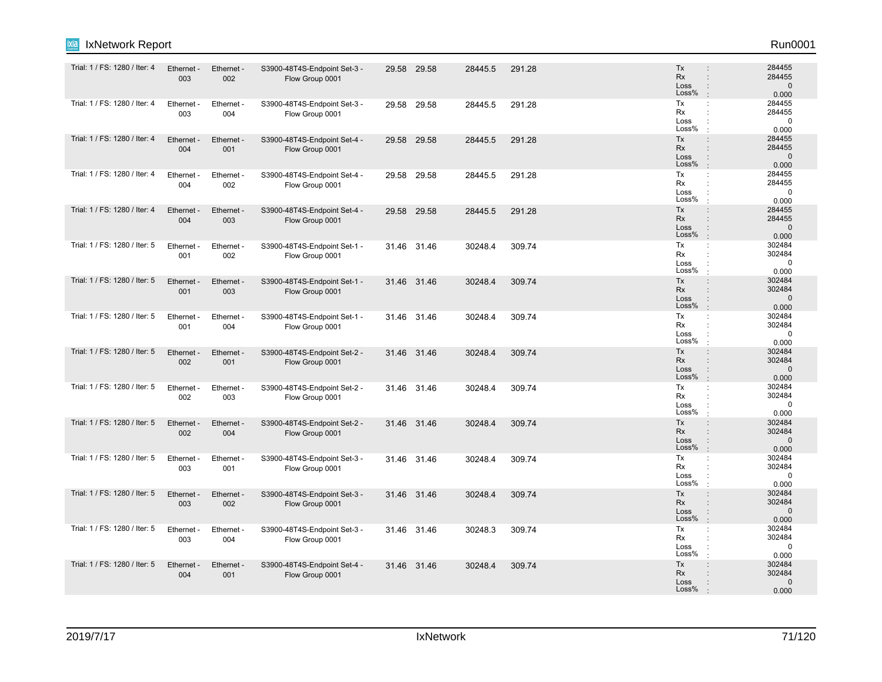| | | | | | | | | |
|---|---|---|---|---|---|---|---|---|
| Trial: 1 / FS: 1280 / Iter: 4 | Ethernet - 003 | Ethernet - 002 | S3900-48T4S-Endpoint Set-3 - Flow Group 0001 | 29.58 | 29.58 | 28445.5 | 291.28 | Tx : 284455<br>Rx : 284455<br>Loss : 0<br>Loss% : 0.000 |
| Trial: 1 / FS: 1280 / Iter: 4 | Ethernet - 003 | Ethernet - 004 | S3900-48T4S-Endpoint Set-3 - Flow Group 0001 | 29.58 | 29.58 | 28445.5 | 291.28 | Tx : 284455<br>Rx : 284455<br>Loss : 0<br>Loss% : 0.000 |
| Trial: 1 / FS: 1280 / Iter: 4 | Ethernet - 004 | Ethernet - 001 | S3900-48T4S-Endpoint Set-4 - Flow Group 0001 | 29.58 | 29.58 | 28445.5 | 291.28 | Tx : 284455<br>Rx : 284455<br>Loss : 0<br>Loss% : 0.000 |
| Trial: 1 / FS: 1280 / Iter: 4 | Ethernet - 004 | Ethernet - 002 | S3900-48T4S-Endpoint Set-4 - Flow Group 0001 | 29.58 | 29.58 | 28445.5 | 291.28 | Tx : 284455<br>Rx : 284455<br>Loss : 0<br>Loss% : 0.000 |
| Trial: 1 / FS: 1280 / Iter: 4 | Ethernet - 004 | Ethernet - 003 | S3900-48T4S-Endpoint Set-4 - Flow Group 0001 | 29.58 | 29.58 | 28445.5 | 291.28 | Tx : 284455<br>Rx : 284455<br>Loss : 0<br>Loss% : 0.000 |
| Trial: 1 / FS: 1280 / Iter: 5 | Ethernet - 001 | Ethernet - 002 | S3900-48T4S-Endpoint Set-1 - Flow Group 0001 | 31.46 | 31.46 | 30248.4 | 309.74 | Tx : 302484<br>Rx : 302484<br>Loss : 0<br>Loss% : 0.000 |
| Trial: 1 / FS: 1280 / Iter: 5 | Ethernet - 001 | Ethernet - 003 | S3900-48T4S-Endpoint Set-1 - Flow Group 0001 | 31.46 | 31.46 | 30248.4 | 309.74 | Tx : 302484<br>Rx : 302484<br>Loss : 0<br>Loss% : 0.000 |
| Trial: 1 / FS: 1280 / Iter: 5 | Ethernet - 001 | Ethernet - 004 | S3900-48T4S-Endpoint Set-1 - Flow Group 0001 | 31.46 | 31.46 | 30248.4 | 309.74 | Tx : 302484<br>Rx : 302484<br>Loss : 0<br>Loss% : 0.000 |
| Trial: 1 / FS: 1280 / Iter: 5 | Ethernet - 002 | Ethernet - 001 | S3900-48T4S-Endpoint Set-2 - Flow Group 0001 | 31.46 | 31.46 | 30248.4 | 309.74 | Tx : 302484<br>Rx : 302484<br>Loss : 0<br>Loss% : 0.000 |
| Trial: 1 / FS: 1280 / Iter: 5 | Ethernet - 002 | Ethernet - 003 | S3900-48T4S-Endpoint Set-2 - Flow Group 0001 | 31.46 | 31.46 | 30248.4 | 309.74 | Tx : 302484<br>Rx : 302484<br>Loss : 0<br>Loss% : 0.000 |
| Trial: 1 / FS: 1280 / Iter: 5 | Ethernet - 002 | Ethernet - 004 | S3900-48T4S-Endpoint Set-2 - Flow Group 0001 | 31.46 | 31.46 | 30248.4 | 309.74 | Tx : 302484<br>Rx : 302484<br>Loss : 0<br>Loss% : 0.000 |
| Trial: 1 / FS: 1280 / Iter: 5 | Ethernet - 003 | Ethernet - 001 | S3900-48T4S-Endpoint Set-3 - Flow Group 0001 | 31.46 | 31.46 | 30248.4 | 309.74 | Tx : 302484<br>Rx : 302484<br>Loss : 0<br>Loss% : 0.000 |
| Trial: 1 / FS: 1280 / Iter: 5 | Ethernet - 003 | Ethernet - 002 | S3900-48T4S-Endpoint Set-3 - Flow Group 0001 | 31.46 | 31.46 | 30248.4 | 309.74 | Tx : 302484<br>Rx : 302484<br>Loss : 0<br>Loss% : 0.000 |
| Trial: 1 / FS: 1280 / Iter: 5 | Ethernet - 003 | Ethernet - 004 | S3900-48T4S-Endpoint Set-3 - Flow Group 0001 | 31.46 | 31.46 | 30248.3 | 309.74 | Tx : 302484<br>Rx : 302484<br>Loss : 0<br>Loss% : 0.000 |
| Trial: 1 / FS: 1280 / Iter: 5 | Ethernet - 004 | Ethernet - 001 | S3900-48T4S-Endpoint Set-4 - Flow Group 0001 | 31.46 | 31.46 | 30248.4 | 309.74 | Tx : 302484<br>Rx : 302484<br>Loss : 0<br>Loss% : 0.000 |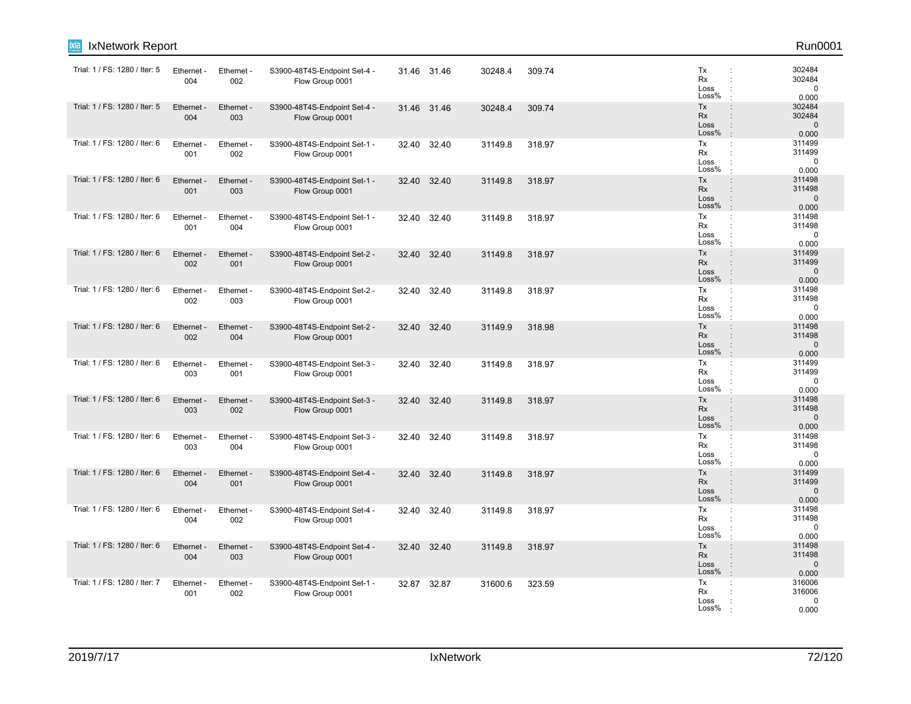| Trial: 1 / FS: 1280 / Iter: 5 | Ethernet - 004 | Ethernet - 002 | S3900-48T4S-Endpoint Set-4 - Flow Group 0001 | 31.46 | 31.46 | 30248.4 | 309.74 | Tx : 302484<br>Rx : 302484<br>Loss : 0<br>Loss% : 0.000 |
|---|---|---|---|---|---|---|---|---|
| Trial: 1 / FS: 1280 / Iter: 5 | Ethernet - 004 | Ethernet - 003 | S3900-48T4S-Endpoint Set-4 - Flow Group 0001 | 31.46 | 31.46 | 30248.4 | 309.74 | Tx : 302484<br>Rx : 302484<br>Loss : 0<br>Loss% : 0.000 |
| Trial: 1 / FS: 1280 / Iter: 6 | Ethernet - 001 | Ethernet - 002 | S3900-48T4S-Endpoint Set-1 - Flow Group 0001 | 32.40 | 32.40 | 31149.8 | 318.97 | Tx : 311499<br>Rx : 311499<br>Loss : 0<br>Loss% : 0.000 |
| Trial: 1 / FS: 1280 / Iter: 6 | Ethernet - 001 | Ethernet - 003 | S3900-48T4S-Endpoint Set-1 - Flow Group 0001 | 32.40 | 32.40 | 31149.8 | 318.97 | Tx : 311498<br>Rx : 311498<br>Loss : 0<br>Loss% : 0.000 |
| Trial: 1 / FS: 1280 / Iter: 6 | Ethernet - 001 | Ethernet - 004 | S3900-48T4S-Endpoint Set-1 - Flow Group 0001 | 32.40 | 32.40 | 31149.8 | 318.97 | Tx : 311498<br>Rx : 311498<br>Loss : 0<br>Loss% : 0.000 |
| Trial: 1 / FS: 1280 / Iter: 6 | Ethernet - 002 | Ethernet - 001 | S3900-48T4S-Endpoint Set-2 - Flow Group 0001 | 32.40 | 32.40 | 31149.8 | 318.97 | Tx : 311499<br>Rx : 311499<br>Loss : 0<br>Loss% : 0.000 |
| Trial: 1 / FS: 1280 / Iter: 6 | Ethernet - 002 | Ethernet - 003 | S3900-48T4S-Endpoint Set-2 - Flow Group 0001 | 32.40 | 32.40 | 31149.8 | 318.97 | Tx : 311498<br>Rx : 311498<br>Loss : 0<br>Loss% : 0.000 |
| Trial: 1 / FS: 1280 / Iter: 6 | Ethernet - 002 | Ethernet - 004 | S3900-48T4S-Endpoint Set-2 - Flow Group 0001 | 32.40 | 32.40 | 31149.9 | 318.98 | Tx : 311498<br>Rx : 311498<br>Loss : 0<br>Loss% : 0.000 |
| Trial: 1 / FS: 1280 / Iter: 6 | Ethernet - 003 | Ethernet - 001 | S3900-48T4S-Endpoint Set-3 - Flow Group 0001 | 32.40 | 32.40 | 31149.8 | 318.97 | Tx : 311499<br>Rx : 311499<br>Loss : 0<br>Loss% : 0.000 |
| Trial: 1 / FS: 1280 / Iter: 6 | Ethernet - 003 | Ethernet - 002 | S3900-48T4S-Endpoint Set-3 - Flow Group 0001 | 32.40 | 32.40 | 31149.8 | 318.97 | Tx : 311498<br>Rx : 311498<br>Loss : 0<br>Loss% : 0.000 |
| Trial: 1 / FS: 1280 / Iter: 6 | Ethernet - 003 | Ethernet - 004 | S3900-48T4S-Endpoint Set-3 - Flow Group 0001 | 32.40 | 32.40 | 31149.8 | 318.97 | Tx : 311498<br>Rx : 311498<br>Loss : 0<br>Loss% : 0.000 |
| Trial: 1 / FS: 1280 / Iter: 6 | Ethernet - 004 | Ethernet - 001 | S3900-48T4S-Endpoint Set-4 - Flow Group 0001 | 32.40 | 32.40 | 31149.8 | 318.97 | Tx : 311499<br>Rx : 311499<br>Loss : 0<br>Loss% : 0.000 |
| Trial: 1 / FS: 1280 / Iter: 6 | Ethernet - 004 | Ethernet - 002 | S3900-48T4S-Endpoint Set-4 - Flow Group 0001 | 32.40 | 32.40 | 31149.8 | 318.97 | Tx : 311498<br>Rx : 311498<br>Loss : 0<br>Loss% : 0.000 |
| Trial: 1 / FS: 1280 / Iter: 6 | Ethernet - 004 | Ethernet - 003 | S3900-48T4S-Endpoint Set-4 - Flow Group 0001 | 32.40 | 32.40 | 31149.8 | 318.97 | Tx : 311498<br>Rx : 311498<br>Loss : 0<br>Loss% : 0.000 |
| Trial: 1 / FS: 1280 / Iter: 7 | Ethernet - 001 | Ethernet - 002 | S3900-48T4S-Endpoint Set-1 - Flow Group 0001 | 32.87 | 32.87 | 31600.6 | 323.59 | Tx : 316006<br>Rx : 316006<br>Loss : 0<br>Loss% : 0.000 |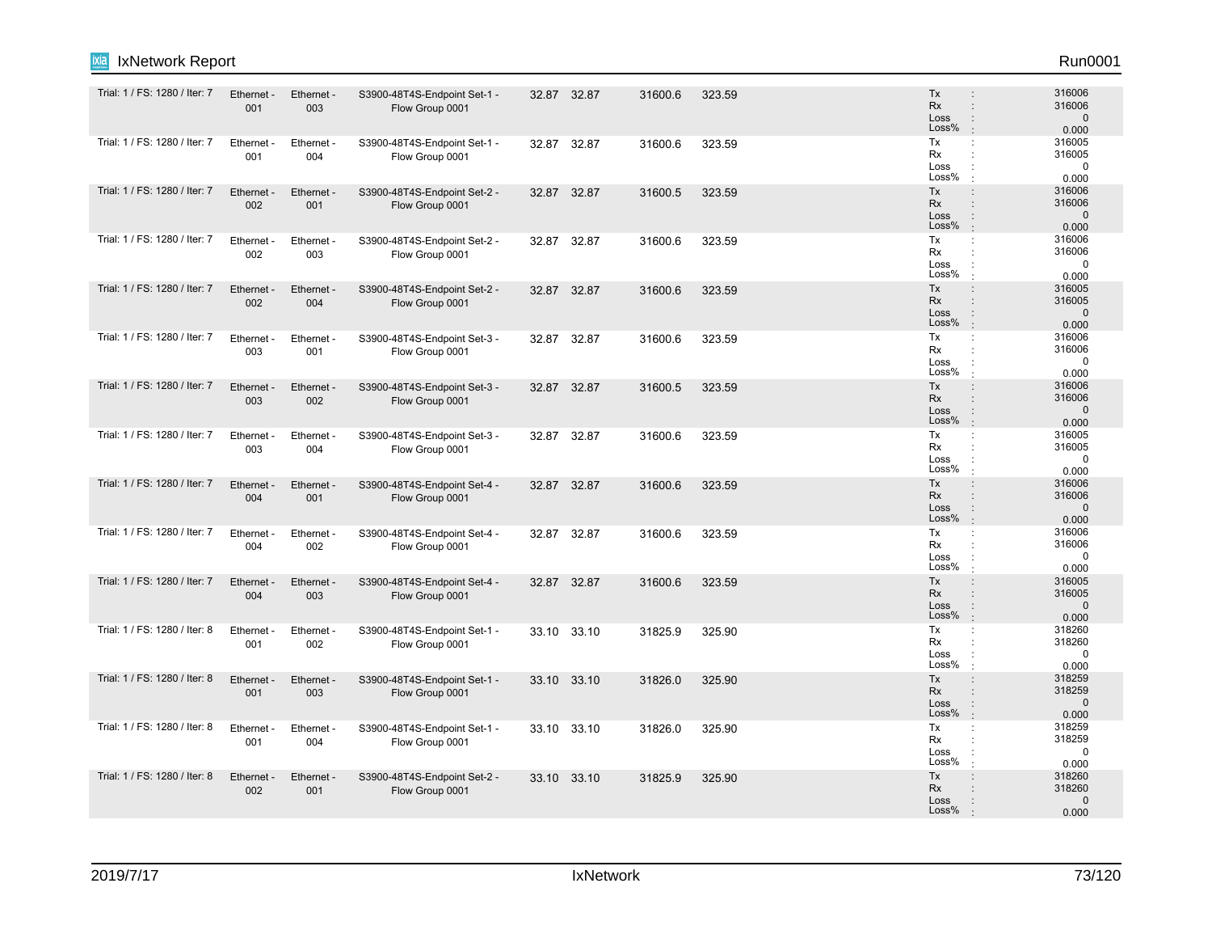| | | | | | | | | |
|---|---|---|---|---|---|---|---|---|
| Trial: 1 / FS: 1280 / Iter: 7 | Ethernet - 001 | Ethernet - 003 | S3900-48T4S-Endpoint Set-1 - Flow Group 0001 | 32.87 | 32.87 | 31600.6 | 323.59 | Tx : 316006<br>Rx : 316006<br>Loss : 0<br>Loss% : 0.000 |
| Trial: 1 / FS: 1280 / Iter: 7 | Ethernet - 001 | Ethernet - 004 | S3900-48T4S-Endpoint Set-1 - Flow Group 0001 | 32.87 | 32.87 | 31600.6 | 323.59 | Tx : 316005<br>Rx : 316005<br>Loss : 0<br>Loss% : 0.000 |
| Trial: 1 / FS: 1280 / Iter: 7 | Ethernet - 002 | Ethernet - 001 | S3900-48T4S-Endpoint Set-2 - Flow Group 0001 | 32.87 | 32.87 | 31600.5 | 323.59 | Tx : 316006<br>Rx : 316006<br>Loss : 0<br>Loss% : 0.000 |
| Trial: 1 / FS: 1280 / Iter: 7 | Ethernet - 002 | Ethernet - 003 | S3900-48T4S-Endpoint Set-2 - Flow Group 0001 | 32.87 | 32.87 | 31600.6 | 323.59 | Tx : 316006<br>Rx : 316006<br>Loss : 0<br>Loss% : 0.000 |
| Trial: 1 / FS: 1280 / Iter: 7 | Ethernet - 002 | Ethernet - 004 | S3900-48T4S-Endpoint Set-2 - Flow Group 0001 | 32.87 | 32.87 | 31600.6 | 323.59 | Tx : 316005<br>Rx : 316005<br>Loss : 0<br>Loss% : 0.000 |
| Trial: 1 / FS: 1280 / Iter: 7 | Ethernet - 003 | Ethernet - 001 | S3900-48T4S-Endpoint Set-3 - Flow Group 0001 | 32.87 | 32.87 | 31600.6 | 323.59 | Tx : 316006<br>Rx : 316006<br>Loss : 0<br>Loss% : 0.000 |
| Trial: 1 / FS: 1280 / Iter: 7 | Ethernet - 003 | Ethernet - 002 | S3900-48T4S-Endpoint Set-3 - Flow Group 0001 | 32.87 | 32.87 | 31600.5 | 323.59 | Tx : 316006<br>Rx : 316006<br>Loss : 0<br>Loss% : 0.000 |
| Trial: 1 / FS: 1280 / Iter: 7 | Ethernet - 003 | Ethernet - 004 | S3900-48T4S-Endpoint Set-3 - Flow Group 0001 | 32.87 | 32.87 | 31600.6 | 323.59 | Tx : 316005<br>Rx : 316005<br>Loss : 0<br>Loss% : 0.000 |
| Trial: 1 / FS: 1280 / Iter: 7 | Ethernet - 004 | Ethernet - 001 | S3900-48T4S-Endpoint Set-4 - Flow Group 0001 | 32.87 | 32.87 | 31600.6 | 323.59 | Tx : 316006<br>Rx : 316006<br>Loss : 0<br>Loss% : 0.000 |
| Trial: 1 / FS: 1280 / Iter: 7 | Ethernet - 004 | Ethernet - 002 | S3900-48T4S-Endpoint Set-4 - Flow Group 0001 | 32.87 | 32.87 | 31600.6 | 323.59 | Tx : 316006<br>Rx : 316006<br>Loss : 0<br>Loss% : 0.000 |
| Trial: 1 / FS: 1280 / Iter: 7 | Ethernet - 004 | Ethernet - 003 | S3900-48T4S-Endpoint Set-4 - Flow Group 0001 | 32.87 | 32.87 | 31600.6 | 323.59 | Tx : 316005<br>Rx : 316005<br>Loss : 0<br>Loss% : 0.000 |
| Trial: 1 / FS: 1280 / Iter: 8 | Ethernet - 001 | Ethernet - 002 | S3900-48T4S-Endpoint Set-1 - Flow Group 0001 | 33.10 | 33.10 | 31825.9 | 325.90 | Tx : 318260<br>Rx : 318260<br>Loss : 0<br>Loss% : 0.000 |
| Trial: 1 / FS: 1280 / Iter: 8 | Ethernet - 001 | Ethernet - 003 | S3900-48T4S-Endpoint Set-1 - Flow Group 0001 | 33.10 | 33.10 | 31826.0 | 325.90 | Tx : 318259<br>Rx : 318259<br>Loss : 0<br>Loss% : 0.000 |
| Trial: 1 / FS: 1280 / Iter: 8 | Ethernet - 001 | Ethernet - 004 | S3900-48T4S-Endpoint Set-1 - Flow Group 0001 | 33.10 | 33.10 | 31826.0 | 325.90 | Tx : 318259<br>Rx : 318259<br>Loss : 0<br>Loss% : 0.000 |
| Trial: 1 / FS: 1280 / Iter: 8 | Ethernet - 002 | Ethernet - 001 | S3900-48T4S-Endpoint Set-2 - Flow Group 0001 | 33.10 | 33.10 | 31825.9 | 325.90 | Tx : 318260<br>Rx : 318260<br>Loss : 0<br>Loss% : 0.000 |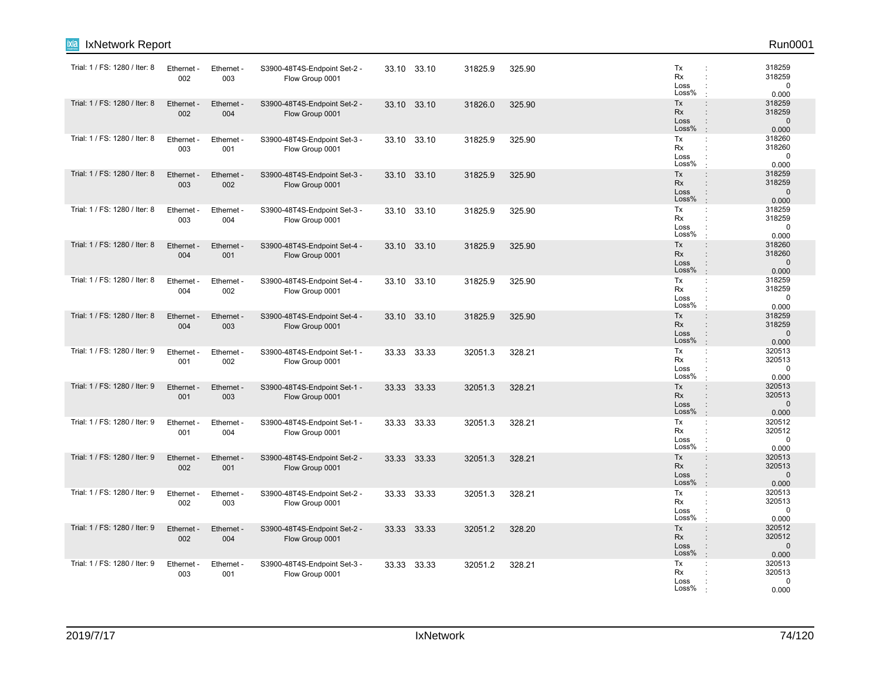| | | | | | | | | |
|---|---|---|---|---|---|---|---|---|
| Trial: 1 / FS: 1280 / Iter: 8 | Ethernet - 002 | Ethernet - 003 | S3900-48T4S-Endpoint Set-2 - Flow Group 0001 | 33.10 | 33.10 | 31825.9 | 325.90 | Tx : 318259<br>Rx : 318259<br>Loss : 0<br>Loss% : 0.000 |
| Trial: 1 / FS: 1280 / Iter: 8 | Ethernet - 002 | Ethernet - 004 | S3900-48T4S-Endpoint Set-2 - Flow Group 0001 | 33.10 | 33.10 | 31826.0 | 325.90 | Tx : 318259<br>Rx : 318259<br>Loss : 0<br>Loss% : 0.000 |
| Trial: 1 / FS: 1280 / Iter: 8 | Ethernet - 003 | Ethernet - 001 | S3900-48T4S-Endpoint Set-3 - Flow Group 0001 | 33.10 | 33.10 | 31825.9 | 325.90 | Tx : 318260<br>Rx : 318260<br>Loss : 0<br>Loss% : 0.000 |
| Trial: 1 / FS: 1280 / Iter: 8 | Ethernet - 003 | Ethernet - 002 | S3900-48T4S-Endpoint Set-3 - Flow Group 0001 | 33.10 | 33.10 | 31825.9 | 325.90 | Tx : 318259<br>Rx : 318259<br>Loss : 0<br>Loss% : 0.000 |
| Trial: 1 / FS: 1280 / Iter: 8 | Ethernet - 003 | Ethernet - 004 | S3900-48T4S-Endpoint Set-3 - Flow Group 0001 | 33.10 | 33.10 | 31825.9 | 325.90 | Tx : 318259<br>Rx : 318259<br>Loss : 0<br>Loss% : 0.000 |
| Trial: 1 / FS: 1280 / Iter: 8 | Ethernet - 004 | Ethernet - 001 | S3900-48T4S-Endpoint Set-4 - Flow Group 0001 | 33.10 | 33.10 | 31825.9 | 325.90 | Tx : 318260<br>Rx : 318260<br>Loss : 0<br>Loss% : 0.000 |
| Trial: 1 / FS: 1280 / Iter: 8 | Ethernet - 004 | Ethernet - 002 | S3900-48T4S-Endpoint Set-4 - Flow Group 0001 | 33.10 | 33.10 | 31825.9 | 325.90 | Tx : 318259<br>Rx : 318259<br>Loss : 0<br>Loss% : 0.000 |
| Trial: 1 / FS: 1280 / Iter: 8 | Ethernet - 004 | Ethernet - 003 | S3900-48T4S-Endpoint Set-4 - Flow Group 0001 | 33.10 | 33.10 | 31825.9 | 325.90 | Tx : 318259<br>Rx : 318259<br>Loss : 0<br>Loss% : 0.000 |
| Trial: 1 / FS: 1280 / Iter: 9 | Ethernet - 001 | Ethernet - 002 | S3900-48T4S-Endpoint Set-1 - Flow Group 0001 | 33.33 | 33.33 | 32051.3 | 328.21 | Tx : 320513<br>Rx : 320513<br>Loss : 0<br>Loss% : 0.000 |
| Trial: 1 / FS: 1280 / Iter: 9 | Ethernet - 001 | Ethernet - 003 | S3900-48T4S-Endpoint Set-1 - Flow Group 0001 | 33.33 | 33.33 | 32051.3 | 328.21 | Tx : 320513<br>Rx : 320513<br>Loss : 0<br>Loss% : 0.000 |
| Trial: 1 / FS: 1280 / Iter: 9 | Ethernet - 001 | Ethernet - 004 | S3900-48T4S-Endpoint Set-1 - Flow Group 0001 | 33.33 | 33.33 | 32051.3 | 328.21 | Tx : 320512<br>Rx : 320512<br>Loss : 0<br>Loss% : 0.000 |
| Trial: 1 / FS: 1280 / Iter: 9 | Ethernet - 002 | Ethernet - 001 | S3900-48T4S-Endpoint Set-2 - Flow Group 0001 | 33.33 | 33.33 | 32051.3 | 328.21 | Tx : 320513<br>Rx : 320513<br>Loss : 0<br>Loss% : 0.000 |
| Trial: 1 / FS: 1280 / Iter: 9 | Ethernet - 002 | Ethernet - 003 | S3900-48T4S-Endpoint Set-2 - Flow Group 0001 | 33.33 | 33.33 | 32051.3 | 328.21 | Tx : 320513<br>Rx : 320513<br>Loss : 0<br>Loss% : 0.000 |
| Trial: 1 / FS: 1280 / Iter: 9 | Ethernet - 002 | Ethernet - 004 | S3900-48T4S-Endpoint Set-2 - Flow Group 0001 | 33.33 | 33.33 | 32051.2 | 328.20 | Tx : 320512<br>Rx : 320512<br>Loss : 0<br>Loss% : 0.000 |
| Trial: 1 / FS: 1280 / Iter: 9 | Ethernet - 003 | Ethernet - 001 | S3900-48T4S-Endpoint Set-3 - Flow Group 0001 | 33.33 | 33.33 | 32051.2 | 328.21 | Tx : 320513<br>Rx : 320513<br>Loss : 0<br>Loss% : 0.000 |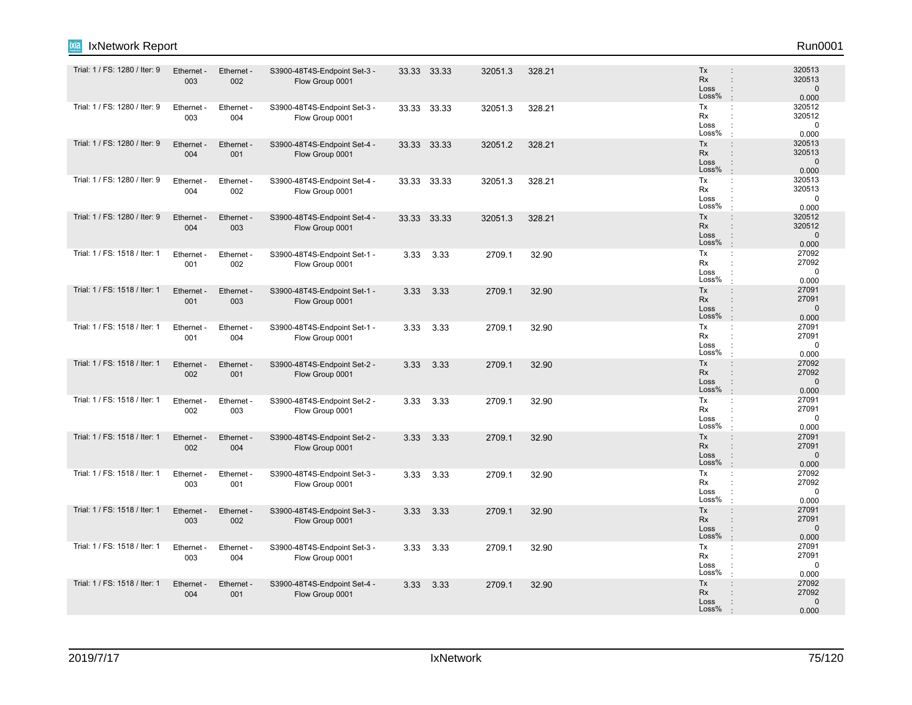| | | | | | | | | | |
|---|---|---|---|---|---|---|---|---|---|
| Trial: 1 / FS: 1280 / Iter: 9 | Ethernet - 003 | Ethernet - 002 | S3900-48T4S-Endpoint Set-3 - Flow Group 0001 | 33.33 | 33.33 | 32051.3 | 328.21 | | Tx : 320513<br>Rx : 320513<br>Loss : 0<br>Loss% : 0.000 |
| Trial: 1 / FS: 1280 / Iter: 9 | Ethernet - 003 | Ethernet - 004 | S3900-48T4S-Endpoint Set-3 - Flow Group 0001 | 33.33 | 33.33 | 32051.3 | 328.21 | | Tx : 320512<br>Rx : 320512<br>Loss : 0<br>Loss% : 0.000 |
| Trial: 1 / FS: 1280 / Iter: 9 | Ethernet - 004 | Ethernet - 001 | S3900-48T4S-Endpoint Set-4 - Flow Group 0001 | 33.33 | 33.33 | 32051.2 | 328.21 | | Tx : 320513<br>Rx : 320513<br>Loss : 0<br>Loss% : 0.000 |
| Trial: 1 / FS: 1280 / Iter: 9 | Ethernet - 004 | Ethernet - 002 | S3900-48T4S-Endpoint Set-4 - Flow Group 0001 | 33.33 | 33.33 | 32051.3 | 328.21 | | Tx : 320513<br>Rx : 320513<br>Loss : 0<br>Loss% : 0.000 |
| Trial: 1 / FS: 1280 / Iter: 9 | Ethernet - 004 | Ethernet - 003 | S3900-48T4S-Endpoint Set-4 - Flow Group 0001 | 33.33 | 33.33 | 32051.3 | 328.21 | | Tx : 320512<br>Rx : 320512<br>Loss : 0<br>Loss% : 0.000 |
| Trial: 1 / FS: 1518 / Iter: 1 | Ethernet - 001 | Ethernet - 002 | S3900-48T4S-Endpoint Set-1 - Flow Group 0001 | 3.33 | 3.33 | 2709.1 | 32.90 | | Tx : 27092<br>Rx : 27092<br>Loss : 0<br>Loss% : 0.000 |
| Trial: 1 / FS: 1518 / Iter: 1 | Ethernet - 001 | Ethernet - 003 | S3900-48T4S-Endpoint Set-1 - Flow Group 0001 | 3.33 | 3.33 | 2709.1 | 32.90 | | Tx : 27091<br>Rx : 27091<br>Loss : 0<br>Loss% : 0.000 |
| Trial: 1 / FS: 1518 / Iter: 1 | Ethernet - 001 | Ethernet - 004 | S3900-48T4S-Endpoint Set-1 - Flow Group 0001 | 3.33 | 3.33 | 2709.1 | 32.90 | | Tx : 27091<br>Rx : 27091<br>Loss : 0<br>Loss% : 0.000 |
| Trial: 1 / FS: 1518 / Iter: 1 | Ethernet - 002 | Ethernet - 001 | S3900-48T4S-Endpoint Set-2 - Flow Group 0001 | 3.33 | 3.33 | 2709.1 | 32.90 | | Tx : 27092<br>Rx : 27092<br>Loss : 0<br>Loss% : 0.000 |
| Trial: 1 / FS: 1518 / Iter: 1 | Ethernet - 002 | Ethernet - 003 | S3900-48T4S-Endpoint Set-2 - Flow Group 0001 | 3.33 | 3.33 | 2709.1 | 32.90 | | Tx : 27091<br>Rx : 27091<br>Loss : 0<br>Loss% : 0.000 |
| Trial: 1 / FS: 1518 / Iter: 1 | Ethernet - 002 | Ethernet - 004 | S3900-48T4S-Endpoint Set-2 - Flow Group 0001 | 3.33 | 3.33 | 2709.1 | 32.90 | | Tx : 27091<br>Rx : 27091<br>Loss : 0<br>Loss% : 0.000 |
| Trial: 1 / FS: 1518 / Iter: 1 | Ethernet - 003 | Ethernet - 001 | S3900-48T4S-Endpoint Set-3 - Flow Group 0001 | 3.33 | 3.33 | 2709.1 | 32.90 | | Tx : 27092<br>Rx : 27092<br>Loss : 0<br>Loss% : 0.000 |
| Trial: 1 / FS: 1518 / Iter: 1 | Ethernet - 003 | Ethernet - 002 | S3900-48T4S-Endpoint Set-3 - Flow Group 0001 | 3.33 | 3.33 | 2709.1 | 32.90 | | Tx : 27091<br>Rx : 27091<br>Loss : 0<br>Loss% : 0.000 |
| Trial: 1 / FS: 1518 / Iter: 1 | Ethernet - 003 | Ethernet - 004 | S3900-48T4S-Endpoint Set-3 - Flow Group 0001 | 3.33 | 3.33 | 2709.1 | 32.90 | | Tx : 27091<br>Rx : 27091<br>Loss : 0<br>Loss% : 0.000 |
| Trial: 1 / FS: 1518 / Iter: 1 | Ethernet - 004 | Ethernet - 001 | S3900-48T4S-Endpoint Set-4 - Flow Group 0001 | 3.33 | 3.33 | 2709.1 | 32.90 | | Tx : 27092<br>Rx : 27092<br>Loss : 0<br>Loss% : 0.000 |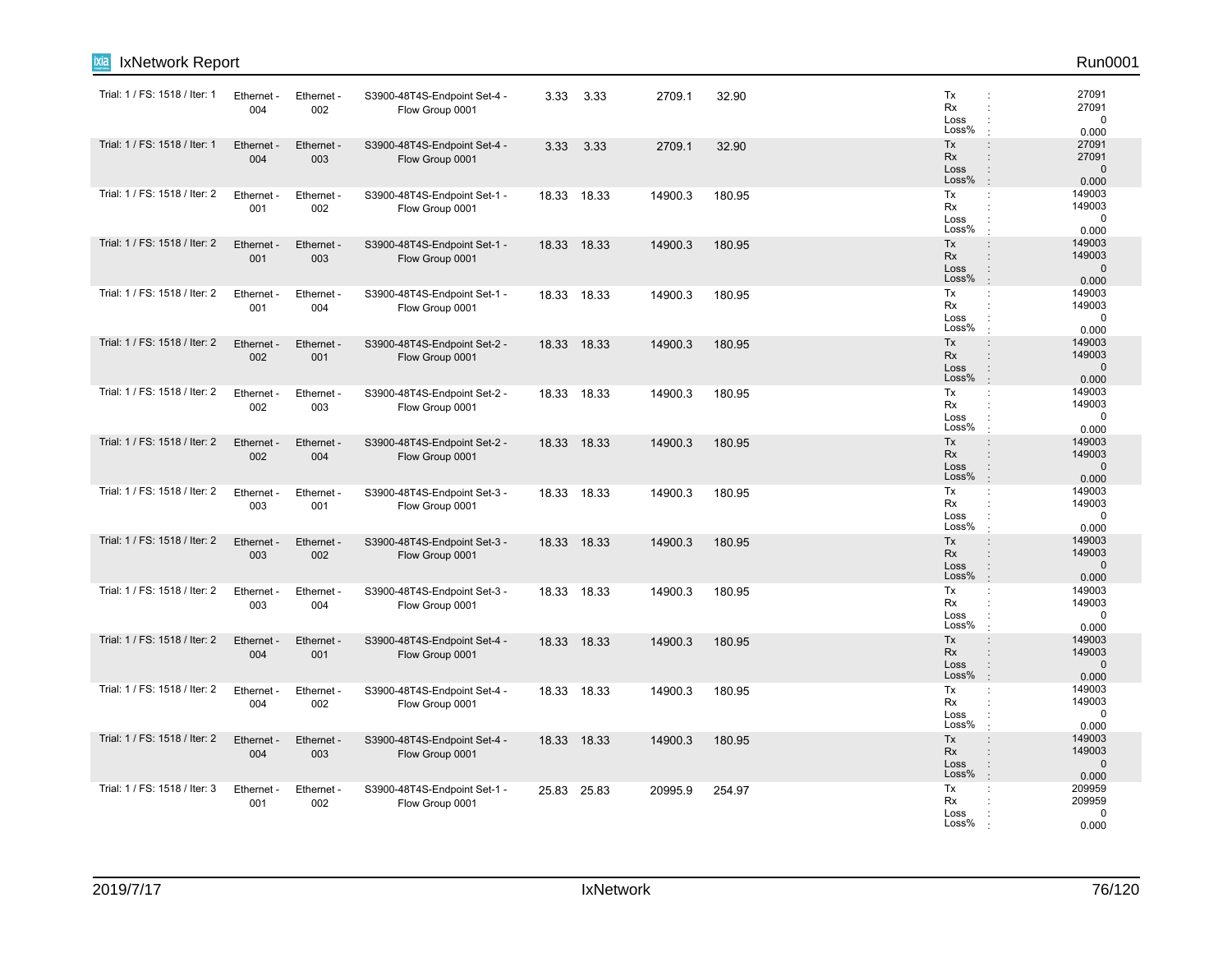| | | | | | | | | |
|---|---|---|---|---|---|---|---|---|
| Trial: 1 / FS: 1518 / Iter: 1 | Ethernet - 004 | Ethernet - 002 | S3900-48T4S-Endpoint Set-4 - Flow Group 0001 | 3.33 | 3.33 | 2709.1 | 32.90 | Tx : 27091<br>Rx : 27091<br>Loss : 0<br>Loss% : 0.000 |
| Trial: 1 / FS: 1518 / Iter: 1 | Ethernet - 004 | Ethernet - 003 | S3900-48T4S-Endpoint Set-4 - Flow Group 0001 | 3.33 | 3.33 | 2709.1 | 32.90 | Tx : 27091<br>Rx : 27091<br>Loss : 0<br>Loss% : 0.000 |
| Trial: 1 / FS: 1518 / Iter: 2 | Ethernet - 001 | Ethernet - 002 | S3900-48T4S-Endpoint Set-1 - Flow Group 0001 | 18.33 | 18.33 | 14900.3 | 180.95 | Tx : 149003<br>Rx : 149003<br>Loss : 0<br>Loss% : 0.000 |
| Trial: 1 / FS: 1518 / Iter: 2 | Ethernet - 001 | Ethernet - 003 | S3900-48T4S-Endpoint Set-1 - Flow Group 0001 | 18.33 | 18.33 | 14900.3 | 180.95 | Tx : 149003<br>Rx : 149003<br>Loss : 0<br>Loss% : 0.000 |
| Trial: 1 / FS: 1518 / Iter: 2 | Ethernet - 001 | Ethernet - 004 | S3900-48T4S-Endpoint Set-1 - Flow Group 0001 | 18.33 | 18.33 | 14900.3 | 180.95 | Tx : 149003<br>Rx : 149003<br>Loss : 0<br>Loss% : 0.000 |
| Trial: 1 / FS: 1518 / Iter: 2 | Ethernet - 002 | Ethernet - 001 | S3900-48T4S-Endpoint Set-2 - Flow Group 0001 | 18.33 | 18.33 | 14900.3 | 180.95 | Tx : 149003<br>Rx : 149003<br>Loss : 0<br>Loss% : 0.000 |
| Trial: 1 / FS: 1518 / Iter: 2 | Ethernet - 002 | Ethernet - 003 | S3900-48T4S-Endpoint Set-2 - Flow Group 0001 | 18.33 | 18.33 | 14900.3 | 180.95 | Tx : 149003<br>Rx : 149003<br>Loss : 0<br>Loss% : 0.000 |
| Trial: 1 / FS: 1518 / Iter: 2 | Ethernet - 002 | Ethernet - 004 | S3900-48T4S-Endpoint Set-2 - Flow Group 0001 | 18.33 | 18.33 | 14900.3 | 180.95 | Tx : 149003<br>Rx : 149003<br>Loss : 0<br>Loss% : 0.000 |
| Trial: 1 / FS: 1518 / Iter: 2 | Ethernet - 003 | Ethernet - 001 | S3900-48T4S-Endpoint Set-3 - Flow Group 0001 | 18.33 | 18.33 | 14900.3 | 180.95 | Tx : 149003<br>Rx : 149003<br>Loss : 0<br>Loss% : 0.000 |
| Trial: 1 / FS: 1518 / Iter: 2 | Ethernet - 003 | Ethernet - 002 | S3900-48T4S-Endpoint Set-3 - Flow Group 0001 | 18.33 | 18.33 | 14900.3 | 180.95 | Tx : 149003<br>Rx : 149003<br>Loss : 0<br>Loss% : 0.000 |
| Trial: 1 / FS: 1518 / Iter: 2 | Ethernet - 003 | Ethernet - 004 | S3900-48T4S-Endpoint Set-3 - Flow Group 0001 | 18.33 | 18.33 | 14900.3 | 180.95 | Tx : 149003<br>Rx : 149003<br>Loss : 0<br>Loss% : 0.000 |
| Trial: 1 / FS: 1518 / Iter: 2 | Ethernet - 004 | Ethernet - 001 | S3900-48T4S-Endpoint Set-4 - Flow Group 0001 | 18.33 | 18.33 | 14900.3 | 180.95 | Tx : 149003<br>Rx : 149003<br>Loss : 0<br>Loss% : 0.000 |
| Trial: 1 / FS: 1518 / Iter: 2 | Ethernet - 004 | Ethernet - 002 | S3900-48T4S-Endpoint Set-4 - Flow Group 0001 | 18.33 | 18.33 | 14900.3 | 180.95 | Tx : 149003<br>Rx : 149003<br>Loss : 0<br>Loss% : 0.000 |
| Trial: 1 / FS: 1518 / Iter: 2 | Ethernet - 004 | Ethernet - 003 | S3900-48T4S-Endpoint Set-4 - Flow Group 0001 | 18.33 | 18.33 | 14900.3 | 180.95 | Tx : 149003<br>Rx : 149003<br>Loss : 0<br>Loss% : 0.000 |
| Trial: 1 / FS: 1518 / Iter: 3 | Ethernet - 001 | Ethernet - 002 | S3900-48T4S-Endpoint Set-1 - Flow Group 0001 | 25.83 | 25.83 | 20995.9 | 254.97 | Tx : 209959<br>Rx : 209959<br>Loss : 0<br>Loss% : 0.000 |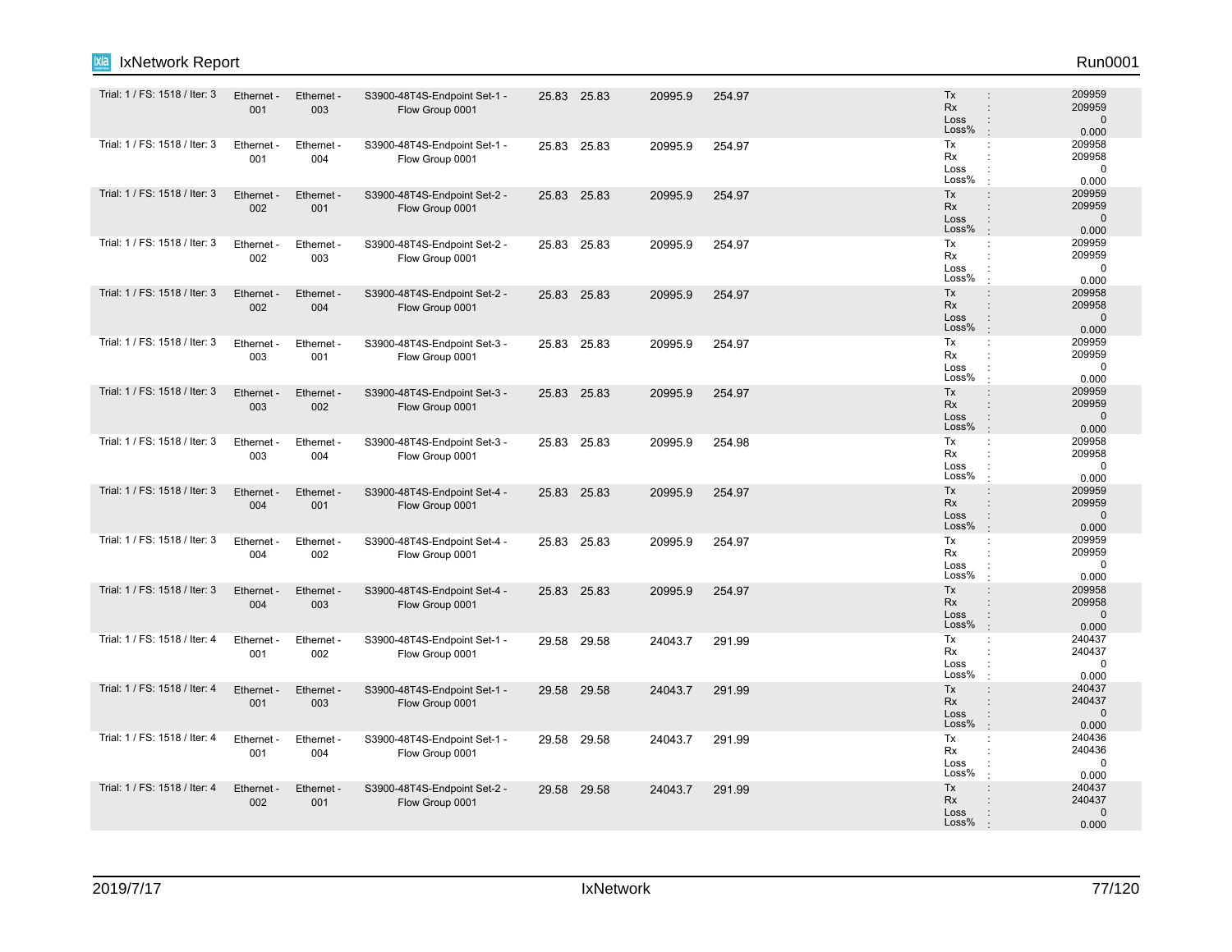| | | | | | | | | | |
|---|---|---|---|---|---|---|---|---|---|
| Trial: 1 / FS: 1518 / Iter: 3 | Ethernet - 001 | Ethernet - 003 | S3900-48T4S-Endpoint Set-1 - Flow Group 0001 | 25.83 | 25.83 | 20995.9 | 254.97 | Tx : <br> Rx : <br> Loss : <br> Loss% : | 209959 <br> 209959 <br> 0 <br> 0.000 |
| Trial: 1 / FS: 1518 / Iter: 3 | Ethernet - 001 | Ethernet - 004 | S3900-48T4S-Endpoint Set-1 - Flow Group 0001 | 25.83 | 25.83 | 20995.9 | 254.97 | Tx : <br> Rx : <br> Loss : <br> Loss% : | 209958 <br> 209958 <br> 0 <br> 0.000 |
| Trial: 1 / FS: 1518 / Iter: 3 | Ethernet - 002 | Ethernet - 001 | S3900-48T4S-Endpoint Set-2 - Flow Group 0001 | 25.83 | 25.83 | 20995.9 | 254.97 | Tx : <br> Rx : <br> Loss : <br> Loss% : | 209959 <br> 209959 <br> 0 <br> 0.000 |
| Trial: 1 / FS: 1518 / Iter: 3 | Ethernet - 002 | Ethernet - 003 | S3900-48T4S-Endpoint Set-2 - Flow Group 0001 | 25.83 | 25.83 | 20995.9 | 254.97 | Tx : <br> Rx : <br> Loss : <br> Loss% : | 209959 <br> 209959 <br> 0 <br> 0.000 |
| Trial: 1 / FS: 1518 / Iter: 3 | Ethernet - 002 | Ethernet - 004 | S3900-48T4S-Endpoint Set-2 - Flow Group 0001 | 25.83 | 25.83 | 20995.9 | 254.97 | Tx : <br> Rx : <br> Loss : <br> Loss% : | 209958 <br> 209958 <br> 0 <br> 0.000 |
| Trial: 1 / FS: 1518 / Iter: 3 | Ethernet - 003 | Ethernet - 001 | S3900-48T4S-Endpoint Set-3 - Flow Group 0001 | 25.83 | 25.83 | 20995.9 | 254.97 | Tx : <br> Rx : <br> Loss : <br> Loss% : | 209959 <br> 209959 <br> 0 <br> 0.000 |
| Trial: 1 / FS: 1518 / Iter: 3 | Ethernet - 003 | Ethernet - 002 | S3900-48T4S-Endpoint Set-3 - Flow Group 0001 | 25.83 | 25.83 | 20995.9 | 254.97 | Tx : <br> Rx : <br> Loss : <br> Loss% : | 209959 <br> 209959 <br> 0 <br> 0.000 |
| Trial: 1 / FS: 1518 / Iter: 3 | Ethernet - 003 | Ethernet - 004 | S3900-48T4S-Endpoint Set-3 - Flow Group 0001 | 25.83 | 25.83 | 20995.9 | 254.98 | Tx : <br> Rx : <br> Loss : <br> Loss% : | 209958 <br> 209958 <br> 0 <br> 0.000 |
| Trial: 1 / FS: 1518 / Iter: 3 | Ethernet - 004 | Ethernet - 001 | S3900-48T4S-Endpoint Set-4 - Flow Group 0001 | 25.83 | 25.83 | 20995.9 | 254.97 | Tx : <br> Rx : <br> Loss : <br> Loss% : | 209959 <br> 209959 <br> 0 <br> 0.000 |
| Trial: 1 / FS: 1518 / Iter: 3 | Ethernet - 004 | Ethernet - 002 | S3900-48T4S-Endpoint Set-4 - Flow Group 0001 | 25.83 | 25.83 | 20995.9 | 254.97 | Tx : <br> Rx : <br> Loss : <br> Loss% : | 209959 <br> 209959 <br> 0 <br> 0.000 |
| Trial: 1 / FS: 1518 / Iter: 3 | Ethernet - 004 | Ethernet - 003 | S3900-48T4S-Endpoint Set-4 - Flow Group 0001 | 25.83 | 25.83 | 20995.9 | 254.97 | Tx : <br> Rx : <br> Loss : <br> Loss% : | 209958 <br> 209958 <br> 0 <br> 0.000 |
| Trial: 1 / FS: 1518 / Iter: 4 | Ethernet - 001 | Ethernet - 002 | S3900-48T4S-Endpoint Set-1 - Flow Group 0001 | 29.58 | 29.58 | 24043.7 | 291.99 | Tx : <br> Rx : <br> Loss : <br> Loss% : | 240437 <br> 240437 <br> 0 <br> 0.000 |
| Trial: 1 / FS: 1518 / Iter: 4 | Ethernet - 001 | Ethernet - 003 | S3900-48T4S-Endpoint Set-1 - Flow Group 0001 | 29.58 | 29.58 | 24043.7 | 291.99 | Tx : <br> Rx : <br> Loss : <br> Loss% : | 240437 <br> 240437 <br> 0 <br> 0.000 |
| Trial: 1 / FS: 1518 / Iter: 4 | Ethernet - 001 | Ethernet - 004 | S3900-48T4S-Endpoint Set-1 - Flow Group 0001 | 29.58 | 29.58 | 24043.7 | 291.99 | Tx : <br> Rx : <br> Loss : <br> Loss% : | 240436 <br> 240436 <br> 0 <br> 0.000 |
| Trial: 1 / FS: 1518 / Iter: 4 | Ethernet - 002 | Ethernet - 001 | S3900-48T4S-Endpoint Set-2 - Flow Group 0001 | 29.58 | 29.58 | 24043.7 | 291.99 | Tx : <br> Rx : <br> Loss : <br> Loss% : | 240437 <br> 240437 <br> 0 <br> 0.000 |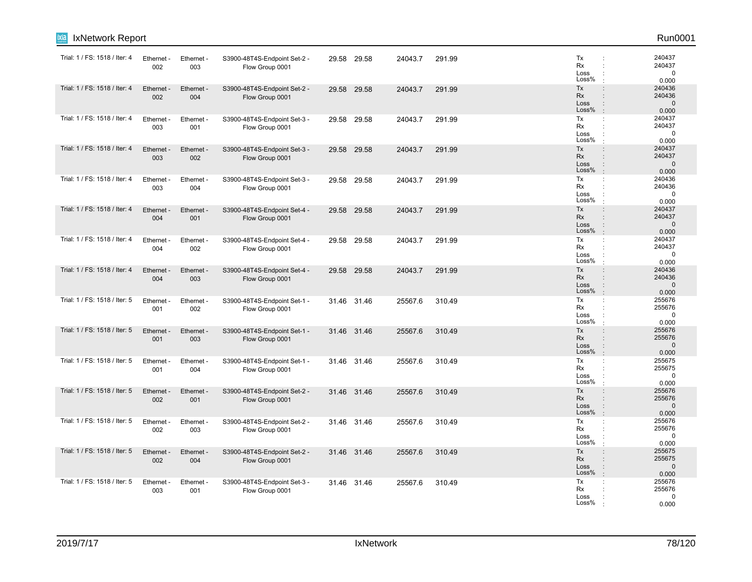| | | | | | | | | | |
|---|---|---|---|---|---|---|---|---|---|
| Trial: 1 / FS: 1518 / Iter: 4 | Ethernet - 002 | Ethernet - 003 | S3900-48T4S-Endpoint Set-2 - Flow Group 0001 | 29.58 | 29.58 | 24043.7 | 291.99 | Tx<br>Rx<br>Loss<br>Loss% | 240437<br>240437<br>0<br>0.000 |
| Trial: 1 / FS: 1518 / Iter: 4 | Ethernet - 002 | Ethernet - 004 | S3900-48T4S-Endpoint Set-2 - Flow Group 0001 | 29.58 | 29.58 | 24043.7 | 291.99 | Tx<br>Rx<br>Loss<br>Loss% | 240436<br>240436<br>0<br>0.000 |
| Trial: 1 / FS: 1518 / Iter: 4 | Ethernet - 003 | Ethernet - 001 | S3900-48T4S-Endpoint Set-3 - Flow Group 0001 | 29.58 | 29.58 | 24043.7 | 291.99 | Tx<br>Rx<br>Loss<br>Loss% | 240437<br>240437<br>0<br>0.000 |
| Trial: 1 / FS: 1518 / Iter: 4 | Ethernet - 003 | Ethernet - 002 | S3900-48T4S-Endpoint Set-3 - Flow Group 0001 | 29.58 | 29.58 | 24043.7 | 291.99 | Tx<br>Rx<br>Loss<br>Loss% | 240437<br>240437<br>0<br>0.000 |
| Trial: 1 / FS: 1518 / Iter: 4 | Ethernet - 003 | Ethernet - 004 | S3900-48T4S-Endpoint Set-3 - Flow Group 0001 | 29.58 | 29.58 | 24043.7 | 291.99 | Tx<br>Rx<br>Loss<br>Loss% | 240436<br>240436<br>0<br>0.000 |
| Trial: 1 / FS: 1518 / Iter: 4 | Ethernet - 004 | Ethernet - 001 | S3900-48T4S-Endpoint Set-4 - Flow Group 0001 | 29.58 | 29.58 | 24043.7 | 291.99 | Tx<br>Rx<br>Loss<br>Loss% | 240437<br>240437<br>0<br>0.000 |
| Trial: 1 / FS: 1518 / Iter: 4 | Ethernet - 004 | Ethernet - 002 | S3900-48T4S-Endpoint Set-4 - Flow Group 0001 | 29.58 | 29.58 | 24043.7 | 291.99 | Tx<br>Rx<br>Loss<br>Loss% | 240437<br>240437<br>0<br>0.000 |
| Trial: 1 / FS: 1518 / Iter: 4 | Ethernet - 004 | Ethernet - 003 | S3900-48T4S-Endpoint Set-4 - Flow Group 0001 | 29.58 | 29.58 | 24043.7 | 291.99 | Tx<br>Rx<br>Loss<br>Loss% | 240436<br>240436<br>0<br>0.000 |
| Trial: 1 / FS: 1518 / Iter: 5 | Ethernet - 001 | Ethernet - 002 | S3900-48T4S-Endpoint Set-1 - Flow Group 0001 | 31.46 | 31.46 | 25567.6 | 310.49 | Tx<br>Rx<br>Loss<br>Loss% | 255676<br>255676<br>0<br>0.000 |
| Trial: 1 / FS: 1518 / Iter: 5 | Ethernet - 001 | Ethernet - 003 | S3900-48T4S-Endpoint Set-1 - Flow Group 0001 | 31.46 | 31.46 | 25567.6 | 310.49 | Tx<br>Rx<br>Loss<br>Loss% | 255676<br>255676<br>0<br>0.000 |
| Trial: 1 / FS: 1518 / Iter: 5 | Ethernet - 001 | Ethernet - 004 | S3900-48T4S-Endpoint Set-1 - Flow Group 0001 | 31.46 | 31.46 | 25567.6 | 310.49 | Tx<br>Rx<br>Loss<br>Loss% | 255675<br>255675<br>0<br>0.000 |
| Trial: 1 / FS: 1518 / Iter: 5 | Ethernet - 002 | Ethernet - 001 | S3900-48T4S-Endpoint Set-2 - Flow Group 0001 | 31.46 | 31.46 | 25567.6 | 310.49 | Tx<br>Rx<br>Loss<br>Loss% | 255676<br>255676<br>0<br>0.000 |
| Trial: 1 / FS: 1518 / Iter: 5 | Ethernet - 002 | Ethernet - 003 | S3900-48T4S-Endpoint Set-2 - Flow Group 0001 | 31.46 | 31.46 | 25567.6 | 310.49 | Tx<br>Rx<br>Loss<br>Loss% | 255676<br>255676<br>0<br>0.000 |
| Trial: 1 / FS: 1518 / Iter: 5 | Ethernet - 002 | Ethernet - 004 | S3900-48T4S-Endpoint Set-2 - Flow Group 0001 | 31.46 | 31.46 | 25567.6 | 310.49 | Tx<br>Rx<br>Loss<br>Loss% | 255675<br>255675<br>0<br>0.000 |
| Trial: 1 / FS: 1518 / Iter: 5 | Ethernet - 003 | Ethernet - 001 | S3900-48T4S-Endpoint Set-3 - Flow Group 0001 | 31.46 | 31.46 | 25567.6 | 310.49 | Tx<br>Rx<br>Loss<br>Loss% | 255676<br>255676<br>0<br>0.000 |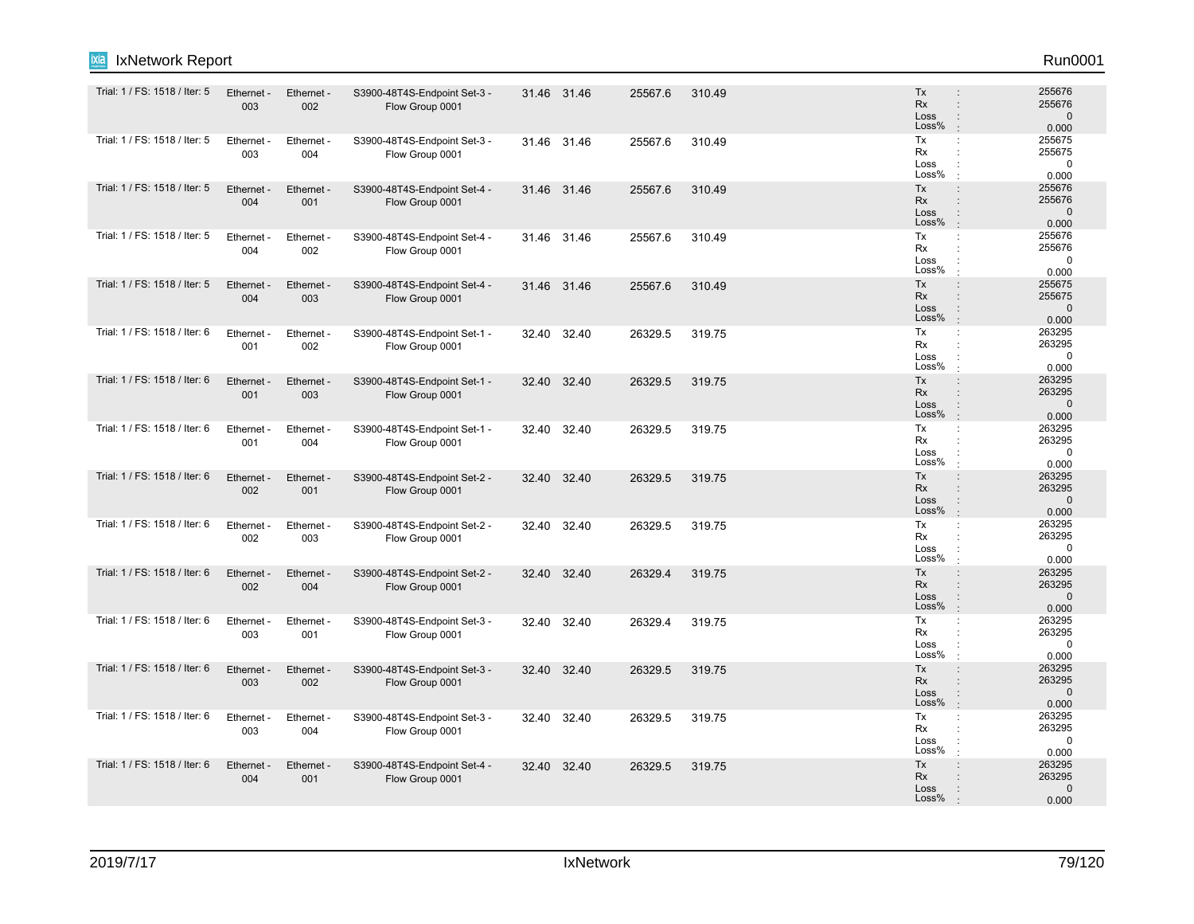| | | | | | | | | |
|---|---|---|---|---|---|---|---|---|
| Trial: 1 / FS: 1518 / Iter: 5 | Ethernet - 003 | Ethernet - 002 | S3900-48T4S-Endpoint Set-3 - Flow Group 0001 | 31.46 | 31.46 | 25567.6 | 310.49 | Tx : 255676<br>Rx : 255676<br>Loss : 0<br>Loss% : 0.000 |
| Trial: 1 / FS: 1518 / Iter: 5 | Ethernet - 003 | Ethernet - 004 | S3900-48T4S-Endpoint Set-3 - Flow Group 0001 | 31.46 | 31.46 | 25567.6 | 310.49 | Tx : 255675<br>Rx : 255675<br>Loss : 0<br>Loss% : 0.000 |
| Trial: 1 / FS: 1518 / Iter: 5 | Ethernet - 004 | Ethernet - 001 | S3900-48T4S-Endpoint Set-4 - Flow Group 0001 | 31.46 | 31.46 | 25567.6 | 310.49 | Tx : 255676<br>Rx : 255676<br>Loss : 0<br>Loss% : 0.000 |
| Trial: 1 / FS: 1518 / Iter: 5 | Ethernet - 004 | Ethernet - 002 | S3900-48T4S-Endpoint Set-4 - Flow Group 0001 | 31.46 | 31.46 | 25567.6 | 310.49 | Tx : 255676<br>Rx : 255676<br>Loss : 0<br>Loss% : 0.000 |
| Trial: 1 / FS: 1518 / Iter: 5 | Ethernet - 004 | Ethernet - 003 | S3900-48T4S-Endpoint Set-4 - Flow Group 0001 | 31.46 | 31.46 | 25567.6 | 310.49 | Tx : 255675<br>Rx : 255675<br>Loss : 0<br>Loss% : 0.000 |
| Trial: 1 / FS: 1518 / Iter: 6 | Ethernet - 001 | Ethernet - 002 | S3900-48T4S-Endpoint Set-1 - Flow Group 0001 | 32.40 | 32.40 | 26329.5 | 319.75 | Tx : 263295<br>Rx : 263295<br>Loss : 0<br>Loss% : 0.000 |
| Trial: 1 / FS: 1518 / Iter: 6 | Ethernet - 001 | Ethernet - 003 | S3900-48T4S-Endpoint Set-1 - Flow Group 0001 | 32.40 | 32.40 | 26329.5 | 319.75 | Tx : 263295<br>Rx : 263295<br>Loss : 0<br>Loss% : 0.000 |
| Trial: 1 / FS: 1518 / Iter: 6 | Ethernet - 001 | Ethernet - 004 | S3900-48T4S-Endpoint Set-1 - Flow Group 0001 | 32.40 | 32.40 | 26329.5 | 319.75 | Tx : 263295<br>Rx : 263295<br>Loss : 0<br>Loss% : 0.000 |
| Trial: 1 / FS: 1518 / Iter: 6 | Ethernet - 002 | Ethernet - 001 | S3900-48T4S-Endpoint Set-2 - Flow Group 0001 | 32.40 | 32.40 | 26329.5 | 319.75 | Tx : 263295<br>Rx : 263295<br>Loss : 0<br>Loss% : 0.000 |
| Trial: 1 / FS: 1518 / Iter: 6 | Ethernet - 002 | Ethernet - 003 | S3900-48T4S-Endpoint Set-2 - Flow Group 0001 | 32.40 | 32.40 | 26329.5 | 319.75 | Tx : 263295<br>Rx : 263295<br>Loss : 0<br>Loss% : 0.000 |
| Trial: 1 / FS: 1518 / Iter: 6 | Ethernet - 002 | Ethernet - 004 | S3900-48T4S-Endpoint Set-2 - Flow Group 0001 | 32.40 | 32.40 | 26329.4 | 319.75 | Tx : 263295<br>Rx : 263295<br>Loss : 0<br>Loss% : 0.000 |
| Trial: 1 / FS: 1518 / Iter: 6 | Ethernet - 003 | Ethernet - 001 | S3900-48T4S-Endpoint Set-3 - Flow Group 0001 | 32.40 | 32.40 | 26329.4 | 319.75 | Tx : 263295<br>Rx : 263295<br>Loss : 0<br>Loss% : 0.000 |
| Trial: 1 / FS: 1518 / Iter: 6 | Ethernet - 003 | Ethernet - 002 | S3900-48T4S-Endpoint Set-3 - Flow Group 0001 | 32.40 | 32.40 | 26329.5 | 319.75 | Tx : 263295<br>Rx : 263295<br>Loss : 0<br>Loss% : 0.000 |
| Trial: 1 / FS: 1518 / Iter: 6 | Ethernet - 003 | Ethernet - 004 | S3900-48T4S-Endpoint Set-3 - Flow Group 0001 | 32.40 | 32.40 | 26329.5 | 319.75 | Tx : 263295<br>Rx : 263295<br>Loss : 0<br>Loss% : 0.000 |
| Trial: 1 / FS: 1518 / Iter: 6 | Ethernet - 004 | Ethernet - 001 | S3900-48T4S-Endpoint Set-4 - Flow Group 0001 | 32.40 | 32.40 | 26329.5 | 319.75 | Tx : 263295<br>Rx : 263295<br>Loss : 0<br>Loss% : 0.000 |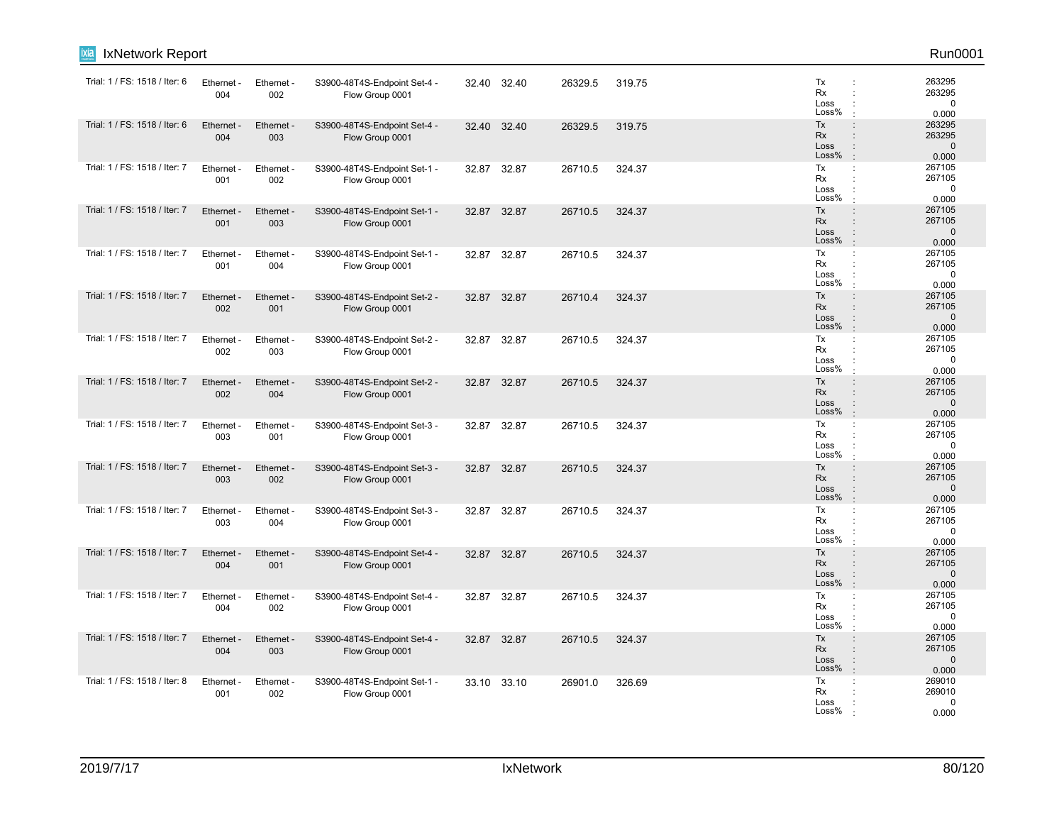| | | | | | | | |
|---|---|---|---|---|---|---|---|
| Trial: 1 / FS: 1518 / Iter: 6 | Ethernet - 004 | Ethernet - 002 | S3900-48T4S-Endpoint Set-4 - Flow Group 0001 | 32.40 | 32.40 | 26329.5 | 319.75 | Tx : 263295<br>Rx : 263295<br>Loss : 0<br>Loss% : 0.000 |
| Trial: 1 / FS: 1518 / Iter: 6 | Ethernet - 004 | Ethernet - 003 | S3900-48T4S-Endpoint Set-4 - Flow Group 0001 | 32.40 | 32.40 | 26329.5 | 319.75 | Tx : 263295<br>Rx : 263295<br>Loss : 0<br>Loss% : 0.000 |
| Trial: 1 / FS: 1518 / Iter: 7 | Ethernet - 001 | Ethernet - 002 | S3900-48T4S-Endpoint Set-1 - Flow Group 0001 | 32.87 | 32.87 | 26710.5 | 324.37 | Tx : 267105<br>Rx : 267105<br>Loss : 0<br>Loss% : 0.000 |
| Trial: 1 / FS: 1518 / Iter: 7 | Ethernet - 001 | Ethernet - 003 | S3900-48T4S-Endpoint Set-1 - Flow Group 0001 | 32.87 | 32.87 | 26710.5 | 324.37 | Tx : 267105<br>Rx : 267105<br>Loss : 0<br>Loss% : 0.000 |
| Trial: 1 / FS: 1518 / Iter: 7 | Ethernet - 001 | Ethernet - 004 | S3900-48T4S-Endpoint Set-1 - Flow Group 0001 | 32.87 | 32.87 | 26710.5 | 324.37 | Tx : 267105<br>Rx : 267105<br>Loss : 0<br>Loss% : 0.000 |
| Trial: 1 / FS: 1518 / Iter: 7 | Ethernet - 002 | Ethernet - 001 | S3900-48T4S-Endpoint Set-2 - Flow Group 0001 | 32.87 | 32.87 | 26710.4 | 324.37 | Tx : 267105<br>Rx : 267105<br>Loss : 0<br>Loss% : 0.000 |
| Trial: 1 / FS: 1518 / Iter: 7 | Ethernet - 002 | Ethernet - 003 | S3900-48T4S-Endpoint Set-2 - Flow Group 0001 | 32.87 | 32.87 | 26710.5 | 324.37 | Tx : 267105<br>Rx : 267105<br>Loss : 0<br>Loss% : 0.000 |
| Trial: 1 / FS: 1518 / Iter: 7 | Ethernet - 002 | Ethernet - 004 | S3900-48T4S-Endpoint Set-2 - Flow Group 0001 | 32.87 | 32.87 | 26710.5 | 324.37 | Tx : 267105<br>Rx : 267105<br>Loss : 0<br>Loss% : 0.000 |
| Trial: 1 / FS: 1518 / Iter: 7 | Ethernet - 003 | Ethernet - 001 | S3900-48T4S-Endpoint Set-3 - Flow Group 0001 | 32.87 | 32.87 | 26710.5 | 324.37 | Tx : 267105<br>Rx : 267105<br>Loss : 0<br>Loss% : 0.000 |
| Trial: 1 / FS: 1518 / Iter: 7 | Ethernet - 003 | Ethernet - 002 | S3900-48T4S-Endpoint Set-3 - Flow Group 0001 | 32.87 | 32.87 | 26710.5 | 324.37 | Tx : 267105<br>Rx : 267105<br>Loss : 0<br>Loss% : 0.000 |
| Trial: 1 / FS: 1518 / Iter: 7 | Ethernet - 003 | Ethernet - 004 | S3900-48T4S-Endpoint Set-3 - Flow Group 0001 | 32.87 | 32.87 | 26710.5 | 324.37 | Tx : 267105<br>Rx : 267105<br>Loss : 0<br>Loss% : 0.000 |
| Trial: 1 / FS: 1518 / Iter: 7 | Ethernet - 004 | Ethernet - 001 | S3900-48T4S-Endpoint Set-4 - Flow Group 0001 | 32.87 | 32.87 | 26710.5 | 324.37 | Tx : 267105<br>Rx : 267105<br>Loss : 0<br>Loss% : 0.000 |
| Trial: 1 / FS: 1518 / Iter: 7 | Ethernet - 004 | Ethernet - 002 | S3900-48T4S-Endpoint Set-4 - Flow Group 0001 | 32.87 | 32.87 | 26710.5 | 324.37 | Tx : 267105<br>Rx : 267105<br>Loss : 0<br>Loss% : 0.000 |
| Trial: 1 / FS: 1518 / Iter: 7 | Ethernet - 004 | Ethernet - 003 | S3900-48T4S-Endpoint Set-4 - Flow Group 0001 | 32.87 | 32.87 | 26710.5 | 324.37 | Tx : 267105<br>Rx : 267105<br>Loss : 0<br>Loss% : 0.000 |
| Trial: 1 / FS: 1518 / Iter: 8 | Ethernet - 001 | Ethernet - 002 | S3900-48T4S-Endpoint Set-1 - Flow Group 0001 | 33.10 | 33.10 | 26901.0 | 326.69 | Tx : 269010<br>Rx : 269010<br>Loss : 0<br>Loss% : 0.000 |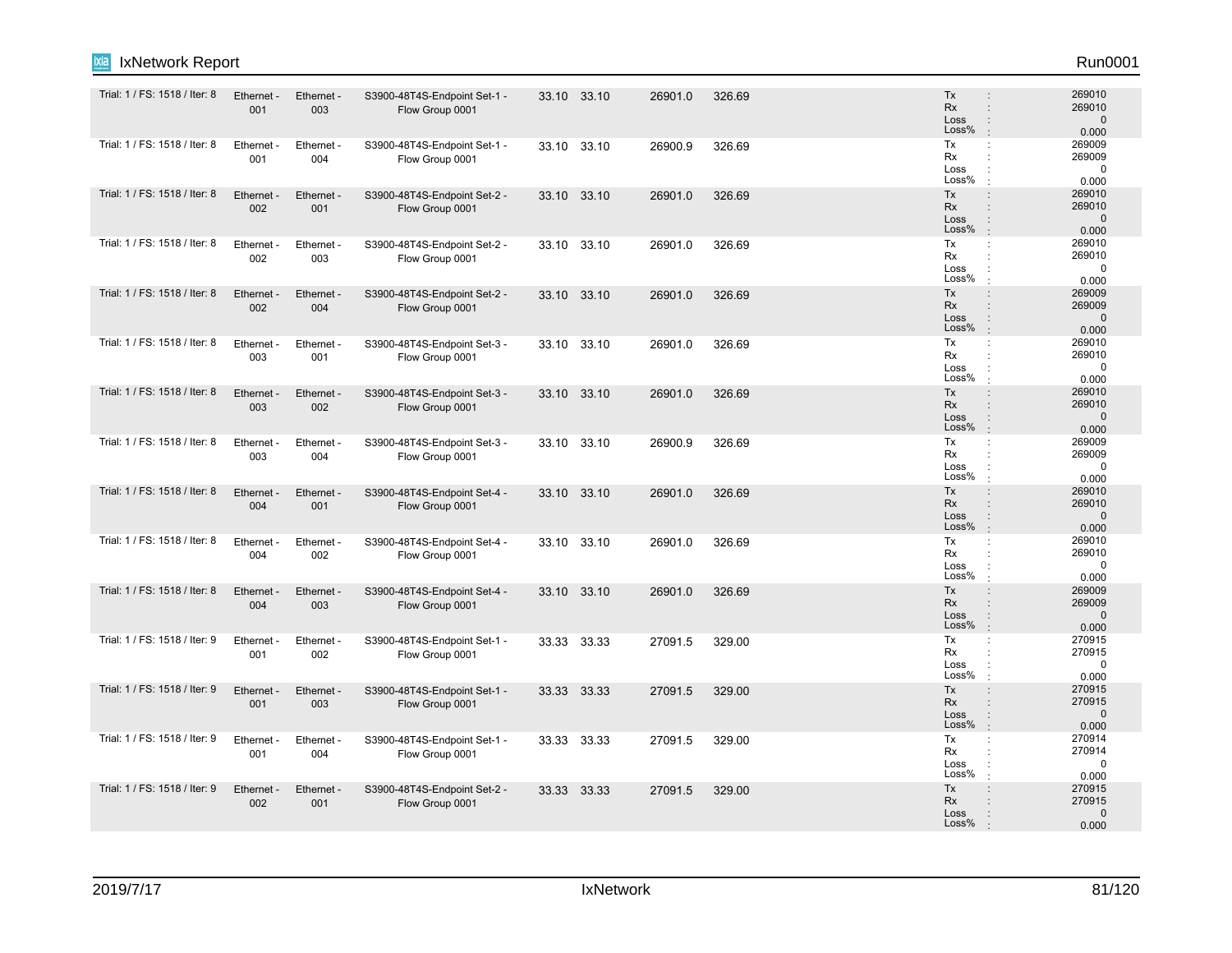| | | | | | | | | |
|---|---|---|---|---|---|---|---|---|
| Trial: 1 / FS: 1518 / Iter: 8 | Ethernet - 001 | Ethernet - 003 | S3900-48T4S-Endpoint Set-1 - Flow Group 0001 | 33.10 | 33.10 | 26901.0 | 326.69 | Tx : 269010<br>Rx : 269010<br>Loss : 0<br>Loss% : 0.000 |
| Trial: 1 / FS: 1518 / Iter: 8 | Ethernet - 001 | Ethernet - 004 | S3900-48T4S-Endpoint Set-1 - Flow Group 0001 | 33.10 | 33.10 | 26900.9 | 326.69 | Tx : 269009<br>Rx : 269009<br>Loss : 0<br>Loss% : 0.000 |
| Trial: 1 / FS: 1518 / Iter: 8 | Ethernet - 002 | Ethernet - 001 | S3900-48T4S-Endpoint Set-2 - Flow Group 0001 | 33.10 | 33.10 | 26901.0 | 326.69 | Tx : 269010<br>Rx : 269010<br>Loss : 0<br>Loss% : 0.000 |
| Trial: 1 / FS: 1518 / Iter: 8 | Ethernet - 002 | Ethernet - 003 | S3900-48T4S-Endpoint Set-2 - Flow Group 0001 | 33.10 | 33.10 | 26901.0 | 326.69 | Tx : 269010<br>Rx : 269010<br>Loss : 0<br>Loss% : 0.000 |
| Trial: 1 / FS: 1518 / Iter: 8 | Ethernet - 002 | Ethernet - 004 | S3900-48T4S-Endpoint Set-2 - Flow Group 0001 | 33.10 | 33.10 | 26901.0 | 326.69 | Tx : 269009<br>Rx : 269009<br>Loss : 0<br>Loss% : 0.000 |
| Trial: 1 / FS: 1518 / Iter: 8 | Ethernet - 003 | Ethernet - 001 | S3900-48T4S-Endpoint Set-3 - Flow Group 0001 | 33.10 | 33.10 | 26901.0 | 326.69 | Tx : 269010<br>Rx : 269010<br>Loss : 0<br>Loss% : 0.000 |
| Trial: 1 / FS: 1518 / Iter: 8 | Ethernet - 003 | Ethernet - 002 | S3900-48T4S-Endpoint Set-3 - Flow Group 0001 | 33.10 | 33.10 | 26901.0 | 326.69 | Tx : 269010<br>Rx : 269010<br>Loss : 0<br>Loss% : 0.000 |
| Trial: 1 / FS: 1518 / Iter: 8 | Ethernet - 003 | Ethernet - 004 | S3900-48T4S-Endpoint Set-3 - Flow Group 0001 | 33.10 | 33.10 | 26900.9 | 326.69 | Tx : 269009<br>Rx : 269009<br>Loss : 0<br>Loss% : 0.000 |
| Trial: 1 / FS: 1518 / Iter: 8 | Ethernet - 004 | Ethernet - 001 | S3900-48T4S-Endpoint Set-4 - Flow Group 0001 | 33.10 | 33.10 | 26901.0 | 326.69 | Tx : 269010<br>Rx : 269010<br>Loss : 0<br>Loss% : 0.000 |
| Trial: 1 / FS: 1518 / Iter: 8 | Ethernet - 004 | Ethernet - 002 | S3900-48T4S-Endpoint Set-4 - Flow Group 0001 | 33.10 | 33.10 | 26901.0 | 326.69 | Tx : 269010<br>Rx : 269010<br>Loss : 0<br>Loss% : 0.000 |
| Trial: 1 / FS: 1518 / Iter: 8 | Ethernet - 004 | Ethernet - 003 | S3900-48T4S-Endpoint Set-4 - Flow Group 0001 | 33.10 | 33.10 | 26901.0 | 326.69 | Tx : 269009<br>Rx : 269009<br>Loss : 0<br>Loss% : 0.000 |
| Trial: 1 / FS: 1518 / Iter: 9 | Ethernet - 001 | Ethernet - 002 | S3900-48T4S-Endpoint Set-1 - Flow Group 0001 | 33.33 | 33.33 | 27091.5 | 329.00 | Tx : 270915<br>Rx : 270915<br>Loss : 0<br>Loss% : 0.000 |
| Trial: 1 / FS: 1518 / Iter: 9 | Ethernet - 001 | Ethernet - 003 | S3900-48T4S-Endpoint Set-1 - Flow Group 0001 | 33.33 | 33.33 | 27091.5 | 329.00 | Tx : 270915<br>Rx : 270915<br>Loss : 0<br>Loss% : 0.000 |
| Trial: 1 / FS: 1518 / Iter: 9 | Ethernet - 001 | Ethernet - 004 | S3900-48T4S-Endpoint Set-1 - Flow Group 0001 | 33.33 | 33.33 | 27091.5 | 329.00 | Tx : 270914<br>Rx : 270914<br>Loss : 0<br>Loss% : 0.000 |
| Trial: 1 / FS: 1518 / Iter: 9 | Ethernet - 002 | Ethernet - 001 | S3900-48T4S-Endpoint Set-2 - Flow Group 0001 | 33.33 | 33.33 | 27091.5 | 329.00 | Tx : 270915<br>Rx : 270915<br>Loss : 0<br>Loss% : 0.000 |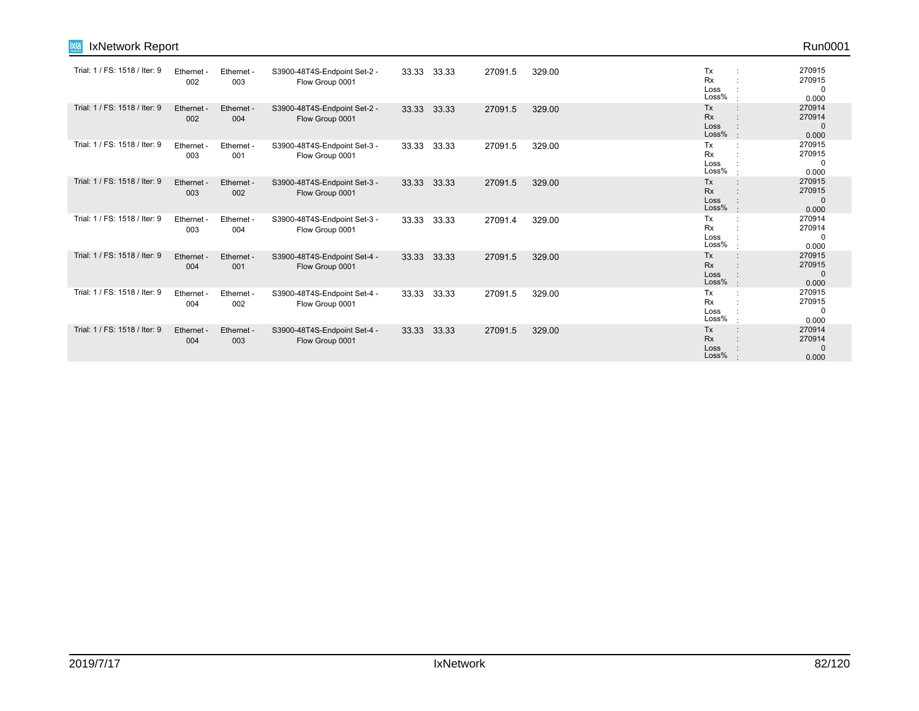| | | | | | | | | | |
|---|---|---|---|---|---|---|---|---|---|
| Trial: 1 / FS: 1518 / Iter: 9 | Ethernet - 002 | Ethernet - 003 | S3900-48T4S-Endpoint Set-2 - Flow Group 0001 | 33.33 | 33.33 | 27091.5 | 329.00 | Tx : <br> Rx : <br> Loss : <br> Loss% : | 270915 <br> 270915 <br> 0 <br> 0.000 |
| Trial: 1 / FS: 1518 / Iter: 9 | Ethernet - 002 | Ethernet - 004 | S3900-48T4S-Endpoint Set-2 - Flow Group 0001 | 33.33 | 33.33 | 27091.5 | 329.00 | Tx : <br> Rx : <br> Loss : <br> Loss% : | 270914 <br> 270914 <br> 0 <br> 0.000 |
| Trial: 1 / FS: 1518 / Iter: 9 | Ethernet - 003 | Ethernet - 001 | S3900-48T4S-Endpoint Set-3 - Flow Group 0001 | 33.33 | 33.33 | 27091.5 | 329.00 | Tx : <br> Rx : <br> Loss : <br> Loss% : | 270915 <br> 270915 <br> 0 <br> 0.000 |
| Trial: 1 / FS: 1518 / Iter: 9 | Ethernet - 003 | Ethernet - 002 | S3900-48T4S-Endpoint Set-3 - Flow Group 0001 | 33.33 | 33.33 | 27091.5 | 329.00 | Tx : <br> Rx : <br> Loss : <br> Loss% : | 270915 <br> 270915 <br> 0 <br> 0.000 |
| Trial: 1 / FS: 1518 / Iter: 9 | Ethernet - 003 | Ethernet - 004 | S3900-48T4S-Endpoint Set-3 - Flow Group 0001 | 33.33 | 33.33 | 27091.4 | 329.00 | Tx : <br> Rx : <br> Loss : <br> Loss% : | 270914 <br> 270914 <br> 0 <br> 0.000 |
| Trial: 1 / FS: 1518 / Iter: 9 | Ethernet - 004 | Ethernet - 001 | S3900-48T4S-Endpoint Set-4 - Flow Group 0001 | 33.33 | 33.33 | 27091.5 | 329.00 | Tx : <br> Rx : <br> Loss : <br> Loss% : | 270915 <br> 270915 <br> 0 <br> 0.000 |
| Trial: 1 / FS: 1518 / Iter: 9 | Ethernet - 004 | Ethernet - 002 | S3900-48T4S-Endpoint Set-4 - Flow Group 0001 | 33.33 | 33.33 | 27091.5 | 329.00 | Tx : <br> Rx : <br> Loss : <br> Loss% : | 270915 <br> 270915 <br> 0 <br> 0.000 |
| Trial: 1 / FS: 1518 / Iter: 9 | Ethernet - 004 | Ethernet - 003 | S3900-48T4S-Endpoint Set-4 - Flow Group 0001 | 33.33 | 33.33 | 27091.5 | 329.00 | Tx : <br> Rx : <br> Loss : <br> Loss% : | 270914 <br> 270914 <br> 0 <br> 0.000 |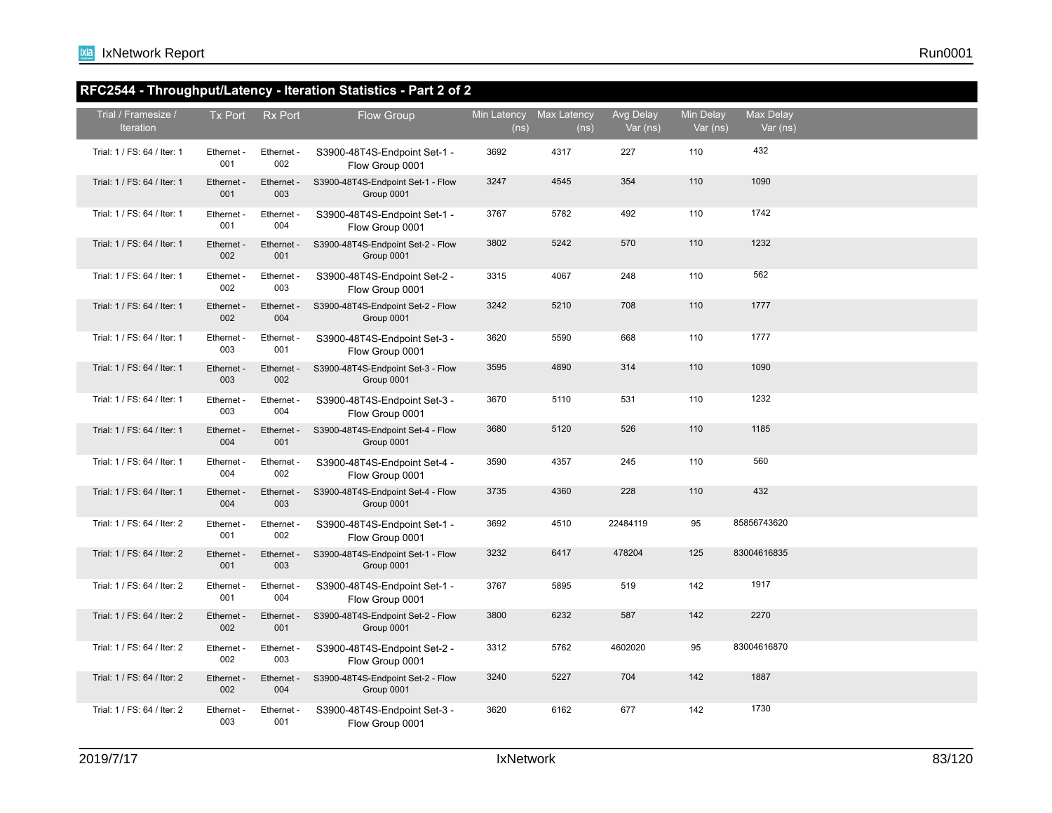## RFC2544 - Throughput/Latency - Iteration Statistics - Part 2 of 2

| Trial / Framesize / Iteration | Tx Port | Rx Port | Flow Group | Min Latency (ns) | Max Latency (ns) | Avg Delay Var (ns) | Min Delay Var (ns) | Max Delay Var (ns) |
|---|---|---|---|---|---|---|---|---|
| Trial: 1 / FS: 64 / Iter: 1 | Ethernet - 001 | Ethernet - 002 | S3900-48T4S-Endpoint Set-1 - Flow Group 0001 | 3692 | 4317 | 227 | 110 | 432 |
| Trial: 1 / FS: 64 / Iter: 1 | Ethernet - 001 | Ethernet - 003 | S3900-48T4S-Endpoint Set-1 - Flow Group 0001 | 3247 | 4545 | 354 | 110 | 1090 |
| Trial: 1 / FS: 64 / Iter: 1 | Ethernet - 001 | Ethernet - 004 | S3900-48T4S-Endpoint Set-1 - Flow Group 0001 | 3767 | 5782 | 492 | 110 | 1742 |
| Trial: 1 / FS: 64 / Iter: 1 | Ethernet - 002 | Ethernet - 001 | S3900-48T4S-Endpoint Set-2 - Flow Group 0001 | 3802 | 5242 | 570 | 110 | 1232 |
| Trial: 1 / FS: 64 / Iter: 1 | Ethernet - 002 | Ethernet - 003 | S3900-48T4S-Endpoint Set-2 - Flow Group 0001 | 3315 | 4067 | 248 | 110 | 562 |
| Trial: 1 / FS: 64 / Iter: 1 | Ethernet - 002 | Ethernet - 004 | S3900-48T4S-Endpoint Set-2 - Flow Group 0001 | 3242 | 5210 | 708 | 110 | 1777 |
| Trial: 1 / FS: 64 / Iter: 1 | Ethernet - 003 | Ethernet - 001 | S3900-48T4S-Endpoint Set-3 - Flow Group 0001 | 3620 | 5590 | 668 | 110 | 1777 |
| Trial: 1 / FS: 64 / Iter: 1 | Ethernet - 003 | Ethernet - 002 | S3900-48T4S-Endpoint Set-3 - Flow Group 0001 | 3595 | 4890 | 314 | 110 | 1090 |
| Trial: 1 / FS: 64 / Iter: 1 | Ethernet - 003 | Ethernet - 004 | S3900-48T4S-Endpoint Set-3 - Flow Group 0001 | 3670 | 5110 | 531 | 110 | 1232 |
| Trial: 1 / FS: 64 / Iter: 1 | Ethernet - 004 | Ethernet - 001 | S3900-48T4S-Endpoint Set-4 - Flow Group 0001 | 3680 | 5120 | 526 | 110 | 1185 |
| Trial: 1 / FS: 64 / Iter: 1 | Ethernet - 004 | Ethernet - 002 | S3900-48T4S-Endpoint Set-4 - Flow Group 0001 | 3590 | 4357 | 245 | 110 | 560 |
| Trial: 1 / FS: 64 / Iter: 1 | Ethernet - 004 | Ethernet - 003 | S3900-48T4S-Endpoint Set-4 - Flow Group 0001 | 3735 | 4360 | 228 | 110 | 432 |
| Trial: 1 / FS: 64 / Iter: 2 | Ethernet - 001 | Ethernet - 002 | S3900-48T4S-Endpoint Set-1 - Flow Group 0001 | 3692 | 4510 | 22484119 | 95 | 85856743620 |
| Trial: 1 / FS: 64 / Iter: 2 | Ethernet - 001 | Ethernet - 003 | S3900-48T4S-Endpoint Set-1 - Flow Group 0001 | 3232 | 6417 | 478204 | 125 | 83004616835 |
| Trial: 1 / FS: 64 / Iter: 2 | Ethernet - 001 | Ethernet - 004 | S3900-48T4S-Endpoint Set-1 - Flow Group 0001 | 3767 | 5895 | 519 | 142 | 1917 |
| Trial: 1 / FS: 64 / Iter: 2 | Ethernet - 002 | Ethernet - 001 | S3900-48T4S-Endpoint Set-2 - Flow Group 0001 | 3800 | 6232 | 587 | 142 | 2270 |
| Trial: 1 / FS: 64 / Iter: 2 | Ethernet - 002 | Ethernet - 003 | S3900-48T4S-Endpoint Set-2 - Flow Group 0001 | 3312 | 5762 | 4602020 | 95 | 83004616870 |
| Trial: 1 / FS: 64 / Iter: 2 | Ethernet - 002 | Ethernet - 004 | S3900-48T4S-Endpoint Set-2 - Flow Group 0001 | 3240 | 5227 | 704 | 142 | 1887 |
| Trial: 1 / FS: 64 / Iter: 2 | Ethernet - 003 | Ethernet - 001 | S3900-48T4S-Endpoint Set-3 - Flow Group 0001 | 3620 | 6162 | 677 | 142 | 1730 |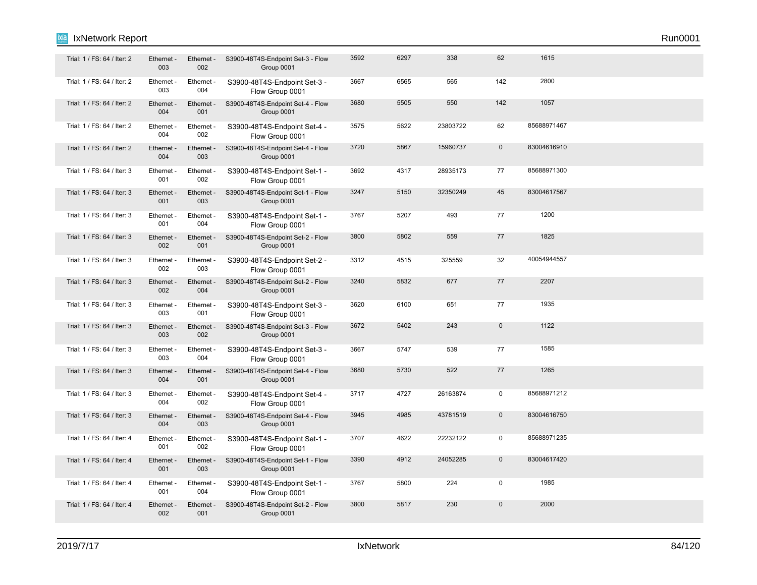| | | | | | | | | |
|---|---|---|---|---|---|---|---|---|
| Trial: 1 / FS: 64 / Iter: 2 | Ethernet - 003 | Ethernet - 002 | S3900-48T4S-Endpoint Set-3 - Flow Group 0001 | 3592 | 6297 | 338 | 62 | 1615 |
| Trial: 1 / FS: 64 / Iter: 2 | Ethernet - 003 | Ethernet - 004 | S3900-48T4S-Endpoint Set-3 - Flow Group 0001 | 3667 | 6565 | 565 | 142 | 2800 |
| Trial: 1 / FS: 64 / Iter: 2 | Ethernet - 004 | Ethernet - 001 | S3900-48T4S-Endpoint Set-4 - Flow Group 0001 | 3680 | 5505 | 550 | 142 | 1057 |
| Trial: 1 / FS: 64 / Iter: 2 | Ethernet - 004 | Ethernet - 002 | S3900-48T4S-Endpoint Set-4 - Flow Group 0001 | 3575 | 5622 | 23803722 | 62 | 85688971467 |
| Trial: 1 / FS: 64 / Iter: 2 | Ethernet - 004 | Ethernet - 003 | S3900-48T4S-Endpoint Set-4 - Flow Group 0001 | 3720 | 5867 | 15960737 | 0 | 83004616910 |
| Trial: 1 / FS: 64 / Iter: 3 | Ethernet - 001 | Ethernet - 002 | S3900-48T4S-Endpoint Set-1 - Flow Group 0001 | 3692 | 4317 | 28935173 | 77 | 85688971300 |
| Trial: 1 / FS: 64 / Iter: 3 | Ethernet - 001 | Ethernet - 003 | S3900-48T4S-Endpoint Set-1 - Flow Group 0001 | 3247 | 5150 | 32350249 | 45 | 83004617567 |
| Trial: 1 / FS: 64 / Iter: 3 | Ethernet - 001 | Ethernet - 004 | S3900-48T4S-Endpoint Set-1 - Flow Group 0001 | 3767 | 5207 | 493 | 77 | 1200 |
| Trial: 1 / FS: 64 / Iter: 3 | Ethernet - 002 | Ethernet - 001 | S3900-48T4S-Endpoint Set-2 - Flow Group 0001 | 3800 | 5802 | 559 | 77 | 1825 |
| Trial: 1 / FS: 64 / Iter: 3 | Ethernet - 002 | Ethernet - 003 | S3900-48T4S-Endpoint Set-2 - Flow Group 0001 | 3312 | 4515 | 325559 | 32 | 40054944557 |
| Trial: 1 / FS: 64 / Iter: 3 | Ethernet - 002 | Ethernet - 004 | S3900-48T4S-Endpoint Set-2 - Flow Group 0001 | 3240 | 5832 | 677 | 77 | 2207 |
| Trial: 1 / FS: 64 / Iter: 3 | Ethernet - 003 | Ethernet - 001 | S3900-48T4S-Endpoint Set-3 - Flow Group 0001 | 3620 | 6100 | 651 | 77 | 1935 |
| Trial: 1 / FS: 64 / Iter: 3 | Ethernet - 003 | Ethernet - 002 | S3900-48T4S-Endpoint Set-3 - Flow Group 0001 | 3672 | 5402 | 243 | 0 | 1122 |
| Trial: 1 / FS: 64 / Iter: 3 | Ethernet - 003 | Ethernet - 004 | S3900-48T4S-Endpoint Set-3 - Flow Group 0001 | 3667 | 5747 | 539 | 77 | 1585 |
| Trial: 1 / FS: 64 / Iter: 3 | Ethernet - 004 | Ethernet - 001 | S3900-48T4S-Endpoint Set-4 - Flow Group 0001 | 3680 | 5730 | 522 | 77 | 1265 |
| Trial: 1 / FS: 64 / Iter: 3 | Ethernet - 004 | Ethernet - 002 | S3900-48T4S-Endpoint Set-4 - Flow Group 0001 | 3717 | 4727 | 26163874 | 0 | 85688971212 |
| Trial: 1 / FS: 64 / Iter: 3 | Ethernet - 004 | Ethernet - 003 | S3900-48T4S-Endpoint Set-4 - Flow Group 0001 | 3945 | 4985 | 43781519 | 0 | 83004616750 |
| Trial: 1 / FS: 64 / Iter: 4 | Ethernet - 001 | Ethernet - 002 | S3900-48T4S-Endpoint Set-1 - Flow Group 0001 | 3707 | 4622 | 22232122 | 0 | 85688971235 |
| Trial: 1 / FS: 64 / Iter: 4 | Ethernet - 001 | Ethernet - 003 | S3900-48T4S-Endpoint Set-1 - Flow Group 0001 | 3390 | 4912 | 24052285 | 0 | 83004617420 |
| Trial: 1 / FS: 64 / Iter: 4 | Ethernet - 001 | Ethernet - 004 | S3900-48T4S-Endpoint Set-1 - Flow Group 0001 | 3767 | 5800 | 224 | 0 | 1985 |
| Trial: 1 / FS: 64 / Iter: 4 | Ethernet - 002 | Ethernet - 001 | S3900-48T4S-Endpoint Set-2 - Flow Group 0001 | 3800 | 5817 | 230 | 0 | 2000 |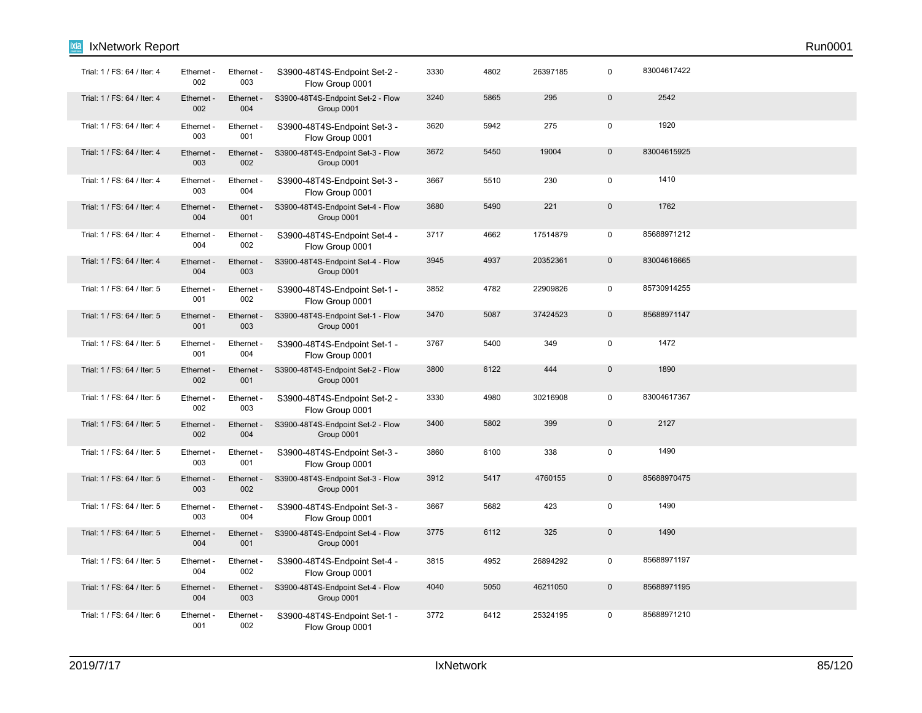| | | | | | | | | |
|---|---|---|---|---|---|---|---|---|
| Trial: 1 / FS: 64 / Iter: 4 | Ethernet - 002 | Ethernet - 003 | S3900-48T4S-Endpoint Set-2 - Flow Group 0001 | 3330 | 4802 | 26397185 | 0 | 83004617422 |
| Trial: 1 / FS: 64 / Iter: 4 | Ethernet - 002 | Ethernet - 004 | S3900-48T4S-Endpoint Set-2 - Flow Group 0001 | 3240 | 5865 | 295 | 0 | 2542 |
| Trial: 1 / FS: 64 / Iter: 4 | Ethernet - 003 | Ethernet - 001 | S3900-48T4S-Endpoint Set-3 - Flow Group 0001 | 3620 | 5942 | 275 | 0 | 1920 |
| Trial: 1 / FS: 64 / Iter: 4 | Ethernet - 003 | Ethernet - 002 | S3900-48T4S-Endpoint Set-3 - Flow Group 0001 | 3672 | 5450 | 19004 | 0 | 83004615925 |
| Trial: 1 / FS: 64 / Iter: 4 | Ethernet - 003 | Ethernet - 004 | S3900-48T4S-Endpoint Set-3 - Flow Group 0001 | 3667 | 5510 | 230 | 0 | 1410 |
| Trial: 1 / FS: 64 / Iter: 4 | Ethernet - 004 | Ethernet - 001 | S3900-48T4S-Endpoint Set-4 - Flow Group 0001 | 3680 | 5490 | 221 | 0 | 1762 |
| Trial: 1 / FS: 64 / Iter: 4 | Ethernet - 004 | Ethernet - 002 | S3900-48T4S-Endpoint Set-4 - Flow Group 0001 | 3717 | 4662 | 17514879 | 0 | 85688971212 |
| Trial: 1 / FS: 64 / Iter: 4 | Ethernet - 004 | Ethernet - 003 | S3900-48T4S-Endpoint Set-4 - Flow Group 0001 | 3945 | 4937 | 20352361 | 0 | 83004616665 |
| Trial: 1 / FS: 64 / Iter: 5 | Ethernet - 001 | Ethernet - 002 | S3900-48T4S-Endpoint Set-1 - Flow Group 0001 | 3852 | 4782 | 22909826 | 0 | 85730914255 |
| Trial: 1 / FS: 64 / Iter: 5 | Ethernet - 001 | Ethernet - 003 | S3900-48T4S-Endpoint Set-1 - Flow Group 0001 | 3470 | 5087 | 37424523 | 0 | 85688971147 |
| Trial: 1 / FS: 64 / Iter: 5 | Ethernet - 001 | Ethernet - 004 | S3900-48T4S-Endpoint Set-1 - Flow Group 0001 | 3767 | 5400 | 349 | 0 | 1472 |
| Trial: 1 / FS: 64 / Iter: 5 | Ethernet - 002 | Ethernet - 001 | S3900-48T4S-Endpoint Set-2 - Flow Group 0001 | 3800 | 6122 | 444 | 0 | 1890 |
| Trial: 1 / FS: 64 / Iter: 5 | Ethernet - 002 | Ethernet - 003 | S3900-48T4S-Endpoint Set-2 - Flow Group 0001 | 3330 | 4980 | 30216908 | 0 | 83004617367 |
| Trial: 1 / FS: 64 / Iter: 5 | Ethernet - 002 | Ethernet - 004 | S3900-48T4S-Endpoint Set-2 - Flow Group 0001 | 3400 | 5802 | 399 | 0 | 2127 |
| Trial: 1 / FS: 64 / Iter: 5 | Ethernet - 003 | Ethernet - 001 | S3900-48T4S-Endpoint Set-3 - Flow Group 0001 | 3860 | 6100 | 338 | 0 | 1490 |
| Trial: 1 / FS: 64 / Iter: 5 | Ethernet - 003 | Ethernet - 002 | S3900-48T4S-Endpoint Set-3 - Flow Group 0001 | 3912 | 5417 | 4760155 | 0 | 85688970475 |
| Trial: 1 / FS: 64 / Iter: 5 | Ethernet - 003 | Ethernet - 004 | S3900-48T4S-Endpoint Set-3 - Flow Group 0001 | 3667 | 5682 | 423 | 0 | 1490 |
| Trial: 1 / FS: 64 / Iter: 5 | Ethernet - 004 | Ethernet - 001 | S3900-48T4S-Endpoint Set-4 - Flow Group 0001 | 3775 | 6112 | 325 | 0 | 1490 |
| Trial: 1 / FS: 64 / Iter: 5 | Ethernet - 004 | Ethernet - 002 | S3900-48T4S-Endpoint Set-4 - Flow Group 0001 | 3815 | 4952 | 26894292 | 0 | 85688971197 |
| Trial: 1 / FS: 64 / Iter: 5 | Ethernet - 004 | Ethernet - 003 | S3900-48T4S-Endpoint Set-4 - Flow Group 0001 | 4040 | 5050 | 46211050 | 0 | 85688971195 |
| Trial: 1 / FS: 64 / Iter: 6 | Ethernet - 001 | Ethernet - 002 | S3900-48T4S-Endpoint Set-1 - Flow Group 0001 | 3772 | 6412 | 25324195 | 0 | 85688971210 |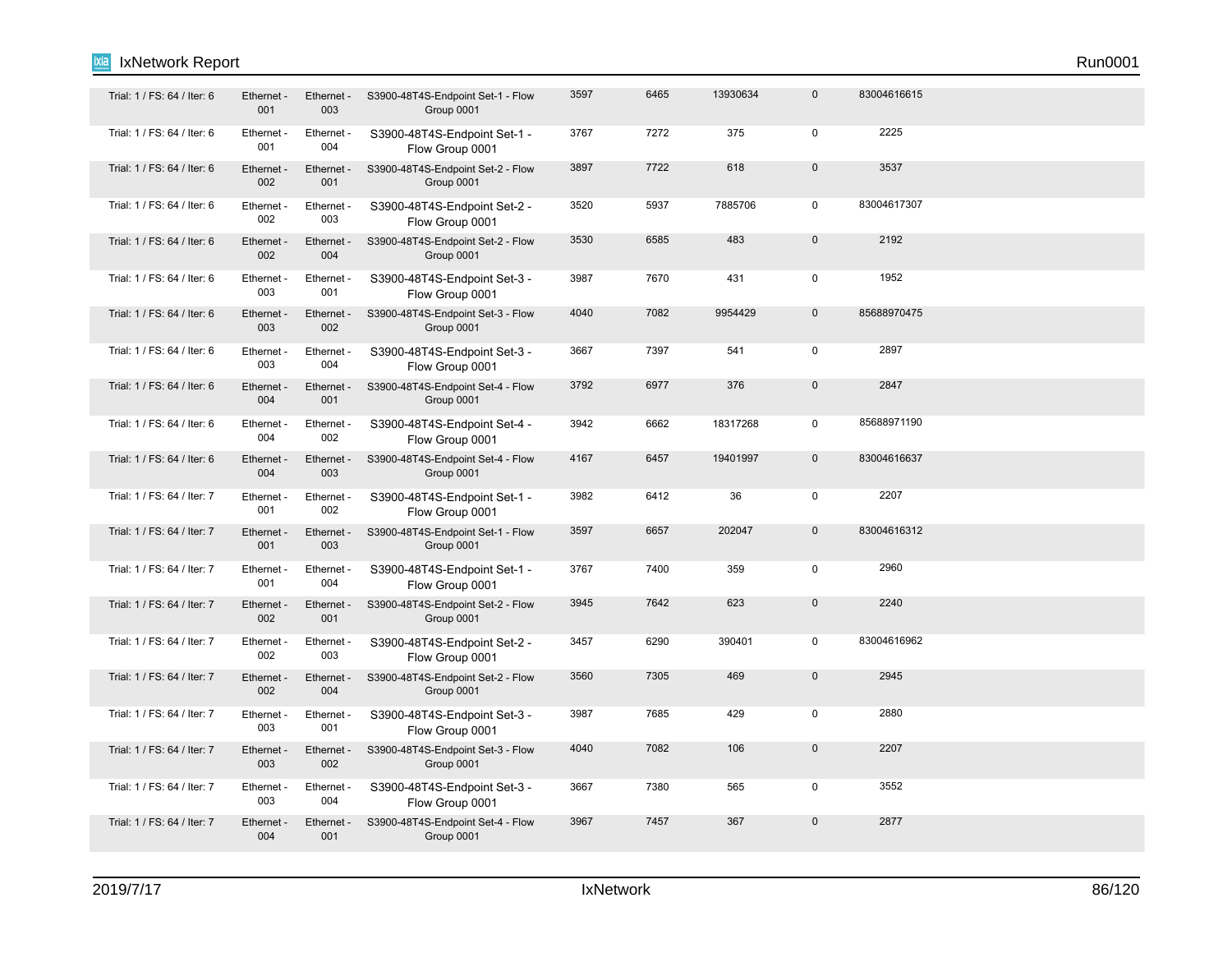| | | | | | | | | |
|---|---|---|---|---|---|---|---|---|
| Trial: 1 / FS: 64 / Iter: 6 | Ethernet - 001 | Ethernet - 003 | S3900-48T4S-Endpoint Set-1 - Flow Group 0001 | 3597 | 6465 | 13930634 | 0 | 83004616615 |
| Trial: 1 / FS: 64 / Iter: 6 | Ethernet - 001 | Ethernet - 004 | S3900-48T4S-Endpoint Set-1 - Flow Group 0001 | 3767 | 7272 | 375 | 0 | 2225 |
| Trial: 1 / FS: 64 / Iter: 6 | Ethernet - 002 | Ethernet - 001 | S3900-48T4S-Endpoint Set-2 - Flow Group 0001 | 3897 | 7722 | 618 | 0 | 3537 |
| Trial: 1 / FS: 64 / Iter: 6 | Ethernet - 002 | Ethernet - 003 | S3900-48T4S-Endpoint Set-2 - Flow Group 0001 | 3520 | 5937 | 7885706 | 0 | 83004617307 |
| Trial: 1 / FS: 64 / Iter: 6 | Ethernet - 002 | Ethernet - 004 | S3900-48T4S-Endpoint Set-2 - Flow Group 0001 | 3530 | 6585 | 483 | 0 | 2192 |
| Trial: 1 / FS: 64 / Iter: 6 | Ethernet - 003 | Ethernet - 001 | S3900-48T4S-Endpoint Set-3 - Flow Group 0001 | 3987 | 7670 | 431 | 0 | 1952 |
| Trial: 1 / FS: 64 / Iter: 6 | Ethernet - 003 | Ethernet - 002 | S3900-48T4S-Endpoint Set-3 - Flow Group 0001 | 4040 | 7082 | 9954429 | 0 | 85688970475 |
| Trial: 1 / FS: 64 / Iter: 6 | Ethernet - 003 | Ethernet - 004 | S3900-48T4S-Endpoint Set-3 - Flow Group 0001 | 3667 | 7397 | 541 | 0 | 2897 |
| Trial: 1 / FS: 64 / Iter: 6 | Ethernet - 004 | Ethernet - 001 | S3900-48T4S-Endpoint Set-4 - Flow Group 0001 | 3792 | 6977 | 376 | 0 | 2847 |
| Trial: 1 / FS: 64 / Iter: 6 | Ethernet - 004 | Ethernet - 002 | S3900-48T4S-Endpoint Set-4 - Flow Group 0001 | 3942 | 6662 | 18317268 | 0 | 85688971190 |
| Trial: 1 / FS: 64 / Iter: 6 | Ethernet - 004 | Ethernet - 003 | S3900-48T4S-Endpoint Set-4 - Flow Group 0001 | 4167 | 6457 | 19401997 | 0 | 83004616637 |
| Trial: 1 / FS: 64 / Iter: 7 | Ethernet - 001 | Ethernet - 002 | S3900-48T4S-Endpoint Set-1 - Flow Group 0001 | 3982 | 6412 | 36 | 0 | 2207 |
| Trial: 1 / FS: 64 / Iter: 7 | Ethernet - 001 | Ethernet - 003 | S3900-48T4S-Endpoint Set-1 - Flow Group 0001 | 3597 | 6657 | 202047 | 0 | 83004616312 |
| Trial: 1 / FS: 64 / Iter: 7 | Ethernet - 001 | Ethernet - 004 | S3900-48T4S-Endpoint Set-1 - Flow Group 0001 | 3767 | 7400 | 359 | 0 | 2960 |
| Trial: 1 / FS: 64 / Iter: 7 | Ethernet - 002 | Ethernet - 001 | S3900-48T4S-Endpoint Set-2 - Flow Group 0001 | 3945 | 7642 | 623 | 0 | 2240 |
| Trial: 1 / FS: 64 / Iter: 7 | Ethernet - 002 | Ethernet - 003 | S3900-48T4S-Endpoint Set-2 - Flow Group 0001 | 3457 | 6290 | 390401 | 0 | 83004616962 |
| Trial: 1 / FS: 64 / Iter: 7 | Ethernet - 002 | Ethernet - 004 | S3900-48T4S-Endpoint Set-2 - Flow Group 0001 | 3560 | 7305 | 469 | 0 | 2945 |
| Trial: 1 / FS: 64 / Iter: 7 | Ethernet - 003 | Ethernet - 001 | S3900-48T4S-Endpoint Set-3 - Flow Group 0001 | 3987 | 7685 | 429 | 0 | 2880 |
| Trial: 1 / FS: 64 / Iter: 7 | Ethernet - 003 | Ethernet - 002 | S3900-48T4S-Endpoint Set-3 - Flow Group 0001 | 4040 | 7082 | 106 | 0 | 2207 |
| Trial: 1 / FS: 64 / Iter: 7 | Ethernet - 003 | Ethernet - 004 | S3900-48T4S-Endpoint Set-3 - Flow Group 0001 | 3667 | 7380 | 565 | 0 | 3552 |
| Trial: 1 / FS: 64 / Iter: 7 | Ethernet - 004 | Ethernet - 001 | S3900-48T4S-Endpoint Set-4 - Flow Group 0001 | 3967 | 7457 | 367 | 0 | 2877 |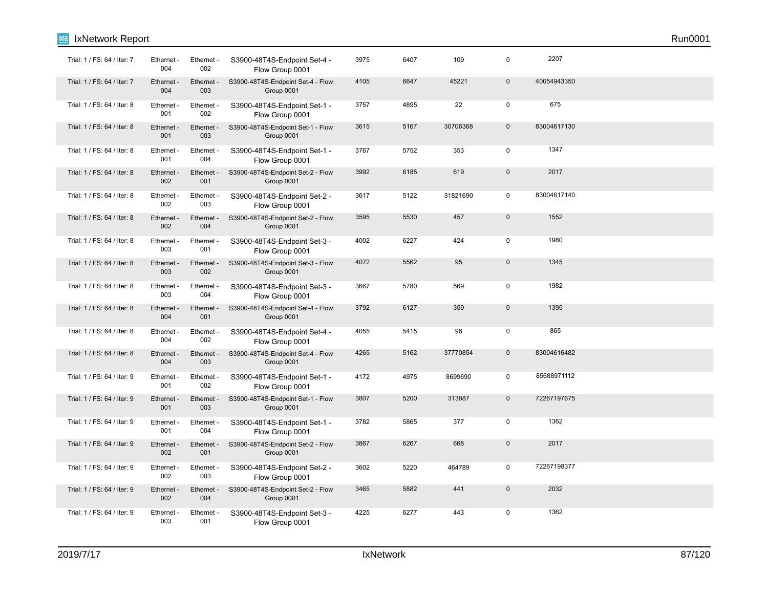| | | | | | | | | |
|---|---|---|---|---|---|---|---|---|
| Trial: 1 / FS: 64 / Iter: 7 | Ethernet - 004 | Ethernet - 002 | S3900-48T4S-Endpoint Set-4 - Flow Group 0001 | 3975 | 6407 | 109 | 0 | 2207 |
| Trial: 1 / FS: 64 / Iter: 7 | Ethernet - 004 | Ethernet - 003 | S3900-48T4S-Endpoint Set-4 - Flow Group 0001 | 4105 | 6647 | 45221 | 0 | 40054943350 |
| Trial: 1 / FS: 64 / Iter: 8 | Ethernet - 001 | Ethernet - 002 | S3900-48T4S-Endpoint Set-1 - Flow Group 0001 | 3757 | 4895 | 22 | 0 | 675 |
| Trial: 1 / FS: 64 / Iter: 8 | Ethernet - 001 | Ethernet - 003 | S3900-48T4S-Endpoint Set-1 - Flow Group 0001 | 3615 | 5167 | 30706368 | 0 | 83004617130 |
| Trial: 1 / FS: 64 / Iter: 8 | Ethernet - 001 | Ethernet - 004 | S3900-48T4S-Endpoint Set-1 - Flow Group 0001 | 3767 | 5752 | 353 | 0 | 1347 |
| Trial: 1 / FS: 64 / Iter: 8 | Ethernet - 002 | Ethernet - 001 | S3900-48T4S-Endpoint Set-2 - Flow Group 0001 | 3992 | 6185 | 619 | 0 | 2017 |
| Trial: 1 / FS: 64 / Iter: 8 | Ethernet - 002 | Ethernet - 003 | S3900-48T4S-Endpoint Set-2 - Flow Group 0001 | 3617 | 5122 | 31821690 | 0 | 83004617140 |
| Trial: 1 / FS: 64 / Iter: 8 | Ethernet - 002 | Ethernet - 004 | S3900-48T4S-Endpoint Set-2 - Flow Group 0001 | 3595 | 5530 | 457 | 0 | 1552 |
| Trial: 1 / FS: 64 / Iter: 8 | Ethernet - 003 | Ethernet - 001 | S3900-48T4S-Endpoint Set-3 - Flow Group 0001 | 4002 | 6227 | 424 | 0 | 1980 |
| Trial: 1 / FS: 64 / Iter: 8 | Ethernet - 003 | Ethernet - 002 | S3900-48T4S-Endpoint Set-3 - Flow Group 0001 | 4072 | 5562 | 95 | 0 | 1345 |
| Trial: 1 / FS: 64 / Iter: 8 | Ethernet - 003 | Ethernet - 004 | S3900-48T4S-Endpoint Set-3 - Flow Group 0001 | 3667 | 5780 | 569 | 0 | 1982 |
| Trial: 1 / FS: 64 / Iter: 8 | Ethernet - 004 | Ethernet - 001 | S3900-48T4S-Endpoint Set-4 - Flow Group 0001 | 3792 | 6127 | 359 | 0 | 1395 |
| Trial: 1 / FS: 64 / Iter: 8 | Ethernet - 004 | Ethernet - 002 | S3900-48T4S-Endpoint Set-4 - Flow Group 0001 | 4055 | 5415 | 96 | 0 | 865 |
| Trial: 1 / FS: 64 / Iter: 8 | Ethernet - 004 | Ethernet - 003 | S3900-48T4S-Endpoint Set-4 - Flow Group 0001 | 4265 | 5162 | 37770854 | 0 | 83004616482 |
| Trial: 1 / FS: 64 / Iter: 9 | Ethernet - 001 | Ethernet - 002 | S3900-48T4S-Endpoint Set-1 - Flow Group 0001 | 4172 | 4975 | 8699690 | 0 | 85688971112 |
| Trial: 1 / FS: 64 / Iter: 9 | Ethernet - 001 | Ethernet - 003 | S3900-48T4S-Endpoint Set-1 - Flow Group 0001 | 3807 | 5200 | 313887 | 0 | 72267197675 |
| Trial: 1 / FS: 64 / Iter: 9 | Ethernet - 001 | Ethernet - 004 | S3900-48T4S-Endpoint Set-1 - Flow Group 0001 | 3782 | 5865 | 377 | 0 | 1362 |
| Trial: 1 / FS: 64 / Iter: 9 | Ethernet - 002 | Ethernet - 001 | S3900-48T4S-Endpoint Set-2 - Flow Group 0001 | 3867 | 6267 | 668 | 0 | 2017 |
| Trial: 1 / FS: 64 / Iter: 9 | Ethernet - 002 | Ethernet - 003 | S3900-48T4S-Endpoint Set-2 - Flow Group 0001 | 3602 | 5220 | 464789 | 0 | 72267198377 |
| Trial: 1 / FS: 64 / Iter: 9 | Ethernet - 002 | Ethernet - 004 | S3900-48T4S-Endpoint Set-2 - Flow Group 0001 | 3465 | 5882 | 441 | 0 | 2032 |
| Trial: 1 / FS: 64 / Iter: 9 | Ethernet - 003 | Ethernet - 001 | S3900-48T4S-Endpoint Set-3 - Flow Group 0001 | 4225 | 6277 | 443 | 0 | 1362 |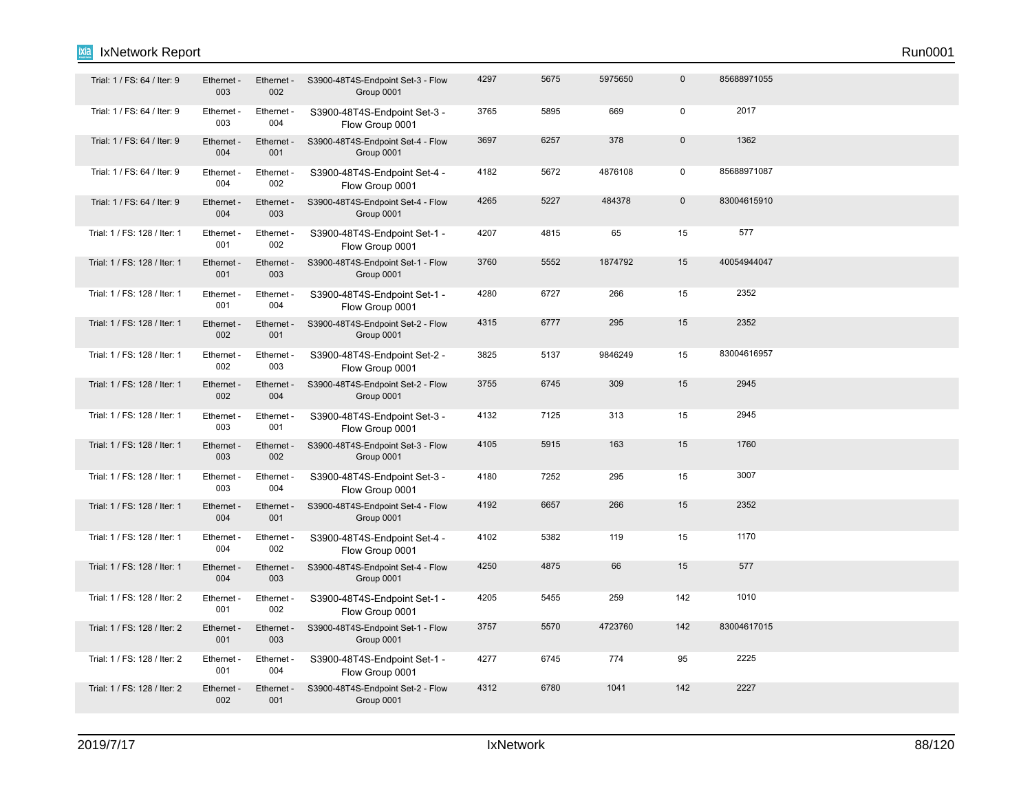| | | | | | | | | |
|---|---|---|---|---|---|---|---|---|
| Trial: 1 / FS: 64 / Iter: 9 | Ethernet - 003 | Ethernet - 002 | S3900-48T4S-Endpoint Set-3 - Flow Group 0001 | 4297 | 5675 | 5975650 | 0 | 85688971055 |
| Trial: 1 / FS: 64 / Iter: 9 | Ethernet - 003 | Ethernet - 004 | S3900-48T4S-Endpoint Set-3 - Flow Group 0001 | 3765 | 5895 | 669 | 0 | 2017 |
| Trial: 1 / FS: 64 / Iter: 9 | Ethernet - 004 | Ethernet - 001 | S3900-48T4S-Endpoint Set-4 - Flow Group 0001 | 3697 | 6257 | 378 | 0 | 1362 |
| Trial: 1 / FS: 64 / Iter: 9 | Ethernet - 004 | Ethernet - 002 | S3900-48T4S-Endpoint Set-4 - Flow Group 0001 | 4182 | 5672 | 4876108 | 0 | 85688971087 |
| Trial: 1 / FS: 64 / Iter: 9 | Ethernet - 004 | Ethernet - 003 | S3900-48T4S-Endpoint Set-4 - Flow Group 0001 | 4265 | 5227 | 484378 | 0 | 83004615910 |
| Trial: 1 / FS: 128 / Iter: 1 | Ethernet - 001 | Ethernet - 002 | S3900-48T4S-Endpoint Set-1 - Flow Group 0001 | 4207 | 4815 | 65 | 15 | 577 |
| Trial: 1 / FS: 128 / Iter: 1 | Ethernet - 001 | Ethernet - 003 | S3900-48T4S-Endpoint Set-1 - Flow Group 0001 | 3760 | 5552 | 1874792 | 15 | 40054944047 |
| Trial: 1 / FS: 128 / Iter: 1 | Ethernet - 001 | Ethernet - 004 | S3900-48T4S-Endpoint Set-1 - Flow Group 0001 | 4280 | 6727 | 266 | 15 | 2352 |
| Trial: 1 / FS: 128 / Iter: 1 | Ethernet - 002 | Ethernet - 001 | S3900-48T4S-Endpoint Set-2 - Flow Group 0001 | 4315 | 6777 | 295 | 15 | 2352 |
| Trial: 1 / FS: 128 / Iter: 1 | Ethernet - 002 | Ethernet - 003 | S3900-48T4S-Endpoint Set-2 - Flow Group 0001 | 3825 | 5137 | 9846249 | 15 | 83004616957 |
| Trial: 1 / FS: 128 / Iter: 1 | Ethernet - 002 | Ethernet - 004 | S3900-48T4S-Endpoint Set-2 - Flow Group 0001 | 3755 | 6745 | 309 | 15 | 2945 |
| Trial: 1 / FS: 128 / Iter: 1 | Ethernet - 003 | Ethernet - 001 | S3900-48T4S-Endpoint Set-3 - Flow Group 0001 | 4132 | 7125 | 313 | 15 | 2945 |
| Trial: 1 / FS: 128 / Iter: 1 | Ethernet - 003 | Ethernet - 002 | S3900-48T4S-Endpoint Set-3 - Flow Group 0001 | 4105 | 5915 | 163 | 15 | 1760 |
| Trial: 1 / FS: 128 / Iter: 1 | Ethernet - 003 | Ethernet - 004 | S3900-48T4S-Endpoint Set-3 - Flow Group 0001 | 4180 | 7252 | 295 | 15 | 3007 |
| Trial: 1 / FS: 128 / Iter: 1 | Ethernet - 004 | Ethernet - 001 | S3900-48T4S-Endpoint Set-4 - Flow Group 0001 | 4192 | 6657 | 266 | 15 | 2352 |
| Trial: 1 / FS: 128 / Iter: 1 | Ethernet - 004 | Ethernet - 002 | S3900-48T4S-Endpoint Set-4 - Flow Group 0001 | 4102 | 5382 | 119 | 15 | 1170 |
| Trial: 1 / FS: 128 / Iter: 1 | Ethernet - 004 | Ethernet - 003 | S3900-48T4S-Endpoint Set-4 - Flow Group 0001 | 4250 | 4875 | 66 | 15 | 577 |
| Trial: 1 / FS: 128 / Iter: 2 | Ethernet - 001 | Ethernet - 002 | S3900-48T4S-Endpoint Set-1 - Flow Group 0001 | 4205 | 5455 | 259 | 142 | 1010 |
| Trial: 1 / FS: 128 / Iter: 2 | Ethernet - 001 | Ethernet - 003 | S3900-48T4S-Endpoint Set-1 - Flow Group 0001 | 3757 | 5570 | 4723760 | 142 | 83004617015 |
| Trial: 1 / FS: 128 / Iter: 2 | Ethernet - 001 | Ethernet - 004 | S3900-48T4S-Endpoint Set-1 - Flow Group 0001 | 4277 | 6745 | 774 | 95 | 2225 |
| Trial: 1 / FS: 128 / Iter: 2 | Ethernet - 002 | Ethernet - 001 | S3900-48T4S-Endpoint Set-2 - Flow Group 0001 | 4312 | 6780 | 1041 | 142 | 2227 |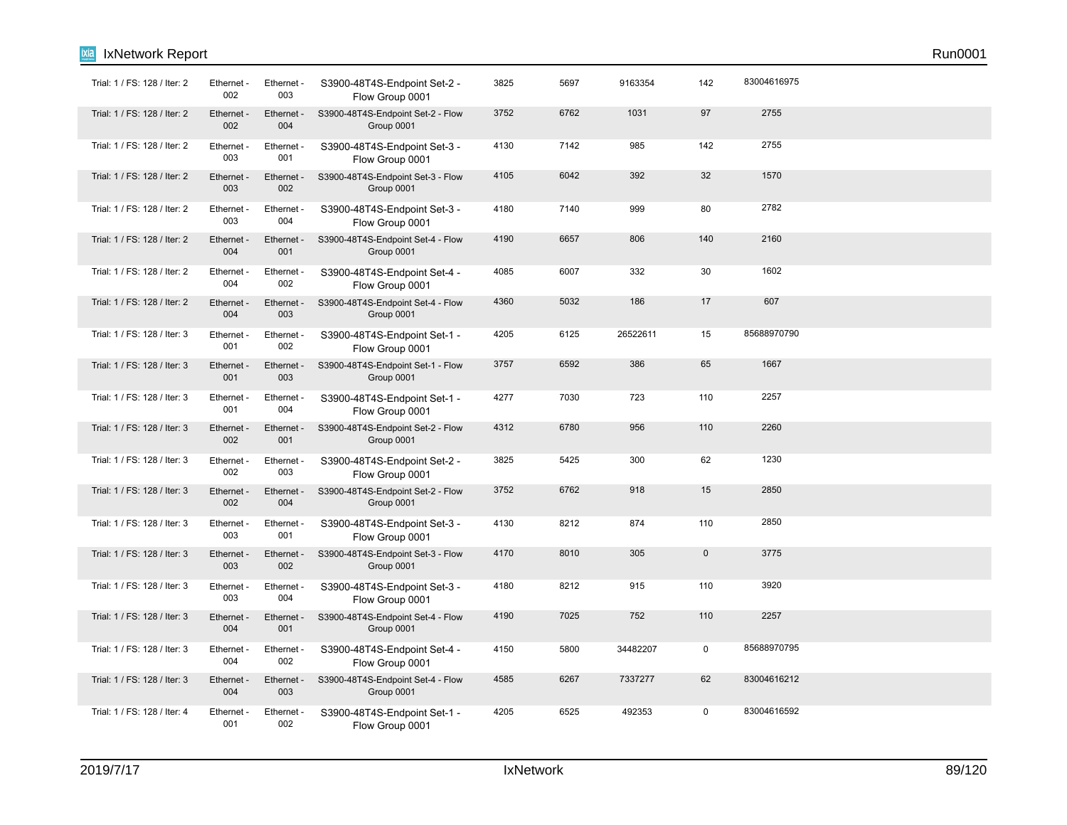| | | | | | | | | |
|---|---|---|---|---|---|---|---|---|
| Trial: 1 / FS: 128 / Iter: 2 | Ethernet - 002 | Ethernet - 003 | S3900-48T4S-Endpoint Set-2 - Flow Group 0001 | 3825 | 5697 | 9163354 | 142 | 83004616975 |
| Trial: 1 / FS: 128 / Iter: 2 | Ethernet - 002 | Ethernet - 004 | S3900-48T4S-Endpoint Set-2 - Flow Group 0001 | 3752 | 6762 | 1031 | 97 | 2755 |
| Trial: 1 / FS: 128 / Iter: 2 | Ethernet - 003 | Ethernet - 001 | S3900-48T4S-Endpoint Set-3 - Flow Group 0001 | 4130 | 7142 | 985 | 142 | 2755 |
| Trial: 1 / FS: 128 / Iter: 2 | Ethernet - 003 | Ethernet - 002 | S3900-48T4S-Endpoint Set-3 - Flow Group 0001 | 4105 | 6042 | 392 | 32 | 1570 |
| Trial: 1 / FS: 128 / Iter: 2 | Ethernet - 003 | Ethernet - 004 | S3900-48T4S-Endpoint Set-3 - Flow Group 0001 | 4180 | 7140 | 999 | 80 | 2782 |
| Trial: 1 / FS: 128 / Iter: 2 | Ethernet - 004 | Ethernet - 001 | S3900-48T4S-Endpoint Set-4 - Flow Group 0001 | 4190 | 6657 | 806 | 140 | 2160 |
| Trial: 1 / FS: 128 / Iter: 2 | Ethernet - 004 | Ethernet - 002 | S3900-48T4S-Endpoint Set-4 - Flow Group 0001 | 4085 | 6007 | 332 | 30 | 1602 |
| Trial: 1 / FS: 128 / Iter: 2 | Ethernet - 004 | Ethernet - 003 | S3900-48T4S-Endpoint Set-4 - Flow Group 0001 | 4360 | 5032 | 186 | 17 | 607 |
| Trial: 1 / FS: 128 / Iter: 3 | Ethernet - 001 | Ethernet - 002 | S3900-48T4S-Endpoint Set-1 - Flow Group 0001 | 4205 | 6125 | 26522611 | 15 | 85688970790 |
| Trial: 1 / FS: 128 / Iter: 3 | Ethernet - 001 | Ethernet - 003 | S3900-48T4S-Endpoint Set-1 - Flow Group 0001 | 3757 | 6592 | 386 | 65 | 1667 |
| Trial: 1 / FS: 128 / Iter: 3 | Ethernet - 001 | Ethernet - 004 | S3900-48T4S-Endpoint Set-1 - Flow Group 0001 | 4277 | 7030 | 723 | 110 | 2257 |
| Trial: 1 / FS: 128 / Iter: 3 | Ethernet - 002 | Ethernet - 001 | S3900-48T4S-Endpoint Set-2 - Flow Group 0001 | 4312 | 6780 | 956 | 110 | 2260 |
| Trial: 1 / FS: 128 / Iter: 3 | Ethernet - 002 | Ethernet - 003 | S3900-48T4S-Endpoint Set-2 - Flow Group 0001 | 3825 | 5425 | 300 | 62 | 1230 |
| Trial: 1 / FS: 128 / Iter: 3 | Ethernet - 002 | Ethernet - 004 | S3900-48T4S-Endpoint Set-2 - Flow Group 0001 | 3752 | 6762 | 918 | 15 | 2850 |
| Trial: 1 / FS: 128 / Iter: 3 | Ethernet - 003 | Ethernet - 001 | S3900-48T4S-Endpoint Set-3 - Flow Group 0001 | 4130 | 8212 | 874 | 110 | 2850 |
| Trial: 1 / FS: 128 / Iter: 3 | Ethernet - 003 | Ethernet - 002 | S3900-48T4S-Endpoint Set-3 - Flow Group 0001 | 4170 | 8010 | 305 | 0 | 3775 |
| Trial: 1 / FS: 128 / Iter: 3 | Ethernet - 003 | Ethernet - 004 | S3900-48T4S-Endpoint Set-3 - Flow Group 0001 | 4180 | 8212 | 915 | 110 | 3920 |
| Trial: 1 / FS: 128 / Iter: 3 | Ethernet - 004 | Ethernet - 001 | S3900-48T4S-Endpoint Set-4 - Flow Group 0001 | 4190 | 7025 | 752 | 110 | 2257 |
| Trial: 1 / FS: 128 / Iter: 3 | Ethernet - 004 | Ethernet - 002 | S3900-48T4S-Endpoint Set-4 - Flow Group 0001 | 4150 | 5800 | 34482207 | 0 | 85688970795 |
| Trial: 1 / FS: 128 / Iter: 3 | Ethernet - 004 | Ethernet - 003 | S3900-48T4S-Endpoint Set-4 - Flow Group 0001 | 4585 | 6267 | 7337277 | 62 | 83004616212 |
| Trial: 1 / FS: 128 / Iter: 4 | Ethernet - 001 | Ethernet - 002 | S3900-48T4S-Endpoint Set-1 - Flow Group 0001 | 4205 | 6525 | 492353 | 0 | 83004616592 |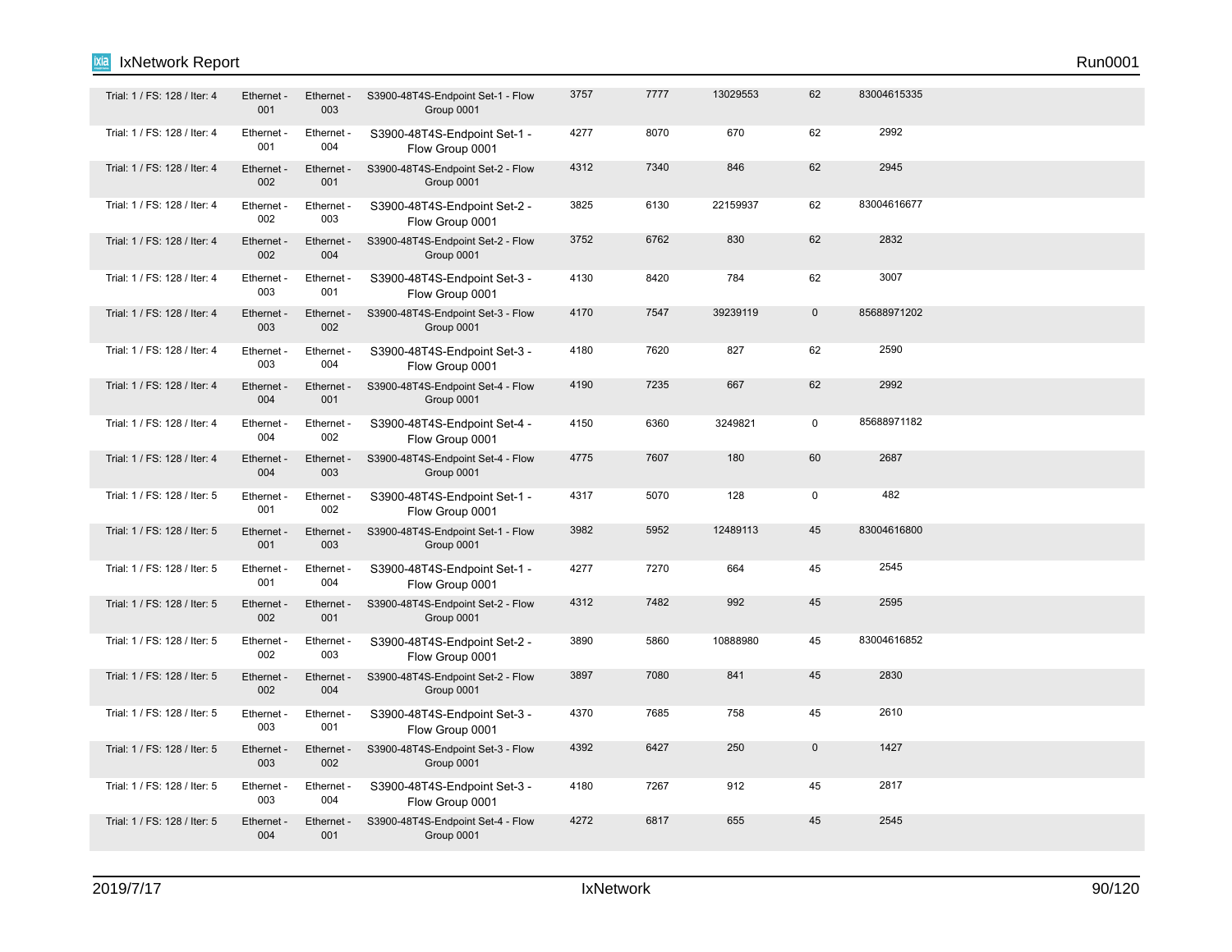| | | | | | | | | |
|---|---|---|---|---|---|---|---|---|
| Trial: 1 / FS: 128 / Iter: 4 | Ethernet - 001 | Ethernet - 003 | S3900-48T4S-Endpoint Set-1 - Flow Group 0001 | 3757 | 7777 | 13029553 | 62 | 83004615335 |
| Trial: 1 / FS: 128 / Iter: 4 | Ethernet - 001 | Ethernet - 004 | S3900-48T4S-Endpoint Set-1 - Flow Group 0001 | 4277 | 8070 | 670 | 62 | 2992 |
| Trial: 1 / FS: 128 / Iter: 4 | Ethernet - 002 | Ethernet - 001 | S3900-48T4S-Endpoint Set-2 - Flow Group 0001 | 4312 | 7340 | 846 | 62 | 2945 |
| Trial: 1 / FS: 128 / Iter: 4 | Ethernet - 002 | Ethernet - 003 | S3900-48T4S-Endpoint Set-2 - Flow Group 0001 | 3825 | 6130 | 22159937 | 62 | 83004616677 |
| Trial: 1 / FS: 128 / Iter: 4 | Ethernet - 002 | Ethernet - 004 | S3900-48T4S-Endpoint Set-2 - Flow Group 0001 | 3752 | 6762 | 830 | 62 | 2832 |
| Trial: 1 / FS: 128 / Iter: 4 | Ethernet - 003 | Ethernet - 001 | S3900-48T4S-Endpoint Set-3 - Flow Group 0001 | 4130 | 8420 | 784 | 62 | 3007 |
| Trial: 1 / FS: 128 / Iter: 4 | Ethernet - 003 | Ethernet - 002 | S3900-48T4S-Endpoint Set-3 - Flow Group 0001 | 4170 | 7547 | 39239119 | 0 | 85688971202 |
| Trial: 1 / FS: 128 / Iter: 4 | Ethernet - 003 | Ethernet - 004 | S3900-48T4S-Endpoint Set-3 - Flow Group 0001 | 4180 | 7620 | 827 | 62 | 2590 |
| Trial: 1 / FS: 128 / Iter: 4 | Ethernet - 004 | Ethernet - 001 | S3900-48T4S-Endpoint Set-4 - Flow Group 0001 | 4190 | 7235 | 667 | 62 | 2992 |
| Trial: 1 / FS: 128 / Iter: 4 | Ethernet - 004 | Ethernet - 002 | S3900-48T4S-Endpoint Set-4 - Flow Group 0001 | 4150 | 6360 | 3249821 | 0 | 85688971182 |
| Trial: 1 / FS: 128 / Iter: 4 | Ethernet - 004 | Ethernet - 003 | S3900-48T4S-Endpoint Set-4 - Flow Group 0001 | 4775 | 7607 | 180 | 60 | 2687 |
| Trial: 1 / FS: 128 / Iter: 5 | Ethernet - 001 | Ethernet - 002 | S3900-48T4S-Endpoint Set-1 - Flow Group 0001 | 4317 | 5070 | 128 | 0 | 482 |
| Trial: 1 / FS: 128 / Iter: 5 | Ethernet - 001 | Ethernet - 003 | S3900-48T4S-Endpoint Set-1 - Flow Group 0001 | 3982 | 5952 | 12489113 | 45 | 83004616800 |
| Trial: 1 / FS: 128 / Iter: 5 | Ethernet - 001 | Ethernet - 004 | S3900-48T4S-Endpoint Set-1 - Flow Group 0001 | 4277 | 7270 | 664 | 45 | 2545 |
| Trial: 1 / FS: 128 / Iter: 5 | Ethernet - 002 | Ethernet - 001 | S3900-48T4S-Endpoint Set-2 - Flow Group 0001 | 4312 | 7482 | 992 | 45 | 2595 |
| Trial: 1 / FS: 128 / Iter: 5 | Ethernet - 002 | Ethernet - 003 | S3900-48T4S-Endpoint Set-2 - Flow Group 0001 | 3890 | 5860 | 10888980 | 45 | 83004616852 |
| Trial: 1 / FS: 128 / Iter: 5 | Ethernet - 002 | Ethernet - 004 | S3900-48T4S-Endpoint Set-2 - Flow Group 0001 | 3897 | 7080 | 841 | 45 | 2830 |
| Trial: 1 / FS: 128 / Iter: 5 | Ethernet - 003 | Ethernet - 001 | S3900-48T4S-Endpoint Set-3 - Flow Group 0001 | 4370 | 7685 | 758 | 45 | 2610 |
| Trial: 1 / FS: 128 / Iter: 5 | Ethernet - 003 | Ethernet - 002 | S3900-48T4S-Endpoint Set-3 - Flow Group 0001 | 4392 | 6427 | 250 | 0 | 1427 |
| Trial: 1 / FS: 128 / Iter: 5 | Ethernet - 003 | Ethernet - 004 | S3900-48T4S-Endpoint Set-3 - Flow Group 0001 | 4180 | 7267 | 912 | 45 | 2817 |
| Trial: 1 / FS: 128 / Iter: 5 | Ethernet - 004 | Ethernet - 001 | S3900-48T4S-Endpoint Set-4 - Flow Group 0001 | 4272 | 6817 | 655 | 45 | 2545 |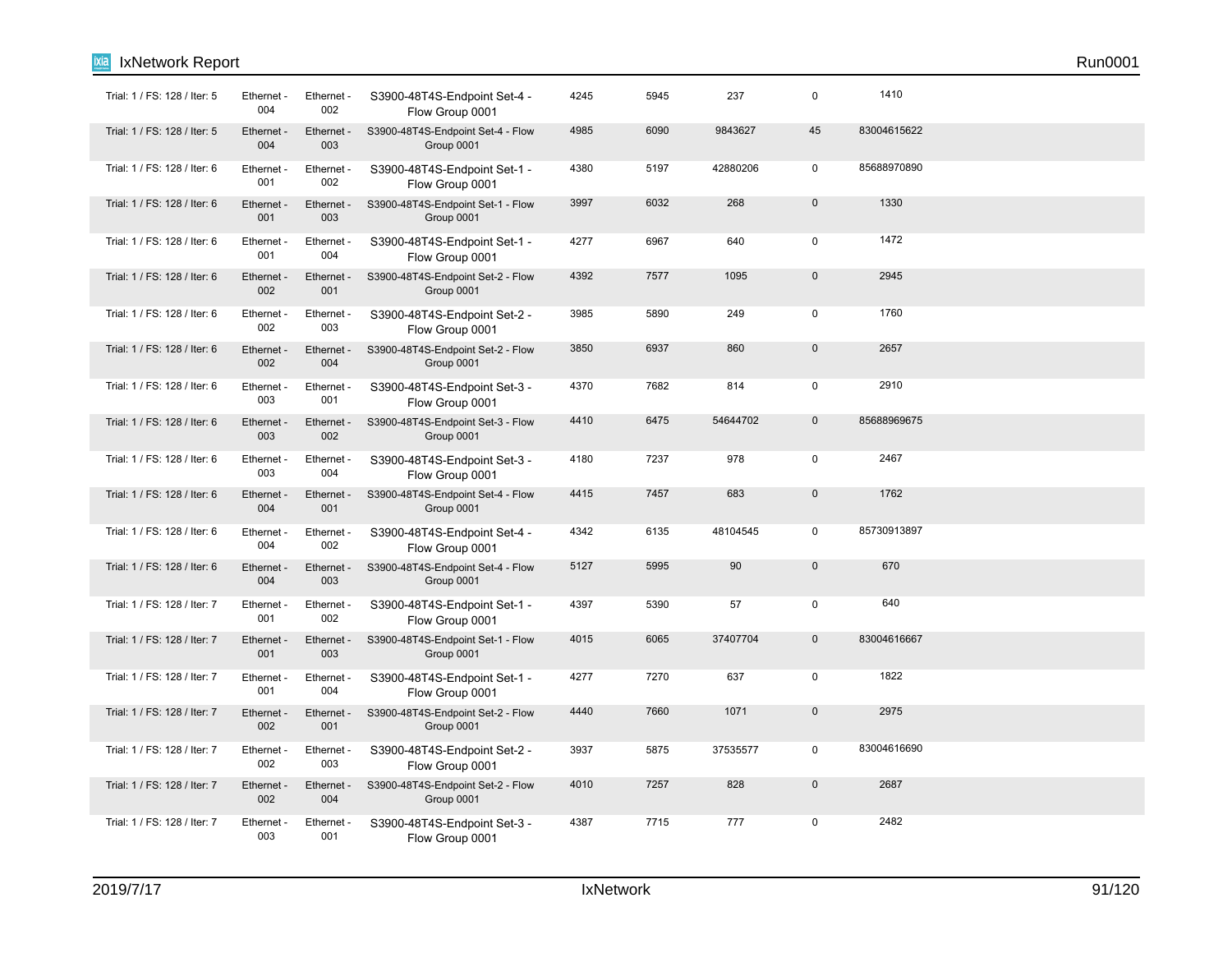| | | | | | | | | |
|---|---|---|---|---|---|---|---|---|
| Trial: 1 / FS: 128 / Iter: 5 | Ethernet - 004 | Ethernet - 002 | S3900-48T4S-Endpoint Set-4 - Flow Group 0001 | 4245 | 5945 | 237 | 0 | 1410 |
| Trial: 1 / FS: 128 / Iter: 5 | Ethernet - 004 | Ethernet - 003 | S3900-48T4S-Endpoint Set-4 - Flow Group 0001 | 4985 | 6090 | 9843627 | 45 | 83004615622 |
| Trial: 1 / FS: 128 / Iter: 6 | Ethernet - 001 | Ethernet - 002 | S3900-48T4S-Endpoint Set-1 - Flow Group 0001 | 4380 | 5197 | 42880206 | 0 | 85688970890 |
| Trial: 1 / FS: 128 / Iter: 6 | Ethernet - 001 | Ethernet - 003 | S3900-48T4S-Endpoint Set-1 - Flow Group 0001 | 3997 | 6032 | 268 | 0 | 1330 |
| Trial: 1 / FS: 128 / Iter: 6 | Ethernet - 001 | Ethernet - 004 | S3900-48T4S-Endpoint Set-1 - Flow Group 0001 | 4277 | 6967 | 640 | 0 | 1472 |
| Trial: 1 / FS: 128 / Iter: 6 | Ethernet - 002 | Ethernet - 001 | S3900-48T4S-Endpoint Set-2 - Flow Group 0001 | 4392 | 7577 | 1095 | 0 | 2945 |
| Trial: 1 / FS: 128 / Iter: 6 | Ethernet - 002 | Ethernet - 003 | S3900-48T4S-Endpoint Set-2 - Flow Group 0001 | 3985 | 5890 | 249 | 0 | 1760 |
| Trial: 1 / FS: 128 / Iter: 6 | Ethernet - 002 | Ethernet - 004 | S3900-48T4S-Endpoint Set-2 - Flow Group 0001 | 3850 | 6937 | 860 | 0 | 2657 |
| Trial: 1 / FS: 128 / Iter: 6 | Ethernet - 003 | Ethernet - 001 | S3900-48T4S-Endpoint Set-3 - Flow Group 0001 | 4370 | 7682 | 814 | 0 | 2910 |
| Trial: 1 / FS: 128 / Iter: 6 | Ethernet - 003 | Ethernet - 002 | S3900-48T4S-Endpoint Set-3 - Flow Group 0001 | 4410 | 6475 | 54644702 | 0 | 85688969675 |
| Trial: 1 / FS: 128 / Iter: 6 | Ethernet - 003 | Ethernet - 004 | S3900-48T4S-Endpoint Set-3 - Flow Group 0001 | 4180 | 7237 | 978 | 0 | 2467 |
| Trial: 1 / FS: 128 / Iter: 6 | Ethernet - 004 | Ethernet - 001 | S3900-48T4S-Endpoint Set-4 - Flow Group 0001 | 4415 | 7457 | 683 | 0 | 1762 |
| Trial: 1 / FS: 128 / Iter: 6 | Ethernet - 004 | Ethernet - 002 | S3900-48T4S-Endpoint Set-4 - Flow Group 0001 | 4342 | 6135 | 48104545 | 0 | 85730913897 |
| Trial: 1 / FS: 128 / Iter: 6 | Ethernet - 004 | Ethernet - 003 | S3900-48T4S-Endpoint Set-4 - Flow Group 0001 | 5127 | 5995 | 90 | 0 | 670 |
| Trial: 1 / FS: 128 / Iter: 7 | Ethernet - 001 | Ethernet - 002 | S3900-48T4S-Endpoint Set-1 - Flow Group 0001 | 4397 | 5390 | 57 | 0 | 640 |
| Trial: 1 / FS: 128 / Iter: 7 | Ethernet - 001 | Ethernet - 003 | S3900-48T4S-Endpoint Set-1 - Flow Group 0001 | 4015 | 6065 | 37407704 | 0 | 83004616667 |
| Trial: 1 / FS: 128 / Iter: 7 | Ethernet - 001 | Ethernet - 004 | S3900-48T4S-Endpoint Set-1 - Flow Group 0001 | 4277 | 7270 | 637 | 0 | 1822 |
| Trial: 1 / FS: 128 / Iter: 7 | Ethernet - 002 | Ethernet - 001 | S3900-48T4S-Endpoint Set-2 - Flow Group 0001 | 4440 | 7660 | 1071 | 0 | 2975 |
| Trial: 1 / FS: 128 / Iter: 7 | Ethernet - 002 | Ethernet - 003 | S3900-48T4S-Endpoint Set-2 - Flow Group 0001 | 3937 | 5875 | 37535577 | 0 | 83004616690 |
| Trial: 1 / FS: 128 / Iter: 7 | Ethernet - 002 | Ethernet - 004 | S3900-48T4S-Endpoint Set-2 - Flow Group 0001 | 4010 | 7257 | 828 | 0 | 2687 |
| Trial: 1 / FS: 128 / Iter: 7 | Ethernet - 003 | Ethernet - 001 | S3900-48T4S-Endpoint Set-3 - Flow Group 0001 | 4387 | 7715 | 777 | 0 | 2482 |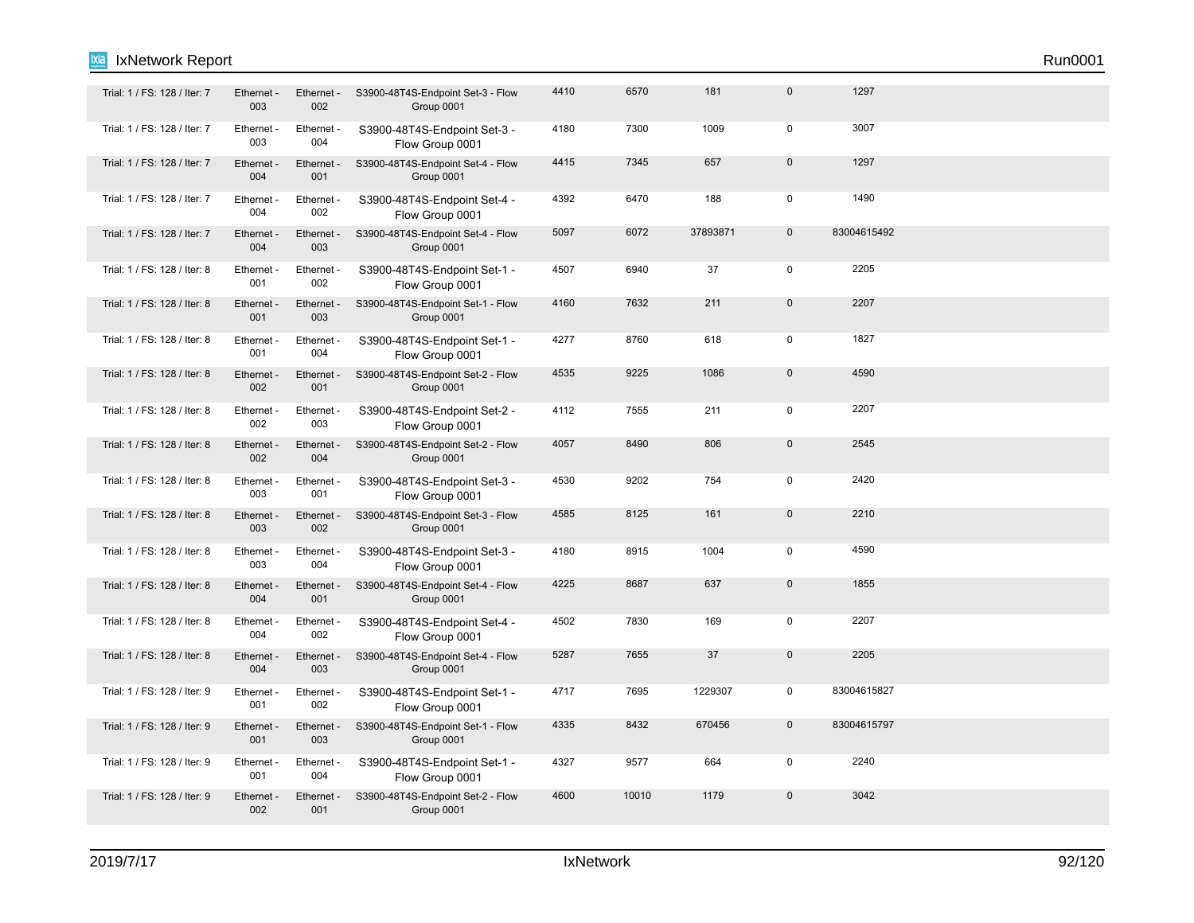| | | | | | | | | |
|---|---|---|---|---|---|---|---|---|
| Trial: 1 / FS: 128 / Iter: 7 | Ethernet - 003 | Ethernet - 002 | S3900-48T4S-Endpoint Set-3 - Flow Group 0001 | 4410 | 6570 | 181 | 0 | 1297 |
| Trial: 1 / FS: 128 / Iter: 7 | Ethernet - 003 | Ethernet - 004 | S3900-48T4S-Endpoint Set-3 - Flow Group 0001 | 4180 | 7300 | 1009 | 0 | 3007 |
| Trial: 1 / FS: 128 / Iter: 7 | Ethernet - 004 | Ethernet - 001 | S3900-48T4S-Endpoint Set-4 - Flow Group 0001 | 4415 | 7345 | 657 | 0 | 1297 |
| Trial: 1 / FS: 128 / Iter: 7 | Ethernet - 004 | Ethernet - 002 | S3900-48T4S-Endpoint Set-4 - Flow Group 0001 | 4392 | 6470 | 188 | 0 | 1490 |
| Trial: 1 / FS: 128 / Iter: 7 | Ethernet - 004 | Ethernet - 003 | S3900-48T4S-Endpoint Set-4 - Flow Group 0001 | 5097 | 6072 | 37893871 | 0 | 83004615492 |
| Trial: 1 / FS: 128 / Iter: 8 | Ethernet - 001 | Ethernet - 002 | S3900-48T4S-Endpoint Set-1 - Flow Group 0001 | 4507 | 6940 | 37 | 0 | 2205 |
| Trial: 1 / FS: 128 / Iter: 8 | Ethernet - 001 | Ethernet - 003 | S3900-48T4S-Endpoint Set-1 - Flow Group 0001 | 4160 | 7632 | 211 | 0 | 2207 |
| Trial: 1 / FS: 128 / Iter: 8 | Ethernet - 001 | Ethernet - 004 | S3900-48T4S-Endpoint Set-1 - Flow Group 0001 | 4277 | 8760 | 618 | 0 | 1827 |
| Trial: 1 / FS: 128 / Iter: 8 | Ethernet - 002 | Ethernet - 001 | S3900-48T4S-Endpoint Set-2 - Flow Group 0001 | 4535 | 9225 | 1086 | 0 | 4590 |
| Trial: 1 / FS: 128 / Iter: 8 | Ethernet - 002 | Ethernet - 003 | S3900-48T4S-Endpoint Set-2 - Flow Group 0001 | 4112 | 7555 | 211 | 0 | 2207 |
| Trial: 1 / FS: 128 / Iter: 8 | Ethernet - 002 | Ethernet - 004 | S3900-48T4S-Endpoint Set-2 - Flow Group 0001 | 4057 | 8490 | 806 | 0 | 2545 |
| Trial: 1 / FS: 128 / Iter: 8 | Ethernet - 003 | Ethernet - 001 | S3900-48T4S-Endpoint Set-3 - Flow Group 0001 | 4530 | 9202 | 754 | 0 | 2420 |
| Trial: 1 / FS: 128 / Iter: 8 | Ethernet - 003 | Ethernet - 002 | S3900-48T4S-Endpoint Set-3 - Flow Group 0001 | 4585 | 8125 | 161 | 0 | 2210 |
| Trial: 1 / FS: 128 / Iter: 8 | Ethernet - 003 | Ethernet - 004 | S3900-48T4S-Endpoint Set-3 - Flow Group 0001 | 4180 | 8915 | 1004 | 0 | 4590 |
| Trial: 1 / FS: 128 / Iter: 8 | Ethernet - 004 | Ethernet - 001 | S3900-48T4S-Endpoint Set-4 - Flow Group 0001 | 4225 | 8687 | 637 | 0 | 1855 |
| Trial: 1 / FS: 128 / Iter: 8 | Ethernet - 004 | Ethernet - 002 | S3900-48T4S-Endpoint Set-4 - Flow Group 0001 | 4502 | 7830 | 169 | 0 | 2207 |
| Trial: 1 / FS: 128 / Iter: 8 | Ethernet - 004 | Ethernet - 003 | S3900-48T4S-Endpoint Set-4 - Flow Group 0001 | 5287 | 7655 | 37 | 0 | 2205 |
| Trial: 1 / FS: 128 / Iter: 9 | Ethernet - 001 | Ethernet - 002 | S3900-48T4S-Endpoint Set-1 - Flow Group 0001 | 4717 | 7695 | 1229307 | 0 | 83004615827 |
| Trial: 1 / FS: 128 / Iter: 9 | Ethernet - 001 | Ethernet - 003 | S3900-48T4S-Endpoint Set-1 - Flow Group 0001 | 4335 | 8432 | 670456 | 0 | 83004615797 |
| Trial: 1 / FS: 128 / Iter: 9 | Ethernet - 001 | Ethernet - 004 | S3900-48T4S-Endpoint Set-1 - Flow Group 0001 | 4327 | 9577 | 664 | 0 | 2240 |
| Trial: 1 / FS: 128 / Iter: 9 | Ethernet - 002 | Ethernet - 001 | S3900-48T4S-Endpoint Set-2 - Flow Group 0001 | 4600 | 10010 | 1179 | 0 | 3042 |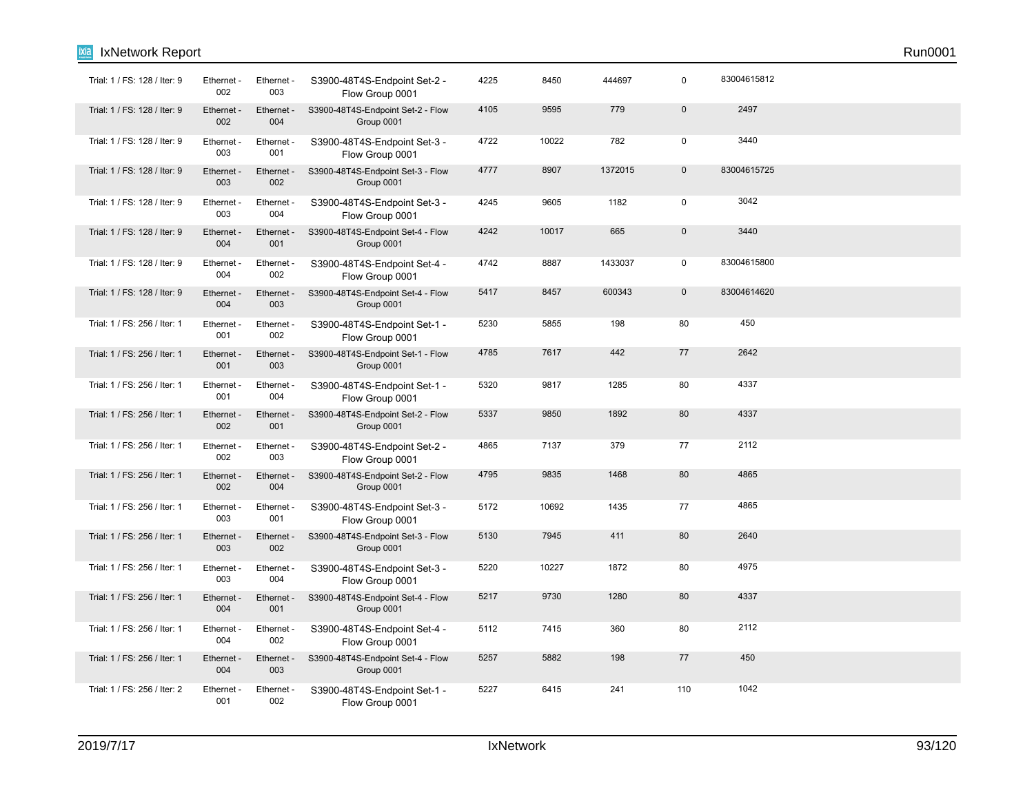| | | | | | | | | |
|---|---|---|---|---|---|---|---|---|
| Trial: 1 / FS: 128 / Iter: 9 | Ethernet - 002 | Ethernet - 003 | S3900-48T4S-Endpoint Set-2 - Flow Group 0001 | 4225 | 8450 | 444697 | 0 | 83004615812 |
| Trial: 1 / FS: 128 / Iter: 9 | Ethernet - 002 | Ethernet - 004 | S3900-48T4S-Endpoint Set-2 - Flow Group 0001 | 4105 | 9595 | 779 | 0 | 2497 |
| Trial: 1 / FS: 128 / Iter: 9 | Ethernet - 003 | Ethernet - 001 | S3900-48T4S-Endpoint Set-3 - Flow Group 0001 | 4722 | 10022 | 782 | 0 | 3440 |
| Trial: 1 / FS: 128 / Iter: 9 | Ethernet - 003 | Ethernet - 002 | S3900-48T4S-Endpoint Set-3 - Flow Group 0001 | 4777 | 8907 | 1372015 | 0 | 83004615725 |
| Trial: 1 / FS: 128 / Iter: 9 | Ethernet - 003 | Ethernet - 004 | S3900-48T4S-Endpoint Set-3 - Flow Group 0001 | 4245 | 9605 | 1182 | 0 | 3042 |
| Trial: 1 / FS: 128 / Iter: 9 | Ethernet - 004 | Ethernet - 001 | S3900-48T4S-Endpoint Set-4 - Flow Group 0001 | 4242 | 10017 | 665 | 0 | 3440 |
| Trial: 1 / FS: 128 / Iter: 9 | Ethernet - 004 | Ethernet - 002 | S3900-48T4S-Endpoint Set-4 - Flow Group 0001 | 4742 | 8887 | 1433037 | 0 | 83004615800 |
| Trial: 1 / FS: 128 / Iter: 9 | Ethernet - 004 | Ethernet - 003 | S3900-48T4S-Endpoint Set-4 - Flow Group 0001 | 5417 | 8457 | 600343 | 0 | 83004614620 |
| Trial: 1 / FS: 256 / Iter: 1 | Ethernet - 001 | Ethernet - 002 | S3900-48T4S-Endpoint Set-1 - Flow Group 0001 | 5230 | 5855 | 198 | 80 | 450 |
| Trial: 1 / FS: 256 / Iter: 1 | Ethernet - 001 | Ethernet - 003 | S3900-48T4S-Endpoint Set-1 - Flow Group 0001 | 4785 | 7617 | 442 | 77 | 2642 |
| Trial: 1 / FS: 256 / Iter: 1 | Ethernet - 001 | Ethernet - 004 | S3900-48T4S-Endpoint Set-1 - Flow Group 0001 | 5320 | 9817 | 1285 | 80 | 4337 |
| Trial: 1 / FS: 256 / Iter: 1 | Ethernet - 002 | Ethernet - 001 | S3900-48T4S-Endpoint Set-2 - Flow Group 0001 | 5337 | 9850 | 1892 | 80 | 4337 |
| Trial: 1 / FS: 256 / Iter: 1 | Ethernet - 002 | Ethernet - 003 | S3900-48T4S-Endpoint Set-2 - Flow Group 0001 | 4865 | 7137 | 379 | 77 | 2112 |
| Trial: 1 / FS: 256 / Iter: 1 | Ethernet - 002 | Ethernet - 004 | S3900-48T4S-Endpoint Set-2 - Flow Group 0001 | 4795 | 9835 | 1468 | 80 | 4865 |
| Trial: 1 / FS: 256 / Iter: 1 | Ethernet - 003 | Ethernet - 001 | S3900-48T4S-Endpoint Set-3 - Flow Group 0001 | 5172 | 10692 | 1435 | 77 | 4865 |
| Trial: 1 / FS: 256 / Iter: 1 | Ethernet - 003 | Ethernet - 002 | S3900-48T4S-Endpoint Set-3 - Flow Group 0001 | 5130 | 7945 | 411 | 80 | 2640 |
| Trial: 1 / FS: 256 / Iter: 1 | Ethernet - 003 | Ethernet - 004 | S3900-48T4S-Endpoint Set-3 - Flow Group 0001 | 5220 | 10227 | 1872 | 80 | 4975 |
| Trial: 1 / FS: 256 / Iter: 1 | Ethernet - 004 | Ethernet - 001 | S3900-48T4S-Endpoint Set-4 - Flow Group 0001 | 5217 | 9730 | 1280 | 80 | 4337 |
| Trial: 1 / FS: 256 / Iter: 1 | Ethernet - 004 | Ethernet - 002 | S3900-48T4S-Endpoint Set-4 - Flow Group 0001 | 5112 | 7415 | 360 | 80 | 2112 |
| Trial: 1 / FS: 256 / Iter: 1 | Ethernet - 004 | Ethernet - 003 | S3900-48T4S-Endpoint Set-4 - Flow Group 0001 | 5257 | 5882 | 198 | 77 | 450 |
| Trial: 1 / FS: 256 / Iter: 2 | Ethernet - 001 | Ethernet - 002 | S3900-48T4S-Endpoint Set-1 - Flow Group 0001 | 5227 | 6415 | 241 | 110 | 1042 |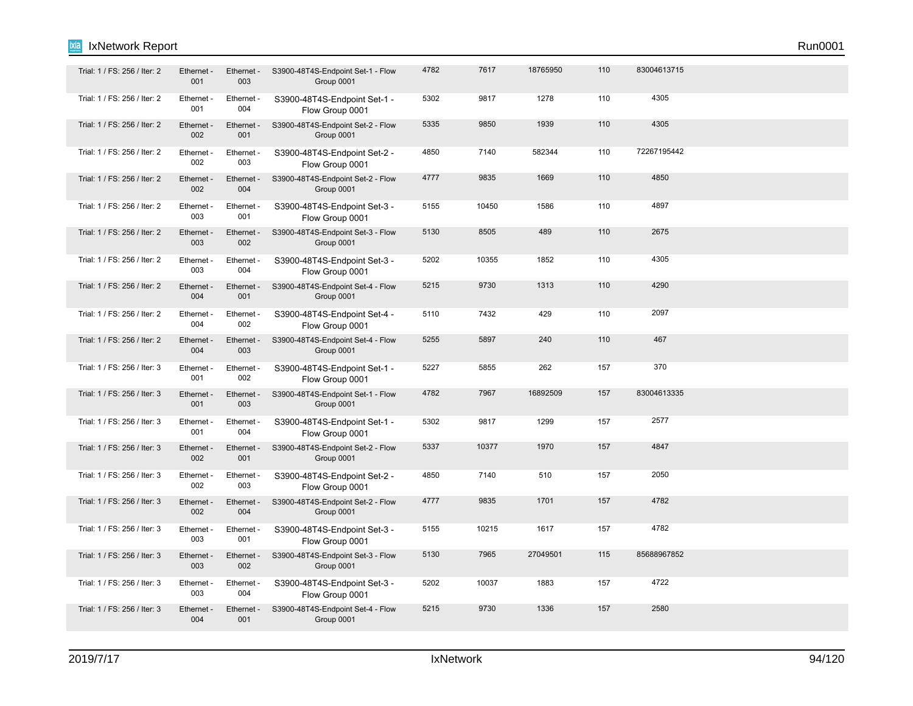| | | | | | | | | |
|---|---|---|---|---|---|---|---|---|
| Trial: 1 / FS: 256 / Iter: 2 | Ethernet - 001 | Ethernet - 003 | S3900-48T4S-Endpoint Set-1 - Flow Group 0001 | 4782 | 7617 | 18765950 | 110 | 83004613715 |
| Trial: 1 / FS: 256 / Iter: 2 | Ethernet - 001 | Ethernet - 004 | S3900-48T4S-Endpoint Set-1 - Flow Group 0001 | 5302 | 9817 | 1278 | 110 | 4305 |
| Trial: 1 / FS: 256 / Iter: 2 | Ethernet - 002 | Ethernet - 001 | S3900-48T4S-Endpoint Set-2 - Flow Group 0001 | 5335 | 9850 | 1939 | 110 | 4305 |
| Trial: 1 / FS: 256 / Iter: 2 | Ethernet - 002 | Ethernet - 003 | S3900-48T4S-Endpoint Set-2 - Flow Group 0001 | 4850 | 7140 | 582344 | 110 | 72267195442 |
| Trial: 1 / FS: 256 / Iter: 2 | Ethernet - 002 | Ethernet - 004 | S3900-48T4S-Endpoint Set-2 - Flow Group 0001 | 4777 | 9835 | 1669 | 110 | 4850 |
| Trial: 1 / FS: 256 / Iter: 2 | Ethernet - 003 | Ethernet - 001 | S3900-48T4S-Endpoint Set-3 - Flow Group 0001 | 5155 | 10450 | 1586 | 110 | 4897 |
| Trial: 1 / FS: 256 / Iter: 2 | Ethernet - 003 | Ethernet - 002 | S3900-48T4S-Endpoint Set-3 - Flow Group 0001 | 5130 | 8505 | 489 | 110 | 2675 |
| Trial: 1 / FS: 256 / Iter: 2 | Ethernet - 003 | Ethernet - 004 | S3900-48T4S-Endpoint Set-3 - Flow Group 0001 | 5202 | 10355 | 1852 | 110 | 4305 |
| Trial: 1 / FS: 256 / Iter: 2 | Ethernet - 004 | Ethernet - 001 | S3900-48T4S-Endpoint Set-4 - Flow Group 0001 | 5215 | 9730 | 1313 | 110 | 4290 |
| Trial: 1 / FS: 256 / Iter: 2 | Ethernet - 004 | Ethernet - 002 | S3900-48T4S-Endpoint Set-4 - Flow Group 0001 | 5110 | 7432 | 429 | 110 | 2097 |
| Trial: 1 / FS: 256 / Iter: 2 | Ethernet - 004 | Ethernet - 003 | S3900-48T4S-Endpoint Set-4 - Flow Group 0001 | 5255 | 5897 | 240 | 110 | 467 |
| Trial: 1 / FS: 256 / Iter: 3 | Ethernet - 001 | Ethernet - 002 | S3900-48T4S-Endpoint Set-1 - Flow Group 0001 | 5227 | 5855 | 262 | 157 | 370 |
| Trial: 1 / FS: 256 / Iter: 3 | Ethernet - 001 | Ethernet - 003 | S3900-48T4S-Endpoint Set-1 - Flow Group 0001 | 4782 | 7967 | 16892509 | 157 | 83004613335 |
| Trial: 1 / FS: 256 / Iter: 3 | Ethernet - 001 | Ethernet - 004 | S3900-48T4S-Endpoint Set-1 - Flow Group 0001 | 5302 | 9817 | 1299 | 157 | 2577 |
| Trial: 1 / FS: 256 / Iter: 3 | Ethernet - 002 | Ethernet - 001 | S3900-48T4S-Endpoint Set-2 - Flow Group 0001 | 5337 | 10377 | 1970 | 157 | 4847 |
| Trial: 1 / FS: 256 / Iter: 3 | Ethernet - 002 | Ethernet - 003 | S3900-48T4S-Endpoint Set-2 - Flow Group 0001 | 4850 | 7140 | 510 | 157 | 2050 |
| Trial: 1 / FS: 256 / Iter: 3 | Ethernet - 002 | Ethernet - 004 | S3900-48T4S-Endpoint Set-2 - Flow Group 0001 | 4777 | 9835 | 1701 | 157 | 4782 |
| Trial: 1 / FS: 256 / Iter: 3 | Ethernet - 003 | Ethernet - 001 | S3900-48T4S-Endpoint Set-3 - Flow Group 0001 | 5155 | 10215 | 1617 | 157 | 4782 |
| Trial: 1 / FS: 256 / Iter: 3 | Ethernet - 003 | Ethernet - 002 | S3900-48T4S-Endpoint Set-3 - Flow Group 0001 | 5130 | 7965 | 27049501 | 115 | 85688967852 |
| Trial: 1 / FS: 256 / Iter: 3 | Ethernet - 003 | Ethernet - 004 | S3900-48T4S-Endpoint Set-3 - Flow Group 0001 | 5202 | 10037 | 1883 | 157 | 4722 |
| Trial: 1 / FS: 256 / Iter: 3 | Ethernet - 004 | Ethernet - 001 | S3900-48T4S-Endpoint Set-4 - Flow Group 0001 | 5215 | 9730 | 1336 | 157 | 2580 |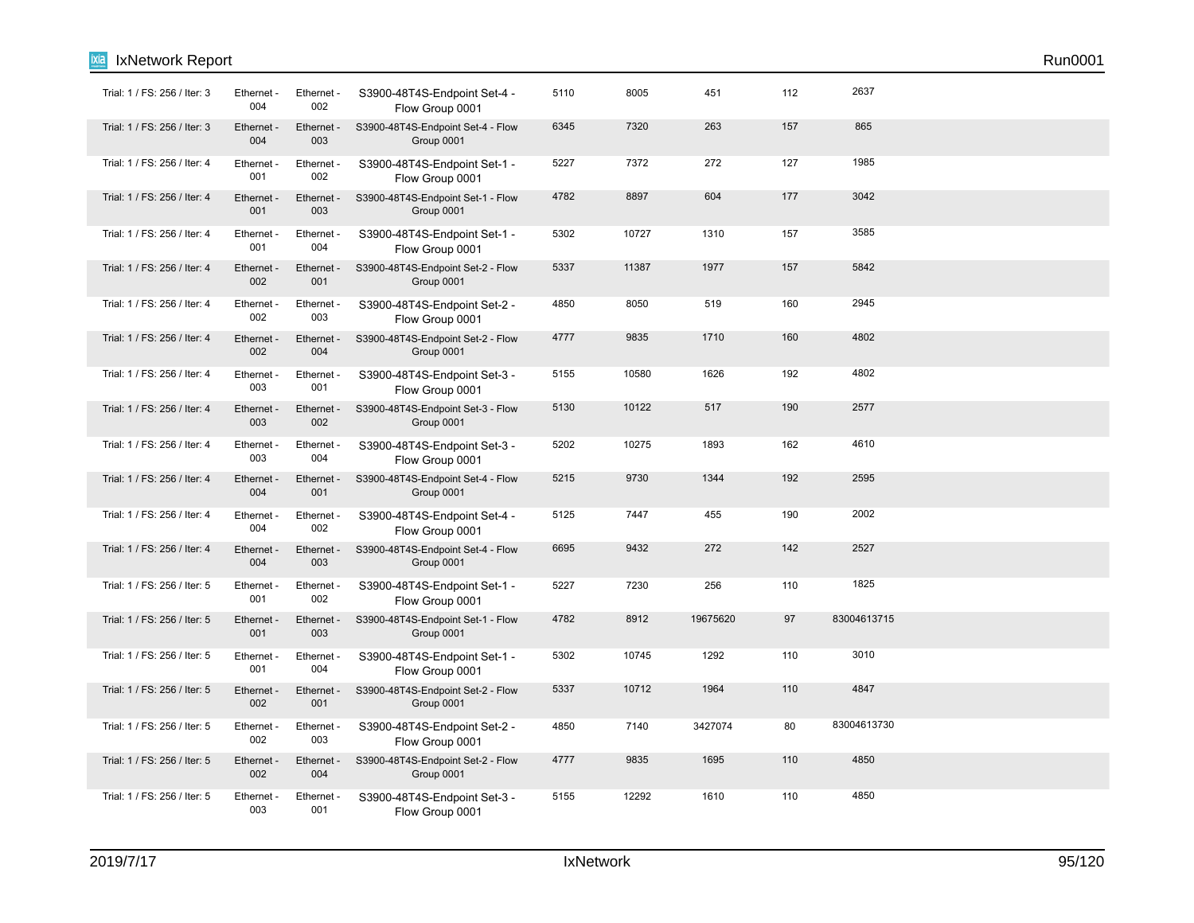| | | | | | | | | |
|---|---|---|---|---|---|---|---|---|
| Trial: 1 / FS: 256 / Iter: 3 | Ethernet - 004 | Ethernet - 002 | S3900-48T4S-Endpoint Set-4 - Flow Group 0001 | 5110 | 8005 | 451 | 112 | 2637 |
| Trial: 1 / FS: 256 / Iter: 3 | Ethernet - 004 | Ethernet - 003 | S3900-48T4S-Endpoint Set-4 - Flow Group 0001 | 6345 | 7320 | 263 | 157 | 865 |
| Trial: 1 / FS: 256 / Iter: 4 | Ethernet - 001 | Ethernet - 002 | S3900-48T4S-Endpoint Set-1 - Flow Group 0001 | 5227 | 7372 | 272 | 127 | 1985 |
| Trial: 1 / FS: 256 / Iter: 4 | Ethernet - 001 | Ethernet - 003 | S3900-48T4S-Endpoint Set-1 - Flow Group 0001 | 4782 | 8897 | 604 | 177 | 3042 |
| Trial: 1 / FS: 256 / Iter: 4 | Ethernet - 001 | Ethernet - 004 | S3900-48T4S-Endpoint Set-1 - Flow Group 0001 | 5302 | 10727 | 1310 | 157 | 3585 |
| Trial: 1 / FS: 256 / Iter: 4 | Ethernet - 002 | Ethernet - 001 | S3900-48T4S-Endpoint Set-2 - Flow Group 0001 | 5337 | 11387 | 1977 | 157 | 5842 |
| Trial: 1 / FS: 256 / Iter: 4 | Ethernet - 002 | Ethernet - 003 | S3900-48T4S-Endpoint Set-2 - Flow Group 0001 | 4850 | 8050 | 519 | 160 | 2945 |
| Trial: 1 / FS: 256 / Iter: 4 | Ethernet - 002 | Ethernet - 004 | S3900-48T4S-Endpoint Set-2 - Flow Group 0001 | 4777 | 9835 | 1710 | 160 | 4802 |
| Trial: 1 / FS: 256 / Iter: 4 | Ethernet - 003 | Ethernet - 001 | S3900-48T4S-Endpoint Set-3 - Flow Group 0001 | 5155 | 10580 | 1626 | 192 | 4802 |
| Trial: 1 / FS: 256 / Iter: 4 | Ethernet - 003 | Ethernet - 002 | S3900-48T4S-Endpoint Set-3 - Flow Group 0001 | 5130 | 10122 | 517 | 190 | 2577 |
| Trial: 1 / FS: 256 / Iter: 4 | Ethernet - 003 | Ethernet - 004 | S3900-48T4S-Endpoint Set-3 - Flow Group 0001 | 5202 | 10275 | 1893 | 162 | 4610 |
| Trial: 1 / FS: 256 / Iter: 4 | Ethernet - 004 | Ethernet - 001 | S3900-48T4S-Endpoint Set-4 - Flow Group 0001 | 5215 | 9730 | 1344 | 192 | 2595 |
| Trial: 1 / FS: 256 / Iter: 4 | Ethernet - 004 | Ethernet - 002 | S3900-48T4S-Endpoint Set-4 - Flow Group 0001 | 5125 | 7447 | 455 | 190 | 2002 |
| Trial: 1 / FS: 256 / Iter: 4 | Ethernet - 004 | Ethernet - 003 | S3900-48T4S-Endpoint Set-4 - Flow Group 0001 | 6695 | 9432 | 272 | 142 | 2527 |
| Trial: 1 / FS: 256 / Iter: 5 | Ethernet - 001 | Ethernet - 002 | S3900-48T4S-Endpoint Set-1 - Flow Group 0001 | 5227 | 7230 | 256 | 110 | 1825 |
| Trial: 1 / FS: 256 / Iter: 5 | Ethernet - 001 | Ethernet - 003 | S3900-48T4S-Endpoint Set-1 - Flow Group 0001 | 4782 | 8912 | 19675620 | 97 | 83004613715 |
| Trial: 1 / FS: 256 / Iter: 5 | Ethernet - 001 | Ethernet - 004 | S3900-48T4S-Endpoint Set-1 - Flow Group 0001 | 5302 | 10745 | 1292 | 110 | 3010 |
| Trial: 1 / FS: 256 / Iter: 5 | Ethernet - 002 | Ethernet - 001 | S3900-48T4S-Endpoint Set-2 - Flow Group 0001 | 5337 | 10712 | 1964 | 110 | 4847 |
| Trial: 1 / FS: 256 / Iter: 5 | Ethernet - 002 | Ethernet - 003 | S3900-48T4S-Endpoint Set-2 - Flow Group 0001 | 4850 | 7140 | 3427074 | 80 | 83004613730 |
| Trial: 1 / FS: 256 / Iter: 5 | Ethernet - 002 | Ethernet - 004 | S3900-48T4S-Endpoint Set-2 - Flow Group 0001 | 4777 | 9835 | 1695 | 110 | 4850 |
| Trial: 1 / FS: 256 / Iter: 5 | Ethernet - 003 | Ethernet - 001 | S3900-48T4S-Endpoint Set-3 - Flow Group 0001 | 5155 | 12292 | 1610 | 110 | 4850 |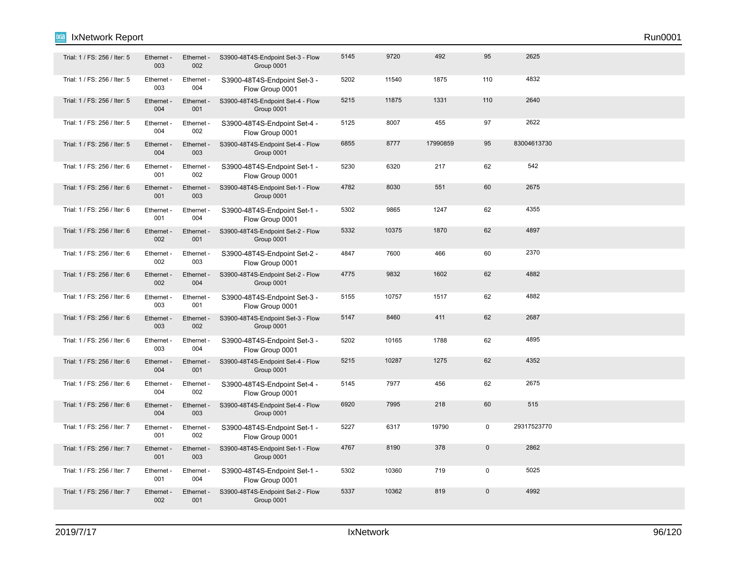| | | | | | | | | |
|---|---|---|---|---|---|---|---|---|
| Trial: 1 / FS: 256 / Iter: 5 | Ethernet - 003 | Ethernet - 002 | S3900-48T4S-Endpoint Set-3 - Flow Group 0001 | 5145 | 9720 | 492 | 95 | 2625 |
| Trial: 1 / FS: 256 / Iter: 5 | Ethernet - 003 | Ethernet - 004 | S3900-48T4S-Endpoint Set-3 - Flow Group 0001 | 5202 | 11540 | 1875 | 110 | 4832 |
| Trial: 1 / FS: 256 / Iter: 5 | Ethernet - 004 | Ethernet - 001 | S3900-48T4S-Endpoint Set-4 - Flow Group 0001 | 5215 | 11875 | 1331 | 110 | 2640 |
| Trial: 1 / FS: 256 / Iter: 5 | Ethernet - 004 | Ethernet - 002 | S3900-48T4S-Endpoint Set-4 - Flow Group 0001 | 5125 | 8007 | 455 | 97 | 2622 |
| Trial: 1 / FS: 256 / Iter: 5 | Ethernet - 004 | Ethernet - 003 | S3900-48T4S-Endpoint Set-4 - Flow Group 0001 | 6855 | 8777 | 17990859 | 95 | 83004613730 |
| Trial: 1 / FS: 256 / Iter: 6 | Ethernet - 001 | Ethernet - 002 | S3900-48T4S-Endpoint Set-1 - Flow Group 0001 | 5230 | 6320 | 217 | 62 | 542 |
| Trial: 1 / FS: 256 / Iter: 6 | Ethernet - 001 | Ethernet - 003 | S3900-48T4S-Endpoint Set-1 - Flow Group 0001 | 4782 | 8030 | 551 | 60 | 2675 |
| Trial: 1 / FS: 256 / Iter: 6 | Ethernet - 001 | Ethernet - 004 | S3900-48T4S-Endpoint Set-1 - Flow Group 0001 | 5302 | 9865 | 1247 | 62 | 4355 |
| Trial: 1 / FS: 256 / Iter: 6 | Ethernet - 002 | Ethernet - 001 | S3900-48T4S-Endpoint Set-2 - Flow Group 0001 | 5332 | 10375 | 1870 | 62 | 4897 |
| Trial: 1 / FS: 256 / Iter: 6 | Ethernet - 002 | Ethernet - 003 | S3900-48T4S-Endpoint Set-2 - Flow Group 0001 | 4847 | 7600 | 466 | 60 | 2370 |
| Trial: 1 / FS: 256 / Iter: 6 | Ethernet - 002 | Ethernet - 004 | S3900-48T4S-Endpoint Set-2 - Flow Group 0001 | 4775 | 9832 | 1602 | 62 | 4882 |
| Trial: 1 / FS: 256 / Iter: 6 | Ethernet - 003 | Ethernet - 001 | S3900-48T4S-Endpoint Set-3 - Flow Group 0001 | 5155 | 10757 | 1517 | 62 | 4882 |
| Trial: 1 / FS: 256 / Iter: 6 | Ethernet - 003 | Ethernet - 002 | S3900-48T4S-Endpoint Set-3 - Flow Group 0001 | 5147 | 8460 | 411 | 62 | 2687 |
| Trial: 1 / FS: 256 / Iter: 6 | Ethernet - 003 | Ethernet - 004 | S3900-48T4S-Endpoint Set-3 - Flow Group 0001 | 5202 | 10165 | 1788 | 62 | 4895 |
| Trial: 1 / FS: 256 / Iter: 6 | Ethernet - 004 | Ethernet - 001 | S3900-48T4S-Endpoint Set-4 - Flow Group 0001 | 5215 | 10287 | 1275 | 62 | 4352 |
| Trial: 1 / FS: 256 / Iter: 6 | Ethernet - 004 | Ethernet - 002 | S3900-48T4S-Endpoint Set-4 - Flow Group 0001 | 5145 | 7977 | 456 | 62 | 2675 |
| Trial: 1 / FS: 256 / Iter: 6 | Ethernet - 004 | Ethernet - 003 | S3900-48T4S-Endpoint Set-4 - Flow Group 0001 | 6920 | 7995 | 218 | 60 | 515 |
| Trial: 1 / FS: 256 / Iter: 7 | Ethernet - 001 | Ethernet - 002 | S3900-48T4S-Endpoint Set-1 - Flow Group 0001 | 5227 | 6317 | 19790 | 0 | 29317523770 |
| Trial: 1 / FS: 256 / Iter: 7 | Ethernet - 001 | Ethernet - 003 | S3900-48T4S-Endpoint Set-1 - Flow Group 0001 | 4767 | 8190 | 378 | 0 | 2862 |
| Trial: 1 / FS: 256 / Iter: 7 | Ethernet - 001 | Ethernet - 004 | S3900-48T4S-Endpoint Set-1 - Flow Group 0001 | 5302 | 10360 | 719 | 0 | 5025 |
| Trial: 1 / FS: 256 / Iter: 7 | Ethernet - 002 | Ethernet - 001 | S3900-48T4S-Endpoint Set-2 - Flow Group 0001 | 5337 | 10362 | 819 | 0 | 4992 |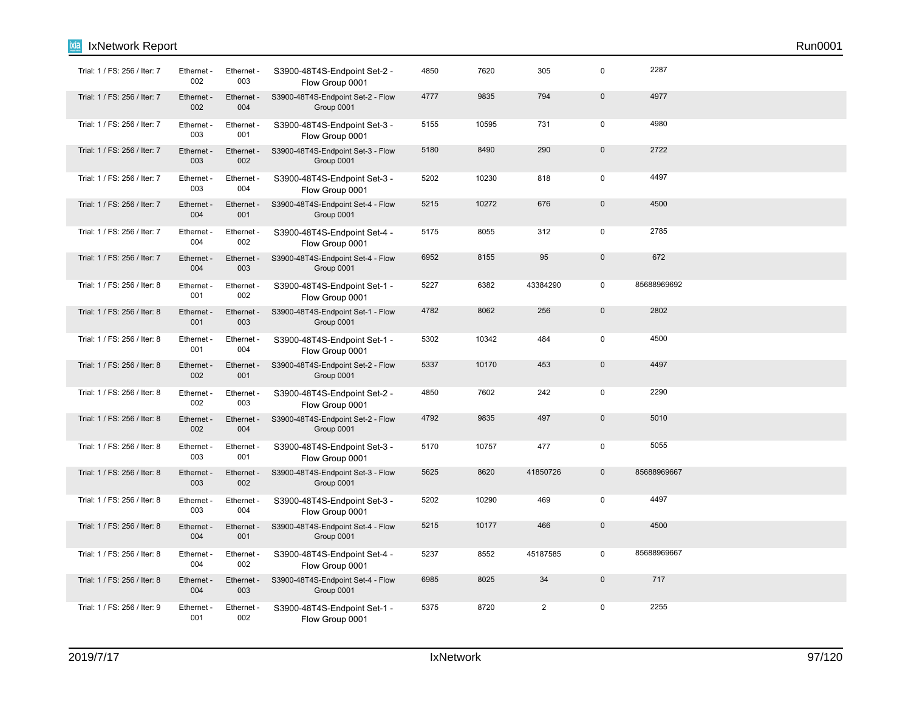| | | | | | | | | |
|---|---|---|---|---|---|---|---|---|
| Trial: 1 / FS: 256 / Iter: 7 | Ethernet - 002 | Ethernet - 003 | S3900-48T4S-Endpoint Set-2 - Flow Group 0001 | 4850 | 7620 | 305 | 0 | 2287 |
| Trial: 1 / FS: 256 / Iter: 7 | Ethernet - 002 | Ethernet - 004 | S3900-48T4S-Endpoint Set-2 - Flow Group 0001 | 4777 | 9835 | 794 | 0 | 4977 |
| Trial: 1 / FS: 256 / Iter: 7 | Ethernet - 003 | Ethernet - 001 | S3900-48T4S-Endpoint Set-3 - Flow Group 0001 | 5155 | 10595 | 731 | 0 | 4980 |
| Trial: 1 / FS: 256 / Iter: 7 | Ethernet - 003 | Ethernet - 002 | S3900-48T4S-Endpoint Set-3 - Flow Group 0001 | 5180 | 8490 | 290 | 0 | 2722 |
| Trial: 1 / FS: 256 / Iter: 7 | Ethernet - 003 | Ethernet - 004 | S3900-48T4S-Endpoint Set-3 - Flow Group 0001 | 5202 | 10230 | 818 | 0 | 4497 |
| Trial: 1 / FS: 256 / Iter: 7 | Ethernet - 004 | Ethernet - 001 | S3900-48T4S-Endpoint Set-4 - Flow Group 0001 | 5215 | 10272 | 676 | 0 | 4500 |
| Trial: 1 / FS: 256 / Iter: 7 | Ethernet - 004 | Ethernet - 002 | S3900-48T4S-Endpoint Set-4 - Flow Group 0001 | 5175 | 8055 | 312 | 0 | 2785 |
| Trial: 1 / FS: 256 / Iter: 7 | Ethernet - 004 | Ethernet - 003 | S3900-48T4S-Endpoint Set-4 - Flow Group 0001 | 6952 | 8155 | 95 | 0 | 672 |
| Trial: 1 / FS: 256 / Iter: 8 | Ethernet - 001 | Ethernet - 002 | S3900-48T4S-Endpoint Set-1 - Flow Group 0001 | 5227 | 6382 | 43384290 | 0 | 85688969692 |
| Trial: 1 / FS: 256 / Iter: 8 | Ethernet - 001 | Ethernet - 003 | S3900-48T4S-Endpoint Set-1 - Flow Group 0001 | 4782 | 8062 | 256 | 0 | 2802 |
| Trial: 1 / FS: 256 / Iter: 8 | Ethernet - 001 | Ethernet - 004 | S3900-48T4S-Endpoint Set-1 - Flow Group 0001 | 5302 | 10342 | 484 | 0 | 4500 |
| Trial: 1 / FS: 256 / Iter: 8 | Ethernet - 002 | Ethernet - 001 | S3900-48T4S-Endpoint Set-2 - Flow Group 0001 | 5337 | 10170 | 453 | 0 | 4497 |
| Trial: 1 / FS: 256 / Iter: 8 | Ethernet - 002 | Ethernet - 003 | S3900-48T4S-Endpoint Set-2 - Flow Group 0001 | 4850 | 7602 | 242 | 0 | 2290 |
| Trial: 1 / FS: 256 / Iter: 8 | Ethernet - 002 | Ethernet - 004 | S3900-48T4S-Endpoint Set-2 - Flow Group 0001 | 4792 | 9835 | 497 | 0 | 5010 |
| Trial: 1 / FS: 256 / Iter: 8 | Ethernet - 003 | Ethernet - 001 | S3900-48T4S-Endpoint Set-3 - Flow Group 0001 | 5170 | 10757 | 477 | 0 | 5055 |
| Trial: 1 / FS: 256 / Iter: 8 | Ethernet - 003 | Ethernet - 002 | S3900-48T4S-Endpoint Set-3 - Flow Group 0001 | 5625 | 8620 | 41850726 | 0 | 85688969667 |
| Trial: 1 / FS: 256 / Iter: 8 | Ethernet - 003 | Ethernet - 004 | S3900-48T4S-Endpoint Set-3 - Flow Group 0001 | 5202 | 10290 | 469 | 0 | 4497 |
| Trial: 1 / FS: 256 / Iter: 8 | Ethernet - 004 | Ethernet - 001 | S3900-48T4S-Endpoint Set-4 - Flow Group 0001 | 5215 | 10177 | 466 | 0 | 4500 |
| Trial: 1 / FS: 256 / Iter: 8 | Ethernet - 004 | Ethernet - 002 | S3900-48T4S-Endpoint Set-4 - Flow Group 0001 | 5237 | 8552 | 45187585 | 0 | 85688969667 |
| Trial: 1 / FS: 256 / Iter: 8 | Ethernet - 004 | Ethernet - 003 | S3900-48T4S-Endpoint Set-4 - Flow Group 0001 | 6985 | 8025 | 34 | 0 | 717 |
| Trial: 1 / FS: 256 / Iter: 9 | Ethernet - 001 | Ethernet - 002 | S3900-48T4S-Endpoint Set-1 - Flow Group 0001 | 5375 | 8720 | 2 | 0 | 2255 |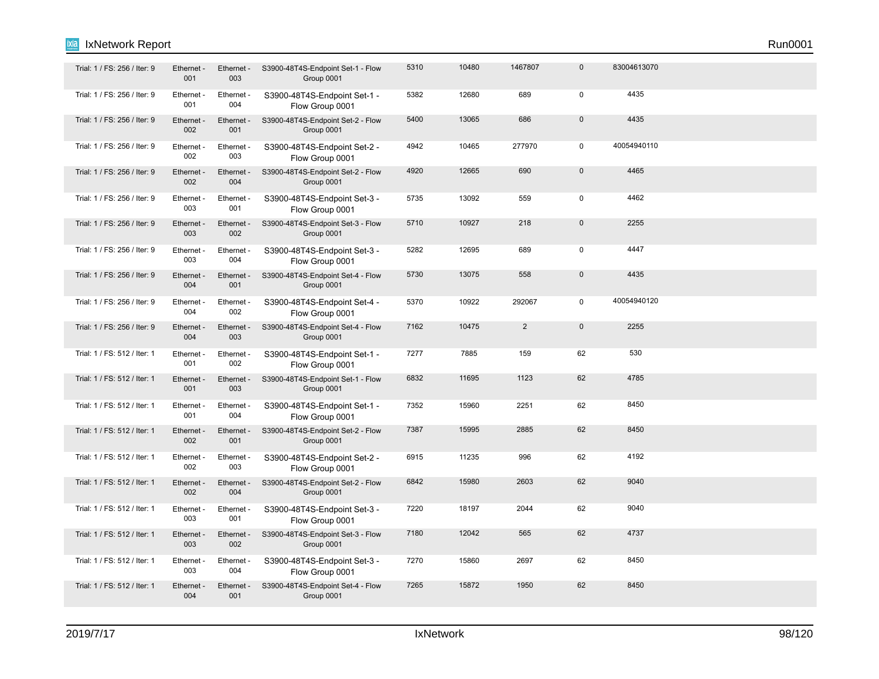| | | | | | | | | |
|---|---|---|---|---|---|---|---|---|
| Trial: 1 / FS: 256 / Iter: 9 | Ethernet - 001 | Ethernet - 003 | S3900-48T4S-Endpoint Set-1 - Flow Group 0001 | 5310 | 10480 | 1467807 | 0 | 83004613070 |
| Trial: 1 / FS: 256 / Iter: 9 | Ethernet - 001 | Ethernet - 004 | S3900-48T4S-Endpoint Set-1 - Flow Group 0001 | 5382 | 12680 | 689 | 0 | 4435 |
| Trial: 1 / FS: 256 / Iter: 9 | Ethernet - 002 | Ethernet - 001 | S3900-48T4S-Endpoint Set-2 - Flow Group 0001 | 5400 | 13065 | 686 | 0 | 4435 |
| Trial: 1 / FS: 256 / Iter: 9 | Ethernet - 002 | Ethernet - 003 | S3900-48T4S-Endpoint Set-2 - Flow Group 0001 | 4942 | 10465 | 277970 | 0 | 40054940110 |
| Trial: 1 / FS: 256 / Iter: 9 | Ethernet - 002 | Ethernet - 004 | S3900-48T4S-Endpoint Set-2 - Flow Group 0001 | 4920 | 12665 | 690 | 0 | 4465 |
| Trial: 1 / FS: 256 / Iter: 9 | Ethernet - 003 | Ethernet - 001 | S3900-48T4S-Endpoint Set-3 - Flow Group 0001 | 5735 | 13092 | 559 | 0 | 4462 |
| Trial: 1 / FS: 256 / Iter: 9 | Ethernet - 003 | Ethernet - 002 | S3900-48T4S-Endpoint Set-3 - Flow Group 0001 | 5710 | 10927 | 218 | 0 | 2255 |
| Trial: 1 / FS: 256 / Iter: 9 | Ethernet - 003 | Ethernet - 004 | S3900-48T4S-Endpoint Set-3 - Flow Group 0001 | 5282 | 12695 | 689 | 0 | 4447 |
| Trial: 1 / FS: 256 / Iter: 9 | Ethernet - 004 | Ethernet - 001 | S3900-48T4S-Endpoint Set-4 - Flow Group 0001 | 5730 | 13075 | 558 | 0 | 4435 |
| Trial: 1 / FS: 256 / Iter: 9 | Ethernet - 004 | Ethernet - 002 | S3900-48T4S-Endpoint Set-4 - Flow Group 0001 | 5370 | 10922 | 292067 | 0 | 40054940120 |
| Trial: 1 / FS: 256 / Iter: 9 | Ethernet - 004 | Ethernet - 003 | S3900-48T4S-Endpoint Set-4 - Flow Group 0001 | 7162 | 10475 | 2 | 0 | 2255 |
| Trial: 1 / FS: 512 / Iter: 1 | Ethernet - 001 | Ethernet - 002 | S3900-48T4S-Endpoint Set-1 - Flow Group 0001 | 7277 | 7885 | 159 | 62 | 530 |
| Trial: 1 / FS: 512 / Iter: 1 | Ethernet - 001 | Ethernet - 003 | S3900-48T4S-Endpoint Set-1 - Flow Group 0001 | 6832 | 11695 | 1123 | 62 | 4785 |
| Trial: 1 / FS: 512 / Iter: 1 | Ethernet - 001 | Ethernet - 004 | S3900-48T4S-Endpoint Set-1 - Flow Group 0001 | 7352 | 15960 | 2251 | 62 | 8450 |
| Trial: 1 / FS: 512 / Iter: 1 | Ethernet - 002 | Ethernet - 001 | S3900-48T4S-Endpoint Set-2 - Flow Group 0001 | 7387 | 15995 | 2885 | 62 | 8450 |
| Trial: 1 / FS: 512 / Iter: 1 | Ethernet - 002 | Ethernet - 003 | S3900-48T4S-Endpoint Set-2 - Flow Group 0001 | 6915 | 11235 | 996 | 62 | 4192 |
| Trial: 1 / FS: 512 / Iter: 1 | Ethernet - 002 | Ethernet - 004 | S3900-48T4S-Endpoint Set-2 - Flow Group 0001 | 6842 | 15980 | 2603 | 62 | 9040 |
| Trial: 1 / FS: 512 / Iter: 1 | Ethernet - 003 | Ethernet - 001 | S3900-48T4S-Endpoint Set-3 - Flow Group 0001 | 7220 | 18197 | 2044 | 62 | 9040 |
| Trial: 1 / FS: 512 / Iter: 1 | Ethernet - 003 | Ethernet - 002 | S3900-48T4S-Endpoint Set-3 - Flow Group 0001 | 7180 | 12042 | 565 | 62 | 4737 |
| Trial: 1 / FS: 512 / Iter: 1 | Ethernet - 003 | Ethernet - 004 | S3900-48T4S-Endpoint Set-3 - Flow Group 0001 | 7270 | 15860 | 2697 | 62 | 8450 |
| Trial: 1 / FS: 512 / Iter: 1 | Ethernet - 004 | Ethernet - 001 | S3900-48T4S-Endpoint Set-4 - Flow Group 0001 | 7265 | 15872 | 1950 | 62 | 8450 |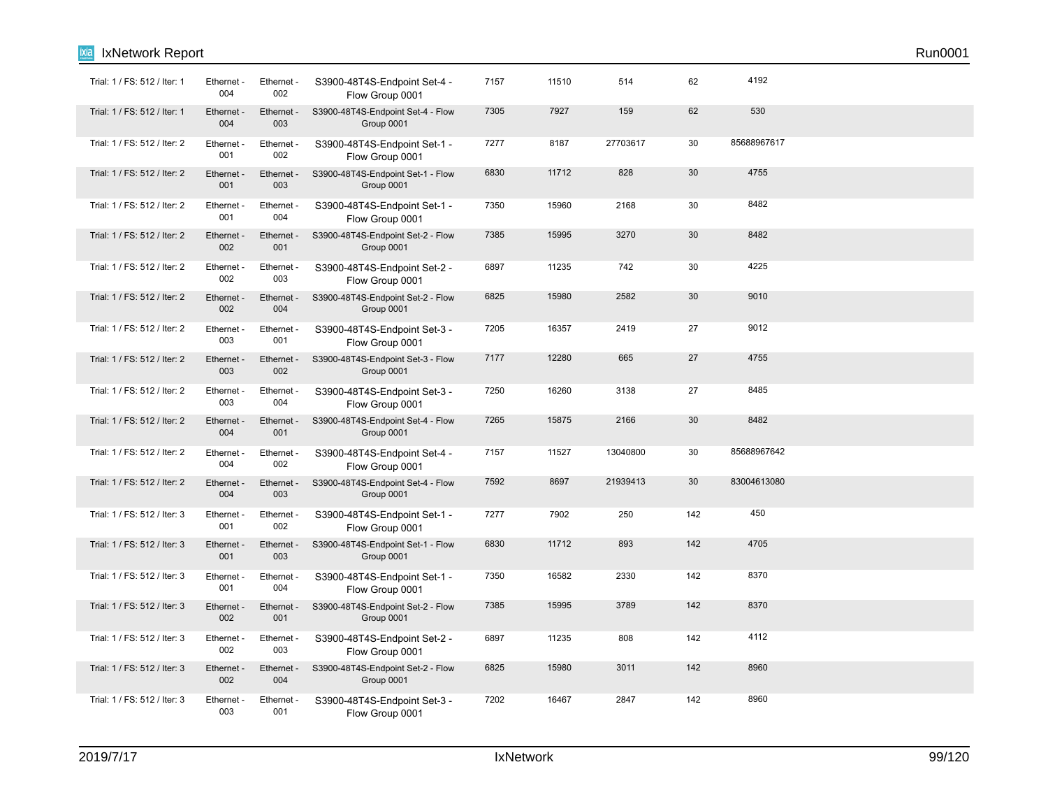| | | | | | | | | |
|---|---|---|---|---|---|---|---|---|
| Trial: 1 / FS: 512 / Iter: 1 | Ethernet - 004 | Ethernet - 002 | S3900-48T4S-Endpoint Set-4 - Flow Group 0001 | 7157 | 11510 | 514 | 62 | 4192 |
| Trial: 1 / FS: 512 / Iter: 1 | Ethernet - 004 | Ethernet - 003 | S3900-48T4S-Endpoint Set-4 - Flow Group 0001 | 7305 | 7927 | 159 | 62 | 530 |
| Trial: 1 / FS: 512 / Iter: 2 | Ethernet - 001 | Ethernet - 002 | S3900-48T4S-Endpoint Set-1 - Flow Group 0001 | 7277 | 8187 | 27703617 | 30 | 85688967617 |
| Trial: 1 / FS: 512 / Iter: 2 | Ethernet - 001 | Ethernet - 003 | S3900-48T4S-Endpoint Set-1 - Flow Group 0001 | 6830 | 11712 | 828 | 30 | 4755 |
| Trial: 1 / FS: 512 / Iter: 2 | Ethernet - 001 | Ethernet - 004 | S3900-48T4S-Endpoint Set-1 - Flow Group 0001 | 7350 | 15960 | 2168 | 30 | 8482 |
| Trial: 1 / FS: 512 / Iter: 2 | Ethernet - 002 | Ethernet - 001 | S3900-48T4S-Endpoint Set-2 - Flow Group 0001 | 7385 | 15995 | 3270 | 30 | 8482 |
| Trial: 1 / FS: 512 / Iter: 2 | Ethernet - 002 | Ethernet - 003 | S3900-48T4S-Endpoint Set-2 - Flow Group 0001 | 6897 | 11235 | 742 | 30 | 4225 |
| Trial: 1 / FS: 512 / Iter: 2 | Ethernet - 002 | Ethernet - 004 | S3900-48T4S-Endpoint Set-2 - Flow Group 0001 | 6825 | 15980 | 2582 | 30 | 9010 |
| Trial: 1 / FS: 512 / Iter: 2 | Ethernet - 003 | Ethernet - 001 | S3900-48T4S-Endpoint Set-3 - Flow Group 0001 | 7205 | 16357 | 2419 | 27 | 9012 |
| Trial: 1 / FS: 512 / Iter: 2 | Ethernet - 003 | Ethernet - 002 | S3900-48T4S-Endpoint Set-3 - Flow Group 0001 | 7177 | 12280 | 665 | 27 | 4755 |
| Trial: 1 / FS: 512 / Iter: 2 | Ethernet - 003 | Ethernet - 004 | S3900-48T4S-Endpoint Set-3 - Flow Group 0001 | 7250 | 16260 | 3138 | 27 | 8485 |
| Trial: 1 / FS: 512 / Iter: 2 | Ethernet - 004 | Ethernet - 001 | S3900-48T4S-Endpoint Set-4 - Flow Group 0001 | 7265 | 15875 | 2166 | 30 | 8482 |
| Trial: 1 / FS: 512 / Iter: 2 | Ethernet - 004 | Ethernet - 002 | S3900-48T4S-Endpoint Set-4 - Flow Group 0001 | 7157 | 11527 | 13040800 | 30 | 85688967642 |
| Trial: 1 / FS: 512 / Iter: 2 | Ethernet - 004 | Ethernet - 003 | S3900-48T4S-Endpoint Set-4 - Flow Group 0001 | 7592 | 8697 | 21939413 | 30 | 83004613080 |
| Trial: 1 / FS: 512 / Iter: 3 | Ethernet - 001 | Ethernet - 002 | S3900-48T4S-Endpoint Set-1 - Flow Group 0001 | 7277 | 7902 | 250 | 142 | 450 |
| Trial: 1 / FS: 512 / Iter: 3 | Ethernet - 001 | Ethernet - 003 | S3900-48T4S-Endpoint Set-1 - Flow Group 0001 | 6830 | 11712 | 893 | 142 | 4705 |
| Trial: 1 / FS: 512 / Iter: 3 | Ethernet - 001 | Ethernet - 004 | S3900-48T4S-Endpoint Set-1 - Flow Group 0001 | 7350 | 16582 | 2330 | 142 | 8370 |
| Trial: 1 / FS: 512 / Iter: 3 | Ethernet - 002 | Ethernet - 001 | S3900-48T4S-Endpoint Set-2 - Flow Group 0001 | 7385 | 15995 | 3789 | 142 | 8370 |
| Trial: 1 / FS: 512 / Iter: 3 | Ethernet - 002 | Ethernet - 003 | S3900-48T4S-Endpoint Set-2 - Flow Group 0001 | 6897 | 11235 | 808 | 142 | 4112 |
| Trial: 1 / FS: 512 / Iter: 3 | Ethernet - 002 | Ethernet - 004 | S3900-48T4S-Endpoint Set-2 - Flow Group 0001 | 6825 | 15980 | 3011 | 142 | 8960 |
| Trial: 1 / FS: 512 / Iter: 3 | Ethernet - 003 | Ethernet - 001 | S3900-48T4S-Endpoint Set-3 - Flow Group 0001 | 7202 | 16467 | 2847 | 142 | 8960 |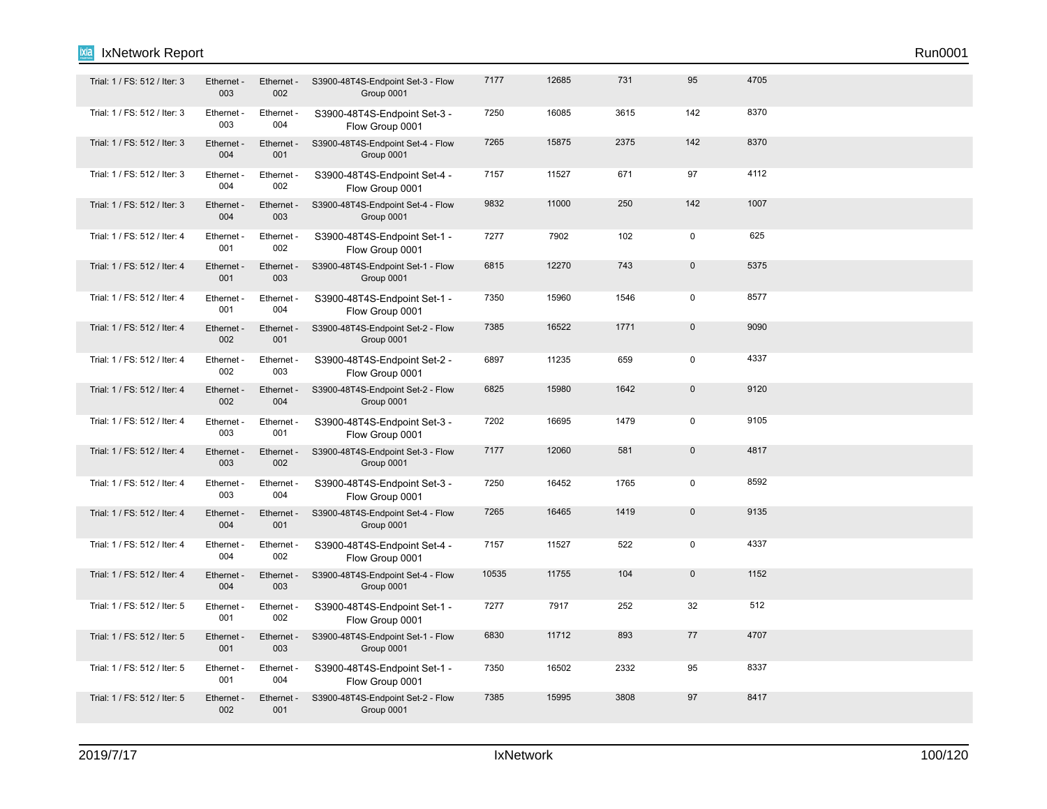| | | | | | | | | |
|---|---|---|---|---|---|---|---|---|
| Trial: 1 / FS: 512 / Iter: 3 | Ethernet - 003 | Ethernet - 002 | S3900-48T4S-Endpoint Set-3 - Flow Group 0001 | 7177 | 12685 | 731 | 95 | 4705 |
| Trial: 1 / FS: 512 / Iter: 3 | Ethernet - 003 | Ethernet - 004 | S3900-48T4S-Endpoint Set-3 - Flow Group 0001 | 7250 | 16085 | 3615 | 142 | 8370 |
| Trial: 1 / FS: 512 / Iter: 3 | Ethernet - 004 | Ethernet - 001 | S3900-48T4S-Endpoint Set-4 - Flow Group 0001 | 7265 | 15875 | 2375 | 142 | 8370 |
| Trial: 1 / FS: 512 / Iter: 3 | Ethernet - 004 | Ethernet - 002 | S3900-48T4S-Endpoint Set-4 - Flow Group 0001 | 7157 | 11527 | 671 | 97 | 4112 |
| Trial: 1 / FS: 512 / Iter: 3 | Ethernet - 004 | Ethernet - 003 | S3900-48T4S-Endpoint Set-4 - Flow Group 0001 | 9832 | 11000 | 250 | 142 | 1007 |
| Trial: 1 / FS: 512 / Iter: 4 | Ethernet - 001 | Ethernet - 002 | S3900-48T4S-Endpoint Set-1 - Flow Group 0001 | 7277 | 7902 | 102 | 0 | 625 |
| Trial: 1 / FS: 512 / Iter: 4 | Ethernet - 001 | Ethernet - 003 | S3900-48T4S-Endpoint Set-1 - Flow Group 0001 | 6815 | 12270 | 743 | 0 | 5375 |
| Trial: 1 / FS: 512 / Iter: 4 | Ethernet - 001 | Ethernet - 004 | S3900-48T4S-Endpoint Set-1 - Flow Group 0001 | 7350 | 15960 | 1546 | 0 | 8577 |
| Trial: 1 / FS: 512 / Iter: 4 | Ethernet - 002 | Ethernet - 001 | S3900-48T4S-Endpoint Set-2 - Flow Group 0001 | 7385 | 16522 | 1771 | 0 | 9090 |
| Trial: 1 / FS: 512 / Iter: 4 | Ethernet - 002 | Ethernet - 003 | S3900-48T4S-Endpoint Set-2 - Flow Group 0001 | 6897 | 11235 | 659 | 0 | 4337 |
| Trial: 1 / FS: 512 / Iter: 4 | Ethernet - 002 | Ethernet - 004 | S3900-48T4S-Endpoint Set-2 - Flow Group 0001 | 6825 | 15980 | 1642 | 0 | 9120 |
| Trial: 1 / FS: 512 / Iter: 4 | Ethernet - 003 | Ethernet - 001 | S3900-48T4S-Endpoint Set-3 - Flow Group 0001 | 7202 | 16695 | 1479 | 0 | 9105 |
| Trial: 1 / FS: 512 / Iter: 4 | Ethernet - 003 | Ethernet - 002 | S3900-48T4S-Endpoint Set-3 - Flow Group 0001 | 7177 | 12060 | 581 | 0 | 4817 |
| Trial: 1 / FS: 512 / Iter: 4 | Ethernet - 003 | Ethernet - 004 | S3900-48T4S-Endpoint Set-3 - Flow Group 0001 | 7250 | 16452 | 1765 | 0 | 8592 |
| Trial: 1 / FS: 512 / Iter: 4 | Ethernet - 004 | Ethernet - 001 | S3900-48T4S-Endpoint Set-4 - Flow Group 0001 | 7265 | 16465 | 1419 | 0 | 9135 |
| Trial: 1 / FS: 512 / Iter: 4 | Ethernet - 004 | Ethernet - 002 | S3900-48T4S-Endpoint Set-4 - Flow Group 0001 | 7157 | 11527 | 522 | 0 | 4337 |
| Trial: 1 / FS: 512 / Iter: 4 | Ethernet - 004 | Ethernet - 003 | S3900-48T4S-Endpoint Set-4 - Flow Group 0001 | 10535 | 11755 | 104 | 0 | 1152 |
| Trial: 1 / FS: 512 / Iter: 5 | Ethernet - 001 | Ethernet - 002 | S3900-48T4S-Endpoint Set-1 - Flow Group 0001 | 7277 | 7917 | 252 | 32 | 512 |
| Trial: 1 / FS: 512 / Iter: 5 | Ethernet - 001 | Ethernet - 003 | S3900-48T4S-Endpoint Set-1 - Flow Group 0001 | 6830 | 11712 | 893 | 77 | 4707 |
| Trial: 1 / FS: 512 / Iter: 5 | Ethernet - 001 | Ethernet - 004 | S3900-48T4S-Endpoint Set-1 - Flow Group 0001 | 7350 | 16502 | 2332 | 95 | 8337 |
| Trial: 1 / FS: 512 / Iter: 5 | Ethernet - 002 | Ethernet - 001 | S3900-48T4S-Endpoint Set-2 - Flow Group 0001 | 7385 | 15995 | 3808 | 97 | 8417 |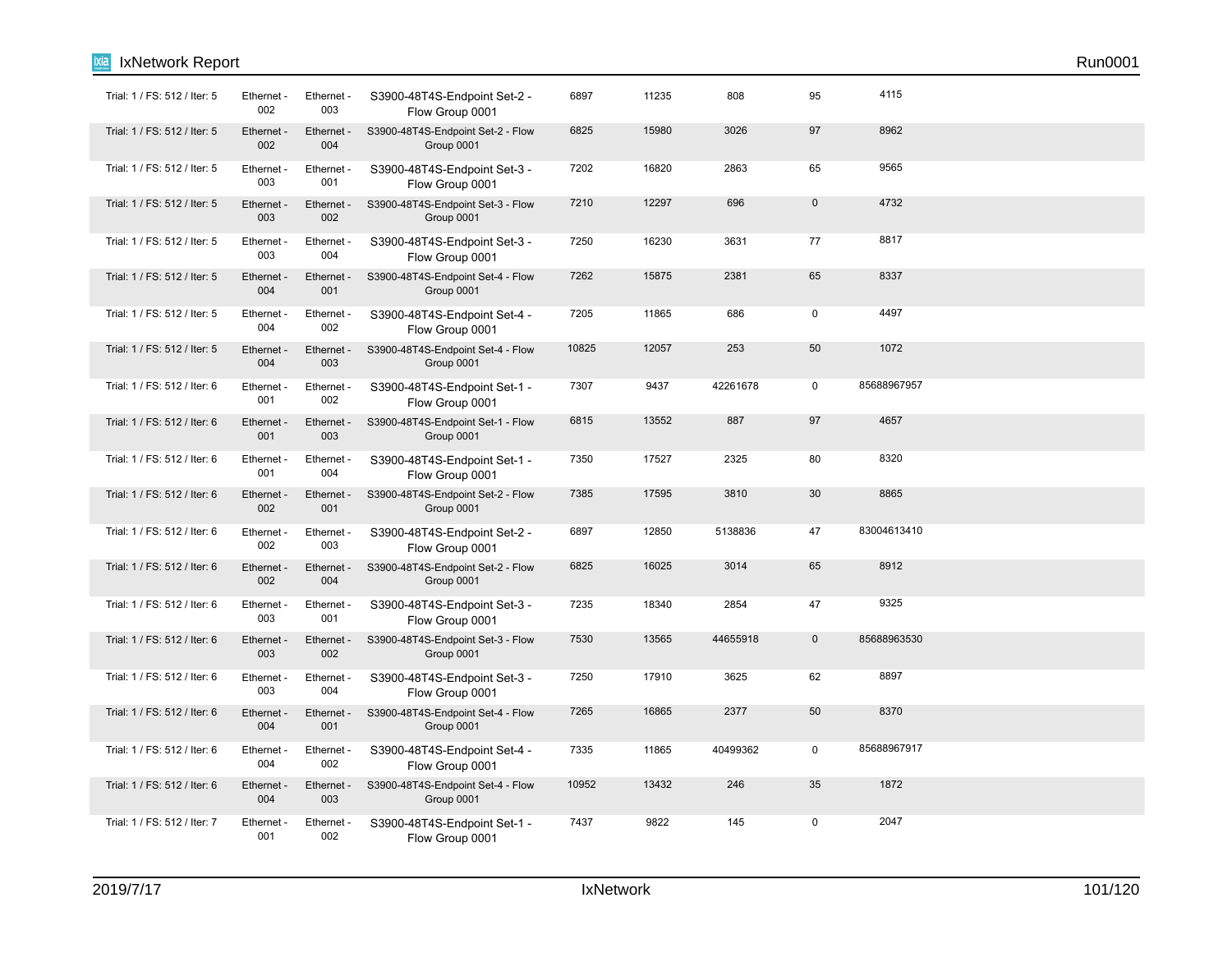| | | | | | | | | |
|---|---|---|---|---|---|---|---|---|
| Trial: 1 / FS: 512 / Iter: 5 | Ethernet - 002 | Ethernet - 003 | S3900-48T4S-Endpoint Set-2 - Flow Group 0001 | 6897 | 11235 | 808 | 95 | 4115 |
| Trial: 1 / FS: 512 / Iter: 5 | Ethernet - 002 | Ethernet - 004 | S3900-48T4S-Endpoint Set-2 - Flow Group 0001 | 6825 | 15980 | 3026 | 97 | 8962 |
| Trial: 1 / FS: 512 / Iter: 5 | Ethernet - 003 | Ethernet - 001 | S3900-48T4S-Endpoint Set-3 - Flow Group 0001 | 7202 | 16820 | 2863 | 65 | 9565 |
| Trial: 1 / FS: 512 / Iter: 5 | Ethernet - 003 | Ethernet - 002 | S3900-48T4S-Endpoint Set-3 - Flow Group 0001 | 7210 | 12297 | 696 | 0 | 4732 |
| Trial: 1 / FS: 512 / Iter: 5 | Ethernet - 003 | Ethernet - 004 | S3900-48T4S-Endpoint Set-3 - Flow Group 0001 | 7250 | 16230 | 3631 | 77 | 8817 |
| Trial: 1 / FS: 512 / Iter: 5 | Ethernet - 004 | Ethernet - 001 | S3900-48T4S-Endpoint Set-4 - Flow Group 0001 | 7262 | 15875 | 2381 | 65 | 8337 |
| Trial: 1 / FS: 512 / Iter: 5 | Ethernet - 004 | Ethernet - 002 | S3900-48T4S-Endpoint Set-4 - Flow Group 0001 | 7205 | 11865 | 686 | 0 | 4497 |
| Trial: 1 / FS: 512 / Iter: 5 | Ethernet - 004 | Ethernet - 003 | S3900-48T4S-Endpoint Set-4 - Flow Group 0001 | 10825 | 12057 | 253 | 50 | 1072 |
| Trial: 1 / FS: 512 / Iter: 6 | Ethernet - 001 | Ethernet - 002 | S3900-48T4S-Endpoint Set-1 - Flow Group 0001 | 7307 | 9437 | 42261678 | 0 | 85688967957 |
| Trial: 1 / FS: 512 / Iter: 6 | Ethernet - 001 | Ethernet - 003 | S3900-48T4S-Endpoint Set-1 - Flow Group 0001 | 6815 | 13552 | 887 | 97 | 4657 |
| Trial: 1 / FS: 512 / Iter: 6 | Ethernet - 001 | Ethernet - 004 | S3900-48T4S-Endpoint Set-1 - Flow Group 0001 | 7350 | 17527 | 2325 | 80 | 8320 |
| Trial: 1 / FS: 512 / Iter: 6 | Ethernet - 002 | Ethernet - 001 | S3900-48T4S-Endpoint Set-2 - Flow Group 0001 | 7385 | 17595 | 3810 | 30 | 8865 |
| Trial: 1 / FS: 512 / Iter: 6 | Ethernet - 002 | Ethernet - 003 | S3900-48T4S-Endpoint Set-2 - Flow Group 0001 | 6897 | 12850 | 5138836 | 47 | 83004613410 |
| Trial: 1 / FS: 512 / Iter: 6 | Ethernet - 002 | Ethernet - 004 | S3900-48T4S-Endpoint Set-2 - Flow Group 0001 | 6825 | 16025 | 3014 | 65 | 8912 |
| Trial: 1 / FS: 512 / Iter: 6 | Ethernet - 003 | Ethernet - 001 | S3900-48T4S-Endpoint Set-3 - Flow Group 0001 | 7235 | 18340 | 2854 | 47 | 9325 |
| Trial: 1 / FS: 512 / Iter: 6 | Ethernet - 003 | Ethernet - 002 | S3900-48T4S-Endpoint Set-3 - Flow Group 0001 | 7530 | 13565 | 44655918 | 0 | 85688963530 |
| Trial: 1 / FS: 512 / Iter: 6 | Ethernet - 003 | Ethernet - 004 | S3900-48T4S-Endpoint Set-3 - Flow Group 0001 | 7250 | 17910 | 3625 | 62 | 8897 |
| Trial: 1 / FS: 512 / Iter: 6 | Ethernet - 004 | Ethernet - 001 | S3900-48T4S-Endpoint Set-4 - Flow Group 0001 | 7265 | 16865 | 2377 | 50 | 8370 |
| Trial: 1 / FS: 512 / Iter: 6 | Ethernet - 004 | Ethernet - 002 | S3900-48T4S-Endpoint Set-4 - Flow Group 0001 | 7335 | 11865 | 40499362 | 0 | 85688967917 |
| Trial: 1 / FS: 512 / Iter: 6 | Ethernet - 004 | Ethernet - 003 | S3900-48T4S-Endpoint Set-4 - Flow Group 0001 | 10952 | 13432 | 246 | 35 | 1872 |
| Trial: 1 / FS: 512 / Iter: 7 | Ethernet - 001 | Ethernet - 002 | S3900-48T4S-Endpoint Set-1 - Flow Group 0001 | 7437 | 9822 | 145 | 0 | 2047 |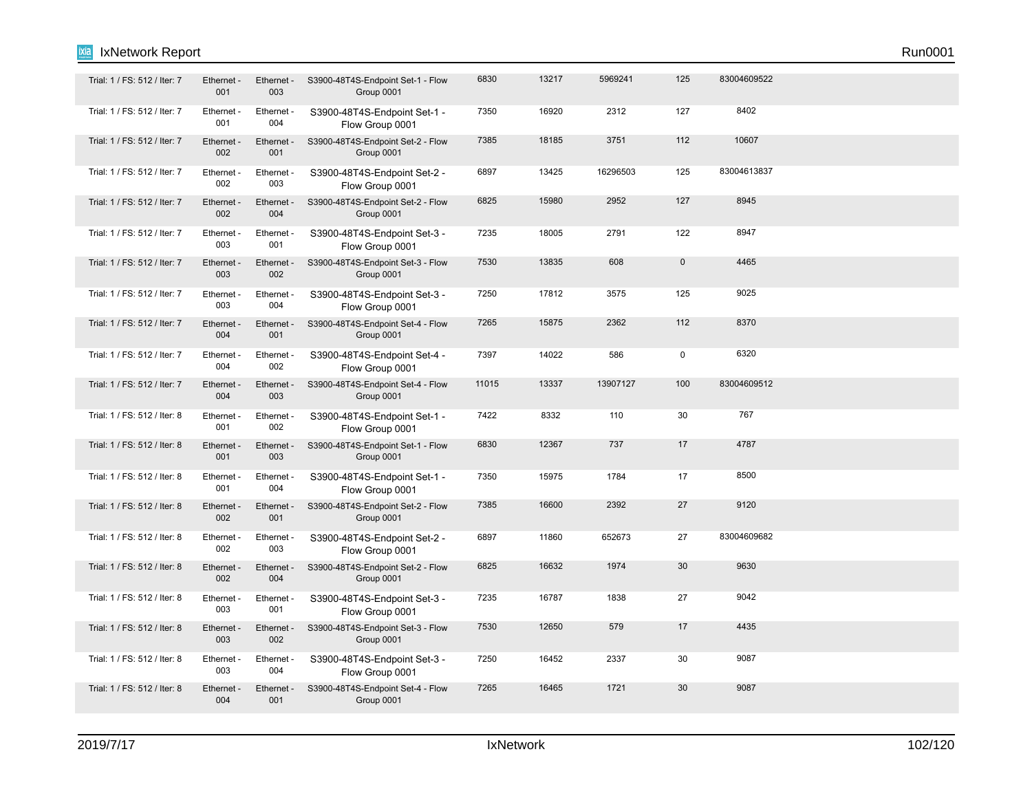| | | | | | | | | |
|---|---|---|---|---|---|---|---|---|
| Trial: 1 / FS: 512 / Iter: 7 | Ethernet - 001 | Ethernet - 003 | S3900-48T4S-Endpoint Set-1 - Flow Group 0001 | 6830 | 13217 | 5969241 | 125 | 83004609522 |
| Trial: 1 / FS: 512 / Iter: 7 | Ethernet - 001 | Ethernet - 004 | S3900-48T4S-Endpoint Set-1 - Flow Group 0001 | 7350 | 16920 | 2312 | 127 | 8402 |
| Trial: 1 / FS: 512 / Iter: 7 | Ethernet - 002 | Ethernet - 001 | S3900-48T4S-Endpoint Set-2 - Flow Group 0001 | 7385 | 18185 | 3751 | 112 | 10607 |
| Trial: 1 / FS: 512 / Iter: 7 | Ethernet - 002 | Ethernet - 003 | S3900-48T4S-Endpoint Set-2 - Flow Group 0001 | 6897 | 13425 | 16296503 | 125 | 83004613837 |
| Trial: 1 / FS: 512 / Iter: 7 | Ethernet - 002 | Ethernet - 004 | S3900-48T4S-Endpoint Set-2 - Flow Group 0001 | 6825 | 15980 | 2952 | 127 | 8945 |
| Trial: 1 / FS: 512 / Iter: 7 | Ethernet - 003 | Ethernet - 001 | S3900-48T4S-Endpoint Set-3 - Flow Group 0001 | 7235 | 18005 | 2791 | 122 | 8947 |
| Trial: 1 / FS: 512 / Iter: 7 | Ethernet - 003 | Ethernet - 002 | S3900-48T4S-Endpoint Set-3 - Flow Group 0001 | 7530 | 13835 | 608 | 0 | 4465 |
| Trial: 1 / FS: 512 / Iter: 7 | Ethernet - 003 | Ethernet - 004 | S3900-48T4S-Endpoint Set-3 - Flow Group 0001 | 7250 | 17812 | 3575 | 125 | 9025 |
| Trial: 1 / FS: 512 / Iter: 7 | Ethernet - 004 | Ethernet - 001 | S3900-48T4S-Endpoint Set-4 - Flow Group 0001 | 7265 | 15875 | 2362 | 112 | 8370 |
| Trial: 1 / FS: 512 / Iter: 7 | Ethernet - 004 | Ethernet - 002 | S3900-48T4S-Endpoint Set-4 - Flow Group 0001 | 7397 | 14022 | 586 | 0 | 6320 |
| Trial: 1 / FS: 512 / Iter: 7 | Ethernet - 004 | Ethernet - 003 | S3900-48T4S-Endpoint Set-4 - Flow Group 0001 | 11015 | 13337 | 13907127 | 100 | 83004609512 |
| Trial: 1 / FS: 512 / Iter: 8 | Ethernet - 001 | Ethernet - 002 | S3900-48T4S-Endpoint Set-1 - Flow Group 0001 | 7422 | 8332 | 110 | 30 | 767 |
| Trial: 1 / FS: 512 / Iter: 8 | Ethernet - 001 | Ethernet - 003 | S3900-48T4S-Endpoint Set-1 - Flow Group 0001 | 6830 | 12367 | 737 | 17 | 4787 |
| Trial: 1 / FS: 512 / Iter: 8 | Ethernet - 001 | Ethernet - 004 | S3900-48T4S-Endpoint Set-1 - Flow Group 0001 | 7350 | 15975 | 1784 | 17 | 8500 |
| Trial: 1 / FS: 512 / Iter: 8 | Ethernet - 002 | Ethernet - 001 | S3900-48T4S-Endpoint Set-2 - Flow Group 0001 | 7385 | 16600 | 2392 | 27 | 9120 |
| Trial: 1 / FS: 512 / Iter: 8 | Ethernet - 002 | Ethernet - 003 | S3900-48T4S-Endpoint Set-2 - Flow Group 0001 | 6897 | 11860 | 652673 | 27 | 83004609682 |
| Trial: 1 / FS: 512 / Iter: 8 | Ethernet - 002 | Ethernet - 004 | S3900-48T4S-Endpoint Set-2 - Flow Group 0001 | 6825 | 16632 | 1974 | 30 | 9630 |
| Trial: 1 / FS: 512 / Iter: 8 | Ethernet - 003 | Ethernet - 001 | S3900-48T4S-Endpoint Set-3 - Flow Group 0001 | 7235 | 16787 | 1838 | 27 | 9042 |
| Trial: 1 / FS: 512 / Iter: 8 | Ethernet - 003 | Ethernet - 002 | S3900-48T4S-Endpoint Set-3 - Flow Group 0001 | 7530 | 12650 | 579 | 17 | 4435 |
| Trial: 1 / FS: 512 / Iter: 8 | Ethernet - 003 | Ethernet - 004 | S3900-48T4S-Endpoint Set-3 - Flow Group 0001 | 7250 | 16452 | 2337 | 30 | 9087 |
| Trial: 1 / FS: 512 / Iter: 8 | Ethernet - 004 | Ethernet - 001 | S3900-48T4S-Endpoint Set-4 - Flow Group 0001 | 7265 | 16465 | 1721 | 30 | 9087 |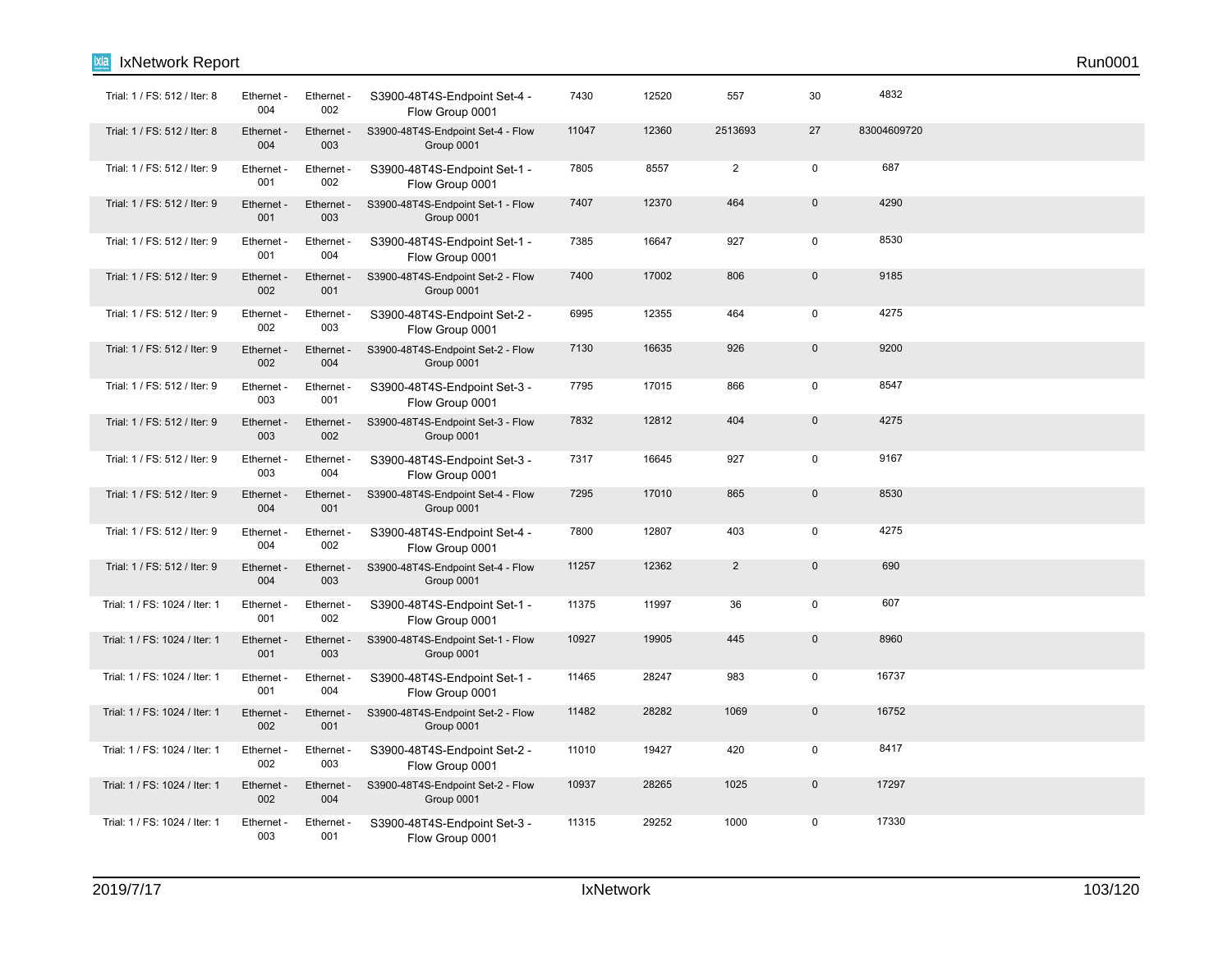| | | | | | | | | |
|---|---|---|---|---|---|---|---|---|
| Trial: 1 / FS: 512 / Iter: 8 | Ethernet - 004 | Ethernet - 002 | S3900-48T4S-Endpoint Set-4 - Flow Group 0001 | 7430 | 12520 | 557 | 30 | 4832 |
| Trial: 1 / FS: 512 / Iter: 8 | Ethernet - 004 | Ethernet - 003 | S3900-48T4S-Endpoint Set-4 - Flow Group 0001 | 11047 | 12360 | 2513693 | 27 | 83004609720 |
| Trial: 1 / FS: 512 / Iter: 9 | Ethernet - 001 | Ethernet - 002 | S3900-48T4S-Endpoint Set-1 - Flow Group 0001 | 7805 | 8557 | 2 | 0 | 687 |
| Trial: 1 / FS: 512 / Iter: 9 | Ethernet - 001 | Ethernet - 003 | S3900-48T4S-Endpoint Set-1 - Flow Group 0001 | 7407 | 12370 | 464 | 0 | 4290 |
| Trial: 1 / FS: 512 / Iter: 9 | Ethernet - 001 | Ethernet - 004 | S3900-48T4S-Endpoint Set-1 - Flow Group 0001 | 7385 | 16647 | 927 | 0 | 8530 |
| Trial: 1 / FS: 512 / Iter: 9 | Ethernet - 002 | Ethernet - 001 | S3900-48T4S-Endpoint Set-2 - Flow Group 0001 | 7400 | 17002 | 806 | 0 | 9185 |
| Trial: 1 / FS: 512 / Iter: 9 | Ethernet - 002 | Ethernet - 003 | S3900-48T4S-Endpoint Set-2 - Flow Group 0001 | 6995 | 12355 | 464 | 0 | 4275 |
| Trial: 1 / FS: 512 / Iter: 9 | Ethernet - 002 | Ethernet - 004 | S3900-48T4S-Endpoint Set-2 - Flow Group 0001 | 7130 | 16635 | 926 | 0 | 9200 |
| Trial: 1 / FS: 512 / Iter: 9 | Ethernet - 003 | Ethernet - 001 | S3900-48T4S-Endpoint Set-3 - Flow Group 0001 | 7795 | 17015 | 866 | 0 | 8547 |
| Trial: 1 / FS: 512 / Iter: 9 | Ethernet - 003 | Ethernet - 002 | S3900-48T4S-Endpoint Set-3 - Flow Group 0001 | 7832 | 12812 | 404 | 0 | 4275 |
| Trial: 1 / FS: 512 / Iter: 9 | Ethernet - 003 | Ethernet - 004 | S3900-48T4S-Endpoint Set-3 - Flow Group 0001 | 7317 | 16645 | 927 | 0 | 9167 |
| Trial: 1 / FS: 512 / Iter: 9 | Ethernet - 004 | Ethernet - 001 | S3900-48T4S-Endpoint Set-4 - Flow Group 0001 | 7295 | 17010 | 865 | 0 | 8530 |
| Trial: 1 / FS: 512 / Iter: 9 | Ethernet - 004 | Ethernet - 002 | S3900-48T4S-Endpoint Set-4 - Flow Group 0001 | 7800 | 12807 | 403 | 0 | 4275 |
| Trial: 1 / FS: 512 / Iter: 9 | Ethernet - 004 | Ethernet - 003 | S3900-48T4S-Endpoint Set-4 - Flow Group 0001 | 11257 | 12362 | 2 | 0 | 690 |
| Trial: 1 / FS: 1024 / Iter: 1 | Ethernet - 001 | Ethernet - 002 | S3900-48T4S-Endpoint Set-1 - Flow Group 0001 | 11375 | 11997 | 36 | 0 | 607 |
| Trial: 1 / FS: 1024 / Iter: 1 | Ethernet - 001 | Ethernet - 003 | S3900-48T4S-Endpoint Set-1 - Flow Group 0001 | 10927 | 19905 | 445 | 0 | 8960 |
| Trial: 1 / FS: 1024 / Iter: 1 | Ethernet - 001 | Ethernet - 004 | S3900-48T4S-Endpoint Set-1 - Flow Group 0001 | 11465 | 28247 | 983 | 0 | 16737 |
| Trial: 1 / FS: 1024 / Iter: 1 | Ethernet - 002 | Ethernet - 001 | S3900-48T4S-Endpoint Set-2 - Flow Group 0001 | 11482 | 28282 | 1069 | 0 | 16752 |
| Trial: 1 / FS: 1024 / Iter: 1 | Ethernet - 002 | Ethernet - 003 | S3900-48T4S-Endpoint Set-2 - Flow Group 0001 | 11010 | 19427 | 420 | 0 | 8417 |
| Trial: 1 / FS: 1024 / Iter: 1 | Ethernet - 002 | Ethernet - 004 | S3900-48T4S-Endpoint Set-2 - Flow Group 0001 | 10937 | 28265 | 1025 | 0 | 17297 |
| Trial: 1 / FS: 1024 / Iter: 1 | Ethernet - 003 | Ethernet - 001 | S3900-48T4S-Endpoint Set-3 - Flow Group 0001 | 11315 | 29252 | 1000 | 0 | 17330 |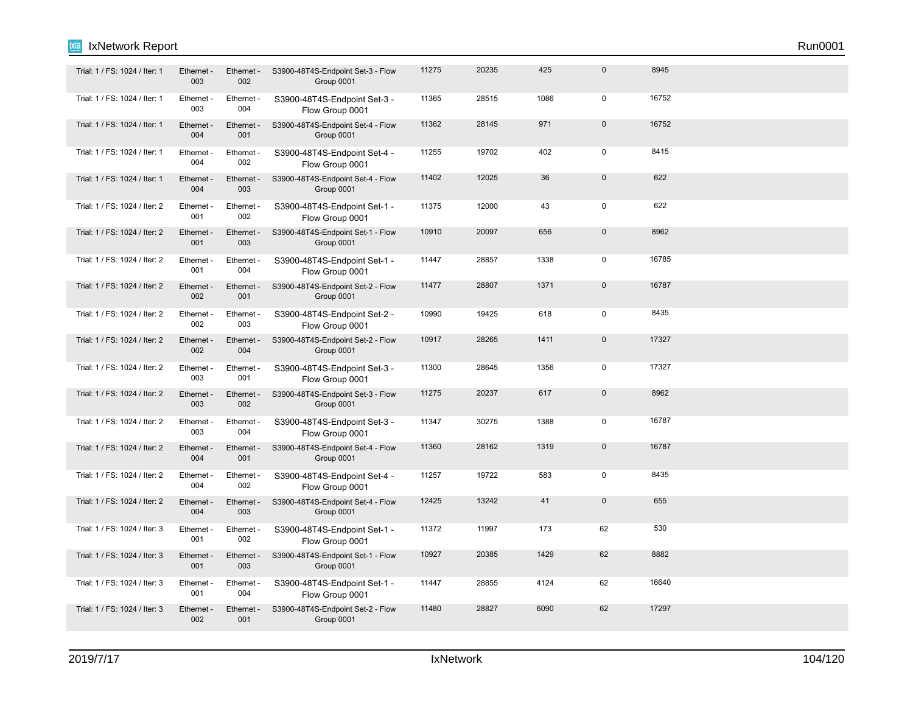| | | | | | | | | |
|---|---|---|---|---|---|---|---|---|
| Trial: 1 / FS: 1024 / Iter: 1 | Ethernet - 003 | Ethernet - 002 | S3900-48T4S-Endpoint Set-3 - Flow Group 0001 | 11275 | 20235 | 425 | 0 | 8945 |
| Trial: 1 / FS: 1024 / Iter: 1 | Ethernet - 003 | Ethernet - 004 | S3900-48T4S-Endpoint Set-3 - Flow Group 0001 | 11365 | 28515 | 1086 | 0 | 16752 |
| Trial: 1 / FS: 1024 / Iter: 1 | Ethernet - 004 | Ethernet - 001 | S3900-48T4S-Endpoint Set-4 - Flow Group 0001 | 11362 | 28145 | 971 | 0 | 16752 |
| Trial: 1 / FS: 1024 / Iter: 1 | Ethernet - 004 | Ethernet - 002 | S3900-48T4S-Endpoint Set-4 - Flow Group 0001 | 11255 | 19702 | 402 | 0 | 8415 |
| Trial: 1 / FS: 1024 / Iter: 1 | Ethernet - 004 | Ethernet - 003 | S3900-48T4S-Endpoint Set-4 - Flow Group 0001 | 11402 | 12025 | 36 | 0 | 622 |
| Trial: 1 / FS: 1024 / Iter: 2 | Ethernet - 001 | Ethernet - 002 | S3900-48T4S-Endpoint Set-1 - Flow Group 0001 | 11375 | 12000 | 43 | 0 | 622 |
| Trial: 1 / FS: 1024 / Iter: 2 | Ethernet - 001 | Ethernet - 003 | S3900-48T4S-Endpoint Set-1 - Flow Group 0001 | 10910 | 20097 | 656 | 0 | 8962 |
| Trial: 1 / FS: 1024 / Iter: 2 | Ethernet - 001 | Ethernet - 004 | S3900-48T4S-Endpoint Set-1 - Flow Group 0001 | 11447 | 28857 | 1338 | 0 | 16785 |
| Trial: 1 / FS: 1024 / Iter: 2 | Ethernet - 002 | Ethernet - 001 | S3900-48T4S-Endpoint Set-2 - Flow Group 0001 | 11477 | 28807 | 1371 | 0 | 16787 |
| Trial: 1 / FS: 1024 / Iter: 2 | Ethernet - 002 | Ethernet - 003 | S3900-48T4S-Endpoint Set-2 - Flow Group 0001 | 10990 | 19425 | 618 | 0 | 8435 |
| Trial: 1 / FS: 1024 / Iter: 2 | Ethernet - 002 | Ethernet - 004 | S3900-48T4S-Endpoint Set-2 - Flow Group 0001 | 10917 | 28265 | 1411 | 0 | 17327 |
| Trial: 1 / FS: 1024 / Iter: 2 | Ethernet - 003 | Ethernet - 001 | S3900-48T4S-Endpoint Set-3 - Flow Group 0001 | 11300 | 28645 | 1356 | 0 | 17327 |
| Trial: 1 / FS: 1024 / Iter: 2 | Ethernet - 003 | Ethernet - 002 | S3900-48T4S-Endpoint Set-3 - Flow Group 0001 | 11275 | 20237 | 617 | 0 | 8962 |
| Trial: 1 / FS: 1024 / Iter: 2 | Ethernet - 003 | Ethernet - 004 | S3900-48T4S-Endpoint Set-3 - Flow Group 0001 | 11347 | 30275 | 1388 | 0 | 16787 |
| Trial: 1 / FS: 1024 / Iter: 2 | Ethernet - 004 | Ethernet - 001 | S3900-48T4S-Endpoint Set-4 - Flow Group 0001 | 11360 | 28162 | 1319 | 0 | 16787 |
| Trial: 1 / FS: 1024 / Iter: 2 | Ethernet - 004 | Ethernet - 002 | S3900-48T4S-Endpoint Set-4 - Flow Group 0001 | 11257 | 19722 | 583 | 0 | 8435 |
| Trial: 1 / FS: 1024 / Iter: 2 | Ethernet - 004 | Ethernet - 003 | S3900-48T4S-Endpoint Set-4 - Flow Group 0001 | 12425 | 13242 | 41 | 0 | 655 |
| Trial: 1 / FS: 1024 / Iter: 3 | Ethernet - 001 | Ethernet - 002 | S3900-48T4S-Endpoint Set-1 - Flow Group 0001 | 11372 | 11997 | 173 | 62 | 530 |
| Trial: 1 / FS: 1024 / Iter: 3 | Ethernet - 001 | Ethernet - 003 | S3900-48T4S-Endpoint Set-1 - Flow Group 0001 | 10927 | 20385 | 1429 | 62 | 8882 |
| Trial: 1 / FS: 1024 / Iter: 3 | Ethernet - 001 | Ethernet - 004 | S3900-48T4S-Endpoint Set-1 - Flow Group 0001 | 11447 | 28855 | 4124 | 62 | 16640 |
| Trial: 1 / FS: 1024 / Iter: 3 | Ethernet - 002 | Ethernet - 001 | S3900-48T4S-Endpoint Set-2 - Flow Group 0001 | 11480 | 28827 | 6090 | 62 | 17297 |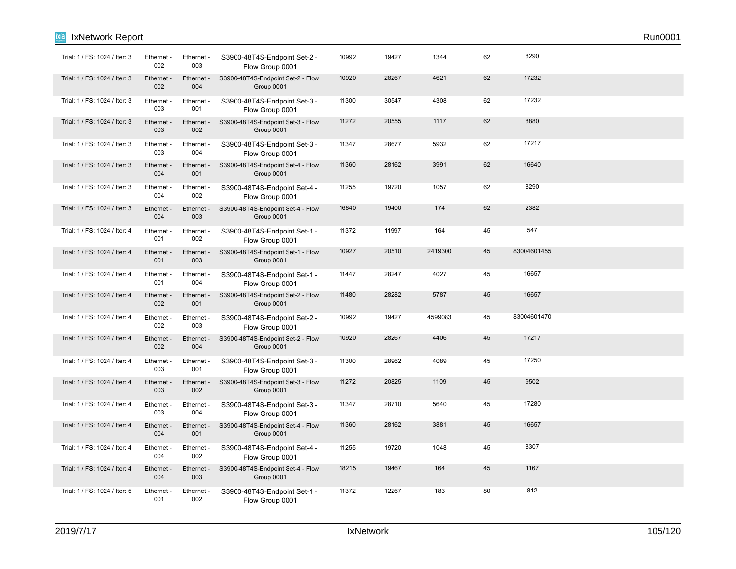| | | | | | | | | |
|---|---|---|---|---|---|---|---|---|
| Trial: 1 / FS: 1024 / Iter: 3 | Ethernet - 002 | Ethernet - 003 | S3900-48T4S-Endpoint Set-2 - Flow Group 0001 | 10992 | 19427 | 1344 | 62 | 8290 |
| Trial: 1 / FS: 1024 / Iter: 3 | Ethernet - 002 | Ethernet - 004 | S3900-48T4S-Endpoint Set-2 - Flow Group 0001 | 10920 | 28267 | 4621 | 62 | 17232 |
| Trial: 1 / FS: 1024 / Iter: 3 | Ethernet - 003 | Ethernet - 001 | S3900-48T4S-Endpoint Set-3 - Flow Group 0001 | 11300 | 30547 | 4308 | 62 | 17232 |
| Trial: 1 / FS: 1024 / Iter: 3 | Ethernet - 003 | Ethernet - 002 | S3900-48T4S-Endpoint Set-3 - Flow Group 0001 | 11272 | 20555 | 1117 | 62 | 8880 |
| Trial: 1 / FS: 1024 / Iter: 3 | Ethernet - 003 | Ethernet - 004 | S3900-48T4S-Endpoint Set-3 - Flow Group 0001 | 11347 | 28677 | 5932 | 62 | 17217 |
| Trial: 1 / FS: 1024 / Iter: 3 | Ethernet - 004 | Ethernet - 001 | S3900-48T4S-Endpoint Set-4 - Flow Group 0001 | 11360 | 28162 | 3991 | 62 | 16640 |
| Trial: 1 / FS: 1024 / Iter: 3 | Ethernet - 004 | Ethernet - 002 | S3900-48T4S-Endpoint Set-4 - Flow Group 0001 | 11255 | 19720 | 1057 | 62 | 8290 |
| Trial: 1 / FS: 1024 / Iter: 3 | Ethernet - 004 | Ethernet - 003 | S3900-48T4S-Endpoint Set-4 - Flow Group 0001 | 16840 | 19400 | 174 | 62 | 2382 |
| Trial: 1 / FS: 1024 / Iter: 4 | Ethernet - 001 | Ethernet - 002 | S3900-48T4S-Endpoint Set-1 - Flow Group 0001 | 11372 | 11997 | 164 | 45 | 547 |
| Trial: 1 / FS: 1024 / Iter: 4 | Ethernet - 001 | Ethernet - 003 | S3900-48T4S-Endpoint Set-1 - Flow Group 0001 | 10927 | 20510 | 2419300 | 45 | 83004601455 |
| Trial: 1 / FS: 1024 / Iter: 4 | Ethernet - 001 | Ethernet - 004 | S3900-48T4S-Endpoint Set-1 - Flow Group 0001 | 11447 | 28247 | 4027 | 45 | 16657 |
| Trial: 1 / FS: 1024 / Iter: 4 | Ethernet - 002 | Ethernet - 001 | S3900-48T4S-Endpoint Set-2 - Flow Group 0001 | 11480 | 28282 | 5787 | 45 | 16657 |
| Trial: 1 / FS: 1024 / Iter: 4 | Ethernet - 002 | Ethernet - 003 | S3900-48T4S-Endpoint Set-2 - Flow Group 0001 | 10992 | 19427 | 4599083 | 45 | 83004601470 |
| Trial: 1 / FS: 1024 / Iter: 4 | Ethernet - 002 | Ethernet - 004 | S3900-48T4S-Endpoint Set-2 - Flow Group 0001 | 10920 | 28267 | 4406 | 45 | 17217 |
| Trial: 1 / FS: 1024 / Iter: 4 | Ethernet - 003 | Ethernet - 001 | S3900-48T4S-Endpoint Set-3 - Flow Group 0001 | 11300 | 28962 | 4089 | 45 | 17250 |
| Trial: 1 / FS: 1024 / Iter: 4 | Ethernet - 003 | Ethernet - 002 | S3900-48T4S-Endpoint Set-3 - Flow Group 0001 | 11272 | 20825 | 1109 | 45 | 9502 |
| Trial: 1 / FS: 1024 / Iter: 4 | Ethernet - 003 | Ethernet - 004 | S3900-48T4S-Endpoint Set-3 - Flow Group 0001 | 11347 | 28710 | 5640 | 45 | 17280 |
| Trial: 1 / FS: 1024 / Iter: 4 | Ethernet - 004 | Ethernet - 001 | S3900-48T4S-Endpoint Set-4 - Flow Group 0001 | 11360 | 28162 | 3881 | 45 | 16657 |
| Trial: 1 / FS: 1024 / Iter: 4 | Ethernet - 004 | Ethernet - 002 | S3900-48T4S-Endpoint Set-4 - Flow Group 0001 | 11255 | 19720 | 1048 | 45 | 8307 |
| Trial: 1 / FS: 1024 / Iter: 4 | Ethernet - 004 | Ethernet - 003 | S3900-48T4S-Endpoint Set-4 - Flow Group 0001 | 18215 | 19467 | 164 | 45 | 1167 |
| Trial: 1 / FS: 1024 / Iter: 5 | Ethernet - 001 | Ethernet - 002 | S3900-48T4S-Endpoint Set-1 - Flow Group 0001 | 11372 | 12267 | 183 | 80 | 812 |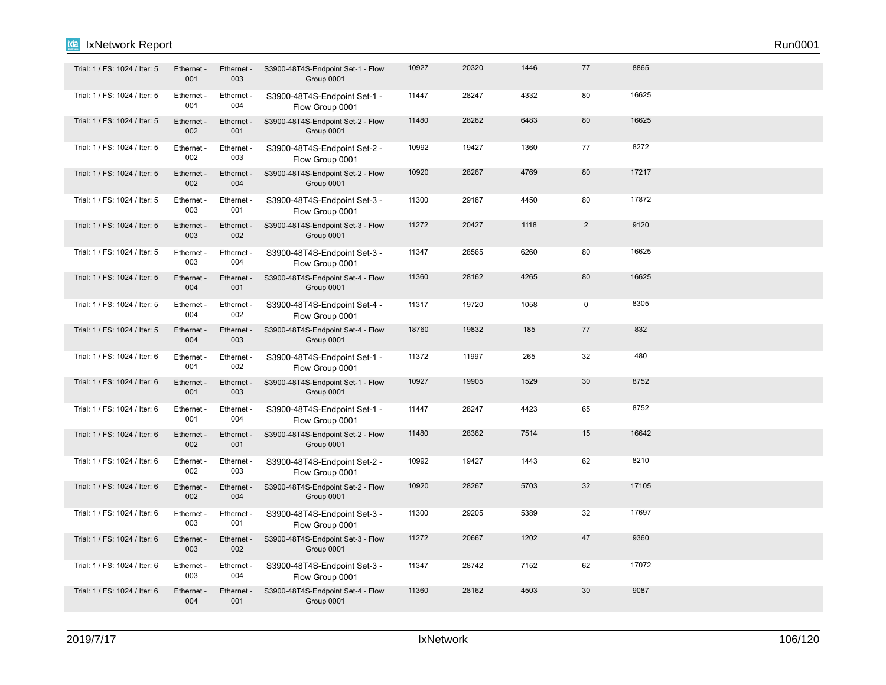| | | | | | | | | |
|---|---|---|---|---|---|---|---|---|
| Trial: 1 / FS: 1024 / Iter: 5 | Ethernet - 001 | Ethernet - 003 | S3900-48T4S-Endpoint Set-1 - Flow Group 0001 | 10927 | 20320 | 1446 | 77 | 8865 |
| Trial: 1 / FS: 1024 / Iter: 5 | Ethernet - 001 | Ethernet - 004 | S3900-48T4S-Endpoint Set-1 - Flow Group 0001 | 11447 | 28247 | 4332 | 80 | 16625 |
| Trial: 1 / FS: 1024 / Iter: 5 | Ethernet - 002 | Ethernet - 001 | S3900-48T4S-Endpoint Set-2 - Flow Group 0001 | 11480 | 28282 | 6483 | 80 | 16625 |
| Trial: 1 / FS: 1024 / Iter: 5 | Ethernet - 002 | Ethernet - 003 | S3900-48T4S-Endpoint Set-2 - Flow Group 0001 | 10992 | 19427 | 1360 | 77 | 8272 |
| Trial: 1 / FS: 1024 / Iter: 5 | Ethernet - 002 | Ethernet - 004 | S3900-48T4S-Endpoint Set-2 - Flow Group 0001 | 10920 | 28267 | 4769 | 80 | 17217 |
| Trial: 1 / FS: 1024 / Iter: 5 | Ethernet - 003 | Ethernet - 001 | S3900-48T4S-Endpoint Set-3 - Flow Group 0001 | 11300 | 29187 | 4450 | 80 | 17872 |
| Trial: 1 / FS: 1024 / Iter: 5 | Ethernet - 003 | Ethernet - 002 | S3900-48T4S-Endpoint Set-3 - Flow Group 0001 | 11272 | 20427 | 1118 | 2 | 9120 |
| Trial: 1 / FS: 1024 / Iter: 5 | Ethernet - 003 | Ethernet - 004 | S3900-48T4S-Endpoint Set-3 - Flow Group 0001 | 11347 | 28565 | 6260 | 80 | 16625 |
| Trial: 1 / FS: 1024 / Iter: 5 | Ethernet - 004 | Ethernet - 001 | S3900-48T4S-Endpoint Set-4 - Flow Group 0001 | 11360 | 28162 | 4265 | 80 | 16625 |
| Trial: 1 / FS: 1024 / Iter: 5 | Ethernet - 004 | Ethernet - 002 | S3900-48T4S-Endpoint Set-4 - Flow Group 0001 | 11317 | 19720 | 1058 | 0 | 8305 |
| Trial: 1 / FS: 1024 / Iter: 5 | Ethernet - 004 | Ethernet - 003 | S3900-48T4S-Endpoint Set-4 - Flow Group 0001 | 18760 | 19832 | 185 | 77 | 832 |
| Trial: 1 / FS: 1024 / Iter: 6 | Ethernet - 001 | Ethernet - 002 | S3900-48T4S-Endpoint Set-1 - Flow Group 0001 | 11372 | 11997 | 265 | 32 | 480 |
| Trial: 1 / FS: 1024 / Iter: 6 | Ethernet - 001 | Ethernet - 003 | S3900-48T4S-Endpoint Set-1 - Flow Group 0001 | 10927 | 19905 | 1529 | 30 | 8752 |
| Trial: 1 / FS: 1024 / Iter: 6 | Ethernet - 001 | Ethernet - 004 | S3900-48T4S-Endpoint Set-1 - Flow Group 0001 | 11447 | 28247 | 4423 | 65 | 8752 |
| Trial: 1 / FS: 1024 / Iter: 6 | Ethernet - 002 | Ethernet - 001 | S3900-48T4S-Endpoint Set-2 - Flow Group 0001 | 11480 | 28362 | 7514 | 15 | 16642 |
| Trial: 1 / FS: 1024 / Iter: 6 | Ethernet - 002 | Ethernet - 003 | S3900-48T4S-Endpoint Set-2 - Flow Group 0001 | 10992 | 19427 | 1443 | 62 | 8210 |
| Trial: 1 / FS: 1024 / Iter: 6 | Ethernet - 002 | Ethernet - 004 | S3900-48T4S-Endpoint Set-2 - Flow Group 0001 | 10920 | 28267 | 5703 | 32 | 17105 |
| Trial: 1 / FS: 1024 / Iter: 6 | Ethernet - 003 | Ethernet - 001 | S3900-48T4S-Endpoint Set-3 - Flow Group 0001 | 11300 | 29205 | 5389 | 32 | 17697 |
| Trial: 1 / FS: 1024 / Iter: 6 | Ethernet - 003 | Ethernet - 002 | S3900-48T4S-Endpoint Set-3 - Flow Group 0001 | 11272 | 20667 | 1202 | 47 | 9360 |
| Trial: 1 / FS: 1024 / Iter: 6 | Ethernet - 003 | Ethernet - 004 | S3900-48T4S-Endpoint Set-3 - Flow Group 0001 | 11347 | 28742 | 7152 | 62 | 17072 |
| Trial: 1 / FS: 1024 / Iter: 6 | Ethernet - 004 | Ethernet - 001 | S3900-48T4S-Endpoint Set-4 - Flow Group 0001 | 11360 | 28162 | 4503 | 30 | 9087 |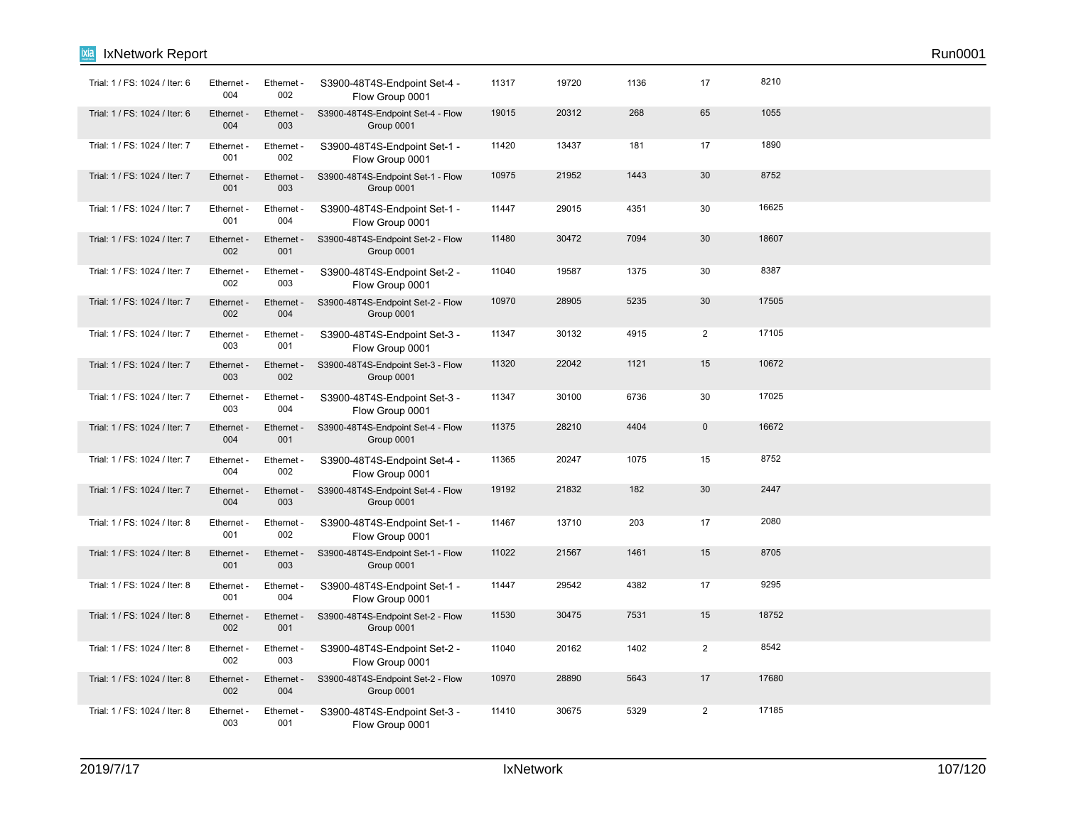| | | | | | | | | |
|---|---|---|---|---|---|---|---|---|
| Trial: 1 / FS: 1024 / Iter: 6 | Ethernet - 004 | Ethernet - 002 | S3900-48T4S-Endpoint Set-4 - Flow Group 0001 | 11317 | 19720 | 1136 | 17 | 8210 |
| Trial: 1 / FS: 1024 / Iter: 6 | Ethernet - 004 | Ethernet - 003 | S3900-48T4S-Endpoint Set-4 - Flow Group 0001 | 19015 | 20312 | 268 | 65 | 1055 |
| Trial: 1 / FS: 1024 / Iter: 7 | Ethernet - 001 | Ethernet - 002 | S3900-48T4S-Endpoint Set-1 - Flow Group 0001 | 11420 | 13437 | 181 | 17 | 1890 |
| Trial: 1 / FS: 1024 / Iter: 7 | Ethernet - 001 | Ethernet - 003 | S3900-48T4S-Endpoint Set-1 - Flow Group 0001 | 10975 | 21952 | 1443 | 30 | 8752 |
| Trial: 1 / FS: 1024 / Iter: 7 | Ethernet - 001 | Ethernet - 004 | S3900-48T4S-Endpoint Set-1 - Flow Group 0001 | 11447 | 29015 | 4351 | 30 | 16625 |
| Trial: 1 / FS: 1024 / Iter: 7 | Ethernet - 002 | Ethernet - 001 | S3900-48T4S-Endpoint Set-2 - Flow Group 0001 | 11480 | 30472 | 7094 | 30 | 18607 |
| Trial: 1 / FS: 1024 / Iter: 7 | Ethernet - 002 | Ethernet - 003 | S3900-48T4S-Endpoint Set-2 - Flow Group 0001 | 11040 | 19587 | 1375 | 30 | 8387 |
| Trial: 1 / FS: 1024 / Iter: 7 | Ethernet - 002 | Ethernet - 004 | S3900-48T4S-Endpoint Set-2 - Flow Group 0001 | 10970 | 28905 | 5235 | 30 | 17505 |
| Trial: 1 / FS: 1024 / Iter: 7 | Ethernet - 003 | Ethernet - 001 | S3900-48T4S-Endpoint Set-3 - Flow Group 0001 | 11347 | 30132 | 4915 | 2 | 17105 |
| Trial: 1 / FS: 1024 / Iter: 7 | Ethernet - 003 | Ethernet - 002 | S3900-48T4S-Endpoint Set-3 - Flow Group 0001 | 11320 | 22042 | 1121 | 15 | 10672 |
| Trial: 1 / FS: 1024 / Iter: 7 | Ethernet - 003 | Ethernet - 004 | S3900-48T4S-Endpoint Set-3 - Flow Group 0001 | 11347 | 30100 | 6736 | 30 | 17025 |
| Trial: 1 / FS: 1024 / Iter: 7 | Ethernet - 004 | Ethernet - 001 | S3900-48T4S-Endpoint Set-4 - Flow Group 0001 | 11375 | 28210 | 4404 | 0 | 16672 |
| Trial: 1 / FS: 1024 / Iter: 7 | Ethernet - 004 | Ethernet - 002 | S3900-48T4S-Endpoint Set-4 - Flow Group 0001 | 11365 | 20247 | 1075 | 15 | 8752 |
| Trial: 1 / FS: 1024 / Iter: 7 | Ethernet - 004 | Ethernet - 003 | S3900-48T4S-Endpoint Set-4 - Flow Group 0001 | 19192 | 21832 | 182 | 30 | 2447 |
| Trial: 1 / FS: 1024 / Iter: 8 | Ethernet - 001 | Ethernet - 002 | S3900-48T4S-Endpoint Set-1 - Flow Group 0001 | 11467 | 13710 | 203 | 17 | 2080 |
| Trial: 1 / FS: 1024 / Iter: 8 | Ethernet - 001 | Ethernet - 003 | S3900-48T4S-Endpoint Set-1 - Flow Group 0001 | 11022 | 21567 | 1461 | 15 | 8705 |
| Trial: 1 / FS: 1024 / Iter: 8 | Ethernet - 001 | Ethernet - 004 | S3900-48T4S-Endpoint Set-1 - Flow Group 0001 | 11447 | 29542 | 4382 | 17 | 9295 |
| Trial: 1 / FS: 1024 / Iter: 8 | Ethernet - 002 | Ethernet - 001 | S3900-48T4S-Endpoint Set-2 - Flow Group 0001 | 11530 | 30475 | 7531 | 15 | 18752 |
| Trial: 1 / FS: 1024 / Iter: 8 | Ethernet - 002 | Ethernet - 003 | S3900-48T4S-Endpoint Set-2 - Flow Group 0001 | 11040 | 20162 | 1402 | 2 | 8542 |
| Trial: 1 / FS: 1024 / Iter: 8 | Ethernet - 002 | Ethernet - 004 | S3900-48T4S-Endpoint Set-2 - Flow Group 0001 | 10970 | 28890 | 5643 | 17 | 17680 |
| Trial: 1 / FS: 1024 / Iter: 8 | Ethernet - 003 | Ethernet - 001 | S3900-48T4S-Endpoint Set-3 - Flow Group 0001 | 11410 | 30675 | 5329 | 2 | 17185 |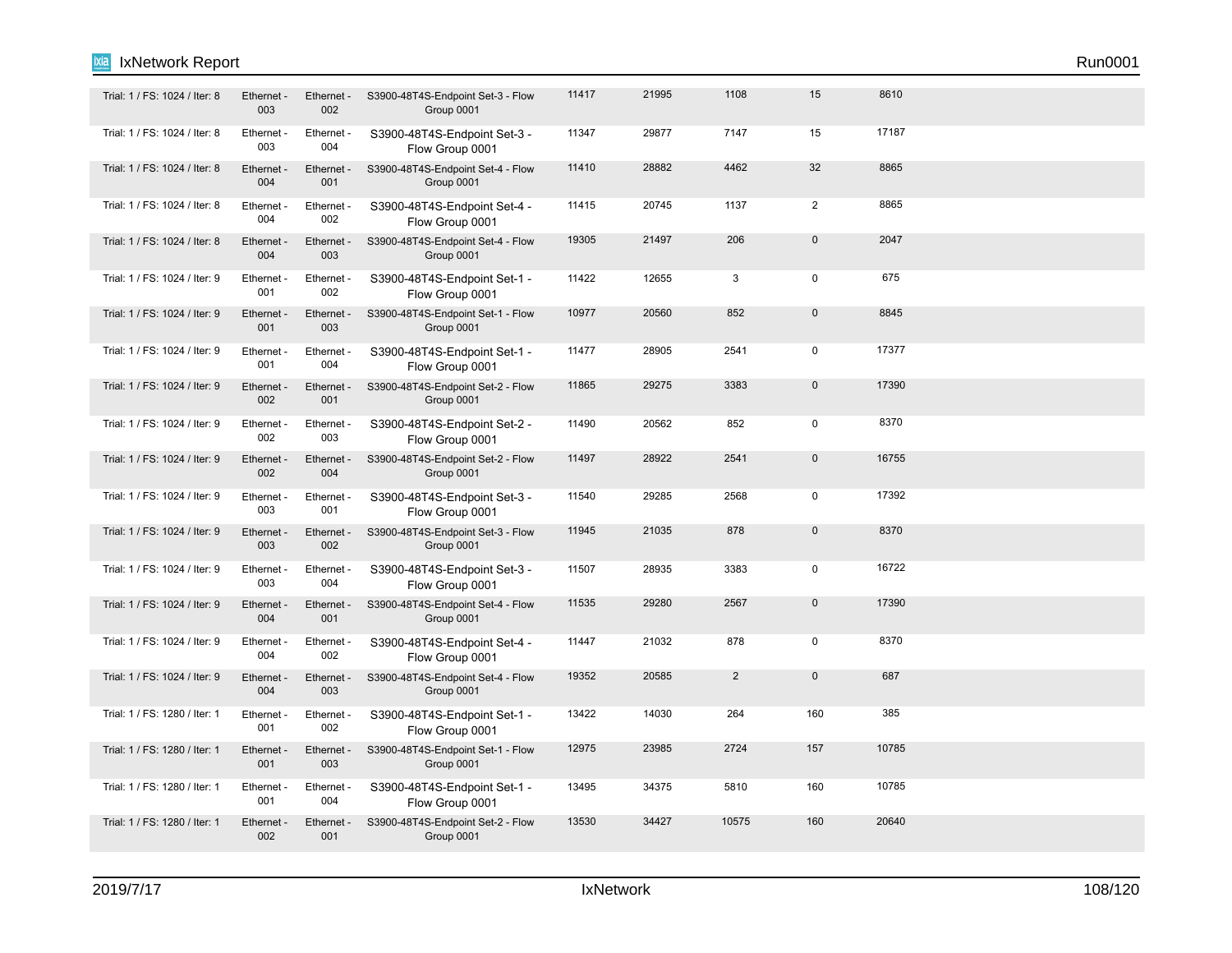| | | | | | | | | |
|---|---|---|---|---|---|---|---|---|
| Trial: 1 / FS: 1024 / Iter: 8 | Ethernet - 003 | Ethernet - 002 | S3900-48T4S-Endpoint Set-3 - Flow Group 0001 | 11417 | 21995 | 1108 | 15 | 8610 |
| Trial: 1 / FS: 1024 / Iter: 8 | Ethernet - 003 | Ethernet - 004 | S3900-48T4S-Endpoint Set-3 - Flow Group 0001 | 11347 | 29877 | 7147 | 15 | 17187 |
| Trial: 1 / FS: 1024 / Iter: 8 | Ethernet - 004 | Ethernet - 001 | S3900-48T4S-Endpoint Set-4 - Flow Group 0001 | 11410 | 28882 | 4462 | 32 | 8865 |
| Trial: 1 / FS: 1024 / Iter: 8 | Ethernet - 004 | Ethernet - 002 | S3900-48T4S-Endpoint Set-4 - Flow Group 0001 | 11415 | 20745 | 1137 | 2 | 8865 |
| Trial: 1 / FS: 1024 / Iter: 8 | Ethernet - 004 | Ethernet - 003 | S3900-48T4S-Endpoint Set-4 - Flow Group 0001 | 19305 | 21497 | 206 | 0 | 2047 |
| Trial: 1 / FS: 1024 / Iter: 9 | Ethernet - 001 | Ethernet - 002 | S3900-48T4S-Endpoint Set-1 - Flow Group 0001 | 11422 | 12655 | 3 | 0 | 675 |
| Trial: 1 / FS: 1024 / Iter: 9 | Ethernet - 001 | Ethernet - 003 | S3900-48T4S-Endpoint Set-1 - Flow Group 0001 | 10977 | 20560 | 852 | 0 | 8845 |
| Trial: 1 / FS: 1024 / Iter: 9 | Ethernet - 001 | Ethernet - 004 | S3900-48T4S-Endpoint Set-1 - Flow Group 0001 | 11477 | 28905 | 2541 | 0 | 17377 |
| Trial: 1 / FS: 1024 / Iter: 9 | Ethernet - 002 | Ethernet - 001 | S3900-48T4S-Endpoint Set-2 - Flow Group 0001 | 11865 | 29275 | 3383 | 0 | 17390 |
| Trial: 1 / FS: 1024 / Iter: 9 | Ethernet - 002 | Ethernet - 003 | S3900-48T4S-Endpoint Set-2 - Flow Group 0001 | 11490 | 20562 | 852 | 0 | 8370 |
| Trial: 1 / FS: 1024 / Iter: 9 | Ethernet - 002 | Ethernet - 004 | S3900-48T4S-Endpoint Set-2 - Flow Group 0001 | 11497 | 28922 | 2541 | 0 | 16755 |
| Trial: 1 / FS: 1024 / Iter: 9 | Ethernet - 003 | Ethernet - 001 | S3900-48T4S-Endpoint Set-3 - Flow Group 0001 | 11540 | 29285 | 2568 | 0 | 17392 |
| Trial: 1 / FS: 1024 / Iter: 9 | Ethernet - 003 | Ethernet - 002 | S3900-48T4S-Endpoint Set-3 - Flow Group 0001 | 11945 | 21035 | 878 | 0 | 8370 |
| Trial: 1 / FS: 1024 / Iter: 9 | Ethernet - 003 | Ethernet - 004 | S3900-48T4S-Endpoint Set-3 - Flow Group 0001 | 11507 | 28935 | 3383 | 0 | 16722 |
| Trial: 1 / FS: 1024 / Iter: 9 | Ethernet - 004 | Ethernet - 001 | S3900-48T4S-Endpoint Set-4 - Flow Group 0001 | 11535 | 29280 | 2567 | 0 | 17390 |
| Trial: 1 / FS: 1024 / Iter: 9 | Ethernet - 004 | Ethernet - 002 | S3900-48T4S-Endpoint Set-4 - Flow Group 0001 | 11447 | 21032 | 878 | 0 | 8370 |
| Trial: 1 / FS: 1024 / Iter: 9 | Ethernet - 004 | Ethernet - 003 | S3900-48T4S-Endpoint Set-4 - Flow Group 0001 | 19352 | 20585 | 2 | 0 | 687 |
| Trial: 1 / FS: 1280 / Iter: 1 | Ethernet - 001 | Ethernet - 002 | S3900-48T4S-Endpoint Set-1 - Flow Group 0001 | 13422 | 14030 | 264 | 160 | 385 |
| Trial: 1 / FS: 1280 / Iter: 1 | Ethernet - 001 | Ethernet - 003 | S3900-48T4S-Endpoint Set-1 - Flow Group 0001 | 12975 | 23985 | 2724 | 157 | 10785 |
| Trial: 1 / FS: 1280 / Iter: 1 | Ethernet - 001 | Ethernet - 004 | S3900-48T4S-Endpoint Set-1 - Flow Group 0001 | 13495 | 34375 | 5810 | 160 | 10785 |
| Trial: 1 / FS: 1280 / Iter: 1 | Ethernet - 002 | Ethernet - 001 | S3900-48T4S-Endpoint Set-2 - Flow Group 0001 | 13530 | 34427 | 10575 | 160 | 20640 |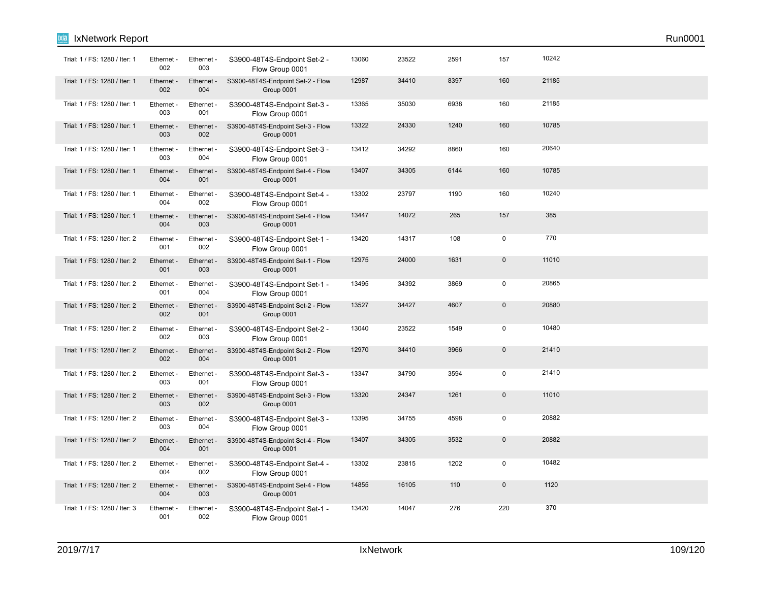| | | | | | | | | |
|---|---|---|---|---|---|---|---|---|
| Trial: 1 / FS: 1280 / Iter: 1 | Ethernet - 002 | Ethernet - 003 | S3900-48T4S-Endpoint Set-2 - Flow Group 0001 | 13060 | 23522 | 2591 | 157 | 10242 |
| Trial: 1 / FS: 1280 / Iter: 1 | Ethernet - 002 | Ethernet - 004 | S3900-48T4S-Endpoint Set-2 - Flow Group 0001 | 12987 | 34410 | 8397 | 160 | 21185 |
| Trial: 1 / FS: 1280 / Iter: 1 | Ethernet - 003 | Ethernet - 001 | S3900-48T4S-Endpoint Set-3 - Flow Group 0001 | 13365 | 35030 | 6938 | 160 | 21185 |
| Trial: 1 / FS: 1280 / Iter: 1 | Ethernet - 003 | Ethernet - 002 | S3900-48T4S-Endpoint Set-3 - Flow Group 0001 | 13322 | 24330 | 1240 | 160 | 10785 |
| Trial: 1 / FS: 1280 / Iter: 1 | Ethernet - 003 | Ethernet - 004 | S3900-48T4S-Endpoint Set-3 - Flow Group 0001 | 13412 | 34292 | 8860 | 160 | 20640 |
| Trial: 1 / FS: 1280 / Iter: 1 | Ethernet - 004 | Ethernet - 001 | S3900-48T4S-Endpoint Set-4 - Flow Group 0001 | 13407 | 34305 | 6144 | 160 | 10785 |
| Trial: 1 / FS: 1280 / Iter: 1 | Ethernet - 004 | Ethernet - 002 | S3900-48T4S-Endpoint Set-4 - Flow Group 0001 | 13302 | 23797 | 1190 | 160 | 10240 |
| Trial: 1 / FS: 1280 / Iter: 1 | Ethernet - 004 | Ethernet - 003 | S3900-48T4S-Endpoint Set-4 - Flow Group 0001 | 13447 | 14072 | 265 | 157 | 385 |
| Trial: 1 / FS: 1280 / Iter: 2 | Ethernet - 001 | Ethernet - 002 | S3900-48T4S-Endpoint Set-1 - Flow Group 0001 | 13420 | 14317 | 108 | 0 | 770 |
| Trial: 1 / FS: 1280 / Iter: 2 | Ethernet - 001 | Ethernet - 003 | S3900-48T4S-Endpoint Set-1 - Flow Group 0001 | 12975 | 24000 | 1631 | 0 | 11010 |
| Trial: 1 / FS: 1280 / Iter: 2 | Ethernet - 001 | Ethernet - 004 | S3900-48T4S-Endpoint Set-1 - Flow Group 0001 | 13495 | 34392 | 3869 | 0 | 20865 |
| Trial: 1 / FS: 1280 / Iter: 2 | Ethernet - 002 | Ethernet - 001 | S3900-48T4S-Endpoint Set-2 - Flow Group 0001 | 13527 | 34427 | 4607 | 0 | 20880 |
| Trial: 1 / FS: 1280 / Iter: 2 | Ethernet - 002 | Ethernet - 003 | S3900-48T4S-Endpoint Set-2 - Flow Group 0001 | 13040 | 23522 | 1549 | 0 | 10480 |
| Trial: 1 / FS: 1280 / Iter: 2 | Ethernet - 002 | Ethernet - 004 | S3900-48T4S-Endpoint Set-2 - Flow Group 0001 | 12970 | 34410 | 3966 | 0 | 21410 |
| Trial: 1 / FS: 1280 / Iter: 2 | Ethernet - 003 | Ethernet - 001 | S3900-48T4S-Endpoint Set-3 - Flow Group 0001 | 13347 | 34790 | 3594 | 0 | 21410 |
| Trial: 1 / FS: 1280 / Iter: 2 | Ethernet - 003 | Ethernet - 002 | S3900-48T4S-Endpoint Set-3 - Flow Group 0001 | 13320 | 24347 | 1261 | 0 | 11010 |
| Trial: 1 / FS: 1280 / Iter: 2 | Ethernet - 003 | Ethernet - 004 | S3900-48T4S-Endpoint Set-3 - Flow Group 0001 | 13395 | 34755 | 4598 | 0 | 20882 |
| Trial: 1 / FS: 1280 / Iter: 2 | Ethernet - 004 | Ethernet - 001 | S3900-48T4S-Endpoint Set-4 - Flow Group 0001 | 13407 | 34305 | 3532 | 0 | 20882 |
| Trial: 1 / FS: 1280 / Iter: 2 | Ethernet - 004 | Ethernet - 002 | S3900-48T4S-Endpoint Set-4 - Flow Group 0001 | 13302 | 23815 | 1202 | 0 | 10482 |
| Trial: 1 / FS: 1280 / Iter: 2 | Ethernet - 004 | Ethernet - 003 | S3900-48T4S-Endpoint Set-4 - Flow Group 0001 | 14855 | 16105 | 110 | 0 | 1120 |
| Trial: 1 / FS: 1280 / Iter: 3 | Ethernet - 001 | Ethernet - 002 | S3900-48T4S-Endpoint Set-1 - Flow Group 0001 | 13420 | 14047 | 276 | 220 | 370 |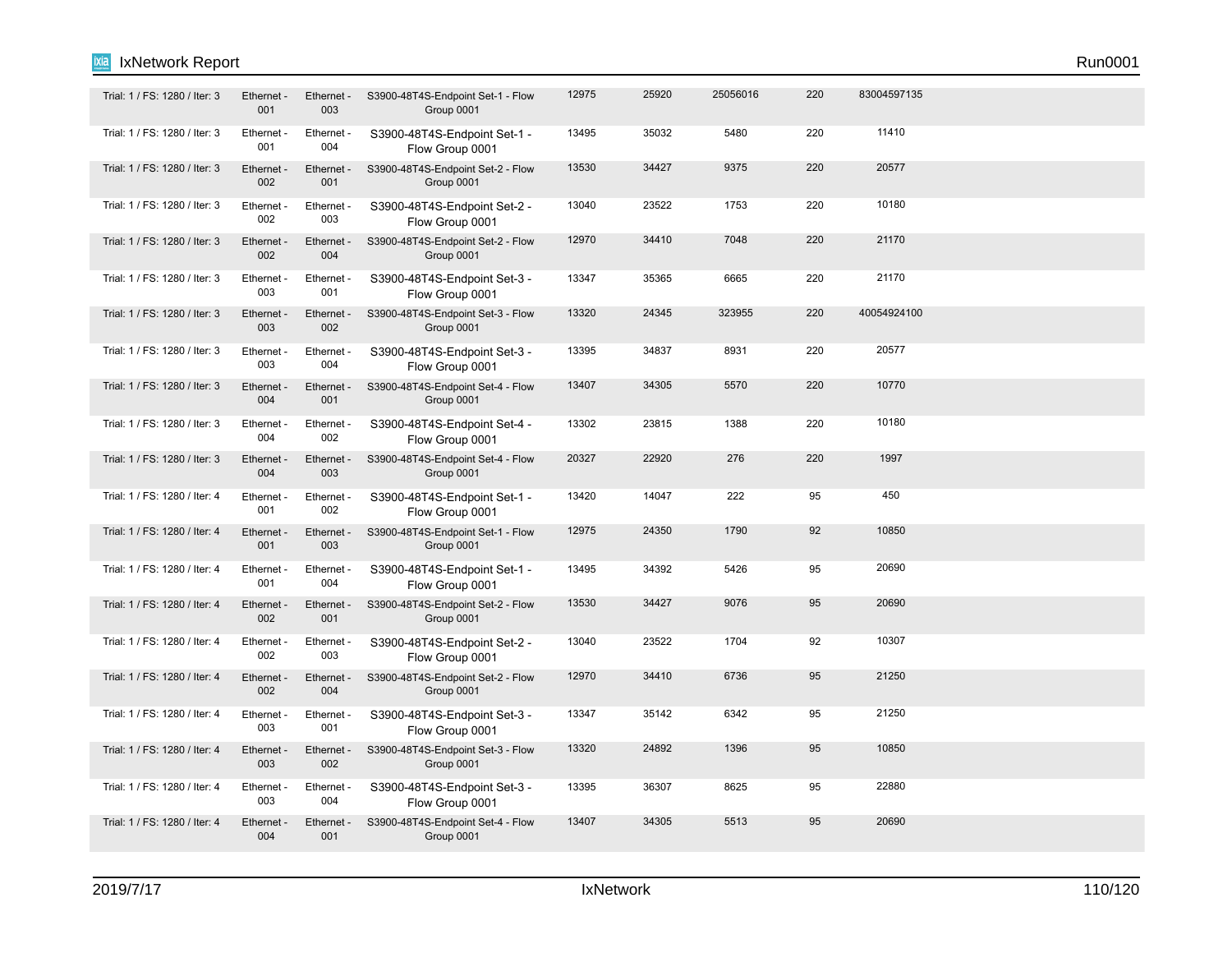| | | | | | | | | |
|---|---|---|---|---|---|---|---|---|
| Trial: 1 / FS: 1280 / Iter: 3 | Ethernet - 001 | Ethernet - 003 | S3900-48T4S-Endpoint Set-1 - Flow Group 0001 | 12975 | 25920 | 25056016 | 220 | 83004597135 |
| Trial: 1 / FS: 1280 / Iter: 3 | Ethernet - 001 | Ethernet - 004 | S3900-48T4S-Endpoint Set-1 - Flow Group 0001 | 13495 | 35032 | 5480 | 220 | 11410 |
| Trial: 1 / FS: 1280 / Iter: 3 | Ethernet - 002 | Ethernet - 001 | S3900-48T4S-Endpoint Set-2 - Flow Group 0001 | 13530 | 34427 | 9375 | 220 | 20577 |
| Trial: 1 / FS: 1280 / Iter: 3 | Ethernet - 002 | Ethernet - 003 | S3900-48T4S-Endpoint Set-2 - Flow Group 0001 | 13040 | 23522 | 1753 | 220 | 10180 |
| Trial: 1 / FS: 1280 / Iter: 3 | Ethernet - 002 | Ethernet - 004 | S3900-48T4S-Endpoint Set-2 - Flow Group 0001 | 12970 | 34410 | 7048 | 220 | 21170 |
| Trial: 1 / FS: 1280 / Iter: 3 | Ethernet - 003 | Ethernet - 001 | S3900-48T4S-Endpoint Set-3 - Flow Group 0001 | 13347 | 35365 | 6665 | 220 | 21170 |
| Trial: 1 / FS: 1280 / Iter: 3 | Ethernet - 003 | Ethernet - 002 | S3900-48T4S-Endpoint Set-3 - Flow Group 0001 | 13320 | 24345 | 323955 | 220 | 40054924100 |
| Trial: 1 / FS: 1280 / Iter: 3 | Ethernet - 003 | Ethernet - 004 | S3900-48T4S-Endpoint Set-3 - Flow Group 0001 | 13395 | 34837 | 8931 | 220 | 20577 |
| Trial: 1 / FS: 1280 / Iter: 3 | Ethernet - 004 | Ethernet - 001 | S3900-48T4S-Endpoint Set-4 - Flow Group 0001 | 13407 | 34305 | 5570 | 220 | 10770 |
| Trial: 1 / FS: 1280 / Iter: 3 | Ethernet - 004 | Ethernet - 002 | S3900-48T4S-Endpoint Set-4 - Flow Group 0001 | 13302 | 23815 | 1388 | 220 | 10180 |
| Trial: 1 / FS: 1280 / Iter: 3 | Ethernet - 004 | Ethernet - 003 | S3900-48T4S-Endpoint Set-4 - Flow Group 0001 | 20327 | 22920 | 276 | 220 | 1997 |
| Trial: 1 / FS: 1280 / Iter: 4 | Ethernet - 001 | Ethernet - 002 | S3900-48T4S-Endpoint Set-1 - Flow Group 0001 | 13420 | 14047 | 222 | 95 | 450 |
| Trial: 1 / FS: 1280 / Iter: 4 | Ethernet - 001 | Ethernet - 003 | S3900-48T4S-Endpoint Set-1 - Flow Group 0001 | 12975 | 24350 | 1790 | 92 | 10850 |
| Trial: 1 / FS: 1280 / Iter: 4 | Ethernet - 001 | Ethernet - 004 | S3900-48T4S-Endpoint Set-1 - Flow Group 0001 | 13495 | 34392 | 5426 | 95 | 20690 |
| Trial: 1 / FS: 1280 / Iter: 4 | Ethernet - 002 | Ethernet - 001 | S3900-48T4S-Endpoint Set-2 - Flow Group 0001 | 13530 | 34427 | 9076 | 95 | 20690 |
| Trial: 1 / FS: 1280 / Iter: 4 | Ethernet - 002 | Ethernet - 003 | S3900-48T4S-Endpoint Set-2 - Flow Group 0001 | 13040 | 23522 | 1704 | 92 | 10307 |
| Trial: 1 / FS: 1280 / Iter: 4 | Ethernet - 002 | Ethernet - 004 | S3900-48T4S-Endpoint Set-2 - Flow Group 0001 | 12970 | 34410 | 6736 | 95 | 21250 |
| Trial: 1 / FS: 1280 / Iter: 4 | Ethernet - 003 | Ethernet - 001 | S3900-48T4S-Endpoint Set-3 - Flow Group 0001 | 13347 | 35142 | 6342 | 95 | 21250 |
| Trial: 1 / FS: 1280 / Iter: 4 | Ethernet - 003 | Ethernet - 002 | S3900-48T4S-Endpoint Set-3 - Flow Group 0001 | 13320 | 24892 | 1396 | 95 | 10850 |
| Trial: 1 / FS: 1280 / Iter: 4 | Ethernet - 003 | Ethernet - 004 | S3900-48T4S-Endpoint Set-3 - Flow Group 0001 | 13395 | 36307 | 8625 | 95 | 22880 |
| Trial: 1 / FS: 1280 / Iter: 4 | Ethernet - 004 | Ethernet - 001 | S3900-48T4S-Endpoint Set-4 - Flow Group 0001 | 13407 | 34305 | 5513 | 95 | 20690 |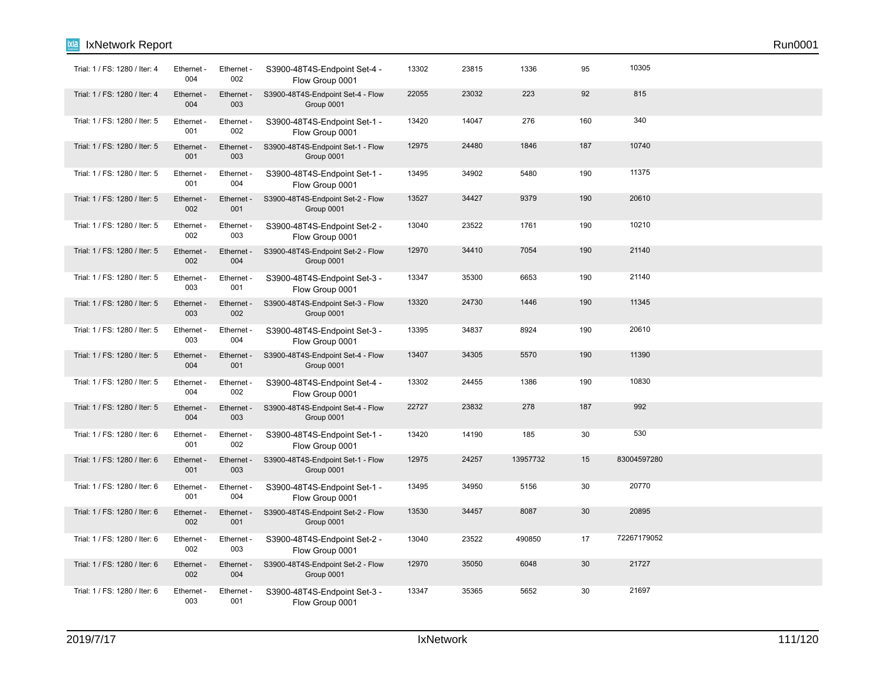| | | | | | | | | |
|---|---|---|---|---|---|---|---|---|
| Trial: 1 / FS: 1280 / Iter: 4 | Ethernet - 004 | Ethernet - 002 | S3900-48T4S-Endpoint Set-4 - Flow Group 0001 | 13302 | 23815 | 1336 | 95 | 10305 |
| Trial: 1 / FS: 1280 / Iter: 4 | Ethernet - 004 | Ethernet - 003 | S3900-48T4S-Endpoint Set-4 - Flow Group 0001 | 22055 | 23032 | 223 | 92 | 815 |
| Trial: 1 / FS: 1280 / Iter: 5 | Ethernet - 001 | Ethernet - 002 | S3900-48T4S-Endpoint Set-1 - Flow Group 0001 | 13420 | 14047 | 276 | 160 | 340 |
| Trial: 1 / FS: 1280 / Iter: 5 | Ethernet - 001 | Ethernet - 003 | S3900-48T4S-Endpoint Set-1 - Flow Group 0001 | 12975 | 24480 | 1846 | 187 | 10740 |
| Trial: 1 / FS: 1280 / Iter: 5 | Ethernet - 001 | Ethernet - 004 | S3900-48T4S-Endpoint Set-1 - Flow Group 0001 | 13495 | 34902 | 5480 | 190 | 11375 |
| Trial: 1 / FS: 1280 / Iter: 5 | Ethernet - 002 | Ethernet - 001 | S3900-48T4S-Endpoint Set-2 - Flow Group 0001 | 13527 | 34427 | 9379 | 190 | 20610 |
| Trial: 1 / FS: 1280 / Iter: 5 | Ethernet - 002 | Ethernet - 003 | S3900-48T4S-Endpoint Set-2 - Flow Group 0001 | 13040 | 23522 | 1761 | 190 | 10210 |
| Trial: 1 / FS: 1280 / Iter: 5 | Ethernet - 002 | Ethernet - 004 | S3900-48T4S-Endpoint Set-2 - Flow Group 0001 | 12970 | 34410 | 7054 | 190 | 21140 |
| Trial: 1 / FS: 1280 / Iter: 5 | Ethernet - 003 | Ethernet - 001 | S3900-48T4S-Endpoint Set-3 - Flow Group 0001 | 13347 | 35300 | 6653 | 190 | 21140 |
| Trial: 1 / FS: 1280 / Iter: 5 | Ethernet - 003 | Ethernet - 002 | S3900-48T4S-Endpoint Set-3 - Flow Group 0001 | 13320 | 24730 | 1446 | 190 | 11345 |
| Trial: 1 / FS: 1280 / Iter: 5 | Ethernet - 003 | Ethernet - 004 | S3900-48T4S-Endpoint Set-3 - Flow Group 0001 | 13395 | 34837 | 8924 | 190 | 20610 |
| Trial: 1 / FS: 1280 / Iter: 5 | Ethernet - 004 | Ethernet - 001 | S3900-48T4S-Endpoint Set-4 - Flow Group 0001 | 13407 | 34305 | 5570 | 190 | 11390 |
| Trial: 1 / FS: 1280 / Iter: 5 | Ethernet - 004 | Ethernet - 002 | S3900-48T4S-Endpoint Set-4 - Flow Group 0001 | 13302 | 24455 | 1386 | 190 | 10830 |
| Trial: 1 / FS: 1280 / Iter: 5 | Ethernet - 004 | Ethernet - 003 | S3900-48T4S-Endpoint Set-4 - Flow Group 0001 | 22727 | 23832 | 278 | 187 | 992 |
| Trial: 1 / FS: 1280 / Iter: 6 | Ethernet - 001 | Ethernet - 002 | S3900-48T4S-Endpoint Set-1 - Flow Group 0001 | 13420 | 14190 | 185 | 30 | 530 |
| Trial: 1 / FS: 1280 / Iter: 6 | Ethernet - 001 | Ethernet - 003 | S3900-48T4S-Endpoint Set-1 - Flow Group 0001 | 12975 | 24257 | 13957732 | 15 | 83004597280 |
| Trial: 1 / FS: 1280 / Iter: 6 | Ethernet - 001 | Ethernet - 004 | S3900-48T4S-Endpoint Set-1 - Flow Group 0001 | 13495 | 34950 | 5156 | 30 | 20770 |
| Trial: 1 / FS: 1280 / Iter: 6 | Ethernet - 002 | Ethernet - 001 | S3900-48T4S-Endpoint Set-2 - Flow Group 0001 | 13530 | 34457 | 8087 | 30 | 20895 |
| Trial: 1 / FS: 1280 / Iter: 6 | Ethernet - 002 | Ethernet - 003 | S3900-48T4S-Endpoint Set-2 - Flow Group 0001 | 13040 | 23522 | 490850 | 17 | 72267179052 |
| Trial: 1 / FS: 1280 / Iter: 6 | Ethernet - 002 | Ethernet - 004 | S3900-48T4S-Endpoint Set-2 - Flow Group 0001 | 12970 | 35050 | 6048 | 30 | 21727 |
| Trial: 1 / FS: 1280 / Iter: 6 | Ethernet - 003 | Ethernet - 001 | S3900-48T4S-Endpoint Set-3 - Flow Group 0001 | 13347 | 35365 | 5652 | 30 | 21697 |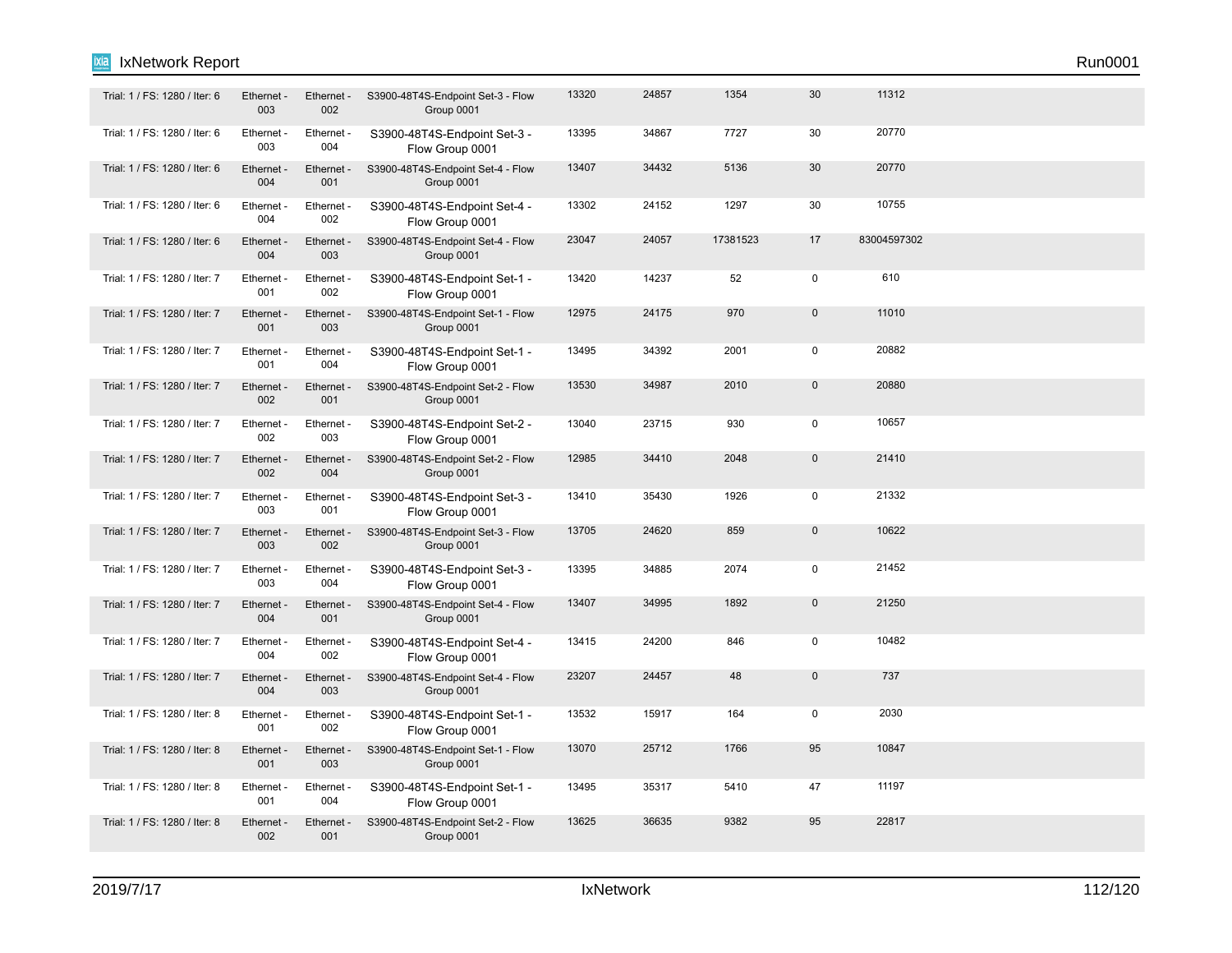| | | | | | | | | |
|---|---|---|---|---|---|---|---|---|
| Trial: 1 / FS: 1280 / Iter: 6 | Ethernet - 003 | Ethernet - 002 | S3900-48T4S-Endpoint Set-3 - Flow Group 0001 | 13320 | 24857 | 1354 | 30 | 11312 |
| Trial: 1 / FS: 1280 / Iter: 6 | Ethernet - 003 | Ethernet - 004 | S3900-48T4S-Endpoint Set-3 - Flow Group 0001 | 13395 | 34867 | 7727 | 30 | 20770 |
| Trial: 1 / FS: 1280 / Iter: 6 | Ethernet - 004 | Ethernet - 001 | S3900-48T4S-Endpoint Set-4 - Flow Group 0001 | 13407 | 34432 | 5136 | 30 | 20770 |
| Trial: 1 / FS: 1280 / Iter: 6 | Ethernet - 004 | Ethernet - 002 | S3900-48T4S-Endpoint Set-4 - Flow Group 0001 | 13302 | 24152 | 1297 | 30 | 10755 |
| Trial: 1 / FS: 1280 / Iter: 6 | Ethernet - 004 | Ethernet - 003 | S3900-48T4S-Endpoint Set-4 - Flow Group 0001 | 23047 | 24057 | 17381523 | 17 | 83004597302 |
| Trial: 1 / FS: 1280 / Iter: 7 | Ethernet - 001 | Ethernet - 002 | S3900-48T4S-Endpoint Set-1 - Flow Group 0001 | 13420 | 14237 | 52 | 0 | 610 |
| Trial: 1 / FS: 1280 / Iter: 7 | Ethernet - 001 | Ethernet - 003 | S3900-48T4S-Endpoint Set-1 - Flow Group 0001 | 12975 | 24175 | 970 | 0 | 11010 |
| Trial: 1 / FS: 1280 / Iter: 7 | Ethernet - 001 | Ethernet - 004 | S3900-48T4S-Endpoint Set-1 - Flow Group 0001 | 13495 | 34392 | 2001 | 0 | 20882 |
| Trial: 1 / FS: 1280 / Iter: 7 | Ethernet - 002 | Ethernet - 001 | S3900-48T4S-Endpoint Set-2 - Flow Group 0001 | 13530 | 34987 | 2010 | 0 | 20880 |
| Trial: 1 / FS: 1280 / Iter: 7 | Ethernet - 002 | Ethernet - 003 | S3900-48T4S-Endpoint Set-2 - Flow Group 0001 | 13040 | 23715 | 930 | 0 | 10657 |
| Trial: 1 / FS: 1280 / Iter: 7 | Ethernet - 002 | Ethernet - 004 | S3900-48T4S-Endpoint Set-2 - Flow Group 0001 | 12985 | 34410 | 2048 | 0 | 21410 |
| Trial: 1 / FS: 1280 / Iter: 7 | Ethernet - 003 | Ethernet - 001 | S3900-48T4S-Endpoint Set-3 - Flow Group 0001 | 13410 | 35430 | 1926 | 0 | 21332 |
| Trial: 1 / FS: 1280 / Iter: 7 | Ethernet - 003 | Ethernet - 002 | S3900-48T4S-Endpoint Set-3 - Flow Group 0001 | 13705 | 24620 | 859 | 0 | 10622 |
| Trial: 1 / FS: 1280 / Iter: 7 | Ethernet - 003 | Ethernet - 004 | S3900-48T4S-Endpoint Set-3 - Flow Group 0001 | 13395 | 34885 | 2074 | 0 | 21452 |
| Trial: 1 / FS: 1280 / Iter: 7 | Ethernet - 004 | Ethernet - 001 | S3900-48T4S-Endpoint Set-4 - Flow Group 0001 | 13407 | 34995 | 1892 | 0 | 21250 |
| Trial: 1 / FS: 1280 / Iter: 7 | Ethernet - 004 | Ethernet - 002 | S3900-48T4S-Endpoint Set-4 - Flow Group 0001 | 13415 | 24200 | 846 | 0 | 10482 |
| Trial: 1 / FS: 1280 / Iter: 7 | Ethernet - 004 | Ethernet - 003 | S3900-48T4S-Endpoint Set-4 - Flow Group 0001 | 23207 | 24457 | 48 | 0 | 737 |
| Trial: 1 / FS: 1280 / Iter: 8 | Ethernet - 001 | Ethernet - 002 | S3900-48T4S-Endpoint Set-1 - Flow Group 0001 | 13532 | 15917 | 164 | 0 | 2030 |
| Trial: 1 / FS: 1280 / Iter: 8 | Ethernet - 001 | Ethernet - 003 | S3900-48T4S-Endpoint Set-1 - Flow Group 0001 | 13070 | 25712 | 1766 | 95 | 10847 |
| Trial: 1 / FS: 1280 / Iter: 8 | Ethernet - 001 | Ethernet - 004 | S3900-48T4S-Endpoint Set-1 - Flow Group 0001 | 13495 | 35317 | 5410 | 47 | 11197 |
| Trial: 1 / FS: 1280 / Iter: 8 | Ethernet - 002 | Ethernet - 001 | S3900-48T4S-Endpoint Set-2 - Flow Group 0001 | 13625 | 36635 | 9382 | 95 | 22817 |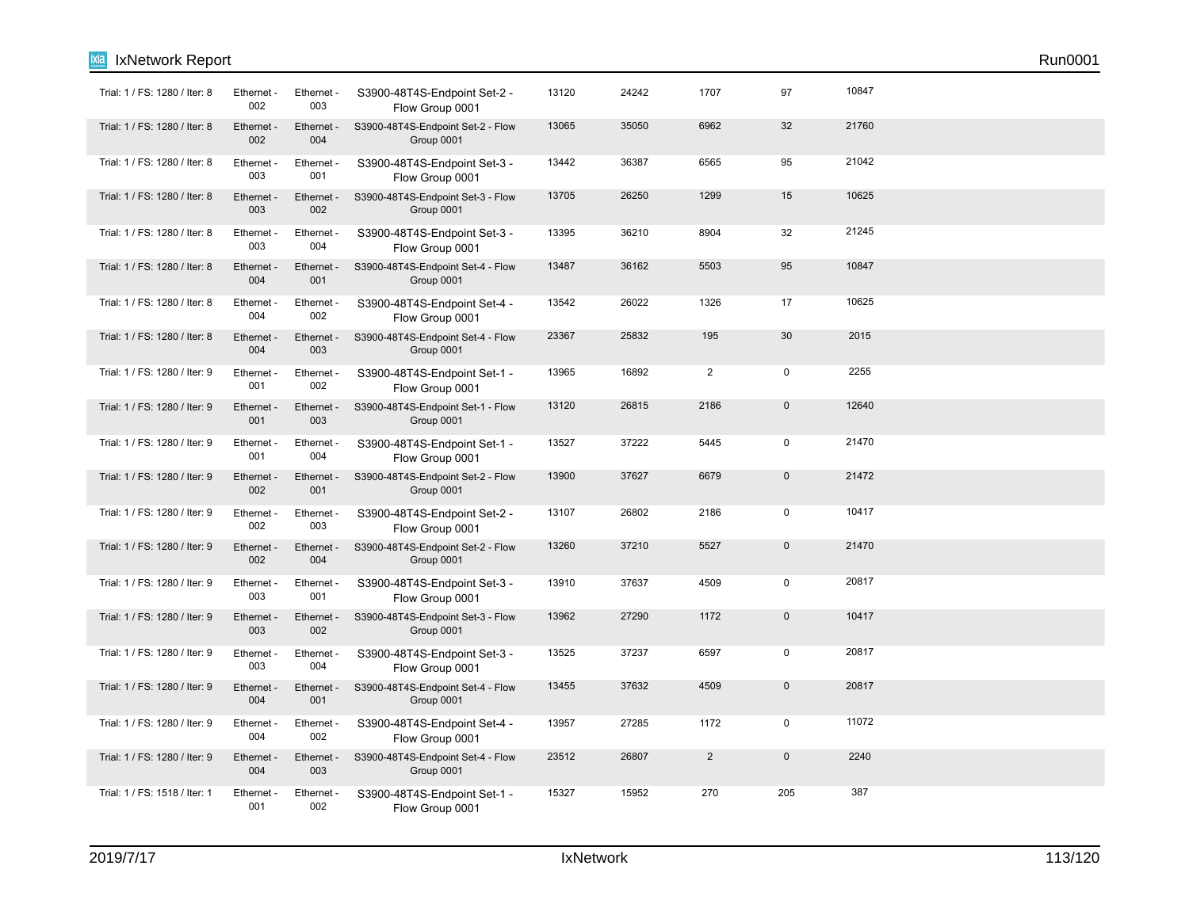| | | | | | | | | |
|---|---|---|---|---|---|---|---|---|
| Trial: 1 / FS: 1280 / Iter: 8 | Ethernet - 002 | Ethernet - 003 | S3900-48T4S-Endpoint Set-2 - Flow Group 0001 | 13120 | 24242 | 1707 | 97 | 10847 |
| Trial: 1 / FS: 1280 / Iter: 8 | Ethernet - 002 | Ethernet - 004 | S3900-48T4S-Endpoint Set-2 - Flow Group 0001 | 13065 | 35050 | 6962 | 32 | 21760 |
| Trial: 1 / FS: 1280 / Iter: 8 | Ethernet - 003 | Ethernet - 001 | S3900-48T4S-Endpoint Set-3 - Flow Group 0001 | 13442 | 36387 | 6565 | 95 | 21042 |
| Trial: 1 / FS: 1280 / Iter: 8 | Ethernet - 003 | Ethernet - 002 | S3900-48T4S-Endpoint Set-3 - Flow Group 0001 | 13705 | 26250 | 1299 | 15 | 10625 |
| Trial: 1 / FS: 1280 / Iter: 8 | Ethernet - 003 | Ethernet - 004 | S3900-48T4S-Endpoint Set-3 - Flow Group 0001 | 13395 | 36210 | 8904 | 32 | 21245 |
| Trial: 1 / FS: 1280 / Iter: 8 | Ethernet - 004 | Ethernet - 001 | S3900-48T4S-Endpoint Set-4 - Flow Group 0001 | 13487 | 36162 | 5503 | 95 | 10847 |
| Trial: 1 / FS: 1280 / Iter: 8 | Ethernet - 004 | Ethernet - 002 | S3900-48T4S-Endpoint Set-4 - Flow Group 0001 | 13542 | 26022 | 1326 | 17 | 10625 |
| Trial: 1 / FS: 1280 / Iter: 8 | Ethernet - 004 | Ethernet - 003 | S3900-48T4S-Endpoint Set-4 - Flow Group 0001 | 23367 | 25832 | 195 | 30 | 2015 |
| Trial: 1 / FS: 1280 / Iter: 9 | Ethernet - 001 | Ethernet - 002 | S3900-48T4S-Endpoint Set-1 - Flow Group 0001 | 13965 | 16892 | 2 | 0 | 2255 |
| Trial: 1 / FS: 1280 / Iter: 9 | Ethernet - 001 | Ethernet - 003 | S3900-48T4S-Endpoint Set-1 - Flow Group 0001 | 13120 | 26815 | 2186 | 0 | 12640 |
| Trial: 1 / FS: 1280 / Iter: 9 | Ethernet - 001 | Ethernet - 004 | S3900-48T4S-Endpoint Set-1 - Flow Group 0001 | 13527 | 37222 | 5445 | 0 | 21470 |
| Trial: 1 / FS: 1280 / Iter: 9 | Ethernet - 002 | Ethernet - 001 | S3900-48T4S-Endpoint Set-2 - Flow Group 0001 | 13900 | 37627 | 6679 | 0 | 21472 |
| Trial: 1 / FS: 1280 / Iter: 9 | Ethernet - 002 | Ethernet - 003 | S3900-48T4S-Endpoint Set-2 - Flow Group 0001 | 13107 | 26802 | 2186 | 0 | 10417 |
| Trial: 1 / FS: 1280 / Iter: 9 | Ethernet - 002 | Ethernet - 004 | S3900-48T4S-Endpoint Set-2 - Flow Group 0001 | 13260 | 37210 | 5527 | 0 | 21470 |
| Trial: 1 / FS: 1280 / Iter: 9 | Ethernet - 003 | Ethernet - 001 | S3900-48T4S-Endpoint Set-3 - Flow Group 0001 | 13910 | 37637 | 4509 | 0 | 20817 |
| Trial: 1 / FS: 1280 / Iter: 9 | Ethernet - 003 | Ethernet - 002 | S3900-48T4S-Endpoint Set-3 - Flow Group 0001 | 13962 | 27290 | 1172 | 0 | 10417 |
| Trial: 1 / FS: 1280 / Iter: 9 | Ethernet - 003 | Ethernet - 004 | S3900-48T4S-Endpoint Set-3 - Flow Group 0001 | 13525 | 37237 | 6597 | 0 | 20817 |
| Trial: 1 / FS: 1280 / Iter: 9 | Ethernet - 004 | Ethernet - 001 | S3900-48T4S-Endpoint Set-4 - Flow Group 0001 | 13455 | 37632 | 4509 | 0 | 20817 |
| Trial: 1 / FS: 1280 / Iter: 9 | Ethernet - 004 | Ethernet - 002 | S3900-48T4S-Endpoint Set-4 - Flow Group 0001 | 13957 | 27285 | 1172 | 0 | 11072 |
| Trial: 1 / FS: 1280 / Iter: 9 | Ethernet - 004 | Ethernet - 003 | S3900-48T4S-Endpoint Set-4 - Flow Group 0001 | 23512 | 26807 | 2 | 0 | 2240 |
| Trial: 1 / FS: 1518 / Iter: 1 | Ethernet - 001 | Ethernet - 002 | S3900-48T4S-Endpoint Set-1 - Flow Group 0001 | 15327 | 15952 | 270 | 205 | 387 |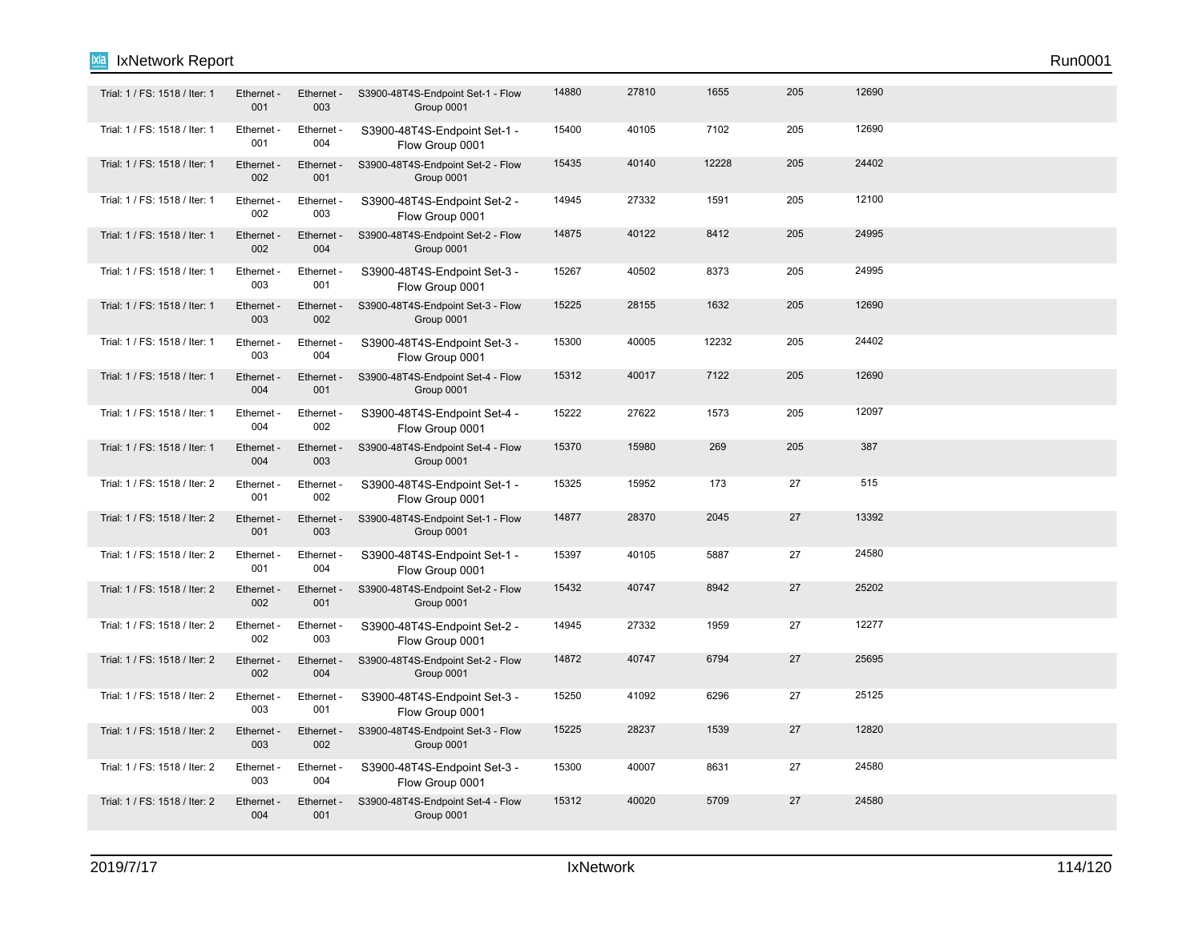| | | | | | | | | |
|---|---|---|---|---|---|---|---|---|
| Trial: 1 / FS: 1518 / Iter: 1 | Ethernet - 001 | Ethernet - 003 | S3900-48T4S-Endpoint Set-1 - Flow Group 0001 | 14880 | 27810 | 1655 | 205 | 12690 |
| Trial: 1 / FS: 1518 / Iter: 1 | Ethernet - 001 | Ethernet - 004 | S3900-48T4S-Endpoint Set-1 - Flow Group 0001 | 15400 | 40105 | 7102 | 205 | 12690 |
| Trial: 1 / FS: 1518 / Iter: 1 | Ethernet - 002 | Ethernet - 001 | S3900-48T4S-Endpoint Set-2 - Flow Group 0001 | 15435 | 40140 | 12228 | 205 | 24402 |
| Trial: 1 / FS: 1518 / Iter: 1 | Ethernet - 002 | Ethernet - 003 | S3900-48T4S-Endpoint Set-2 - Flow Group 0001 | 14945 | 27332 | 1591 | 205 | 12100 |
| Trial: 1 / FS: 1518 / Iter: 1 | Ethernet - 002 | Ethernet - 004 | S3900-48T4S-Endpoint Set-2 - Flow Group 0001 | 14875 | 40122 | 8412 | 205 | 24995 |
| Trial: 1 / FS: 1518 / Iter: 1 | Ethernet - 003 | Ethernet - 001 | S3900-48T4S-Endpoint Set-3 - Flow Group 0001 | 15267 | 40502 | 8373 | 205 | 24995 |
| Trial: 1 / FS: 1518 / Iter: 1 | Ethernet - 003 | Ethernet - 002 | S3900-48T4S-Endpoint Set-3 - Flow Group 0001 | 15225 | 28155 | 1632 | 205 | 12690 |
| Trial: 1 / FS: 1518 / Iter: 1 | Ethernet - 003 | Ethernet - 004 | S3900-48T4S-Endpoint Set-3 - Flow Group 0001 | 15300 | 40005 | 12232 | 205 | 24402 |
| Trial: 1 / FS: 1518 / Iter: 1 | Ethernet - 004 | Ethernet - 001 | S3900-48T4S-Endpoint Set-4 - Flow Group 0001 | 15312 | 40017 | 7122 | 205 | 12690 |
| Trial: 1 / FS: 1518 / Iter: 1 | Ethernet - 004 | Ethernet - 002 | S3900-48T4S-Endpoint Set-4 - Flow Group 0001 | 15222 | 27622 | 1573 | 205 | 12097 |
| Trial: 1 / FS: 1518 / Iter: 1 | Ethernet - 004 | Ethernet - 003 | S3900-48T4S-Endpoint Set-4 - Flow Group 0001 | 15370 | 15980 | 269 | 205 | 387 |
| Trial: 1 / FS: 1518 / Iter: 2 | Ethernet - 001 | Ethernet - 002 | S3900-48T4S-Endpoint Set-1 - Flow Group 0001 | 15325 | 15952 | 173 | 27 | 515 |
| Trial: 1 / FS: 1518 / Iter: 2 | Ethernet - 001 | Ethernet - 003 | S3900-48T4S-Endpoint Set-1 - Flow Group 0001 | 14877 | 28370 | 2045 | 27 | 13392 |
| Trial: 1 / FS: 1518 / Iter: 2 | Ethernet - 001 | Ethernet - 004 | S3900-48T4S-Endpoint Set-1 - Flow Group 0001 | 15397 | 40105 | 5887 | 27 | 24580 |
| Trial: 1 / FS: 1518 / Iter: 2 | Ethernet - 002 | Ethernet - 001 | S3900-48T4S-Endpoint Set-2 - Flow Group 0001 | 15432 | 40747 | 8942 | 27 | 25202 |
| Trial: 1 / FS: 1518 / Iter: 2 | Ethernet - 002 | Ethernet - 003 | S3900-48T4S-Endpoint Set-2 - Flow Group 0001 | 14945 | 27332 | 1959 | 27 | 12277 |
| Trial: 1 / FS: 1518 / Iter: 2 | Ethernet - 002 | Ethernet - 004 | S3900-48T4S-Endpoint Set-2 - Flow Group 0001 | 14872 | 40747 | 6794 | 27 | 25695 |
| Trial: 1 / FS: 1518 / Iter: 2 | Ethernet - 003 | Ethernet - 001 | S3900-48T4S-Endpoint Set-3 - Flow Group 0001 | 15250 | 41092 | 6296 | 27 | 25125 |
| Trial: 1 / FS: 1518 / Iter: 2 | Ethernet - 003 | Ethernet - 002 | S3900-48T4S-Endpoint Set-3 - Flow Group 0001 | 15225 | 28237 | 1539 | 27 | 12820 |
| Trial: 1 / FS: 1518 / Iter: 2 | Ethernet - 003 | Ethernet - 004 | S3900-48T4S-Endpoint Set-3 - Flow Group 0001 | 15300 | 40007 | 8631 | 27 | 24580 |
| Trial: 1 / FS: 1518 / Iter: 2 | Ethernet - 004 | Ethernet - 001 | S3900-48T4S-Endpoint Set-4 - Flow Group 0001 | 15312 | 40020 | 5709 | 27 | 24580 |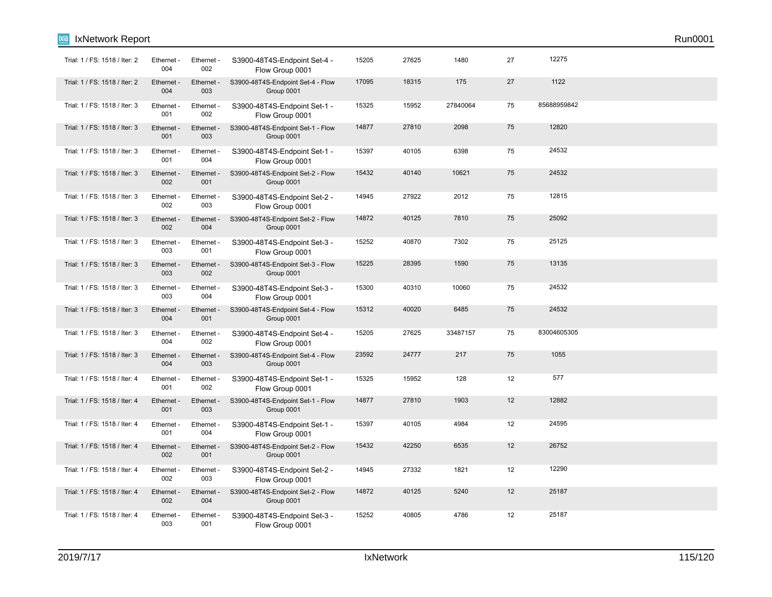| | | | | | | | | |
|---|---|---|---|---|---|---|---|---|
| Trial: 1 / FS: 1518 / Iter: 2 | Ethernet - 004 | Ethernet - 002 | S3900-48T4S-Endpoint Set-4 - Flow Group 0001 | 15205 | 27625 | 1480 | 27 | 12275 |
| Trial: 1 / FS: 1518 / Iter: 2 | Ethernet - 004 | Ethernet - 003 | S3900-48T4S-Endpoint Set-4 - Flow Group 0001 | 17095 | 18315 | 175 | 27 | 1122 |
| Trial: 1 / FS: 1518 / Iter: 3 | Ethernet - 001 | Ethernet - 002 | S3900-48T4S-Endpoint Set-1 - Flow Group 0001 | 15325 | 15952 | 27840064 | 75 | 85688959842 |
| Trial: 1 / FS: 1518 / Iter: 3 | Ethernet - 001 | Ethernet - 003 | S3900-48T4S-Endpoint Set-1 - Flow Group 0001 | 14877 | 27810 | 2098 | 75 | 12820 |
| Trial: 1 / FS: 1518 / Iter: 3 | Ethernet - 001 | Ethernet - 004 | S3900-48T4S-Endpoint Set-1 - Flow Group 0001 | 15397 | 40105 | 6398 | 75 | 24532 |
| Trial: 1 / FS: 1518 / Iter: 3 | Ethernet - 002 | Ethernet - 001 | S3900-48T4S-Endpoint Set-2 - Flow Group 0001 | 15432 | 40140 | 10621 | 75 | 24532 |
| Trial: 1 / FS: 1518 / Iter: 3 | Ethernet - 002 | Ethernet - 003 | S3900-48T4S-Endpoint Set-2 - Flow Group 0001 | 14945 | 27922 | 2012 | 75 | 12815 |
| Trial: 1 / FS: 1518 / Iter: 3 | Ethernet - 002 | Ethernet - 004 | S3900-48T4S-Endpoint Set-2 - Flow Group 0001 | 14872 | 40125 | 7810 | 75 | 25092 |
| Trial: 1 / FS: 1518 / Iter: 3 | Ethernet - 003 | Ethernet - 001 | S3900-48T4S-Endpoint Set-3 - Flow Group 0001 | 15252 | 40870 | 7302 | 75 | 25125 |
| Trial: 1 / FS: 1518 / Iter: 3 | Ethernet - 003 | Ethernet - 002 | S3900-48T4S-Endpoint Set-3 - Flow Group 0001 | 15225 | 28395 | 1590 | 75 | 13135 |
| Trial: 1 / FS: 1518 / Iter: 3 | Ethernet - 003 | Ethernet - 004 | S3900-48T4S-Endpoint Set-3 - Flow Group 0001 | 15300 | 40310 | 10060 | 75 | 24532 |
| Trial: 1 / FS: 1518 / Iter: 3 | Ethernet - 004 | Ethernet - 001 | S3900-48T4S-Endpoint Set-4 - Flow Group 0001 | 15312 | 40020 | 6485 | 75 | 24532 |
| Trial: 1 / FS: 1518 / Iter: 3 | Ethernet - 004 | Ethernet - 002 | S3900-48T4S-Endpoint Set-4 - Flow Group 0001 | 15205 | 27625 | 33487157 | 75 | 83004605305 |
| Trial: 1 / FS: 1518 / Iter: 3 | Ethernet - 004 | Ethernet - 003 | S3900-48T4S-Endpoint Set-4 - Flow Group 0001 | 23592 | 24777 | 217 | 75 | 1055 |
| Trial: 1 / FS: 1518 / Iter: 4 | Ethernet - 001 | Ethernet - 002 | S3900-48T4S-Endpoint Set-1 - Flow Group 0001 | 15325 | 15952 | 128 | 12 | 577 |
| Trial: 1 / FS: 1518 / Iter: 4 | Ethernet - 001 | Ethernet - 003 | S3900-48T4S-Endpoint Set-1 - Flow Group 0001 | 14877 | 27810 | 1903 | 12 | 12882 |
| Trial: 1 / FS: 1518 / Iter: 4 | Ethernet - 001 | Ethernet - 004 | S3900-48T4S-Endpoint Set-1 - Flow Group 0001 | 15397 | 40105 | 4984 | 12 | 24595 |
| Trial: 1 / FS: 1518 / Iter: 4 | Ethernet - 002 | Ethernet - 001 | S3900-48T4S-Endpoint Set-2 - Flow Group 0001 | 15432 | 42250 | 6535 | 12 | 26752 |
| Trial: 1 / FS: 1518 / Iter: 4 | Ethernet - 002 | Ethernet - 003 | S3900-48T4S-Endpoint Set-2 - Flow Group 0001 | 14945 | 27332 | 1821 | 12 | 12290 |
| Trial: 1 / FS: 1518 / Iter: 4 | Ethernet - 002 | Ethernet - 004 | S3900-48T4S-Endpoint Set-2 - Flow Group 0001 | 14872 | 40125 | 5240 | 12 | 25187 |
| Trial: 1 / FS: 1518 / Iter: 4 | Ethernet - 003 | Ethernet - 001 | S3900-48T4S-Endpoint Set-3 - Flow Group 0001 | 15252 | 40805 | 4786 | 12 | 25187 |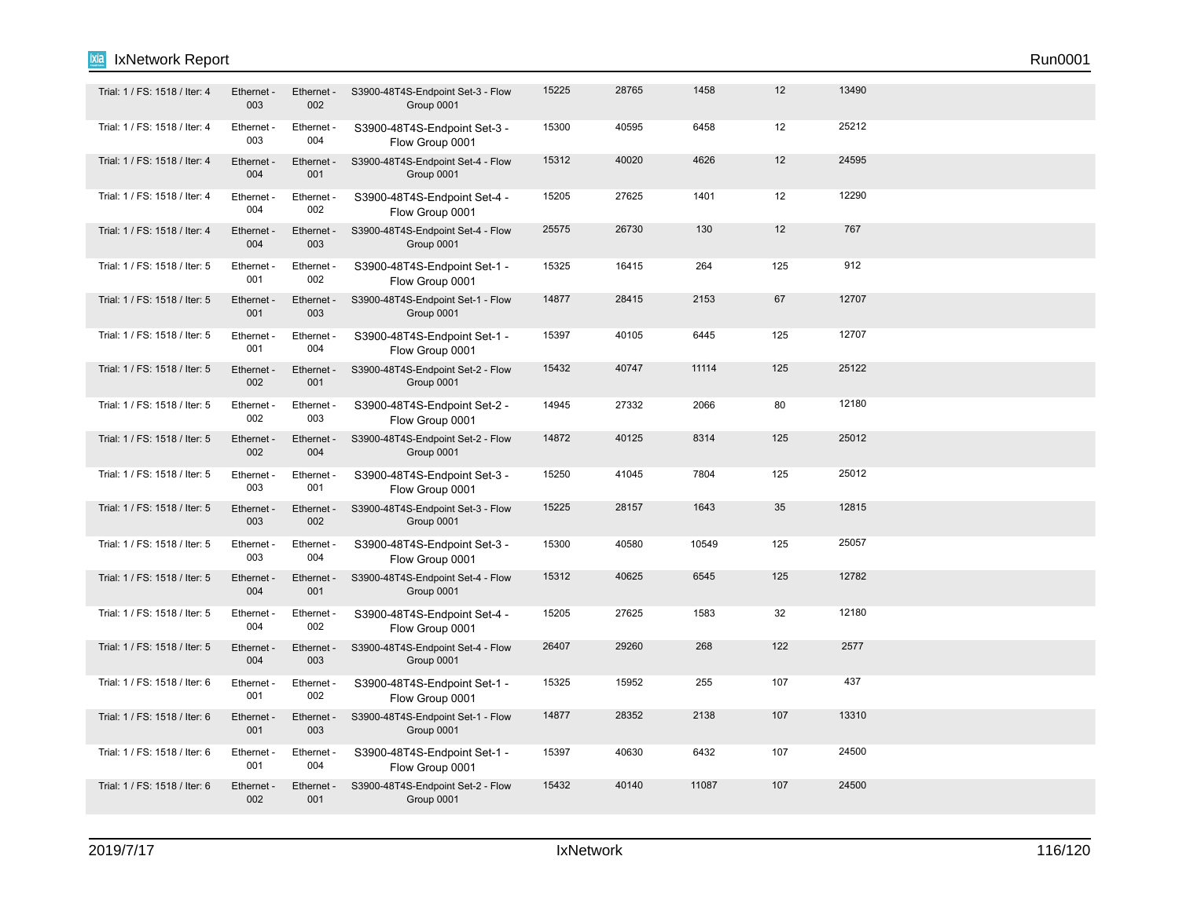| | | | | | | | | |
|---|---|---|---|---|---|---|---|---|
| Trial: 1 / FS: 1518 / Iter: 4 | Ethernet - 003 | Ethernet - 002 | S3900-48T4S-Endpoint Set-3 - Flow Group 0001 | 15225 | 28765 | 1458 | 12 | 13490 |
| Trial: 1 / FS: 1518 / Iter: 4 | Ethernet - 003 | Ethernet - 004 | S3900-48T4S-Endpoint Set-3 - Flow Group 0001 | 15300 | 40595 | 6458 | 12 | 25212 |
| Trial: 1 / FS: 1518 / Iter: 4 | Ethernet - 004 | Ethernet - 001 | S3900-48T4S-Endpoint Set-4 - Flow Group 0001 | 15312 | 40020 | 4626 | 12 | 24595 |
| Trial: 1 / FS: 1518 / Iter: 4 | Ethernet - 004 | Ethernet - 002 | S3900-48T4S-Endpoint Set-4 - Flow Group 0001 | 15205 | 27625 | 1401 | 12 | 12290 |
| Trial: 1 / FS: 1518 / Iter: 4 | Ethernet - 004 | Ethernet - 003 | S3900-48T4S-Endpoint Set-4 - Flow Group 0001 | 25575 | 26730 | 130 | 12 | 767 |
| Trial: 1 / FS: 1518 / Iter: 5 | Ethernet - 001 | Ethernet - 002 | S3900-48T4S-Endpoint Set-1 - Flow Group 0001 | 15325 | 16415 | 264 | 125 | 912 |
| Trial: 1 / FS: 1518 / Iter: 5 | Ethernet - 001 | Ethernet - 003 | S3900-48T4S-Endpoint Set-1 - Flow Group 0001 | 14877 | 28415 | 2153 | 67 | 12707 |
| Trial: 1 / FS: 1518 / Iter: 5 | Ethernet - 001 | Ethernet - 004 | S3900-48T4S-Endpoint Set-1 - Flow Group 0001 | 15397 | 40105 | 6445 | 125 | 12707 |
| Trial: 1 / FS: 1518 / Iter: 5 | Ethernet - 002 | Ethernet - 001 | S3900-48T4S-Endpoint Set-2 - Flow Group 0001 | 15432 | 40747 | 11114 | 125 | 25122 |
| Trial: 1 / FS: 1518 / Iter: 5 | Ethernet - 002 | Ethernet - 003 | S3900-48T4S-Endpoint Set-2 - Flow Group 0001 | 14945 | 27332 | 2066 | 80 | 12180 |
| Trial: 1 / FS: 1518 / Iter: 5 | Ethernet - 002 | Ethernet - 004 | S3900-48T4S-Endpoint Set-2 - Flow Group 0001 | 14872 | 40125 | 8314 | 125 | 25012 |
| Trial: 1 / FS: 1518 / Iter: 5 | Ethernet - 003 | Ethernet - 001 | S3900-48T4S-Endpoint Set-3 - Flow Group 0001 | 15250 | 41045 | 7804 | 125 | 25012 |
| Trial: 1 / FS: 1518 / Iter: 5 | Ethernet - 003 | Ethernet - 002 | S3900-48T4S-Endpoint Set-3 - Flow Group 0001 | 15225 | 28157 | 1643 | 35 | 12815 |
| Trial: 1 / FS: 1518 / Iter: 5 | Ethernet - 003 | Ethernet - 004 | S3900-48T4S-Endpoint Set-3 - Flow Group 0001 | 15300 | 40580 | 10549 | 125 | 25057 |
| Trial: 1 / FS: 1518 / Iter: 5 | Ethernet - 004 | Ethernet - 001 | S3900-48T4S-Endpoint Set-4 - Flow Group 0001 | 15312 | 40625 | 6545 | 125 | 12782 |
| Trial: 1 / FS: 1518 / Iter: 5 | Ethernet - 004 | Ethernet - 002 | S3900-48T4S-Endpoint Set-4 - Flow Group 0001 | 15205 | 27625 | 1583 | 32 | 12180 |
| Trial: 1 / FS: 1518 / Iter: 5 | Ethernet - 004 | Ethernet - 003 | S3900-48T4S-Endpoint Set-4 - Flow Group 0001 | 26407 | 29260 | 268 | 122 | 2577 |
| Trial: 1 / FS: 1518 / Iter: 6 | Ethernet - 001 | Ethernet - 002 | S3900-48T4S-Endpoint Set-1 - Flow Group 0001 | 15325 | 15952 | 255 | 107 | 437 |
| Trial: 1 / FS: 1518 / Iter: 6 | Ethernet - 001 | Ethernet - 003 | S3900-48T4S-Endpoint Set-1 - Flow Group 0001 | 14877 | 28352 | 2138 | 107 | 13310 |
| Trial: 1 / FS: 1518 / Iter: 6 | Ethernet - 001 | Ethernet - 004 | S3900-48T4S-Endpoint Set-1 - Flow Group 0001 | 15397 | 40630 | 6432 | 107 | 24500 |
| Trial: 1 / FS: 1518 / Iter: 6 | Ethernet - 002 | Ethernet - 001 | S3900-48T4S-Endpoint Set-2 - Flow Group 0001 | 15432 | 40140 | 11087 | 107 | 24500 |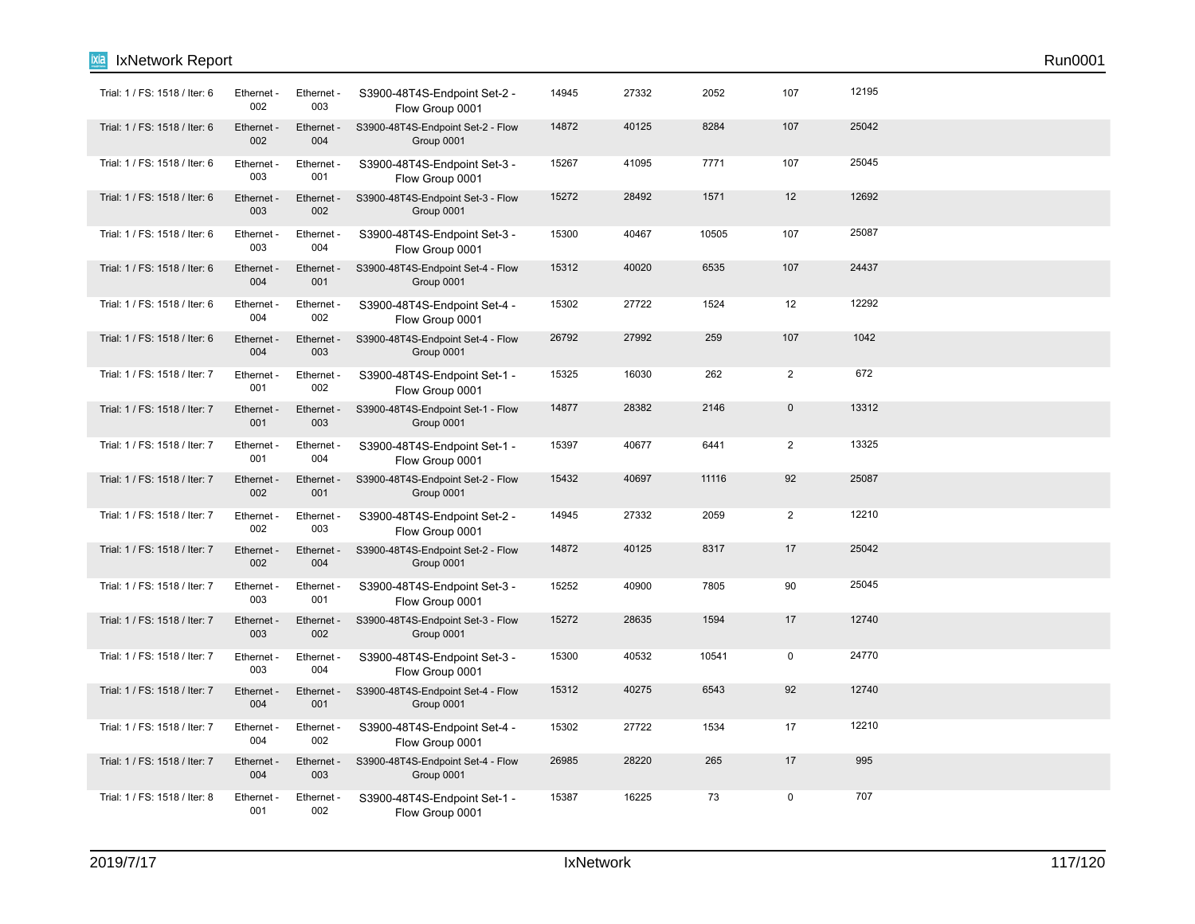| Trial: 1 / FS: 1518 / Iter: 6 | Ethernet - 002 | Ethernet - 003 | S3900-48T4S-Endpoint Set-2 - Flow Group 0001 | 14945 | 27332 | 2052 | 107 | 12195 |
|---|---|---|---|---|---|---|---|---|
| Trial: 1 / FS: 1518 / Iter: 6 | Ethernet - 002 | Ethernet - 004 | S3900-48T4S-Endpoint Set-2 - Flow Group 0001 | 14872 | 40125 | 8284 | 107 | 25042 |
| Trial: 1 / FS: 1518 / Iter: 6 | Ethernet - 003 | Ethernet - 001 | S3900-48T4S-Endpoint Set-3 - Flow Group 0001 | 15267 | 41095 | 7771 | 107 | 25045 |
| Trial: 1 / FS: 1518 / Iter: 6 | Ethernet - 003 | Ethernet - 002 | S3900-48T4S-Endpoint Set-3 - Flow Group 0001 | 15272 | 28492 | 1571 | 12 | 12692 |
| Trial: 1 / FS: 1518 / Iter: 6 | Ethernet - 003 | Ethernet - 004 | S3900-48T4S-Endpoint Set-3 - Flow Group 0001 | 15300 | 40467 | 10505 | 107 | 25087 |
| Trial: 1 / FS: 1518 / Iter: 6 | Ethernet - 004 | Ethernet - 001 | S3900-48T4S-Endpoint Set-4 - Flow Group 0001 | 15312 | 40020 | 6535 | 107 | 24437 |
| Trial: 1 / FS: 1518 / Iter: 6 | Ethernet - 004 | Ethernet - 002 | S3900-48T4S-Endpoint Set-4 - Flow Group 0001 | 15302 | 27722 | 1524 | 12 | 12292 |
| Trial: 1 / FS: 1518 / Iter: 6 | Ethernet - 004 | Ethernet - 003 | S3900-48T4S-Endpoint Set-4 - Flow Group 0001 | 26792 | 27992 | 259 | 107 | 1042 |
| Trial: 1 / FS: 1518 / Iter: 7 | Ethernet - 001 | Ethernet - 002 | S3900-48T4S-Endpoint Set-1 - Flow Group 0001 | 15325 | 16030 | 262 | 2 | 672 |
| Trial: 1 / FS: 1518 / Iter: 7 | Ethernet - 001 | Ethernet - 003 | S3900-48T4S-Endpoint Set-1 - Flow Group 0001 | 14877 | 28382 | 2146 | 0 | 13312 |
| Trial: 1 / FS: 1518 / Iter: 7 | Ethernet - 001 | Ethernet - 004 | S3900-48T4S-Endpoint Set-1 - Flow Group 0001 | 15397 | 40677 | 6441 | 2 | 13325 |
| Trial: 1 / FS: 1518 / Iter: 7 | Ethernet - 002 | Ethernet - 001 | S3900-48T4S-Endpoint Set-2 - Flow Group 0001 | 15432 | 40697 | 11116 | 92 | 25087 |
| Trial: 1 / FS: 1518 / Iter: 7 | Ethernet - 002 | Ethernet - 003 | S3900-48T4S-Endpoint Set-2 - Flow Group 0001 | 14945 | 27332 | 2059 | 2 | 12210 |
| Trial: 1 / FS: 1518 / Iter: 7 | Ethernet - 002 | Ethernet - 004 | S3900-48T4S-Endpoint Set-2 - Flow Group 0001 | 14872 | 40125 | 8317 | 17 | 25042 |
| Trial: 1 / FS: 1518 / Iter: 7 | Ethernet - 003 | Ethernet - 001 | S3900-48T4S-Endpoint Set-3 - Flow Group 0001 | 15252 | 40900 | 7805 | 90 | 25045 |
| Trial: 1 / FS: 1518 / Iter: 7 | Ethernet - 003 | Ethernet - 002 | S3900-48T4S-Endpoint Set-3 - Flow Group 0001 | 15272 | 28635 | 1594 | 17 | 12740 |
| Trial: 1 / FS: 1518 / Iter: 7 | Ethernet - 003 | Ethernet - 004 | S3900-48T4S-Endpoint Set-3 - Flow Group 0001 | 15300 | 40532 | 10541 | 0 | 24770 |
| Trial: 1 / FS: 1518 / Iter: 7 | Ethernet - 004 | Ethernet - 001 | S3900-48T4S-Endpoint Set-4 - Flow Group 0001 | 15312 | 40275 | 6543 | 92 | 12740 |
| Trial: 1 / FS: 1518 / Iter: 7 | Ethernet - 004 | Ethernet - 002 | S3900-48T4S-Endpoint Set-4 - Flow Group 0001 | 15302 | 27722 | 1534 | 17 | 12210 |
| Trial: 1 / FS: 1518 / Iter: 7 | Ethernet - 004 | Ethernet - 003 | S3900-48T4S-Endpoint Set-4 - Flow Group 0001 | 26985 | 28220 | 265 | 17 | 995 |
| Trial: 1 / FS: 1518 / Iter: 8 | Ethernet - 001 | Ethernet - 002 | S3900-48T4S-Endpoint Set-1 - Flow Group 0001 | 15387 | 16225 | 73 | 0 | 707 |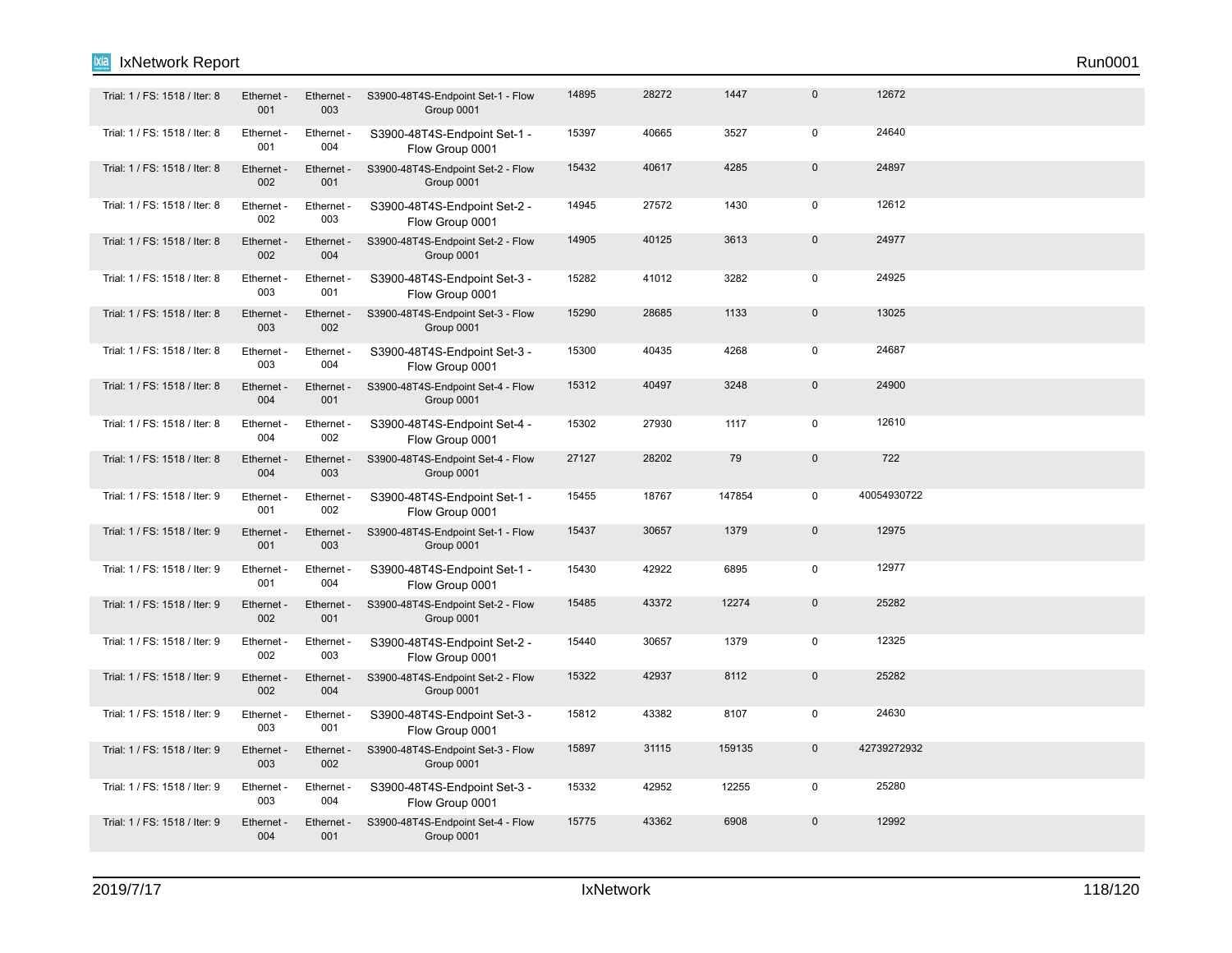| | | | | | | | | |
|---|---|---|---|---|---|---|---|---|
| Trial: 1 / FS: 1518 / Iter: 8 | Ethernet - 001 | Ethernet - 003 | S3900-48T4S-Endpoint Set-1 - Flow Group 0001 | 14895 | 28272 | 1447 | 0 | 12672 |
| Trial: 1 / FS: 1518 / Iter: 8 | Ethernet - 001 | Ethernet - 004 | S3900-48T4S-Endpoint Set-1 - Flow Group 0001 | 15397 | 40665 | 3527 | 0 | 24640 |
| Trial: 1 / FS: 1518 / Iter: 8 | Ethernet - 002 | Ethernet - 001 | S3900-48T4S-Endpoint Set-2 - Flow Group 0001 | 15432 | 40617 | 4285 | 0 | 24897 |
| Trial: 1 / FS: 1518 / Iter: 8 | Ethernet - 002 | Ethernet - 003 | S3900-48T4S-Endpoint Set-2 - Flow Group 0001 | 14945 | 27572 | 1430 | 0 | 12612 |
| Trial: 1 / FS: 1518 / Iter: 8 | Ethernet - 002 | Ethernet - 004 | S3900-48T4S-Endpoint Set-2 - Flow Group 0001 | 14905 | 40125 | 3613 | 0 | 24977 |
| Trial: 1 / FS: 1518 / Iter: 8 | Ethernet - 003 | Ethernet - 001 | S3900-48T4S-Endpoint Set-3 - Flow Group 0001 | 15282 | 41012 | 3282 | 0 | 24925 |
| Trial: 1 / FS: 1518 / Iter: 8 | Ethernet - 003 | Ethernet - 002 | S3900-48T4S-Endpoint Set-3 - Flow Group 0001 | 15290 | 28685 | 1133 | 0 | 13025 |
| Trial: 1 / FS: 1518 / Iter: 8 | Ethernet - 003 | Ethernet - 004 | S3900-48T4S-Endpoint Set-3 - Flow Group 0001 | 15300 | 40435 | 4268 | 0 | 24687 |
| Trial: 1 / FS: 1518 / Iter: 8 | Ethernet - 004 | Ethernet - 001 | S3900-48T4S-Endpoint Set-4 - Flow Group 0001 | 15312 | 40497 | 3248 | 0 | 24900 |
| Trial: 1 / FS: 1518 / Iter: 8 | Ethernet - 004 | Ethernet - 002 | S3900-48T4S-Endpoint Set-4 - Flow Group 0001 | 15302 | 27930 | 1117 | 0 | 12610 |
| Trial: 1 / FS: 1518 / Iter: 8 | Ethernet - 004 | Ethernet - 003 | S3900-48T4S-Endpoint Set-4 - Flow Group 0001 | 27127 | 28202 | 79 | 0 | 722 |
| Trial: 1 / FS: 1518 / Iter: 9 | Ethernet - 001 | Ethernet - 002 | S3900-48T4S-Endpoint Set-1 - Flow Group 0001 | 15455 | 18767 | 147854 | 0 | 40054930722 |
| Trial: 1 / FS: 1518 / Iter: 9 | Ethernet - 001 | Ethernet - 003 | S3900-48T4S-Endpoint Set-1 - Flow Group 0001 | 15437 | 30657 | 1379 | 0 | 12975 |
| Trial: 1 / FS: 1518 / Iter: 9 | Ethernet - 001 | Ethernet - 004 | S3900-48T4S-Endpoint Set-1 - Flow Group 0001 | 15430 | 42922 | 6895 | 0 | 12977 |
| Trial: 1 / FS: 1518 / Iter: 9 | Ethernet - 002 | Ethernet - 001 | S3900-48T4S-Endpoint Set-2 - Flow Group 0001 | 15485 | 43372 | 12274 | 0 | 25282 |
| Trial: 1 / FS: 1518 / Iter: 9 | Ethernet - 002 | Ethernet - 003 | S3900-48T4S-Endpoint Set-2 - Flow Group 0001 | 15440 | 30657 | 1379 | 0 | 12325 |
| Trial: 1 / FS: 1518 / Iter: 9 | Ethernet - 002 | Ethernet - 004 | S3900-48T4S-Endpoint Set-2 - Flow Group 0001 | 15322 | 42937 | 8112 | 0 | 25282 |
| Trial: 1 / FS: 1518 / Iter: 9 | Ethernet - 003 | Ethernet - 001 | S3900-48T4S-Endpoint Set-3 - Flow Group 0001 | 15812 | 43382 | 8107 | 0 | 24630 |
| Trial: 1 / FS: 1518 / Iter: 9 | Ethernet - 003 | Ethernet - 002 | S3900-48T4S-Endpoint Set-3 - Flow Group 0001 | 15897 | 31115 | 159135 | 0 | 42739272932 |
| Trial: 1 / FS: 1518 / Iter: 9 | Ethernet - 003 | Ethernet - 004 | S3900-48T4S-Endpoint Set-3 - Flow Group 0001 | 15332 | 42952 | 12255 | 0 | 25280 |
| Trial: 1 / FS: 1518 / Iter: 9 | Ethernet - 004 | Ethernet - 001 | S3900-48T4S-Endpoint Set-4 - Flow Group 0001 | 15775 | 43362 | 6908 | 0 | 12992 |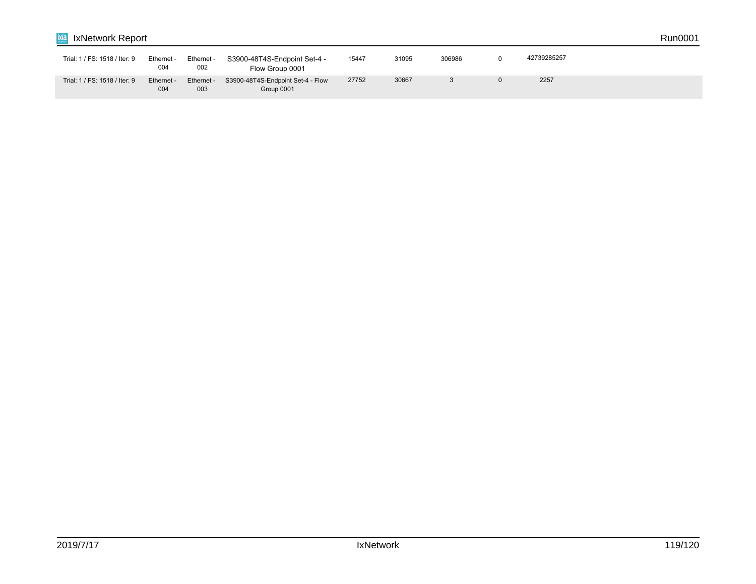| | | | | | | | | |
|---|---|---|---|---|---|---|---|---|
| Trial: 1 / FS: 1518 / Iter: 9 | Ethernet - 004 | Ethernet - 002 | S3900-48T4S-Endpoint Set-4 - Flow Group 0001 | 15447 | 31095 | 306986 | 0 | 42739285257 |
| Trial: 1 / FS: 1518 / Iter: 9 | Ethernet - 004 | Ethernet - 003 | S3900-48T4S-Endpoint Set-4 - Flow Group 0001 | 27752 | 30667 | 3 | 0 | 2257 |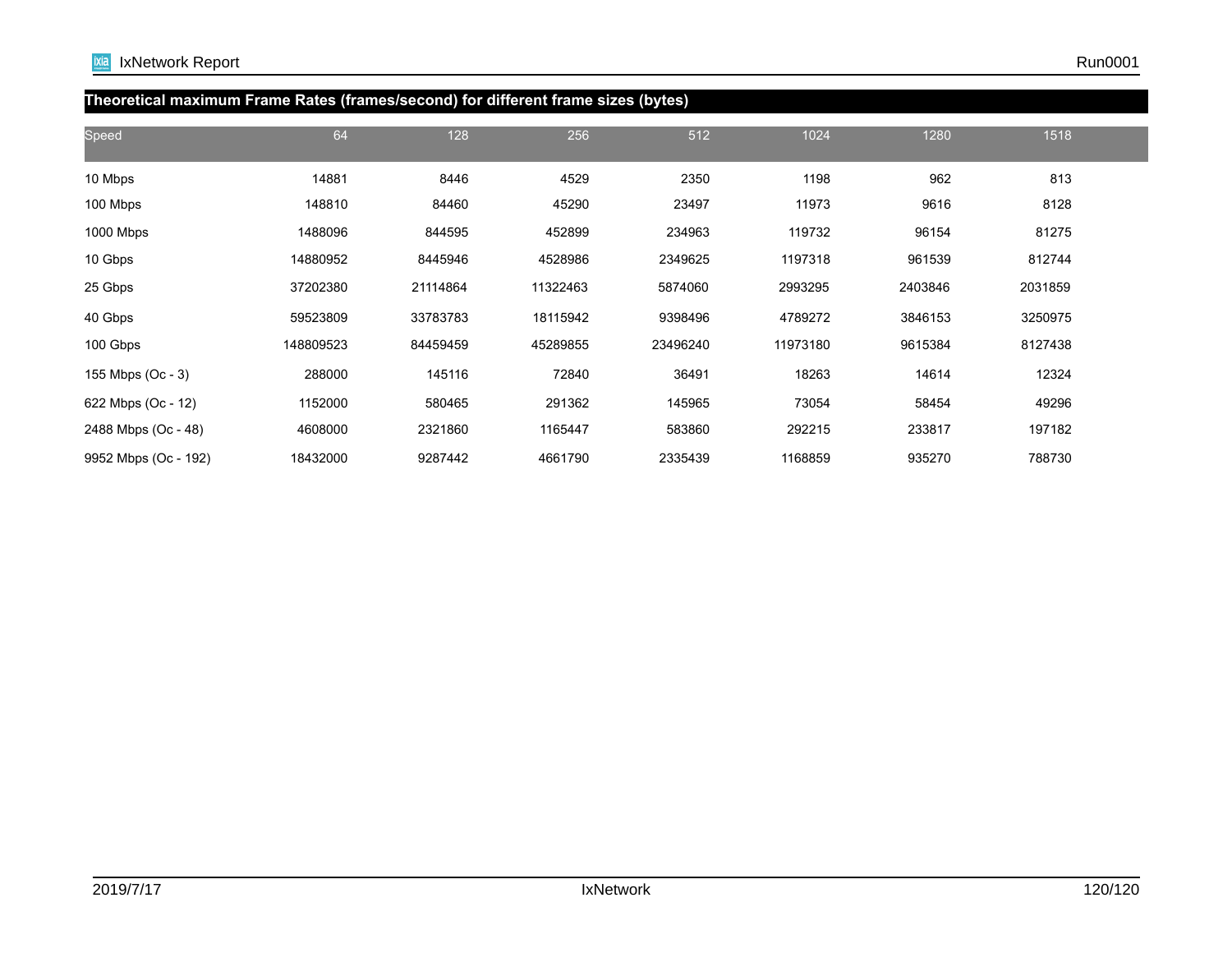## Theoretical maximum Frame Rates (frames/second) for different frame sizes (bytes)

| Speed | 64 | 128 | 256 | 512 | 1024 | 1280 | 1518 |
|---|---|---|---|---|---|---|---|
| 10 Mbps | 14881 | 8446 | 4529 | 2350 | 1198 | 962 | 813 |
| 100 Mbps | 148810 | 84460 | 45290 | 23497 | 11973 | 9616 | 8128 |
| 1000 Mbps | 1488096 | 844595 | 452899 | 234963 | 119732 | 96154 | 81275 |
| 10 Gbps | 14880952 | 8445946 | 4528986 | 2349625 | 1197318 | 961539 | 812744 |
| 25 Gbps | 37202380 | 21114864 | 11322463 | 5874060 | 2993295 | 2403846 | 2031859 |
| 40 Gbps | 59523809 | 33783783 | 18115942 | 9398496 | 4789272 | 3846153 | 3250975 |
| 100 Gbps | 148809523 | 84459459 | 45289855 | 23496240 | 11973180 | 9615384 | 8127438 |
| 155 Mbps (Oc - 3) | 288000 | 145116 | 72840 | 36491 | 18263 | 14614 | 12324 |
| 622 Mbps (Oc - 12) | 1152000 | 580465 | 291362 | 145965 | 73054 | 58454 | 49296 |
| 2488 Mbps (Oc - 48) | 4608000 | 2321860 | 1165447 | 583860 | 292215 | 233817 | 197182 |
| 9952 Mbps (Oc - 192) | 18432000 | 9287442 | 4661790 | 2335439 | 1168859 | 935270 | 788730 |